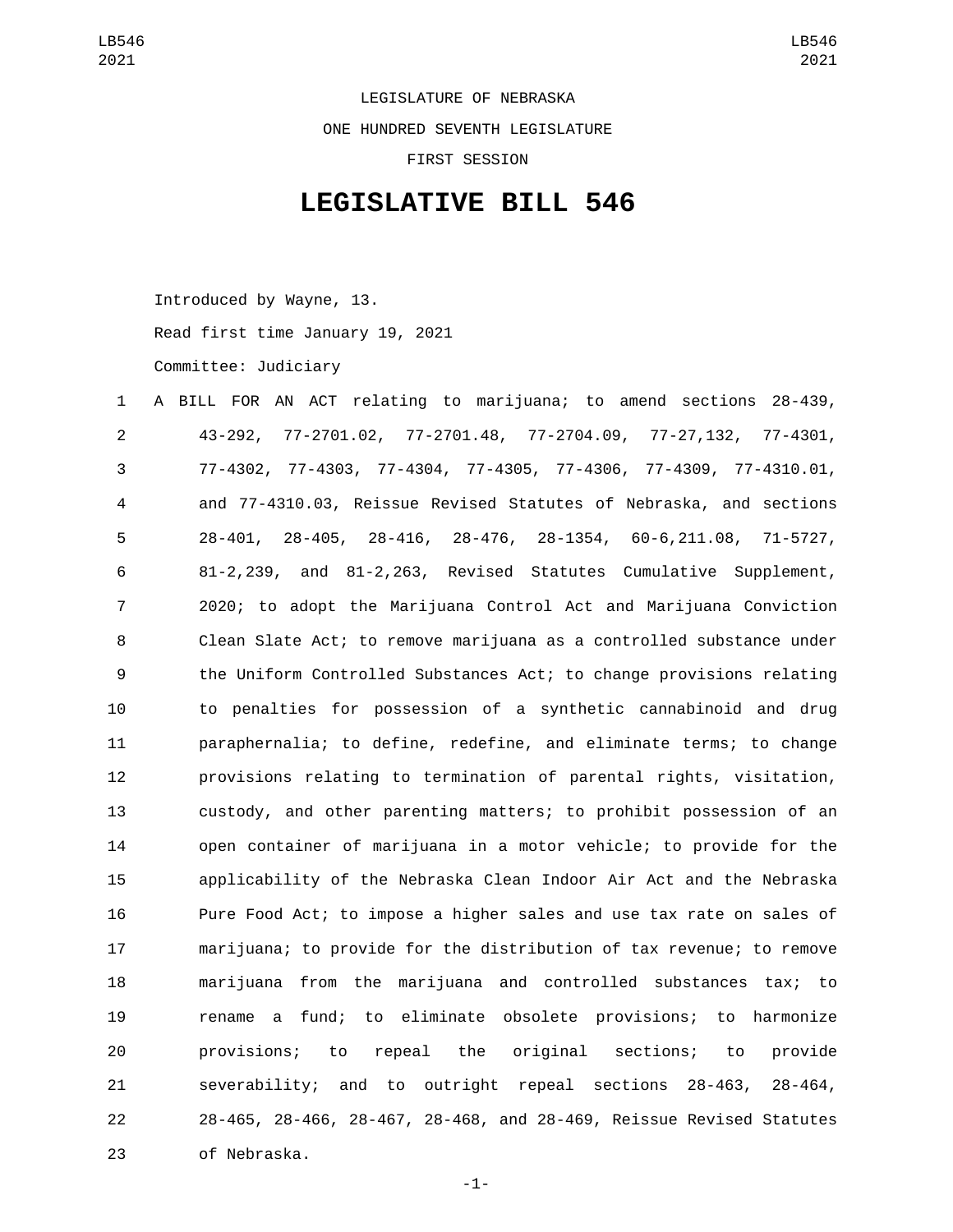LEGISLATURE OF NEBRASKA

ONE HUNDRED SEVENTH LEGISLATURE

FIRST SESSION

# LEGISLATIVE BILL 546

Introduced by Wayne, 13.

Read first time January 19, 2021

Committee: Judiciary

A BILL FOR AN ACT relating to marijuana; to amend sections 28-439, 43-292, 77-2701.02, 77-2701.48, 77-2704.09, 77-27,132, 77-4301, 77-4302, 77-4303, 77-4304, 77-4305, 77-4306, 77-4309, 77-4310.01, and 77-4310.03, Reissue Revised Statutes of Nebraska, and sections 28-401, 28-405, 28-416, 28-476, 28-1354, 60-6,211.08, 71-5727, 81-2,239, and 81-2,263, Revised Statutes Cumulative Supplement, 2020; to adopt the Marijuana Control Act and Marijuana Conviction Clean Slate Act; to remove marijuana as a controlled substance under the Uniform Controlled Substances Act; to change provisions relating to penalties for possession of a synthetic cannabinoid and drug paraphernalia; to define, redefine, and eliminate terms; to change provisions relating to termination of parental rights, visitation, custody, and other parenting matters; to prohibit possession of an open container of marijuana in a motor vehicle; to provide for the applicability of the Nebraska Clean Indoor Air Act and the Nebraska Pure Food Act; to impose a higher sales and use tax rate on sales of marijuana; to provide for the distribution of tax revenue; to remove marijuana from the marijuana and controlled substances tax; to rename a fund; to eliminate obsolete provisions; to harmonize provisions; to repeal the original sections; to provide severability; and to outright repeal sections 28-463, 28-464, 28-465, 28-466, 28-467, 28-468, and 28-469, Reissue Revised Statutes of Nebraska.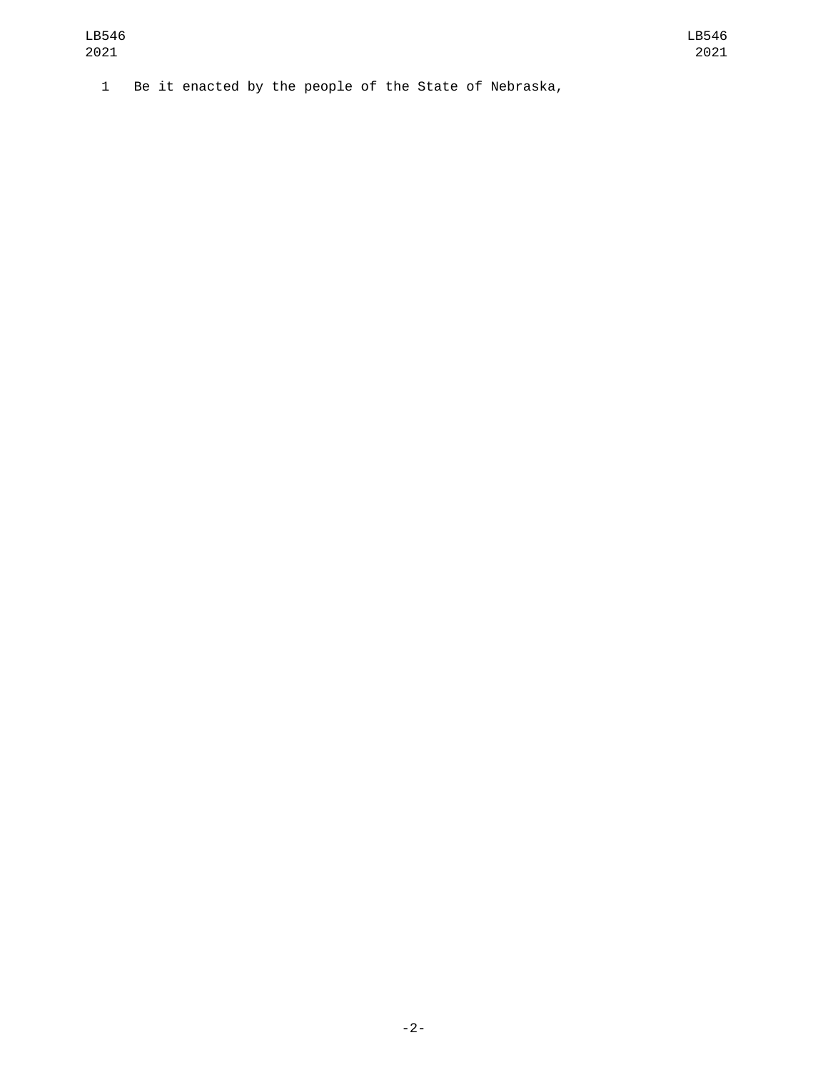Be it enacted by the people of the State of Nebraska,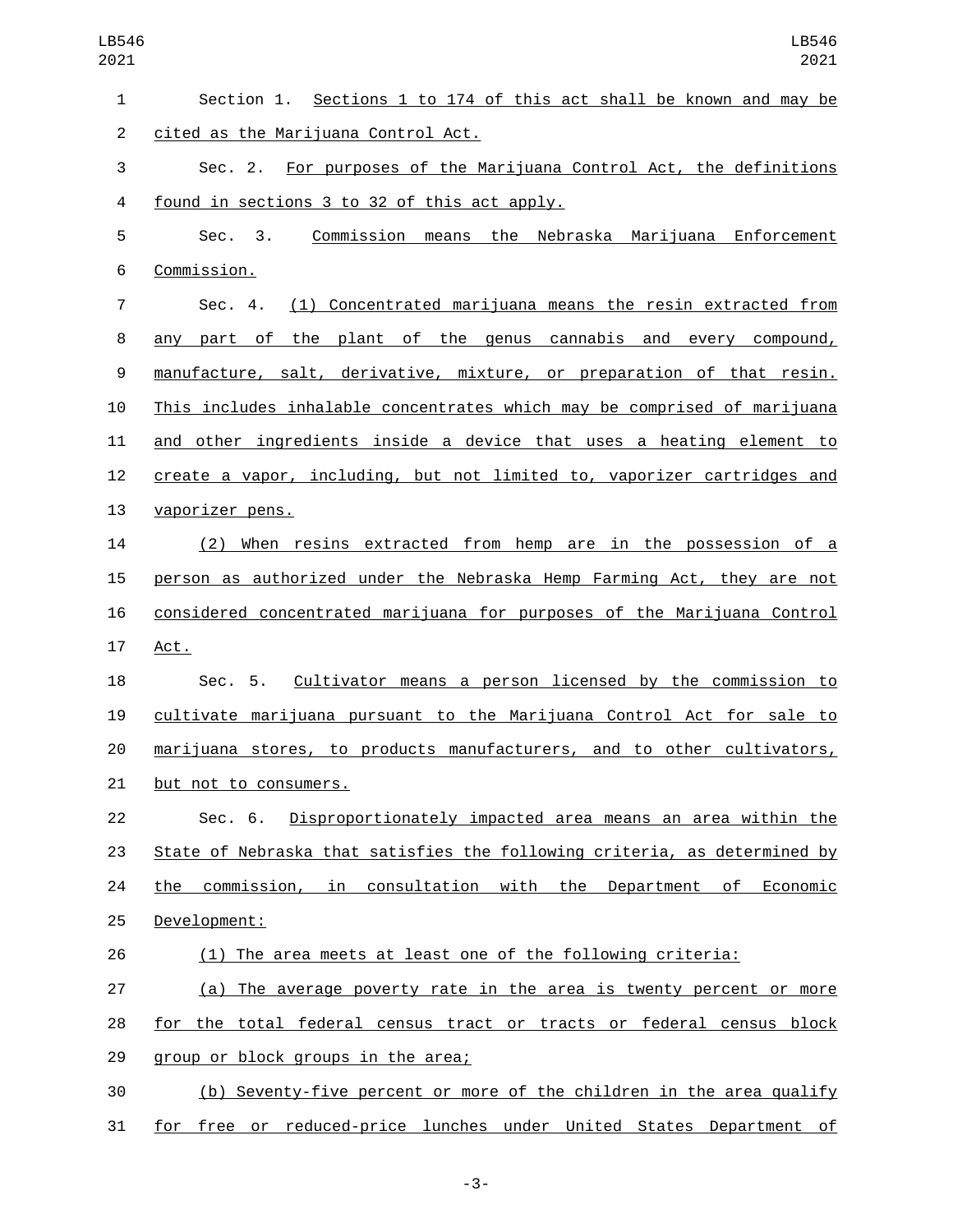Section 1. Sections 1 to 174 of this act shall be known and may be cited as the Marijuana Control Act.

Sec. 2. For purposes of the Marijuana Control Act, the definitions found in sections 3 to 32 of this act apply.

Sec. 3. Commission means the Nebraska Marijuana Enforcement Commission.

Sec. 4. (1) Concentrated marijuana means the resin extracted from any part of the plant of the genus cannabis and every compound, manufacture, salt, derivative, mixture, or preparation of that resin. This includes inhalable concentrates which may be comprised of marijuana and other ingredients inside a device that uses a heating element to create a vapor, including, but not limited to, vaporizer cartridges and vaporizer pens.

(2) When resins extracted from hemp are in the possession of a person as authorized under the Nebraska Hemp Farming Act, they are not considered concentrated marijuana for purposes of the Marijuana Control Act.

Sec. 5. Cultivator means a person licensed by the commission to cultivate marijuana pursuant to the Marijuana Control Act for sale to marijuana stores, to products manufacturers, and to other cultivators, but not to consumers.

Sec. 6. Disproportionately impacted area means an area within the State of Nebraska that satisfies the following criteria, as determined by the commission, in consultation with the Department of Economic Development:

(1) The area meets at least one of the following criteria:

(a) The average poverty rate in the area is twenty percent or more for the total federal census tract or tracts or federal census block group or block groups in the area;

(b) Seventy-five percent or more of the children in the area qualify for free or reduced-price lunches under United States Department of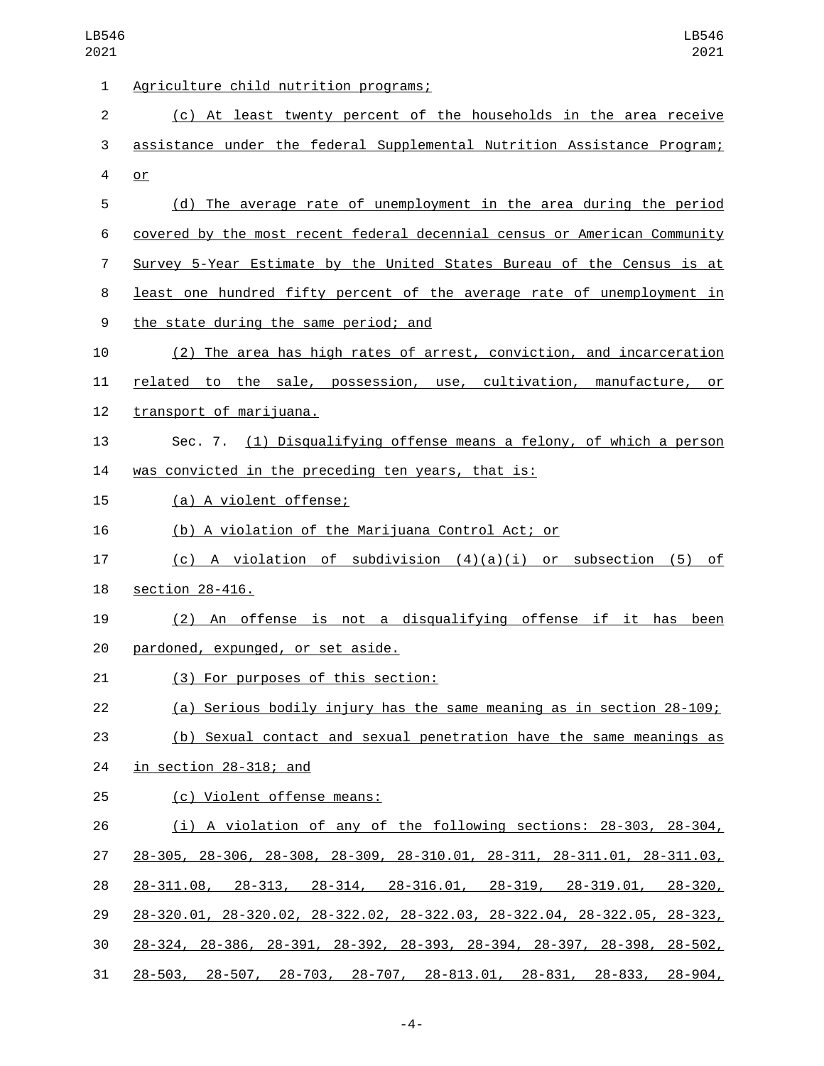Agriculture child nutrition programs;

(c) At least twenty percent of the households in the area receive assistance under the federal Supplemental Nutrition Assistance Program; or

(d) The average rate of unemployment in the area during the period covered by the most recent federal decennial census or American Community Survey 5-Year Estimate by the United States Bureau of the Census is at least one hundred fifty percent of the average rate of unemployment in the state during the same period; and

(2) The area has high rates of arrest, conviction, and incarceration related to the sale, possession, use, cultivation, manufacture, or transport of marijuana.

Sec. 7. (1) Disqualifying offense means a felony, of which a person was convicted in the preceding ten years, that is:

(a) A violent offense;

(b) A violation of the Marijuana Control Act; or

(c) A violation of subdivision (4)(a)(i) or subsection (5) of section 28-416.

(2) An offense is not a disqualifying offense if it has been pardoned, expunged, or set aside.

(3) For purposes of this section:

(a) Serious bodily injury has the same meaning as in section 28-109;

(b) Sexual contact and sexual penetration have the same meanings as in section 28-318; and

(c) Violent offense means:

(i) A violation of any of the following sections: 28-303, 28-304, 28-305, 28-306, 28-308, 28-309, 28-310.01, 28-311, 28-311.01, 28-311.03, 28-311.08, 28-313, 28-314, 28-316.01, 28-319, 28-319.01, 28-320, 28-320.01, 28-320.02, 28-322.02, 28-322.03, 28-322.04, 28-322.05, 28-323, 28-324, 28-386, 28-391, 28-392, 28-393, 28-394, 28-397, 28-398, 28-502, 28-503, 28-507, 28-703, 28-707, 28-813.01, 28-831, 28-833, 28-904,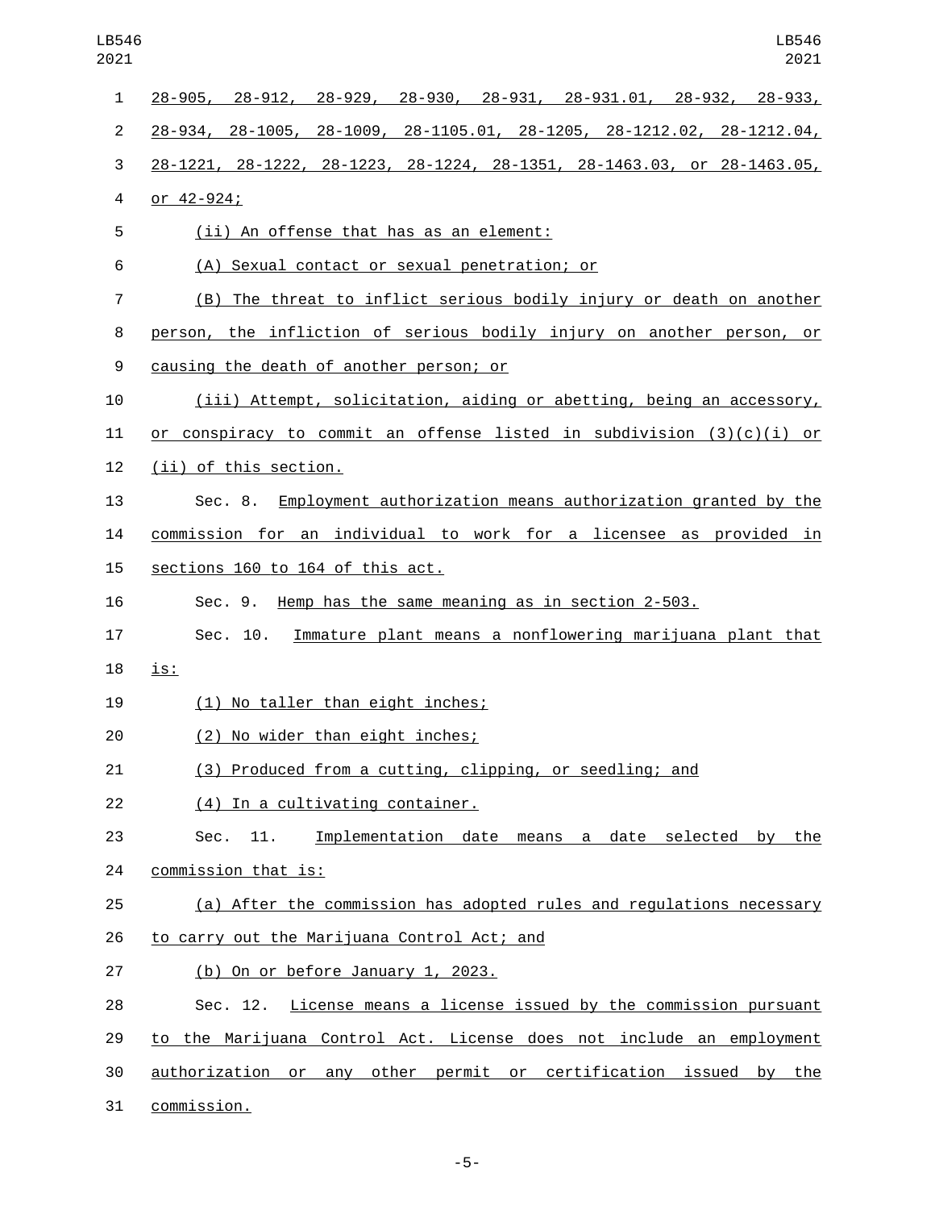28-905, 28-912, 28-929, 28-930, 28-931, 28-931.01, 28-932, 28-933, 28-934, 28-1005, 28-1009, 28-1105.01, 28-1205, 28-1212.02, 28-1212.04, 28-1221, 28-1222, 28-1223, 28-1224, 28-1351, 28-1463.03, or 28-1463.05, or 42-924;

(ii) An offense that has as an element:

(A) Sexual contact or sexual penetration; or

(B) The threat to inflict serious bodily injury or death on another person, the infliction of serious bodily injury on another person, or causing the death of another person; or

(iii) Attempt, solicitation, aiding or abetting, being an accessory, or conspiracy to commit an offense listed in subdivision (3)(c)(i) or (ii) of this section.

Sec. 8. Employment authorization means authorization granted by the commission for an individual to work for a licensee as provided in sections 160 to 164 of this act.

Sec. 9. Hemp has the same meaning as in section 2-503.

Sec. 10. Immature plant means a nonflowering marijuana plant that is:

(1) No taller than eight inches;

(2) No wider than eight inches;

(3) Produced from a cutting, clipping, or seedling; and

(4) In a cultivating container.

Sec. 11. Implementation date means a date selected by the commission that is:

(a) After the commission has adopted rules and regulations necessary to carry out the Marijuana Control Act; and

(b) On or before January 1, 2023.

Sec. 12. License means a license issued by the commission pursuant to the Marijuana Control Act. License does not include an employment authorization or any other permit or certification issued by the commission.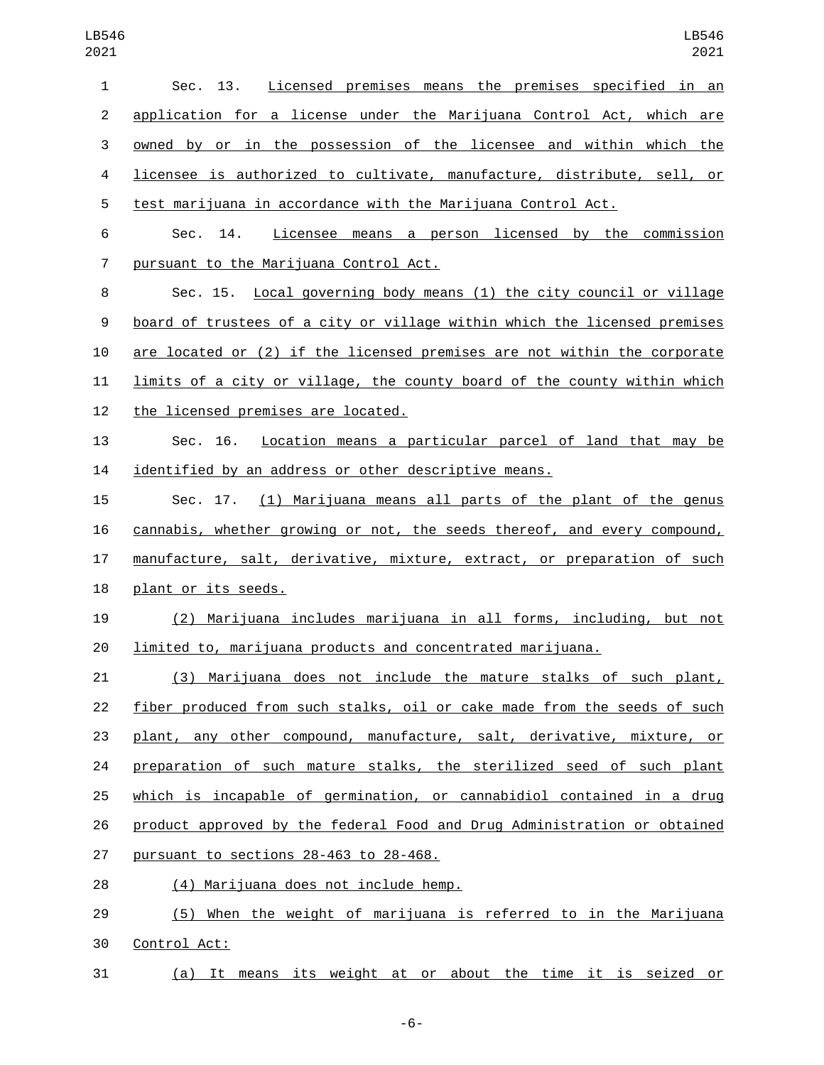Sec. 13. Licensed premises means the premises specified in an application for a license under the Marijuana Control Act, which are owned by or in the possession of the licensee and within which the licensee is authorized to cultivate, manufacture, distribute, sell, or test marijuana in accordance with the Marijuana Control Act.

Sec. 14. Licensee means a person licensed by the commission pursuant to the Marijuana Control Act.

Sec. 15. Local governing body means (1) the city council or village board of trustees of a city or village within which the licensed premises are located or (2) if the licensed premises are not within the corporate limits of a city or village, the county board of the county within which the licensed premises are located.

Sec. 16. Location means a particular parcel of land that may be identified by an address or other descriptive means.

Sec. 17. (1) Marijuana means all parts of the plant of the genus cannabis, whether growing or not, the seeds thereof, and every compound, manufacture, salt, derivative, mixture, extract, or preparation of such plant or its seeds.

(2) Marijuana includes marijuana in all forms, including, but not limited to, marijuana products and concentrated marijuana.

(3) Marijuana does not include the mature stalks of such plant, fiber produced from such stalks, oil or cake made from the seeds of such plant, any other compound, manufacture, salt, derivative, mixture, or preparation of such mature stalks, the sterilized seed of such plant which is incapable of germination, or cannabidiol contained in a drug product approved by the federal Food and Drug Administration or obtained pursuant to sections 28-463 to 28-468.

(4) Marijuana does not include hemp.

(5) When the weight of marijuana is referred to in the Marijuana Control Act:

(a) It means its weight at or about the time it is seized or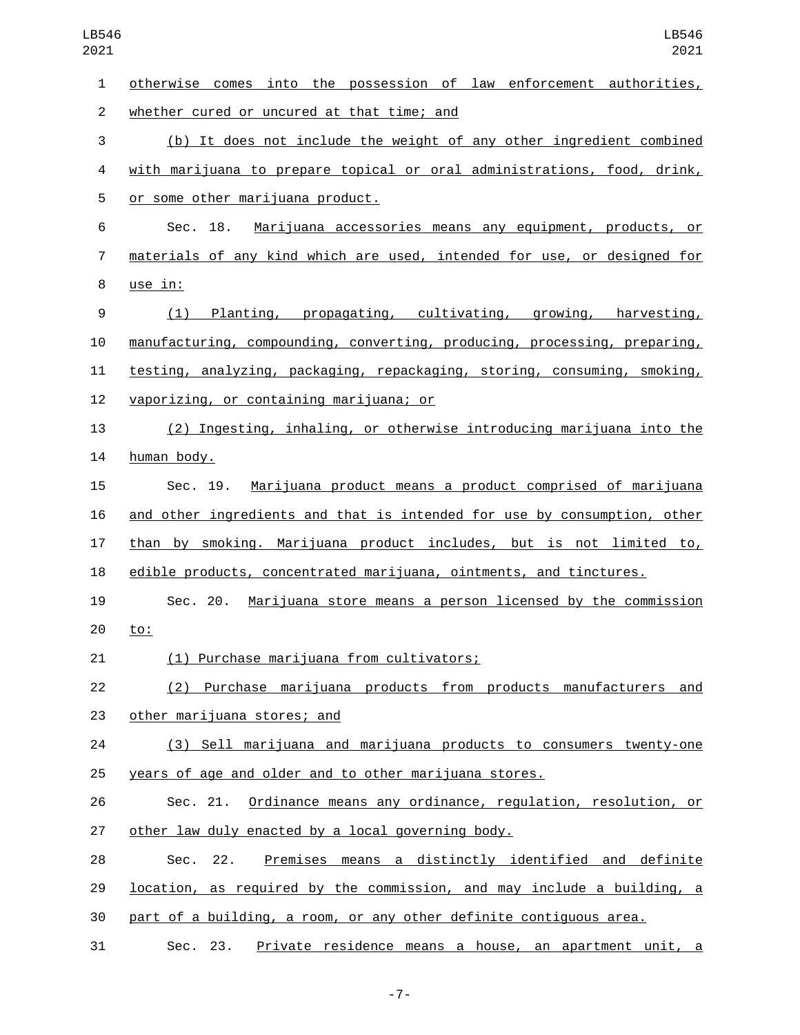otherwise comes into the possession of law enforcement authorities, whether cured or uncured at that time; and

(b) It does not include the weight of any other ingredient combined with marijuana to prepare topical or oral administrations, food, drink, or some other marijuana product.

Sec. 18. Marijuana accessories means any equipment, products, or materials of any kind which are used, intended for use, or designed for use in:

(1) Planting, propagating, cultivating, growing, harvesting, manufacturing, compounding, converting, producing, processing, preparing, testing, analyzing, packaging, repackaging, storing, consuming, smoking, vaporizing, or containing marijuana; or

(2) Ingesting, inhaling, or otherwise introducing marijuana into the human body.

Sec. 19. Marijuana product means a product comprised of marijuana and other ingredients and that is intended for use by consumption, other than by smoking. Marijuana product includes, but is not limited to, edible products, concentrated marijuana, ointments, and tinctures.

Sec. 20. Marijuana store means a person licensed by the commission to:

(1) Purchase marijuana from cultivators;

(2) Purchase marijuana products from products manufacturers and other marijuana stores; and

(3) Sell marijuana and marijuana products to consumers twenty-one years of age and older and to other marijuana stores.

Sec. 21. Ordinance means any ordinance, regulation, resolution, or other law duly enacted by a local governing body.

Sec. 22. Premises means a distinctly identified and definite location, as required by the commission, and may include a building, a part of a building, a room, or any other definite contiguous area.

Sec. 23. Private residence means a house, an apartment unit, a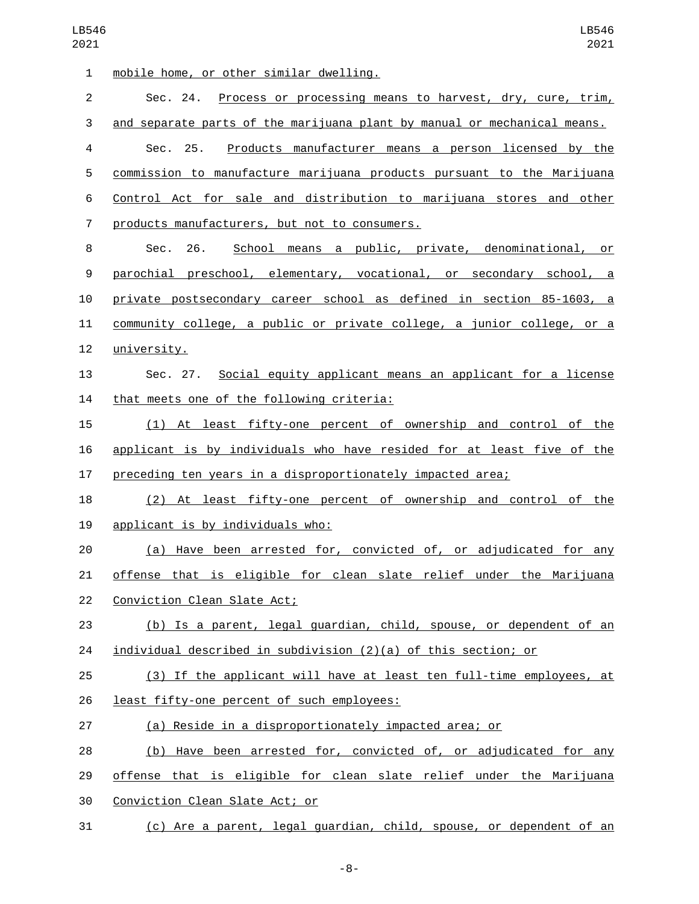mobile home, or other similar dwelling.

Sec. 24. Process or processing means to harvest, dry, cure, trim, and separate parts of the marijuana plant by manual or mechanical means.

Sec. 25. Products manufacturer means a person licensed by the commission to manufacture marijuana products pursuant to the Marijuana Control Act for sale and distribution to marijuana stores and other products manufacturers, but not to consumers.

Sec. 26. School means a public, private, denominational, or parochial preschool, elementary, vocational, or secondary school, a private postsecondary career school as defined in section 85-1603, a community college, a public or private college, a junior college, or a university.

Sec. 27. Social equity applicant means an applicant for a license that meets one of the following criteria:

(1) At least fifty-one percent of ownership and control of the applicant is by individuals who have resided for at least five of the preceding ten years in a disproportionately impacted area;

(2) At least fifty-one percent of ownership and control of the applicant is by individuals who:

(a) Have been arrested for, convicted of, or adjudicated for any offense that is eligible for clean slate relief under the Marijuana Conviction Clean Slate Act;

(b) Is a parent, legal guardian, child, spouse, or dependent of an individual described in subdivision (2)(a) of this section; or

(3) If the applicant will have at least ten full-time employees, at least fifty-one percent of such employees:

(a) Reside in a disproportionately impacted area; or

(b) Have been arrested for, convicted of, or adjudicated for any offense that is eligible for clean slate relief under the Marijuana Conviction Clean Slate Act; or

(c) Are a parent, legal guardian, child, spouse, or dependent of an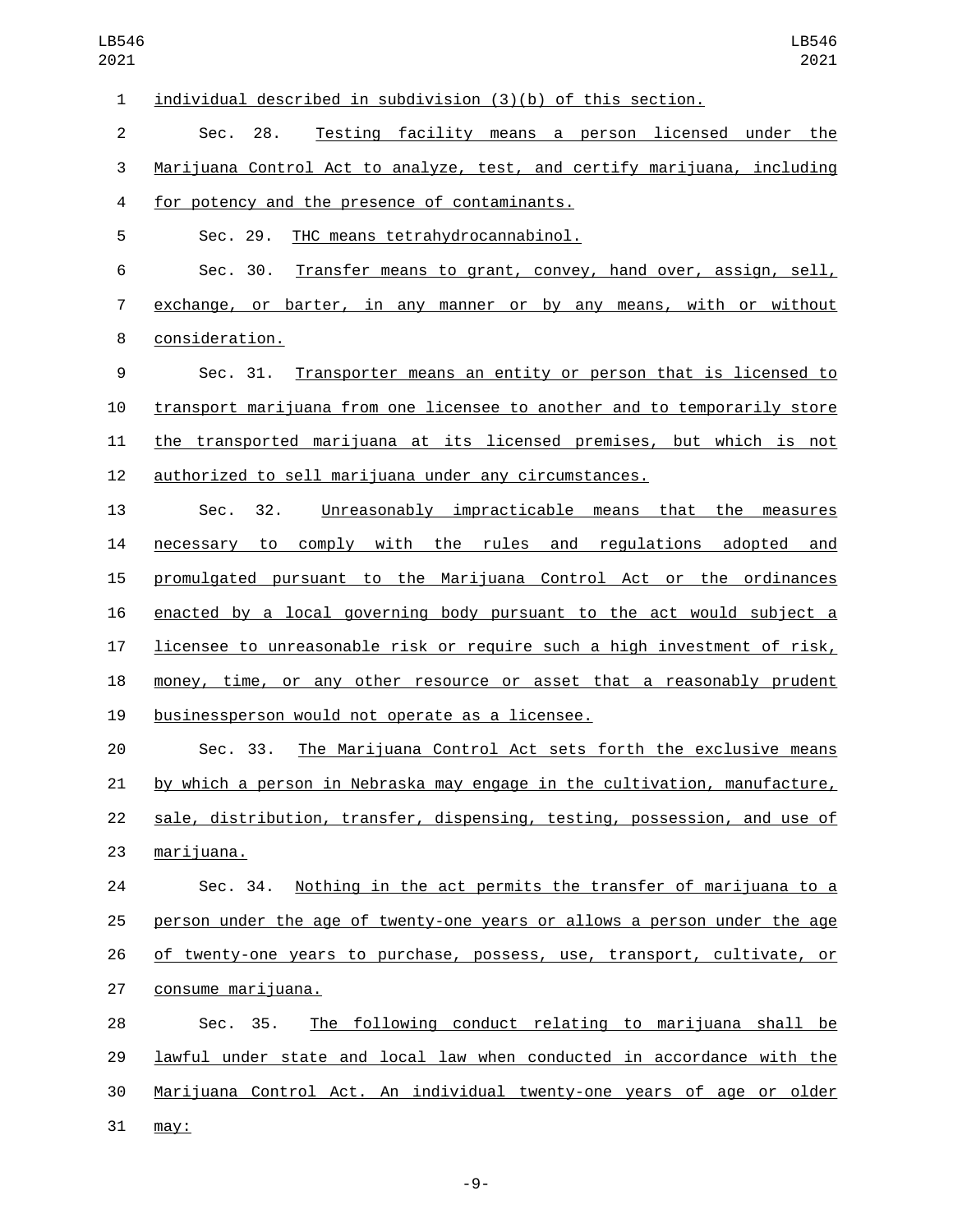individual described in subdivision (3)(b) of this section.

Sec. 28. Testing facility means a person licensed under the Marijuana Control Act to analyze, test, and certify marijuana, including for potency and the presence of contaminants.

Sec. 29. THC means tetrahydrocannabinol.

Sec. 30. Transfer means to grant, convey, hand over, assign, sell, exchange, or barter, in any manner or by any means, with or without consideration.

Sec. 31. Transporter means an entity or person that is licensed to transport marijuana from one licensee to another and to temporarily store the transported marijuana at its licensed premises, but which is not authorized to sell marijuana under any circumstances.

Sec. 32. Unreasonably impracticable means that the measures necessary to comply with the rules and regulations adopted and promulgated pursuant to the Marijuana Control Act or the ordinances enacted by a local governing body pursuant to the act would subject a licensee to unreasonable risk or require such a high investment of risk, money, time, or any other resource or asset that a reasonably prudent businessperson would not operate as a licensee.

Sec. 33. The Marijuana Control Act sets forth the exclusive means by which a person in Nebraska may engage in the cultivation, manufacture, sale, distribution, transfer, dispensing, testing, possession, and use of marijuana.

Sec. 34. Nothing in the act permits the transfer of marijuana to a person under the age of twenty-one years or allows a person under the age of twenty-one years to purchase, possess, use, transport, cultivate, or consume marijuana.

Sec. 35. The following conduct relating to marijuana shall be lawful under state and local law when conducted in accordance with the Marijuana Control Act. An individual twenty-one years of age or older may: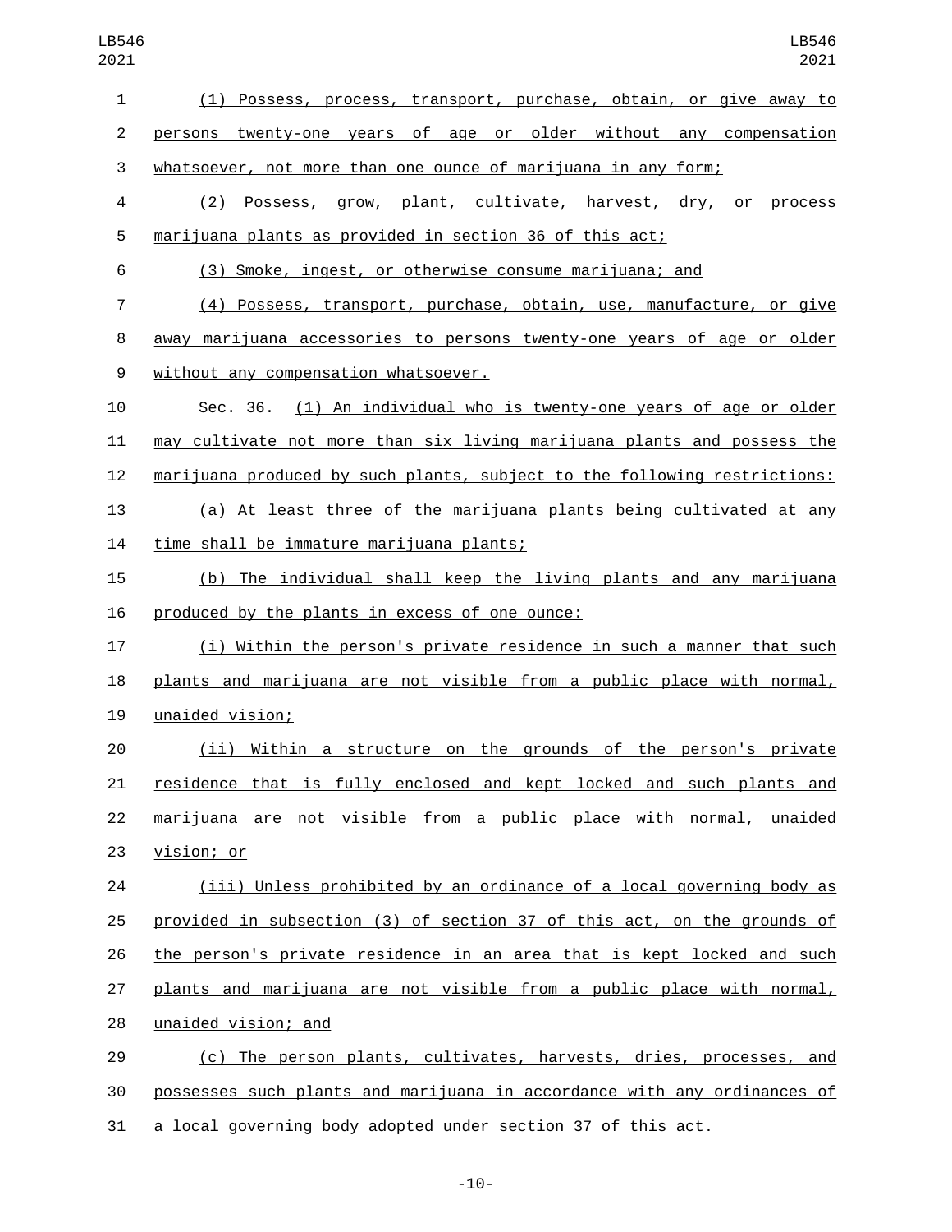(1) Possess, process, transport, purchase, obtain, or give away to persons twenty-one years of age or older without any compensation whatsoever, not more than one ounce of marijuana in any form;

(2) Possess, grow, plant, cultivate, harvest, dry, or process marijuana plants as provided in section 36 of this act;

(3) Smoke, ingest, or otherwise consume marijuana; and

(4) Possess, transport, purchase, obtain, use, manufacture, or give away marijuana accessories to persons twenty-one years of age or older without any compensation whatsoever.

Sec. 36. (1) An individual who is twenty-one years of age or older may cultivate not more than six living marijuana plants and possess the marijuana produced by such plants, subject to the following restrictions:

(a) At least three of the marijuana plants being cultivated at any time shall be immature marijuana plants;

(b) The individual shall keep the living plants and any marijuana produced by the plants in excess of one ounce:

(i) Within the person's private residence in such a manner that such plants and marijuana are not visible from a public place with normal, unaided vision;

(ii) Within a structure on the grounds of the person's private residence that is fully enclosed and kept locked and such plants and marijuana are not visible from a public place with normal, unaided vision; or

(iii) Unless prohibited by an ordinance of a local governing body as provided in subsection (3) of section 37 of this act, on the grounds of the person's private residence in an area that is kept locked and such plants and marijuana are not visible from a public place with normal, unaided vision; and

(c) The person plants, cultivates, harvests, dries, processes, and possesses such plants and marijuana in accordance with any ordinances of a local governing body adopted under section 37 of this act.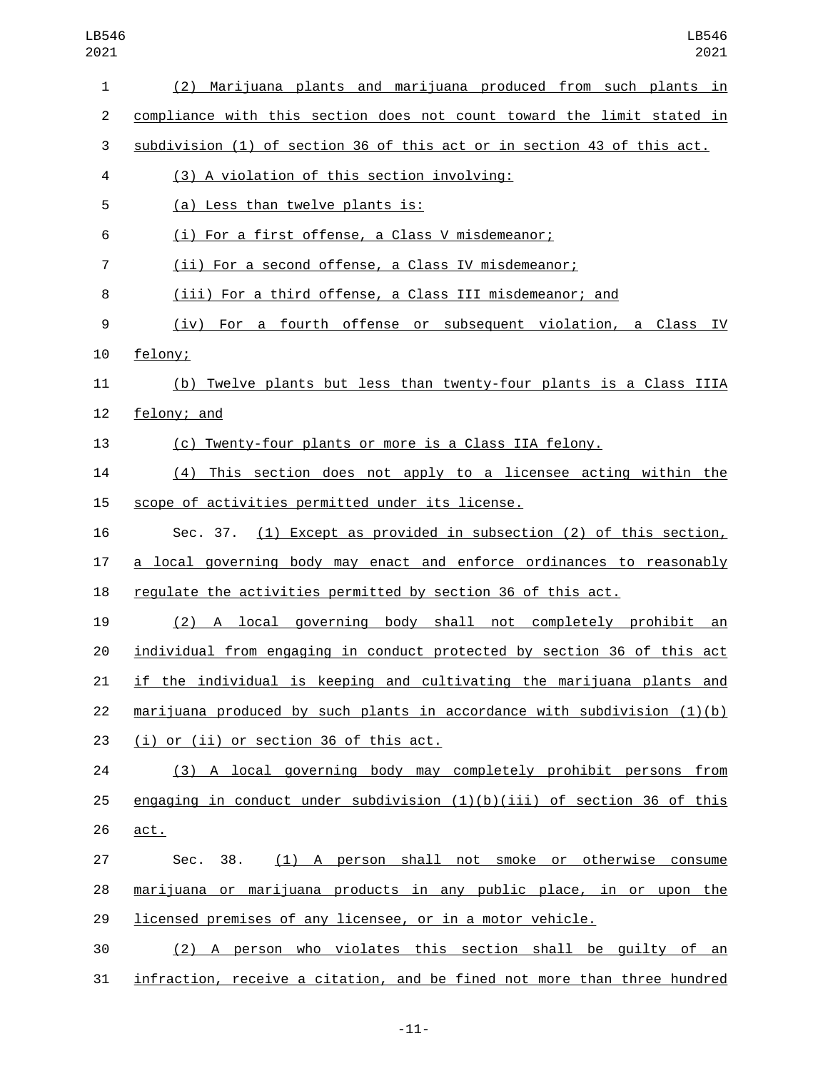(2) Marijuana plants and marijuana produced from such plants in compliance with this section does not count toward the limit stated in subdivision (1) of section 36 of this act or in section 43 of this act.

(3) A violation of this section involving:

(a) Less than twelve plants is:

(i) For a first offense, a Class V misdemeanor;

(ii) For a second offense, a Class IV misdemeanor;

(iii) For a third offense, a Class III misdemeanor; and

(iv) For a fourth offense or subsequent violation, a Class IV felony;

(b) Twelve plants but less than twenty-four plants is a Class IIIA felony; and

(c) Twenty-four plants or more is a Class IIA felony.

(4) This section does not apply to a licensee acting within the scope of activities permitted under its license.

Sec. 37. (1) Except as provided in subsection (2) of this section, a local governing body may enact and enforce ordinances to reasonably regulate the activities permitted by section 36 of this act.

(2) A local governing body shall not completely prohibit an individual from engaging in conduct protected by section 36 of this act if the individual is keeping and cultivating the marijuana plants and marijuana produced by such plants in accordance with subdivision (1)(b)(i) or (ii) or section 36 of this act.

(3) A local governing body may completely prohibit persons from engaging in conduct under subdivision (1)(b)(iii) of section 36 of this act.

Sec. 38. (1) A person shall not smoke or otherwise consume marijuana or marijuana products in any public place, in or upon the licensed premises of any licensee, or in a motor vehicle.

(2) A person who violates this section shall be guilty of an infraction, receive a citation, and be fined not more than three hundred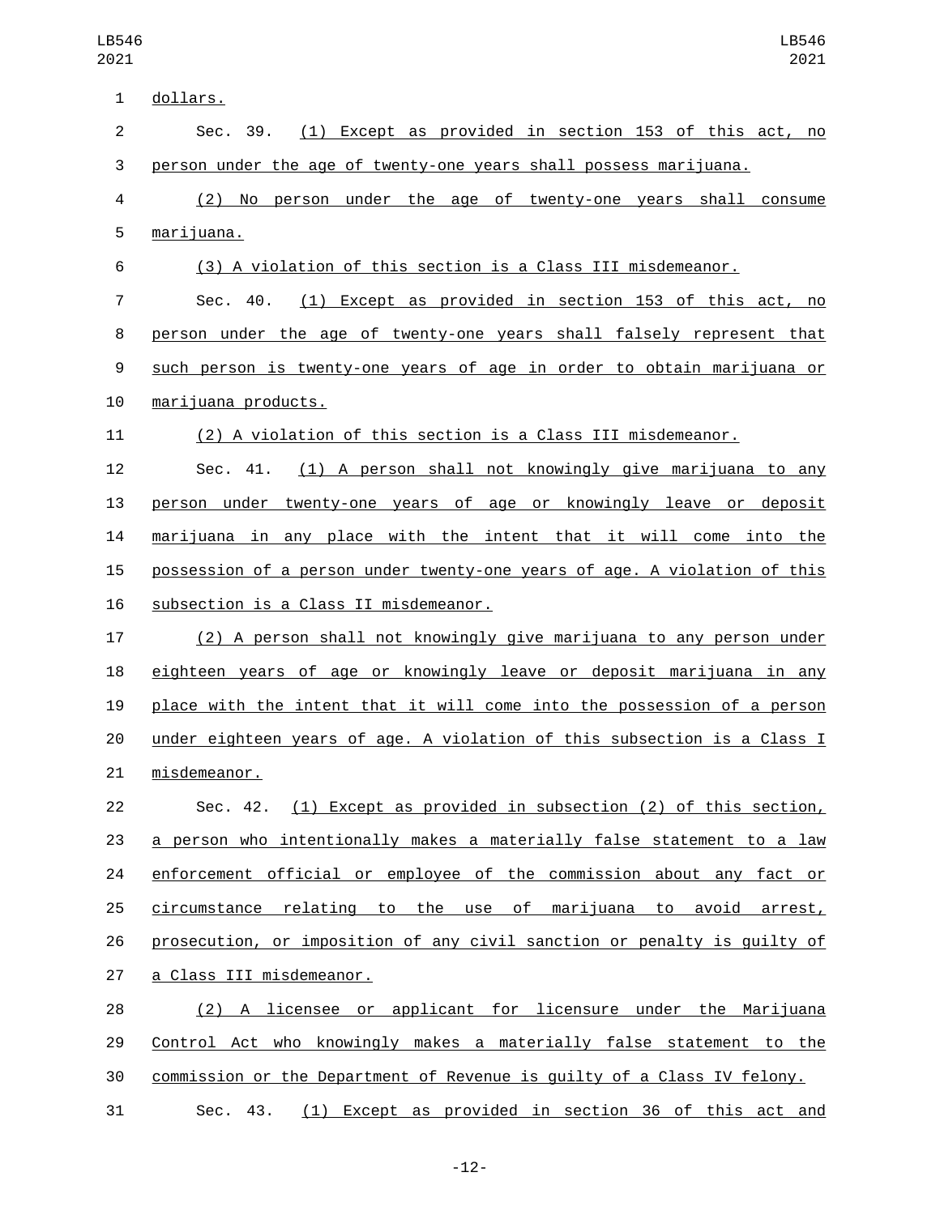dollars.

Sec. 39. (1) Except as provided in section 153 of this act, no person under the age of twenty-one years shall possess marijuana.

(2) No person under the age of twenty-one years shall consume marijuana.

(3) A violation of this section is a Class III misdemeanor.

Sec. 40. (1) Except as provided in section 153 of this act, no person under the age of twenty-one years shall falsely represent that such person is twenty-one years of age in order to obtain marijuana or marijuana products.

(2) A violation of this section is a Class III misdemeanor.

Sec. 41. (1) A person shall not knowingly give marijuana to any person under twenty-one years of age or knowingly leave or deposit marijuana in any place with the intent that it will come into the possession of a person under twenty-one years of age. A violation of this subsection is a Class II misdemeanor.

(2) A person shall not knowingly give marijuana to any person under eighteen years of age or knowingly leave or deposit marijuana in any place with the intent that it will come into the possession of a person under eighteen years of age. A violation of this subsection is a Class I misdemeanor.

Sec. 42. (1) Except as provided in subsection (2) of this section, a person who intentionally makes a materially false statement to a law enforcement official or employee of the commission about any fact or circumstance relating to the use of marijuana to avoid arrest, prosecution, or imposition of any civil sanction or penalty is guilty of a Class III misdemeanor.

(2) A licensee or applicant for licensure under the Marijuana Control Act who knowingly makes a materially false statement to the commission or the Department of Revenue is guilty of a Class IV felony.

Sec. 43. (1) Except as provided in section 36 of this act and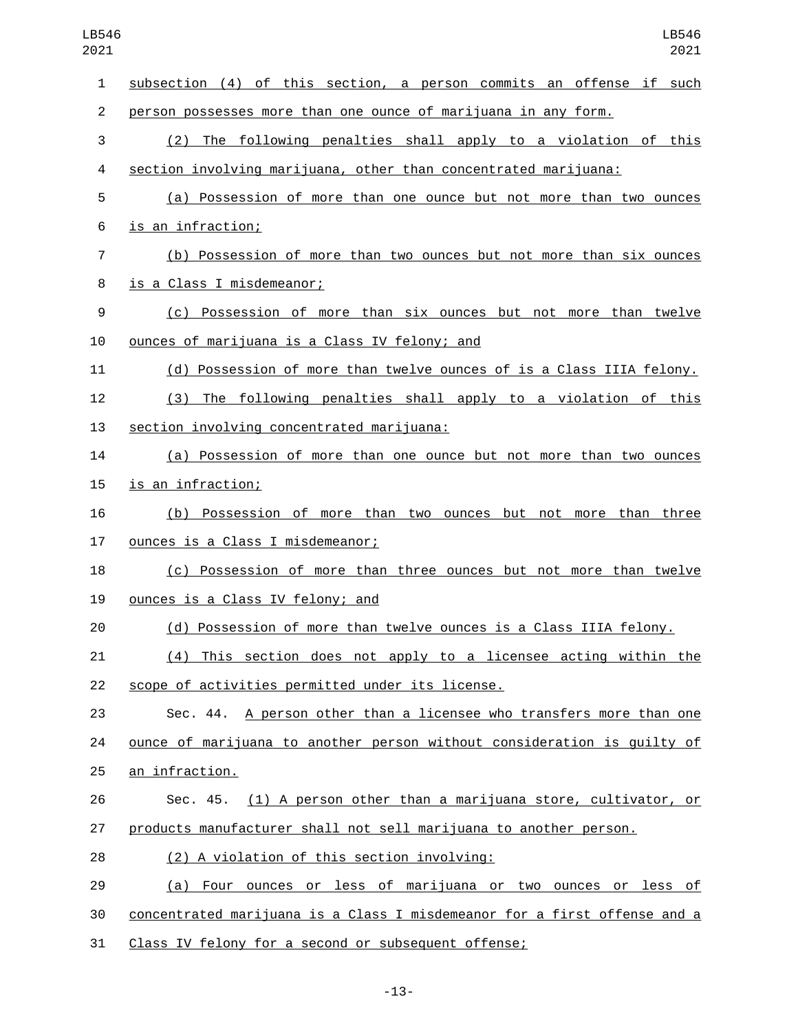subsection (4) of this section, a person commits an offense if such person possesses more than one ounce of marijuana in any form.

(2) The following penalties shall apply to a violation of this section involving marijuana, other than concentrated marijuana:

(a) Possession of more than one ounce but not more than two ounces is an infraction;

(b) Possession of more than two ounces but not more than six ounces is a Class I misdemeanor;

(c) Possession of more than six ounces but not more than twelve ounces of marijuana is a Class IV felony; and

(d) Possession of more than twelve ounces of is a Class IIIA felony.

(3) The following penalties shall apply to a violation of this section involving concentrated marijuana:

(a) Possession of more than one ounce but not more than two ounces is an infraction;

(b) Possession of more than two ounces but not more than three ounces is a Class I misdemeanor;

(c) Possession of more than three ounces but not more than twelve ounces is a Class IV felony; and

(d) Possession of more than twelve ounces is a Class IIIA felony.

(4) This section does not apply to a licensee acting within the scope of activities permitted under its license.

Sec. 44. A person other than a licensee who transfers more than one ounce of marijuana to another person without consideration is guilty of an infraction.

Sec. 45. (1) A person other than a marijuana store, cultivator, or products manufacturer shall not sell marijuana to another person.

(2) A violation of this section involving:

(a) Four ounces or less of marijuana or two ounces or less of concentrated marijuana is a Class I misdemeanor for a first offense and a Class IV felony for a second or subsequent offense;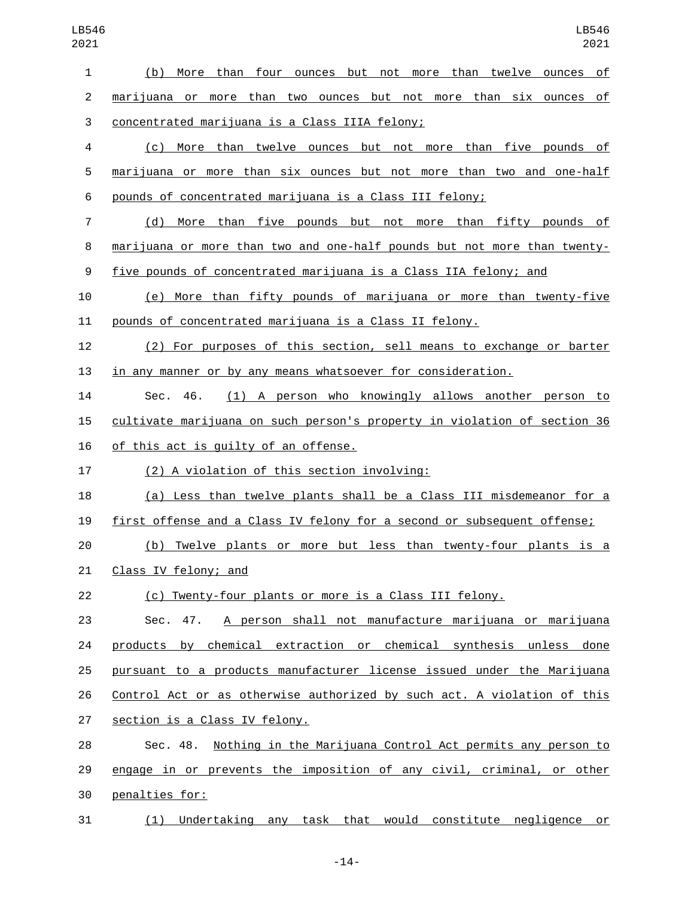(b) More than four ounces but not more than twelve ounces of marijuana or more than two ounces but not more than six ounces of concentrated marijuana is a Class IIIA felony;

(c) More than twelve ounces but not more than five pounds of marijuana or more than six ounces but not more than two and one-half pounds of concentrated marijuana is a Class III felony;

(d) More than five pounds but not more than fifty pounds of marijuana or more than two and one-half pounds but not more than twenty-five pounds of concentrated marijuana is a Class IIA felony; and

(e) More than fifty pounds of marijuana or more than twenty-five pounds of concentrated marijuana is a Class II felony.

(2) For purposes of this section, sell means to exchange or barter in any manner or by any means whatsoever for consideration.

Sec. 46. (1) A person who knowingly allows another person to cultivate marijuana on such person's property in violation of section 36 of this act is guilty of an offense.

(2) A violation of this section involving:

(a) Less than twelve plants shall be a Class III misdemeanor for a first offense and a Class IV felony for a second or subsequent offense;

(b) Twelve plants or more but less than twenty-four plants is a Class IV felony; and

(c) Twenty-four plants or more is a Class III felony.

Sec. 47. A person shall not manufacture marijuana or marijuana products by chemical extraction or chemical synthesis unless done pursuant to a products manufacturer license issued under the Marijuana Control Act or as otherwise authorized by such act. A violation of this section is a Class IV felony.

Sec. 48. Nothing in the Marijuana Control Act permits any person to engage in or prevents the imposition of any civil, criminal, or other penalties for:

(1) Undertaking any task that would constitute negligence or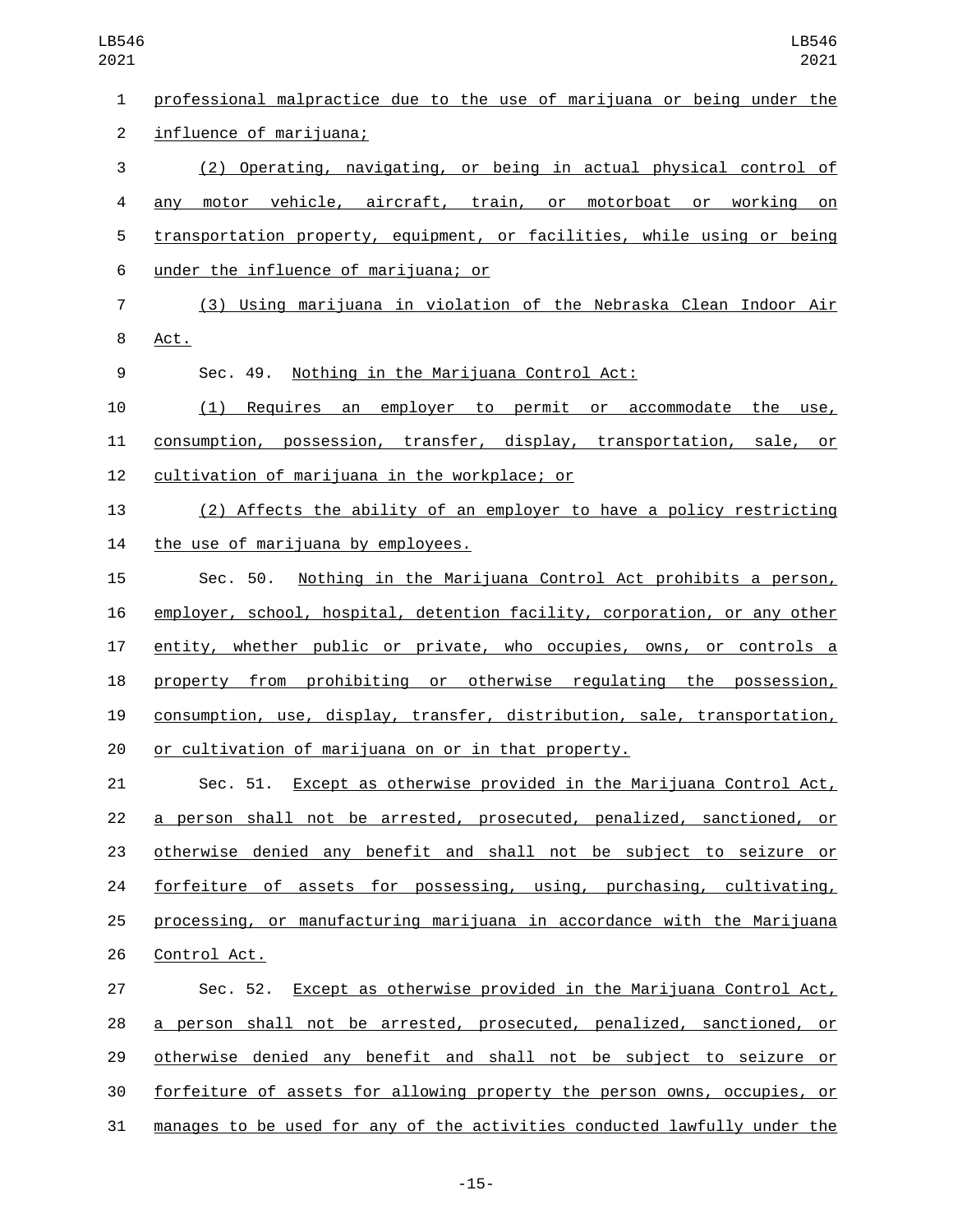professional malpractice due to the use of marijuana or being under the influence of marijuana;

(2) Operating, navigating, or being in actual physical control of any motor vehicle, aircraft, train, or motorboat or working on transportation property, equipment, or facilities, while using or being under the influence of marijuana; or

(3) Using marijuana in violation of the Nebraska Clean Indoor Air Act.

Sec. 49. Nothing in the Marijuana Control Act:

(1) Requires an employer to permit or accommodate the use, consumption, possession, transfer, display, transportation, sale, or cultivation of marijuana in the workplace; or

(2) Affects the ability of an employer to have a policy restricting the use of marijuana by employees.

Sec. 50. Nothing in the Marijuana Control Act prohibits a person, employer, school, hospital, detention facility, corporation, or any other entity, whether public or private, who occupies, owns, or controls a property from prohibiting or otherwise regulating the possession, consumption, use, display, transfer, distribution, sale, transportation, or cultivation of marijuana on or in that property.

Sec. 51. Except as otherwise provided in the Marijuana Control Act, a person shall not be arrested, prosecuted, penalized, sanctioned, or otherwise denied any benefit and shall not be subject to seizure or forfeiture of assets for possessing, using, purchasing, cultivating, processing, or manufacturing marijuana in accordance with the Marijuana Control Act.

Sec. 52. Except as otherwise provided in the Marijuana Control Act, a person shall not be arrested, prosecuted, penalized, sanctioned, or otherwise denied any benefit and shall not be subject to seizure or forfeiture of assets for allowing property the person owns, occupies, or manages to be used for any of the activities conducted lawfully under the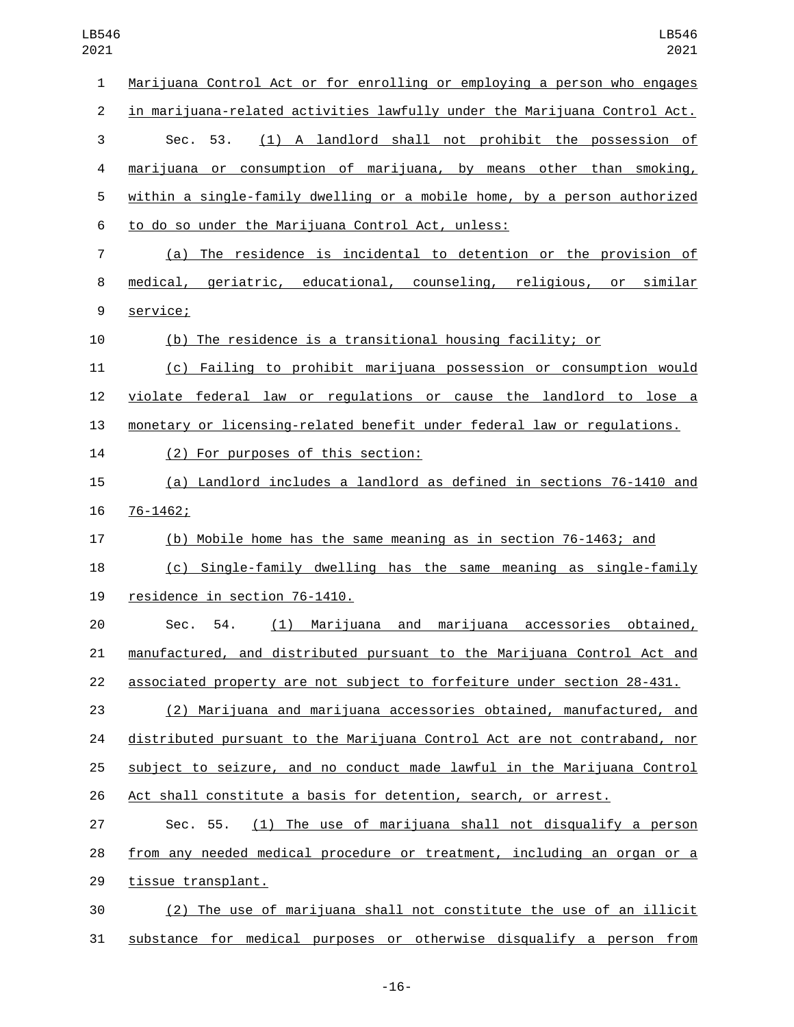Marijuana Control Act or for enrolling or employing a person who engages in marijuana-related activities lawfully under the Marijuana Control Act.

Sec. 53. (1) A landlord shall not prohibit the possession of marijuana or consumption of marijuana, by means other than smoking, within a single-family dwelling or a mobile home, by a person authorized to do so under the Marijuana Control Act, unless:

(a) The residence is incidental to detention or the provision of medical, geriatric, educational, counseling, religious, or similar service;

(b) The residence is a transitional housing facility; or

(c) Failing to prohibit marijuana possession or consumption would violate federal law or regulations or cause the landlord to lose a monetary or licensing-related benefit under federal law or regulations.

(2) For purposes of this section:

(a) Landlord includes a landlord as defined in sections 76-1410 and 76-1462;

(b) Mobile home has the same meaning as in section 76-1463; and

(c) Single-family dwelling has the same meaning as single-family residence in section 76-1410.

Sec. 54. (1) Marijuana and marijuana accessories obtained, manufactured, and distributed pursuant to the Marijuana Control Act and associated property are not subject to forfeiture under section 28-431.

(2) Marijuana and marijuana accessories obtained, manufactured, and distributed pursuant to the Marijuana Control Act are not contraband, nor subject to seizure, and no conduct made lawful in the Marijuana Control Act shall constitute a basis for detention, search, or arrest.

Sec. 55. (1) The use of marijuana shall not disqualify a person from any needed medical procedure or treatment, including an organ or a tissue transplant.

(2) The use of marijuana shall not constitute the use of an illicit substance for medical purposes or otherwise disqualify a person from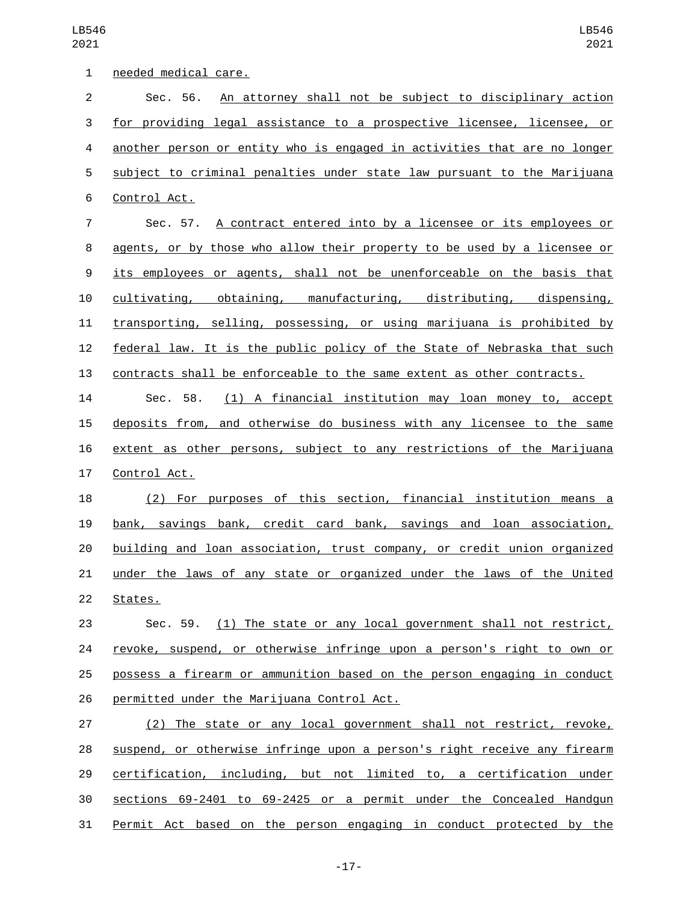needed medical care.

Sec. 56. An attorney shall not be subject to disciplinary action for providing legal assistance to a prospective licensee, licensee, or another person or entity who is engaged in activities that are no longer subject to criminal penalties under state law pursuant to the Marijuana Control Act.

Sec. 57. A contract entered into by a licensee or its employees or agents, or by those who allow their property to be used by a licensee or its employees or agents, shall not be unenforceable on the basis that cultivating, obtaining, manufacturing, distributing, dispensing, transporting, selling, possessing, or using marijuana is prohibited by federal law. It is the public policy of the State of Nebraska that such contracts shall be enforceable to the same extent as other contracts.

Sec. 58. (1) A financial institution may loan money to, accept deposits from, and otherwise do business with any licensee to the same extent as other persons, subject to any restrictions of the Marijuana Control Act.

(2) For purposes of this section, financial institution means a bank, savings bank, credit card bank, savings and loan association, building and loan association, trust company, or credit union organized under the laws of any state or organized under the laws of the United States.

Sec. 59. (1) The state or any local government shall not restrict, revoke, suspend, or otherwise infringe upon a person's right to own or possess a firearm or ammunition based on the person engaging in conduct permitted under the Marijuana Control Act.

(2) The state or any local government shall not restrict, revoke, suspend, or otherwise infringe upon a person's right receive any firearm certification, including, but not limited to, a certification under sections 69-2401 to 69-2425 or a permit under the Concealed Handgun Permit Act based on the person engaging in conduct protected by the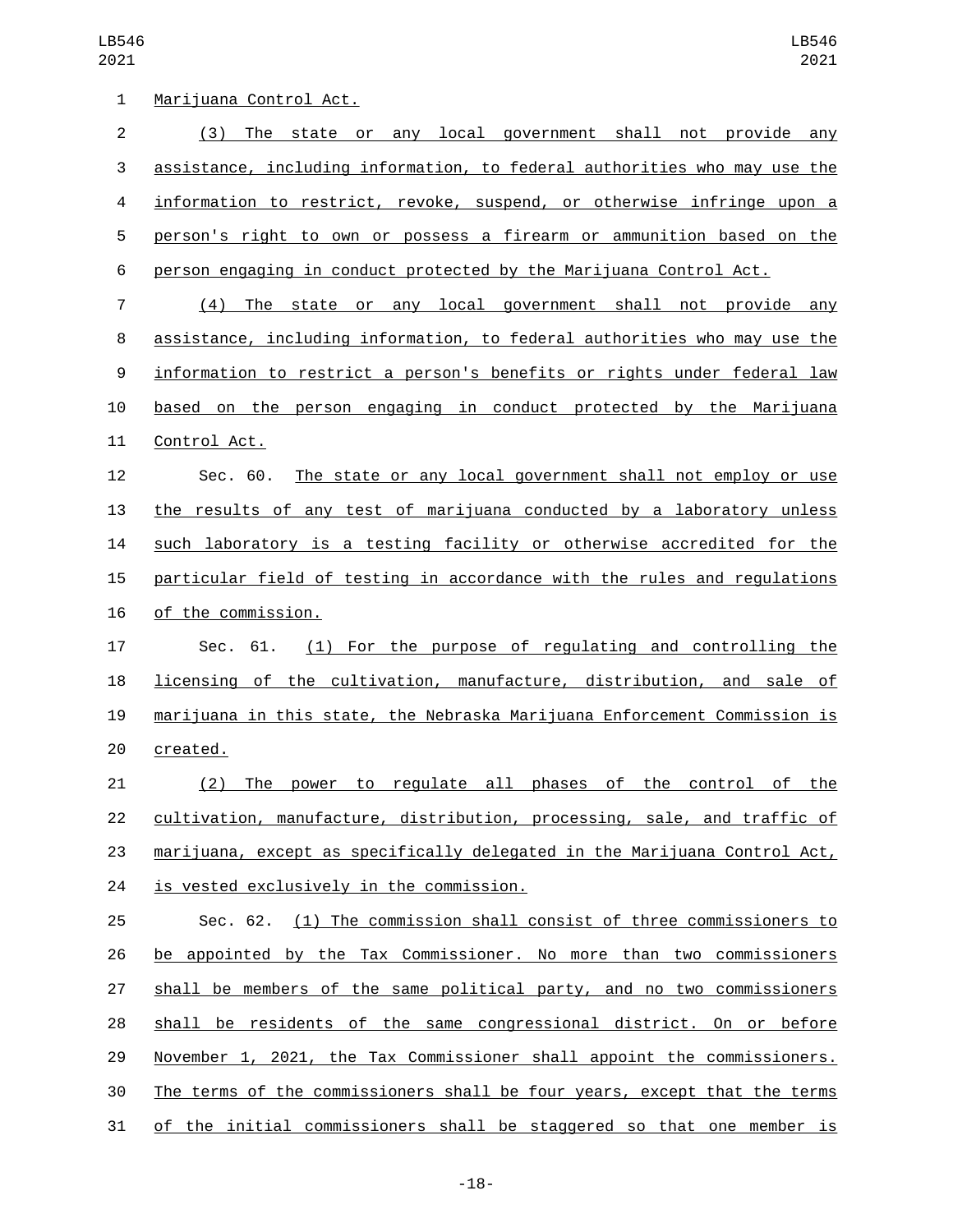Marijuana Control Act.

(3) The state or any local government shall not provide any assistance, including information, to federal authorities who may use the information to restrict, revoke, suspend, or otherwise infringe upon a person's right to own or possess a firearm or ammunition based on the person engaging in conduct protected by the Marijuana Control Act.

(4) The state or any local government shall not provide any assistance, including information, to federal authorities who may use the information to restrict a person's benefits or rights under federal law based on the person engaging in conduct protected by the Marijuana Control Act.

Sec. 60. The state or any local government shall not employ or use the results of any test of marijuana conducted by a laboratory unless such laboratory is a testing facility or otherwise accredited for the particular field of testing in accordance with the rules and regulations of the commission.

Sec. 61. (1) For the purpose of regulating and controlling the licensing of the cultivation, manufacture, distribution, and sale of marijuana in this state, the Nebraska Marijuana Enforcement Commission is created.

(2) The power to regulate all phases of the control of the cultivation, manufacture, distribution, processing, sale, and traffic of marijuana, except as specifically delegated in the Marijuana Control Act, is vested exclusively in the commission.

Sec. 62. (1) The commission shall consist of three commissioners to be appointed by the Tax Commissioner. No more than two commissioners shall be members of the same political party, and no two commissioners shall be residents of the same congressional district. On or before November 1, 2021, the Tax Commissioner shall appoint the commissioners. The terms of the commissioners shall be four years, except that the terms of the initial commissioners shall be staggered so that one member is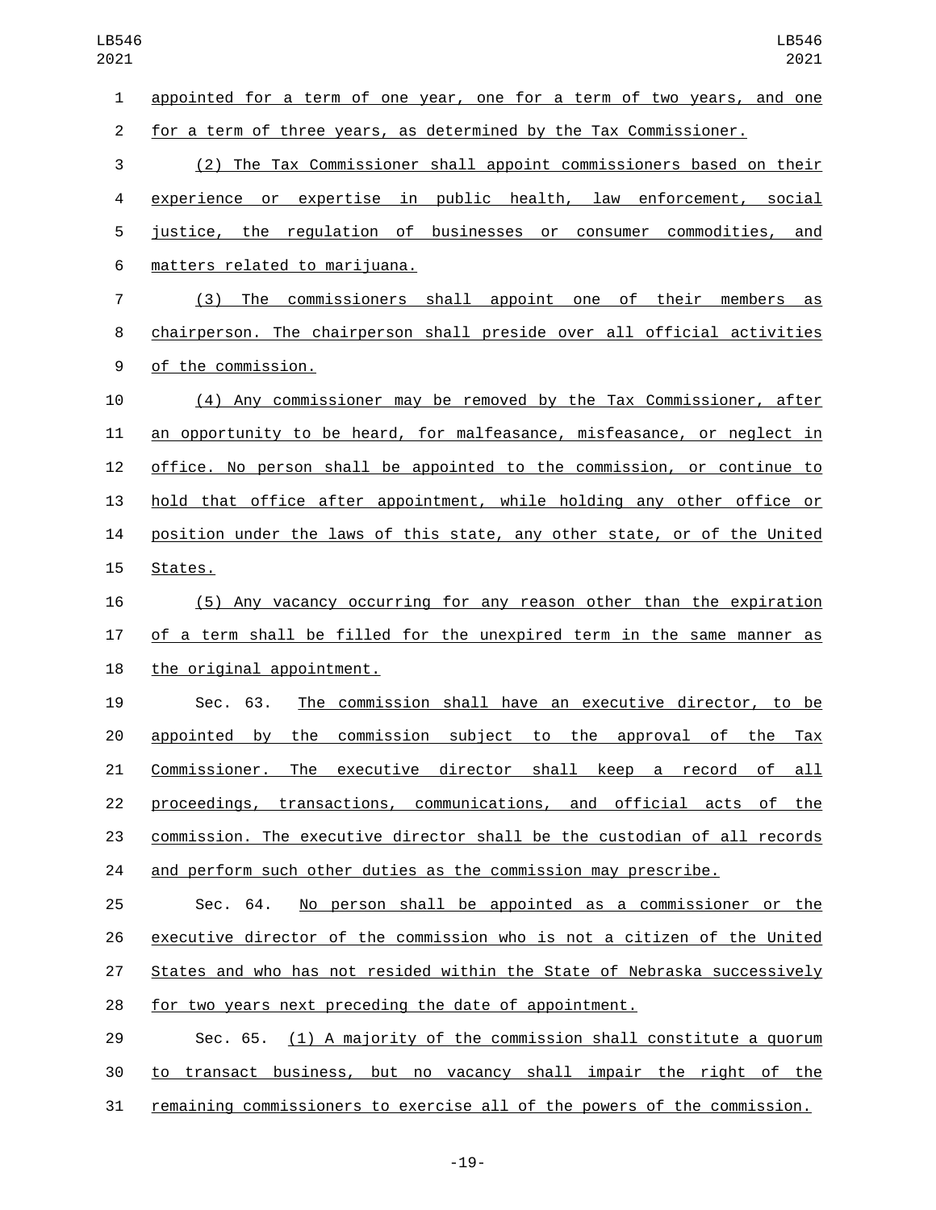appointed for a term of one year, one for a term of two years, and one for a term of three years, as determined by the Tax Commissioner.

(2) The Tax Commissioner shall appoint commissioners based on their experience or expertise in public health, law enforcement, social justice, the regulation of businesses or consumer commodities, and matters related to marijuana.

(3) The commissioners shall appoint one of their members as chairperson. The chairperson shall preside over all official activities of the commission.

(4) Any commissioner may be removed by the Tax Commissioner, after an opportunity to be heard, for malfeasance, misfeasance, or neglect in office. No person shall be appointed to the commission, or continue to hold that office after appointment, while holding any other office or position under the laws of this state, any other state, or of the United States.

(5) Any vacancy occurring for any reason other than the expiration of a term shall be filled for the unexpired term in the same manner as the original appointment.

Sec. 63. The commission shall have an executive director, to be appointed by the commission subject to the approval of the Tax Commissioner. The executive director shall keep a record of all proceedings, transactions, communications, and official acts of the commission. The executive director shall be the custodian of all records and perform such other duties as the commission may prescribe.

Sec. 64. No person shall be appointed as a commissioner or the executive director of the commission who is not a citizen of the United States and who has not resided within the State of Nebraska successively for two years next preceding the date of appointment.

Sec. 65. (1) A majority of the commission shall constitute a quorum to transact business, but no vacancy shall impair the right of the remaining commissioners to exercise all of the powers of the commission.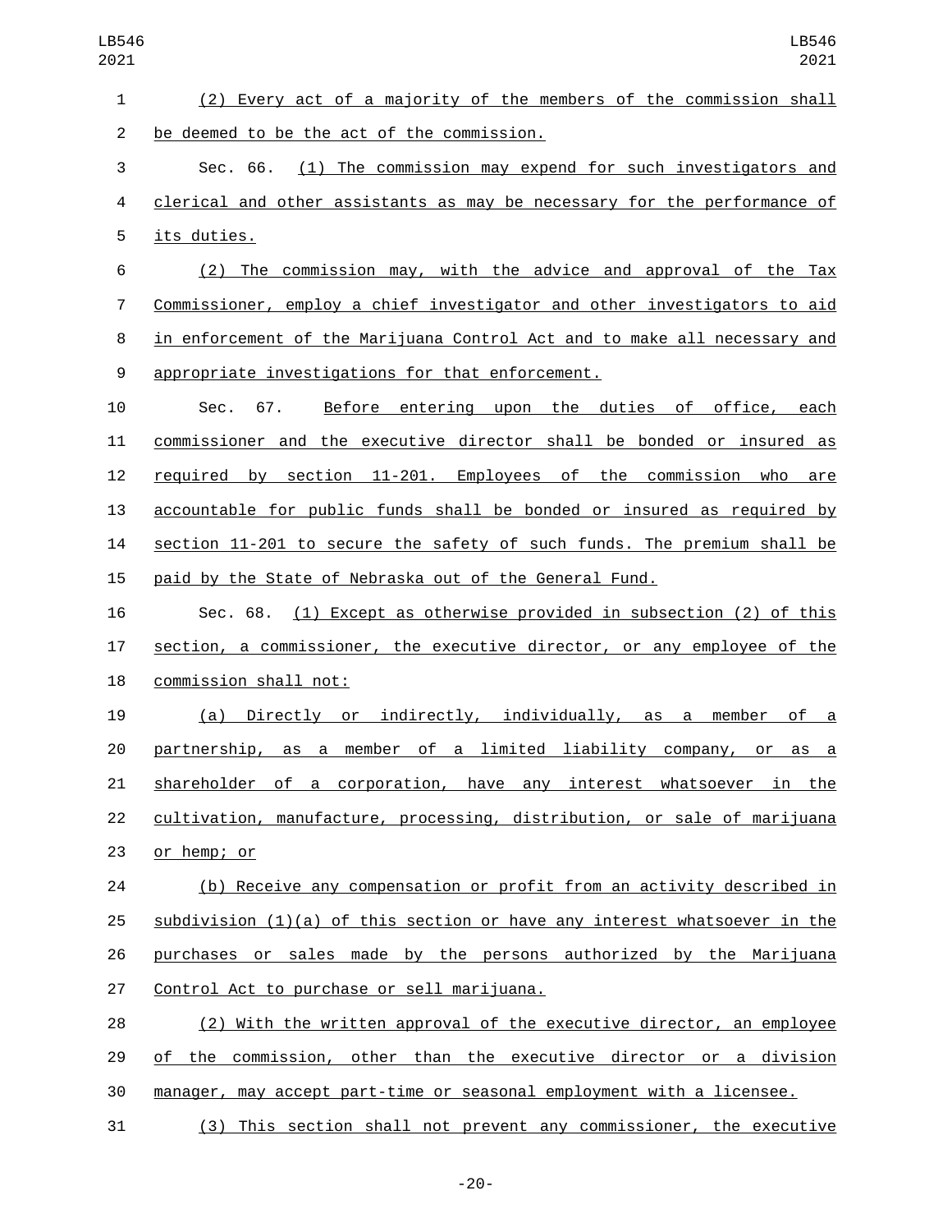(2) Every act of a majority of the members of the commission shall be deemed to be the act of the commission.

Sec. 66. (1) The commission may expend for such investigators and clerical and other assistants as may be necessary for the performance of its duties.

(2) The commission may, with the advice and approval of the Tax Commissioner, employ a chief investigator and other investigators to aid in enforcement of the Marijuana Control Act and to make all necessary and appropriate investigations for that enforcement.

Sec. 67. Before entering upon the duties of office, each commissioner and the executive director shall be bonded or insured as required by section 11-201. Employees of the commission who are accountable for public funds shall be bonded or insured as required by section 11-201 to secure the safety of such funds. The premium shall be paid by the State of Nebraska out of the General Fund.

Sec. 68. (1) Except as otherwise provided in subsection (2) of this section, a commissioner, the executive director, or any employee of the commission shall not:

(a) Directly or indirectly, individually, as a member of a partnership, as a member of a limited liability company, or as a shareholder of a corporation, have any interest whatsoever in the cultivation, manufacture, processing, distribution, or sale of marijuana or hemp; or

(b) Receive any compensation or profit from an activity described in subdivision (1)(a) of this section or have any interest whatsoever in the purchases or sales made by the persons authorized by the Marijuana Control Act to purchase or sell marijuana.

(2) With the written approval of the executive director, an employee of the commission, other than the executive director or a division manager, may accept part-time or seasonal employment with a licensee.

(3) This section shall not prevent any commissioner, the executive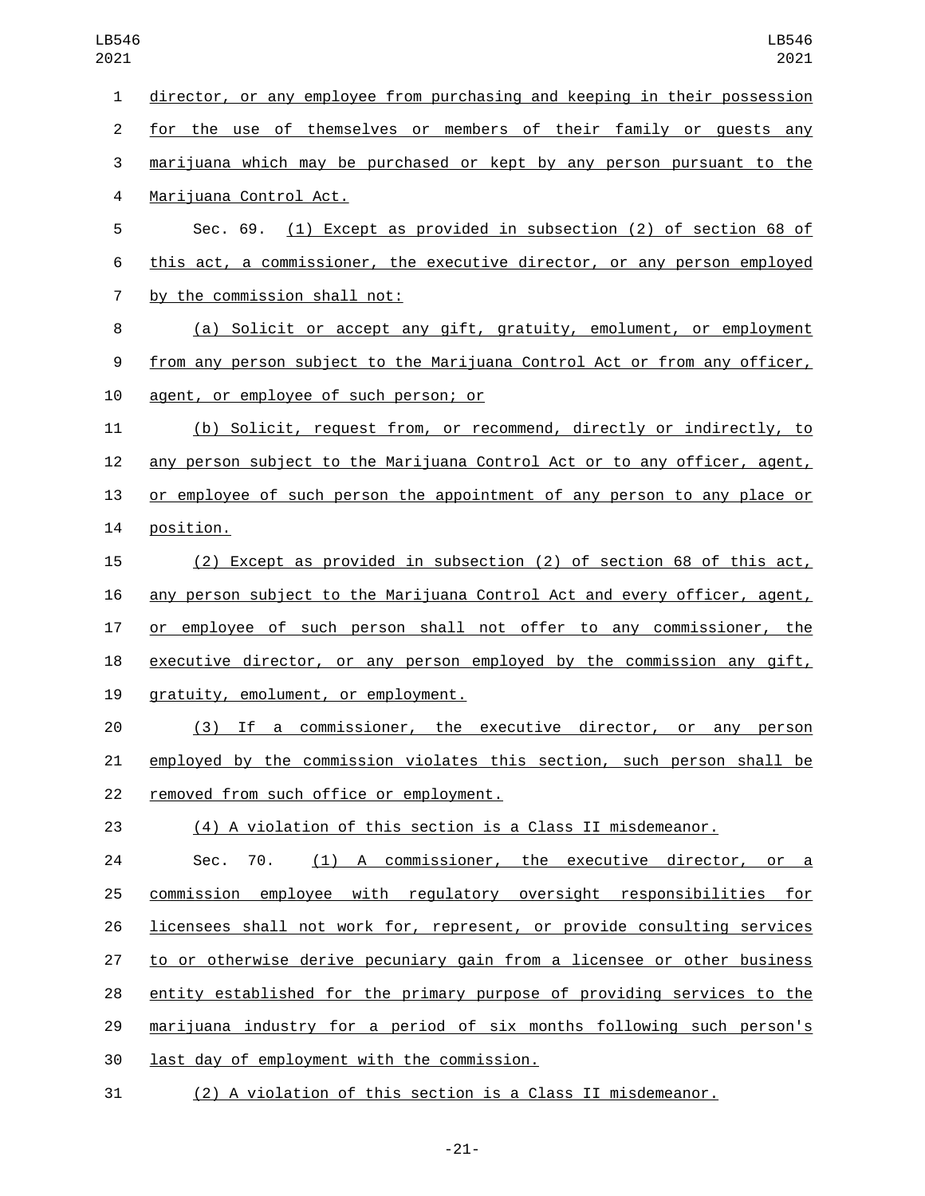director, or any employee from purchasing and keeping in their possession for the use of themselves or members of their family or guests any marijuana which may be purchased or kept by any person pursuant to the Marijuana Control Act.

Sec. 69. (1) Except as provided in subsection (2) of section 68 of this act, a commissioner, the executive director, or any person employed by the commission shall not:

(a) Solicit or accept any gift, gratuity, emolument, or employment from any person subject to the Marijuana Control Act or from any officer, agent, or employee of such person; or

(b) Solicit, request from, or recommend, directly or indirectly, to any person subject to the Marijuana Control Act or to any officer, agent, or employee of such person the appointment of any person to any place or position.

(2) Except as provided in subsection (2) of section 68 of this act, any person subject to the Marijuana Control Act and every officer, agent, or employee of such person shall not offer to any commissioner, the executive director, or any person employed by the commission any gift, gratuity, emolument, or employment.

(3) If a commissioner, the executive director, or any person employed by the commission violates this section, such person shall be removed from such office or employment.

(4) A violation of this section is a Class II misdemeanor.

Sec. 70. (1) A commissioner, the executive director, or a commission employee with regulatory oversight responsibilities for licensees shall not work for, represent, or provide consulting services to or otherwise derive pecuniary gain from a licensee or other business entity established for the primary purpose of providing services to the marijuana industry for a period of six months following such person's last day of employment with the commission.

(2) A violation of this section is a Class II misdemeanor.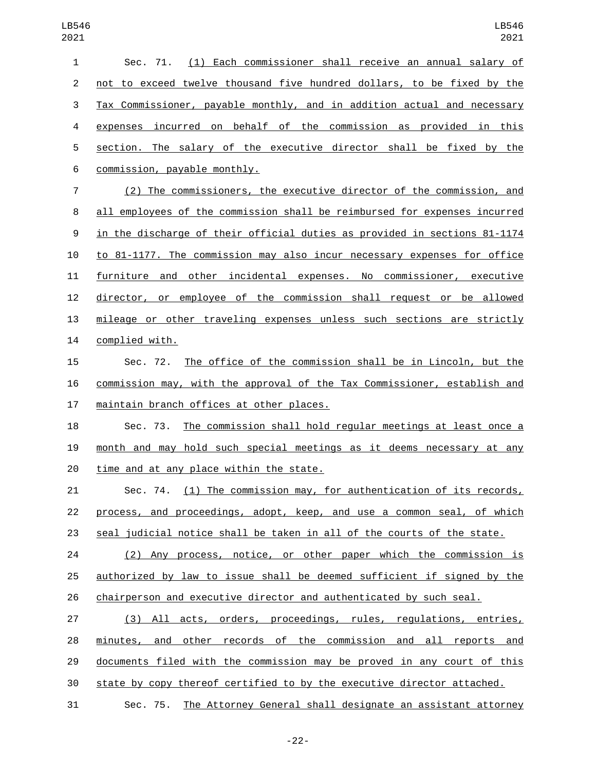Sec. 71. (1) Each commissioner shall receive an annual salary of not to exceed twelve thousand five hundred dollars, to be fixed by the Tax Commissioner, payable monthly, and in addition actual and necessary expenses incurred on behalf of the commission as provided in this section. The salary of the executive director shall be fixed by the commission, payable monthly.

(2) The commissioners, the executive director of the commission, and all employees of the commission shall be reimbursed for expenses incurred in the discharge of their official duties as provided in sections 81-1174 to 81-1177. The commission may also incur necessary expenses for office furniture and other incidental expenses. No commissioner, executive director, or employee of the commission shall request or be allowed mileage or other traveling expenses unless such sections are strictly complied with.

Sec. 72. The office of the commission shall be in Lincoln, but the commission may, with the approval of the Tax Commissioner, establish and maintain branch offices at other places.

Sec. 73. The commission shall hold regular meetings at least once a month and may hold such special meetings as it deems necessary at any time and at any place within the state.

Sec. 74. (1) The commission may, for authentication of its records, process, and proceedings, adopt, keep, and use a common seal, of which seal judicial notice shall be taken in all of the courts of the state.

(2) Any process, notice, or other paper which the commission is authorized by law to issue shall be deemed sufficient if signed by the chairperson and executive director and authenticated by such seal.

(3) All acts, orders, proceedings, rules, regulations, entries, minutes, and other records of the commission and all reports and documents filed with the commission may be proved in any court of this state by copy thereof certified to by the executive director attached.

Sec. 75. The Attorney General shall designate an assistant attorney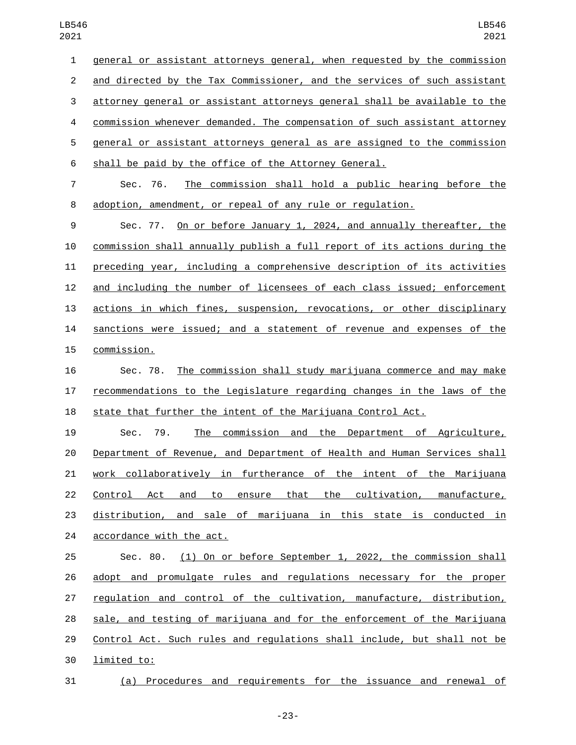general or assistant attorneys general, when requested by the commission and directed by the Tax Commissioner, and the services of such assistant attorney general or assistant attorneys general shall be available to the commission whenever demanded. The compensation of such assistant attorney general or assistant attorneys general as are assigned to the commission shall be paid by the office of the Attorney General.

Sec. 76. The commission shall hold a public hearing before the adoption, amendment, or repeal of any rule or regulation.

Sec. 77. On or before January 1, 2024, and annually thereafter, the commission shall annually publish a full report of its actions during the preceding year, including a comprehensive description of its activities and including the number of licensees of each class issued; enforcement actions in which fines, suspension, revocations, or other disciplinary sanctions were issued; and a statement of revenue and expenses of the commission.

Sec. 78. The commission shall study marijuana commerce and may make recommendations to the Legislature regarding changes in the laws of the state that further the intent of the Marijuana Control Act.

Sec. 79. The commission and the Department of Agriculture, Department of Revenue, and Department of Health and Human Services shall work collaboratively in furtherance of the intent of the Marijuana Control Act and to ensure that the cultivation, manufacture, distribution, and sale of marijuana in this state is conducted in accordance with the act.

Sec. 80. (1) On or before September 1, 2022, the commission shall adopt and promulgate rules and regulations necessary for the proper regulation and control of the cultivation, manufacture, distribution, sale, and testing of marijuana and for the enforcement of the Marijuana Control Act. Such rules and regulations shall include, but shall not be limited to:

(a) Procedures and requirements for the issuance and renewal of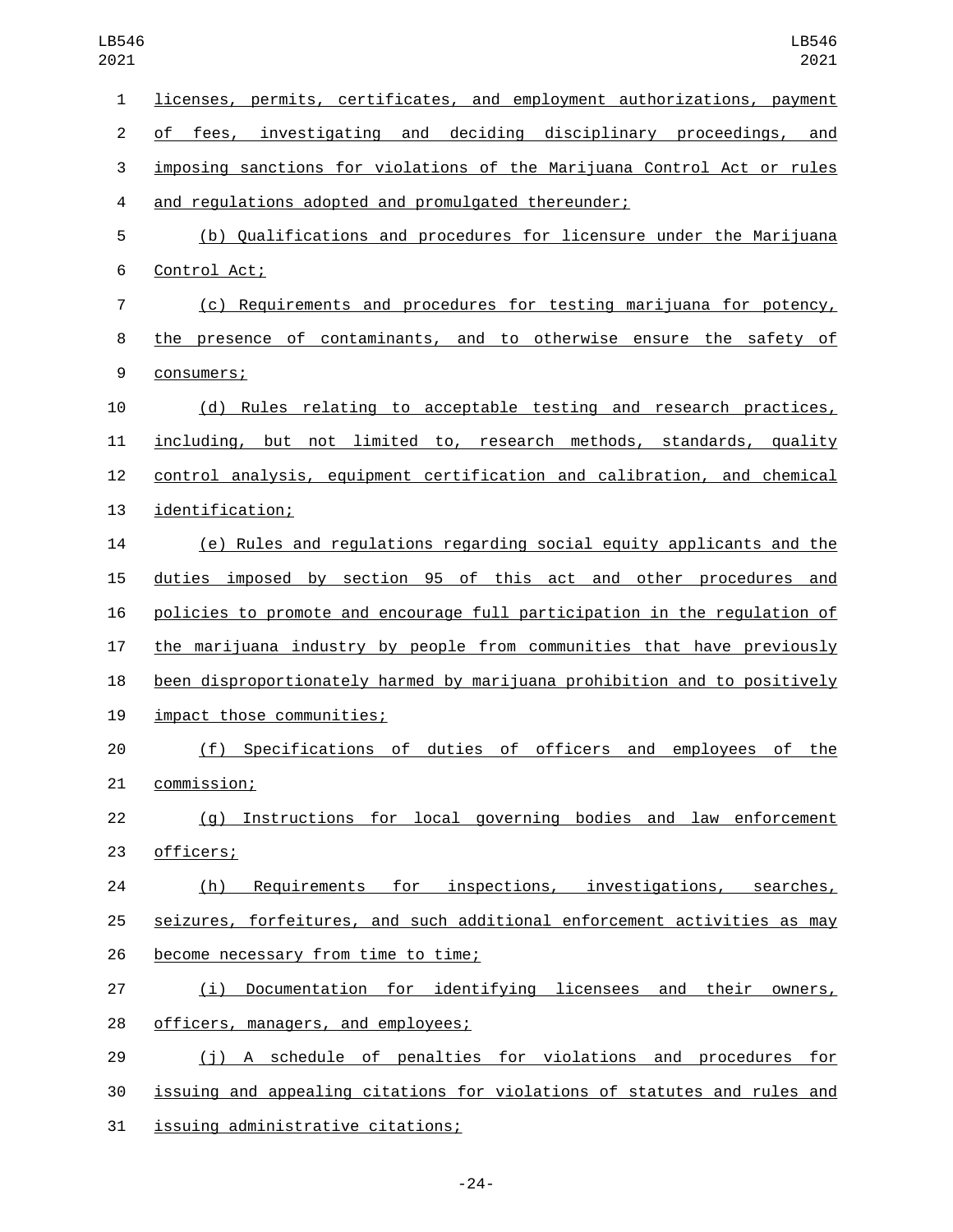licenses, permits, certificates, and employment authorizations, payment of fees, investigating and deciding disciplinary proceedings, and imposing sanctions for violations of the Marijuana Control Act or rules and regulations adopted and promulgated thereunder;

(b) Qualifications and procedures for licensure under the Marijuana Control Act;

(c) Requirements and procedures for testing marijuana for potency, the presence of contaminants, and to otherwise ensure the safety of consumers;

(d) Rules relating to acceptable testing and research practices, including, but not limited to, research methods, standards, quality control analysis, equipment certification and calibration, and chemical identification;

(e) Rules and regulations regarding social equity applicants and the duties imposed by section 95 of this act and other procedures and policies to promote and encourage full participation in the regulation of the marijuana industry by people from communities that have previously been disproportionately harmed by marijuana prohibition and to positively impact those communities;

(f) Specifications of duties of officers and employees of the commission;

(g) Instructions for local governing bodies and law enforcement officers;

(h) Requirements for inspections, investigations, searches, seizures, forfeitures, and such additional enforcement activities as may become necessary from time to time;

(i) Documentation for identifying licensees and their owners, officers, managers, and employees;

(j) A schedule of penalties for violations and procedures for issuing and appealing citations for violations of statutes and rules and issuing administrative citations;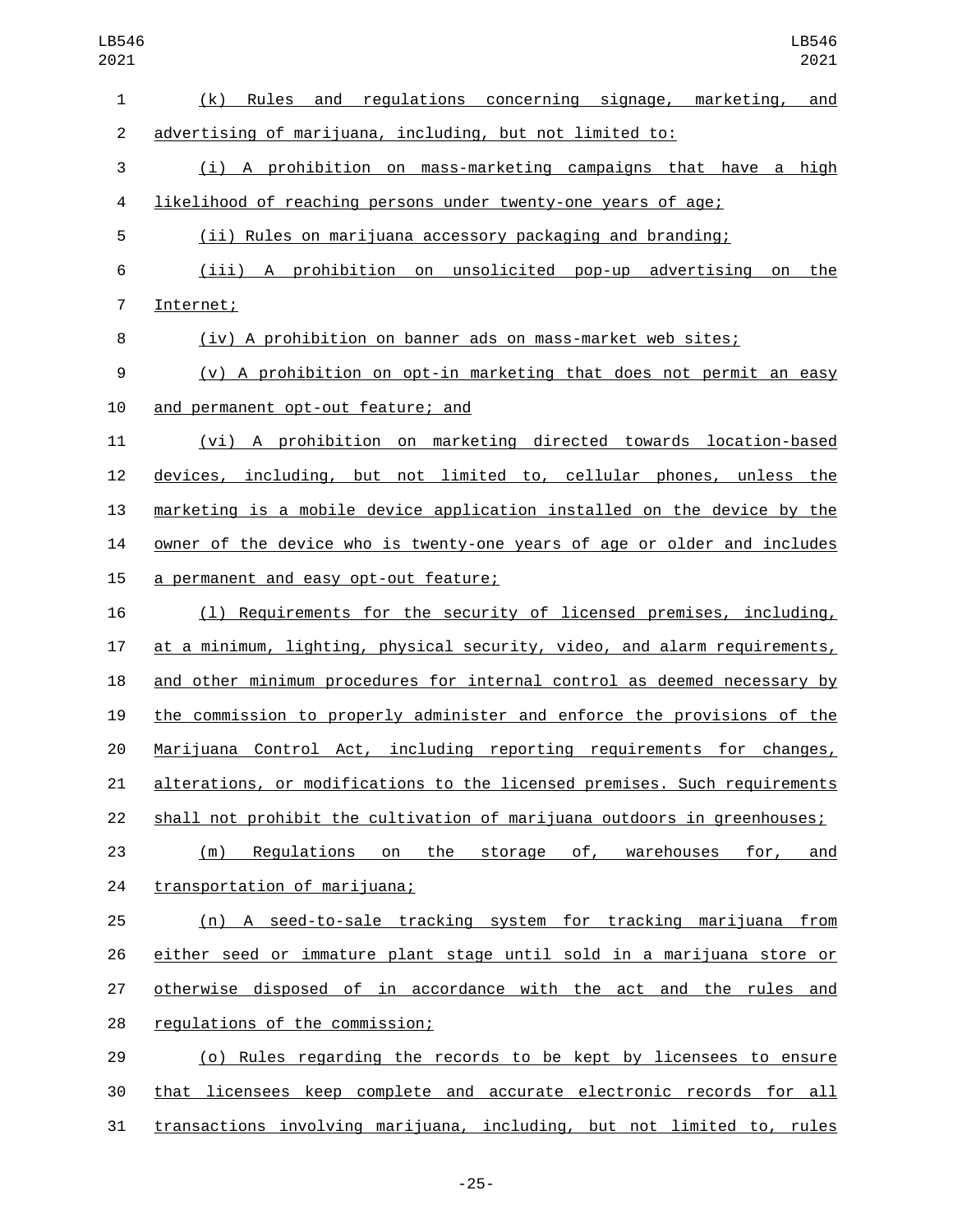(k) Rules and regulations concerning signage, marketing, and advertising of marijuana, including, but not limited to:

(i) A prohibition on mass-marketing campaigns that have a high likelihood of reaching persons under twenty-one years of age;

(ii) Rules on marijuana accessory packaging and branding;

(iii) A prohibition on unsolicited pop-up advertising on the Internet;

(iv) A prohibition on banner ads on mass-market web sites;

(v) A prohibition on opt-in marketing that does not permit an easy and permanent opt-out feature; and

(vi) A prohibition on marketing directed towards location-based devices, including, but not limited to, cellular phones, unless the marketing is a mobile device application installed on the device by the owner of the device who is twenty-one years of age or older and includes a permanent and easy opt-out feature;

(l) Requirements for the security of licensed premises, including, at a minimum, lighting, physical security, video, and alarm requirements, and other minimum procedures for internal control as deemed necessary by the commission to properly administer and enforce the provisions of the Marijuana Control Act, including reporting requirements for changes, alterations, or modifications to the licensed premises. Such requirements shall not prohibit the cultivation of marijuana outdoors in greenhouses;

(m) Regulations on the storage of, warehouses for, and transportation of marijuana;

(n) A seed-to-sale tracking system for tracking marijuana from either seed or immature plant stage until sold in a marijuana store or otherwise disposed of in accordance with the act and the rules and regulations of the commission;

(o) Rules regarding the records to be kept by licensees to ensure that licensees keep complete and accurate electronic records for all transactions involving marijuana, including, but not limited to, rules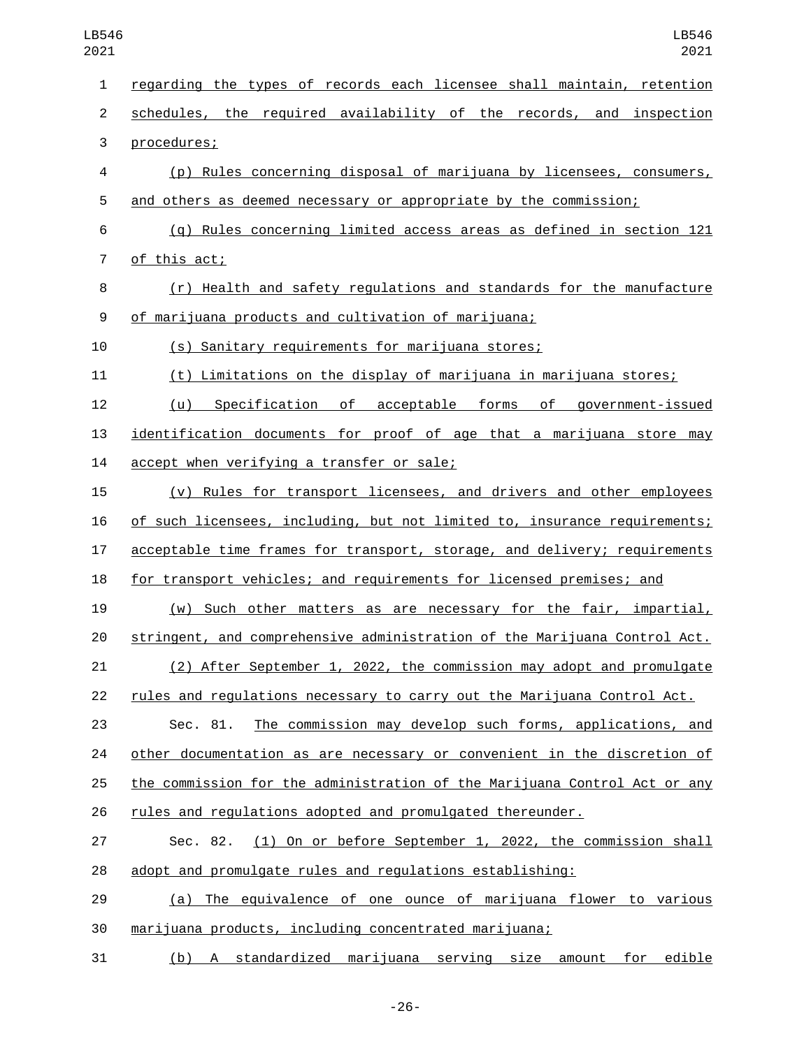regarding the types of records each licensee shall maintain, retention schedules, the required availability of the records, and inspection procedures;

(p) Rules concerning disposal of marijuana by licensees, consumers, and others as deemed necessary or appropriate by the commission;

(q) Rules concerning limited access areas as defined in section 121 of this act;

(r) Health and safety regulations and standards for the manufacture of marijuana products and cultivation of marijuana;

(s) Sanitary requirements for marijuana stores;

(t) Limitations on the display of marijuana in marijuana stores;

(u) Specification of acceptable forms of government-issued identification documents for proof of age that a marijuana store may accept when verifying a transfer or sale;

(v) Rules for transport licensees, and drivers and other employees of such licensees, including, but not limited to, insurance requirements; acceptable time frames for transport, storage, and delivery; requirements for transport vehicles; and requirements for licensed premises; and

(w) Such other matters as are necessary for the fair, impartial, stringent, and comprehensive administration of the Marijuana Control Act.

(2) After September 1, 2022, the commission may adopt and promulgate rules and regulations necessary to carry out the Marijuana Control Act.

Sec. 81. The commission may develop such forms, applications, and other documentation as are necessary or convenient in the discretion of the commission for the administration of the Marijuana Control Act or any rules and regulations adopted and promulgated thereunder.

Sec. 82. (1) On or before September 1, 2022, the commission shall adopt and promulgate rules and regulations establishing:

(a) The equivalence of one ounce of marijuana flower to various marijuana products, including concentrated marijuana;

(b) A standardized marijuana serving size amount for edible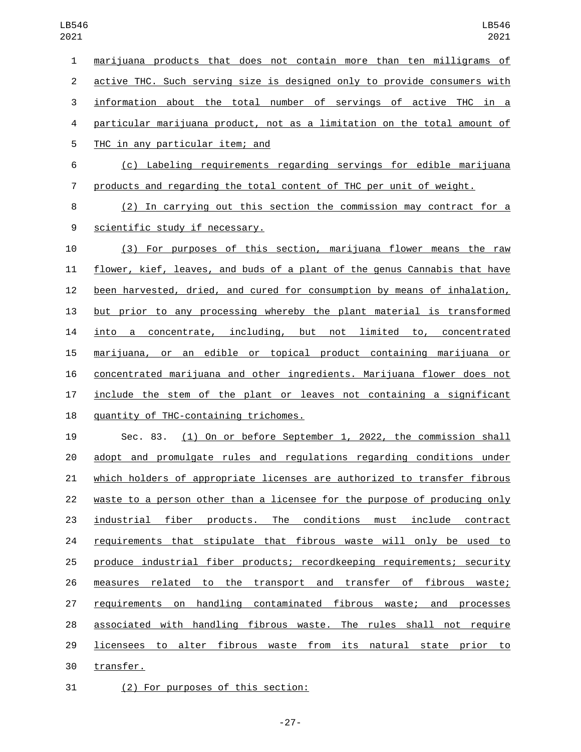marijuana products that does not contain more than ten milligrams of active THC. Such serving size is designed only to provide consumers with information about the total number of servings of active THC in a particular marijuana product, not as a limitation on the total amount of THC in any particular item; and

(c) Labeling requirements regarding servings for edible marijuana products and regarding the total content of THC per unit of weight.

(2) In carrying out this section the commission may contract for a scientific study if necessary.

(3) For purposes of this section, marijuana flower means the raw flower, kief, leaves, and buds of a plant of the genus Cannabis that have been harvested, dried, and cured for consumption by means of inhalation, but prior to any processing whereby the plant material is transformed into a concentrate, including, but not limited to, concentrated marijuana, or an edible or topical product containing marijuana or concentrated marijuana and other ingredients. Marijuana flower does not include the stem of the plant or leaves not containing a significant quantity of THC-containing trichomes.

Sec. 83. (1) On or before September 1, 2022, the commission shall adopt and promulgate rules and regulations regarding conditions under which holders of appropriate licenses are authorized to transfer fibrous waste to a person other than a licensee for the purpose of producing only industrial fiber products. The conditions must include contract requirements that stipulate that fibrous waste will only be used to produce industrial fiber products; recordkeeping requirements; security measures related to the transport and transfer of fibrous waste; requirements on handling contaminated fibrous waste; and processes associated with handling fibrous waste. The rules shall not require licensees to alter fibrous waste from its natural state prior to transfer.

(2) For purposes of this section: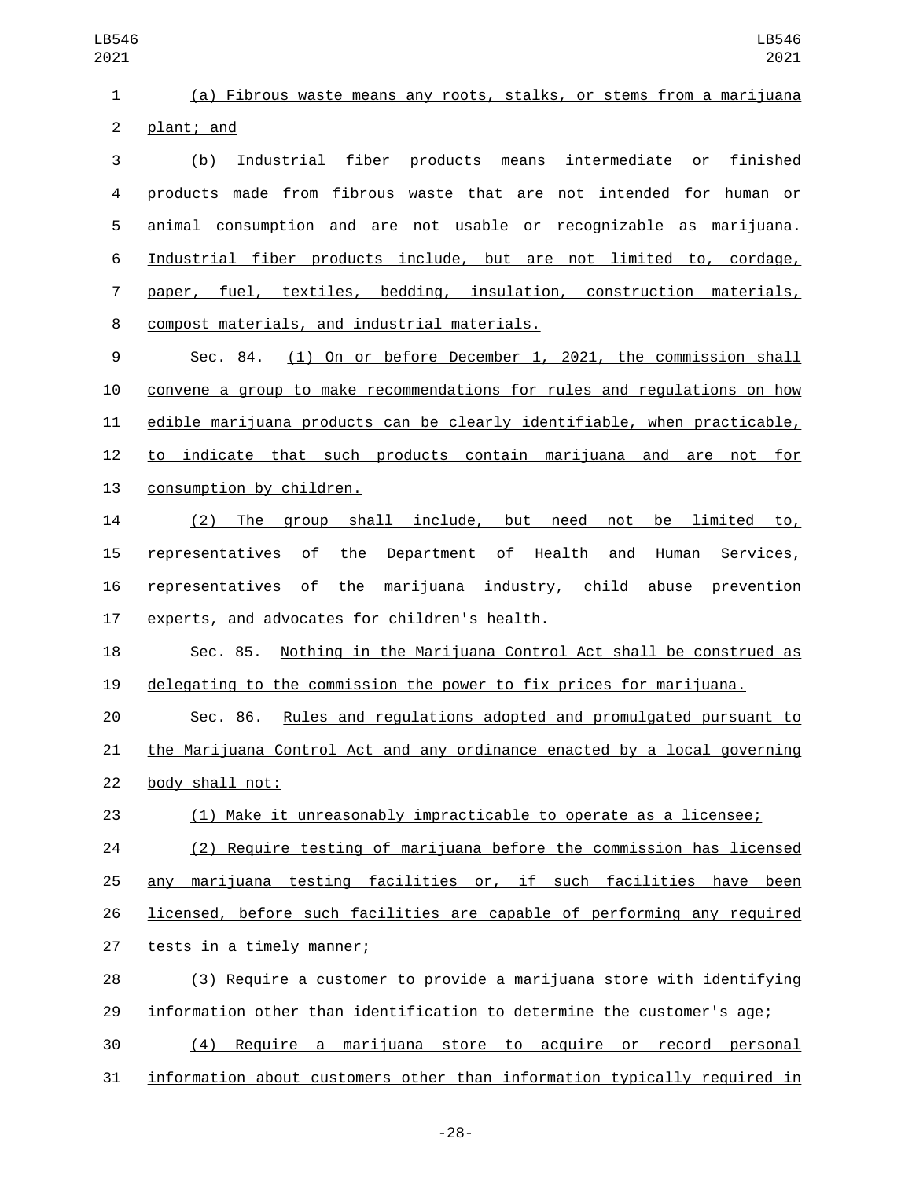(a) Fibrous waste means any roots, stalks, or stems from a marijuana plant; and

(b) Industrial fiber products means intermediate or finished products made from fibrous waste that are not intended for human or animal consumption and are not usable or recognizable as marijuana. Industrial fiber products include, but are not limited to, cordage, paper, fuel, textiles, bedding, insulation, construction materials, compost materials, and industrial materials.

Sec. 84. (1) On or before December 1, 2021, the commission shall convene a group to make recommendations for rules and regulations on how edible marijuana products can be clearly identifiable, when practicable, to indicate that such products contain marijuana and are not for consumption by children.

(2) The group shall include, but need not be limited to, representatives of the Department of Health and Human Services, representatives of the marijuana industry, child abuse prevention experts, and advocates for children's health.

Sec. 85. Nothing in the Marijuana Control Act shall be construed as delegating to the commission the power to fix prices for marijuana.

Sec. 86. Rules and regulations adopted and promulgated pursuant to the Marijuana Control Act and any ordinance enacted by a local governing body shall not:

(1) Make it unreasonably impracticable to operate as a licensee;

(2) Require testing of marijuana before the commission has licensed any marijuana testing facilities or, if such facilities have been licensed, before such facilities are capable of performing any required tests in a timely manner;

(3) Require a customer to provide a marijuana store with identifying information other than identification to determine the customer's age;

(4) Require a marijuana store to acquire or record personal information about customers other than information typically required in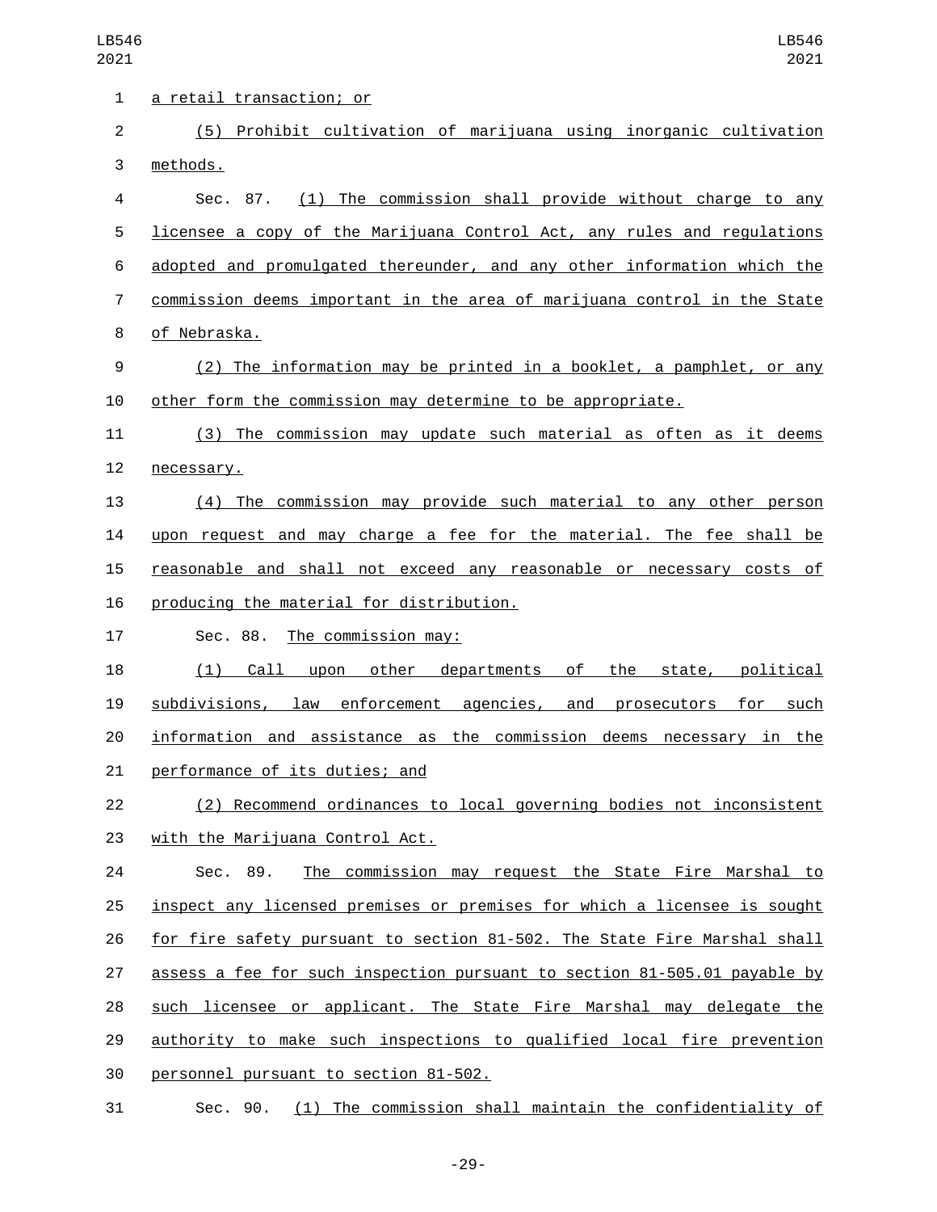a retail transaction; or

(5) Prohibit cultivation of marijuana using inorganic cultivation methods.

Sec. 87. (1) The commission shall provide without charge to any licensee a copy of the Marijuana Control Act, any rules and regulations adopted and promulgated thereunder, and any other information which the commission deems important in the area of marijuana control in the State of Nebraska.

(2) The information may be printed in a booklet, a pamphlet, or any other form the commission may determine to be appropriate.

(3) The commission may update such material as often as it deems necessary.

(4) The commission may provide such material to any other person upon request and may charge a fee for the material. The fee shall be reasonable and shall not exceed any reasonable or necessary costs of producing the material for distribution.

Sec. 88. The commission may:

(1) Call upon other departments of the state, political subdivisions, law enforcement agencies, and prosecutors for such information and assistance as the commission deems necessary in the performance of its duties; and

(2) Recommend ordinances to local governing bodies not inconsistent with the Marijuana Control Act.

Sec. 89. The commission may request the State Fire Marshal to inspect any licensed premises or premises for which a licensee is sought for fire safety pursuant to section 81-502. The State Fire Marshal shall assess a fee for such inspection pursuant to section 81-505.01 payable by such licensee or applicant. The State Fire Marshal may delegate the authority to make such inspections to qualified local fire prevention personnel pursuant to section 81-502.

Sec. 90. (1) The commission shall maintain the confidentiality of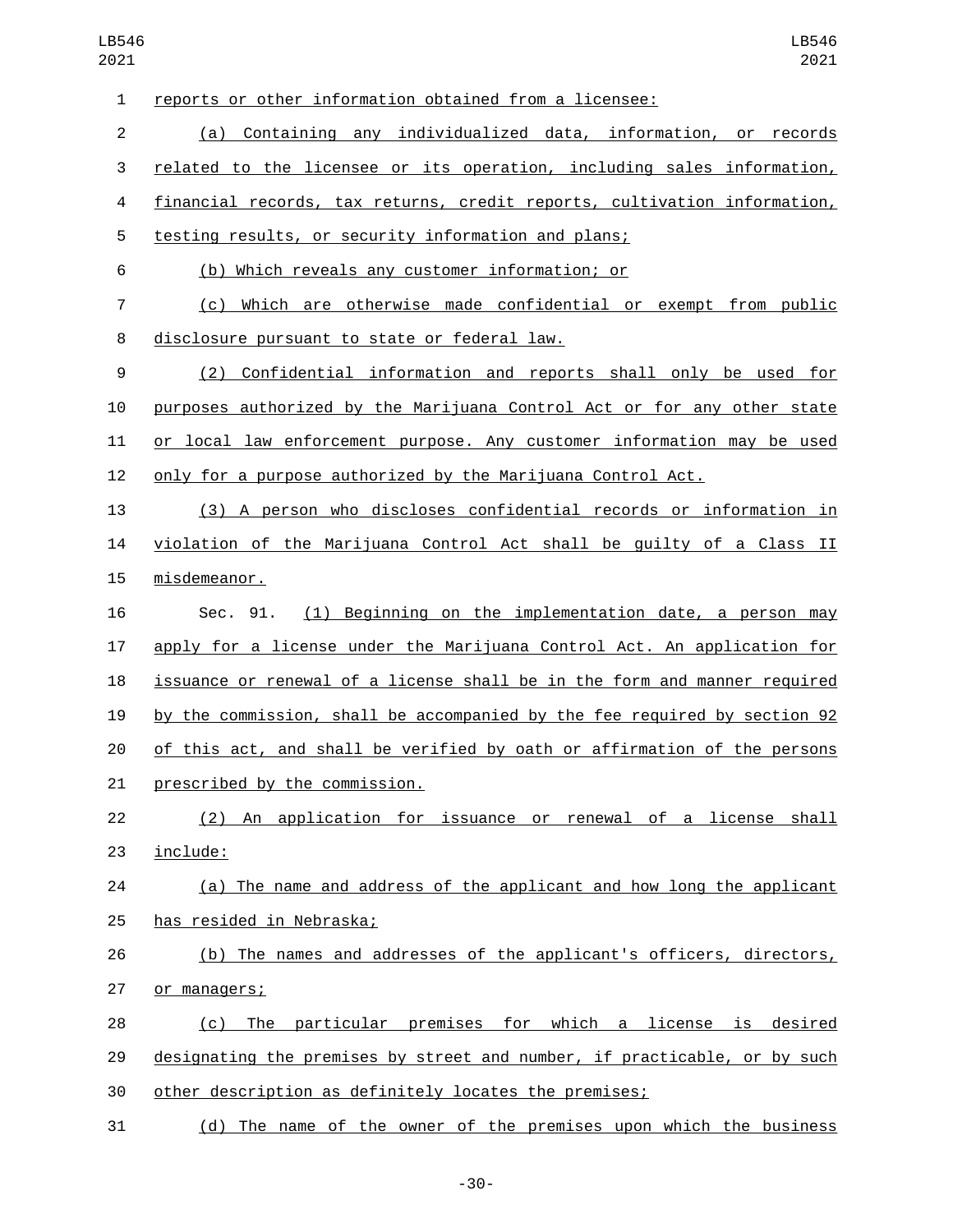reports or other information obtained from a licensee:

(a) Containing any individualized data, information, or records related to the licensee or its operation, including sales information, financial records, tax returns, credit reports, cultivation information, testing results, or security information and plans;

(b) Which reveals any customer information; or

(c) Which are otherwise made confidential or exempt from public disclosure pursuant to state or federal law.

(2) Confidential information and reports shall only be used for purposes authorized by the Marijuana Control Act or for any other state or local law enforcement purpose. Any customer information may be used only for a purpose authorized by the Marijuana Control Act.

(3) A person who discloses confidential records or information in violation of the Marijuana Control Act shall be guilty of a Class II misdemeanor.

Sec. 91. (1) Beginning on the implementation date, a person may apply for a license under the Marijuana Control Act. An application for issuance or renewal of a license shall be in the form and manner required by the commission, shall be accompanied by the fee required by section 92 of this act, and shall be verified by oath or affirmation of the persons prescribed by the commission.

(2) An application for issuance or renewal of a license shall include:

(a) The name and address of the applicant and how long the applicant has resided in Nebraska;

(b) The names and addresses of the applicant's officers, directors, or managers;

(c) The particular premises for which a license is desired designating the premises by street and number, if practicable, or by such other description as definitely locates the premises;

(d) The name of the owner of the premises upon which the business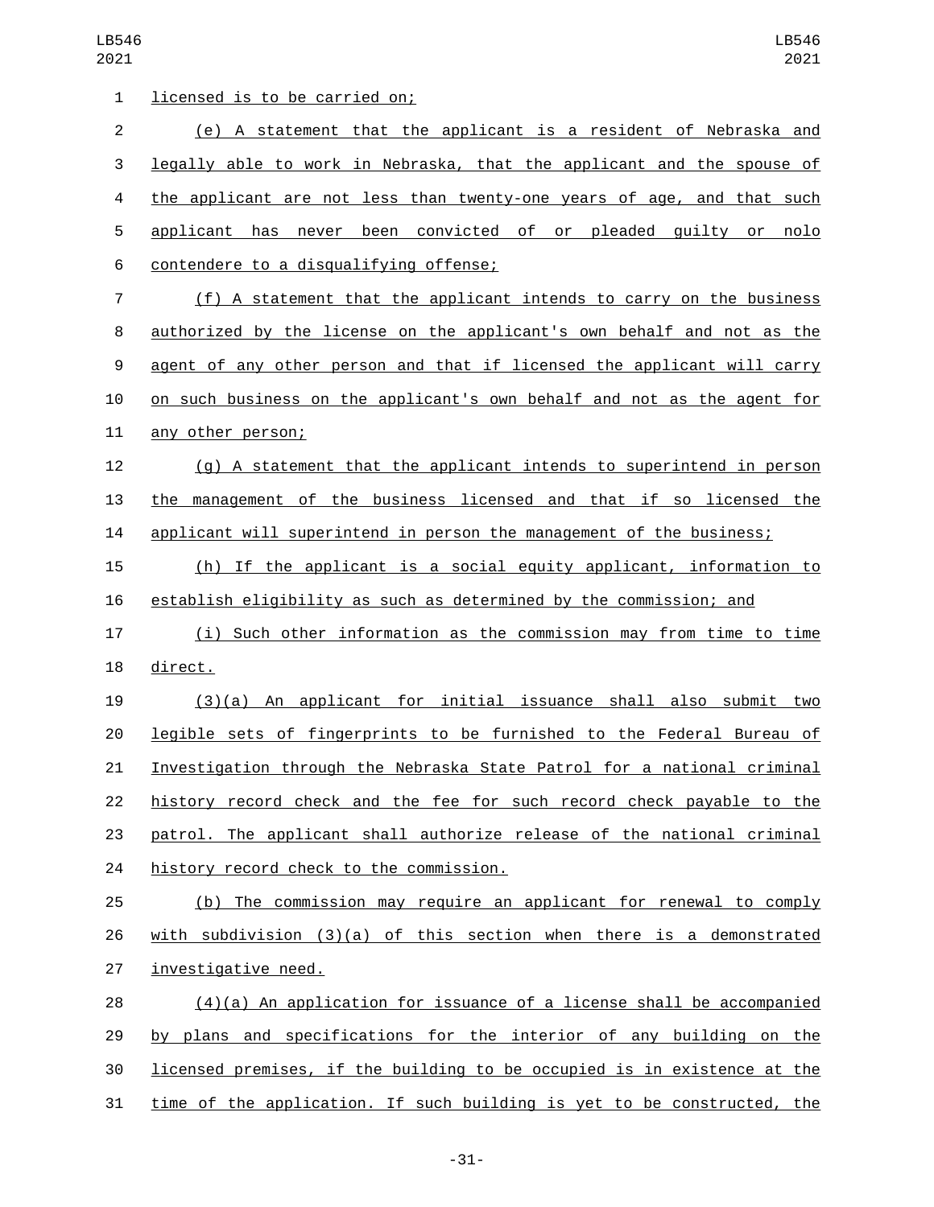licensed is to be carried on;

(e) A statement that the applicant is a resident of Nebraska and legally able to work in Nebraska, that the applicant and the spouse of the applicant are not less than twenty-one years of age, and that such applicant has never been convicted of or pleaded guilty or nolo contendere to a disqualifying offense;

(f) A statement that the applicant intends to carry on the business authorized by the license on the applicant's own behalf and not as the agent of any other person and that if licensed the applicant will carry on such business on the applicant's own behalf and not as the agent for any other person;

(g) A statement that the applicant intends to superintend in person the management of the business licensed and that if so licensed the applicant will superintend in person the management of the business;

(h) If the applicant is a social equity applicant, information to establish eligibility as such as determined by the commission; and

(i) Such other information as the commission may from time to time direct.

(3)(a) An applicant for initial issuance shall also submit two legible sets of fingerprints to be furnished to the Federal Bureau of Investigation through the Nebraska State Patrol for a national criminal history record check and the fee for such record check payable to the patrol. The applicant shall authorize release of the national criminal history record check to the commission.

(b) The commission may require an applicant for renewal to comply with subdivision (3)(a) of this section when there is a demonstrated investigative need.

(4)(a) An application for issuance of a license shall be accompanied by plans and specifications for the interior of any building on the licensed premises, if the building to be occupied is in existence at the time of the application. If such building is yet to be constructed, the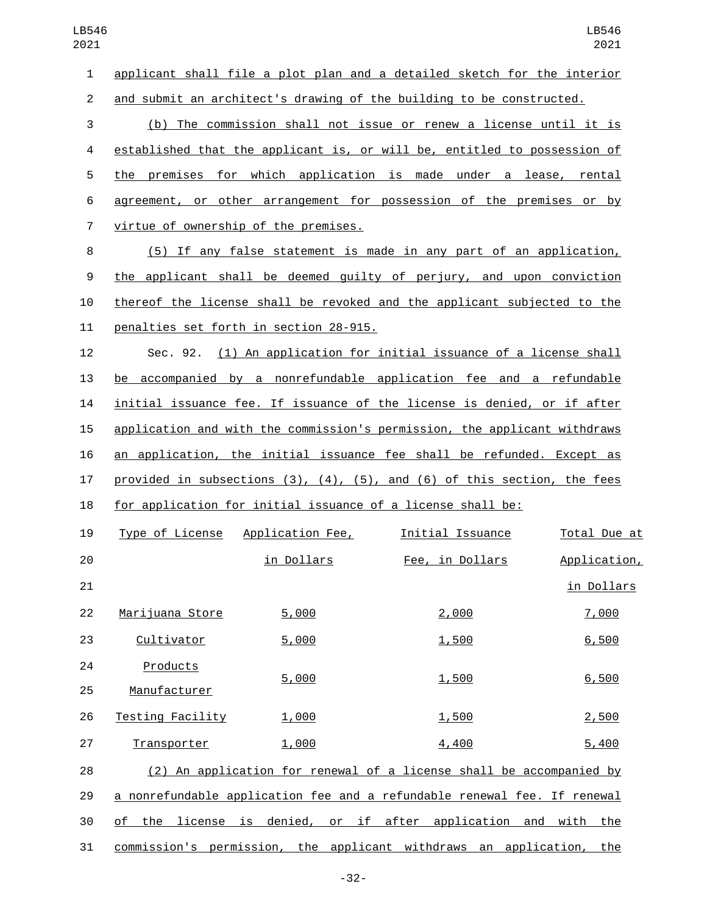applicant shall file a plot plan and a detailed sketch for the interior and submit an architect's drawing of the building to be constructed.

(b) The commission shall not issue or renew a license until it is established that the applicant is, or will be, entitled to possession of the premises for which application is made under a lease, rental agreement, or other arrangement for possession of the premises or by virtue of ownership of the premises.

(5) If any false statement is made in any part of an application, the applicant shall be deemed guilty of perjury, and upon conviction thereof the license shall be revoked and the applicant subjected to the penalties set forth in section 28-915.

Sec. 92. (1) An application for initial issuance of a license shall be accompanied by a nonrefundable application fee and a refundable initial issuance fee. If issuance of the license is denied, or if after application and with the commission's permission, the applicant withdraws an application, the initial issuance fee shall be refunded. Except as provided in subsections (3), (4), (5), and (6) of this section, the fees for application for initial issuance of a license shall be:

| Type of License | Application Fee, in Dollars | Initial Issuance Fee, in Dollars | Total Due at Application, in Dollars |
|---|---|---|---|
| Marijuana Store | 5,000 | 2,000 | 7,000 |
| Cultivator | 5,000 | 1,500 | 6,500 |
| Products Manufacturer | 5,000 | 1,500 | 6,500 |
| Testing Facility | 1,000 | 1,500 | 2,500 |
| Transporter | 1,000 | 4,400 | 5,400 |

(2) An application for renewal of a license shall be accompanied by a nonrefundable application fee and a refundable renewal fee. If renewal of the license is denied, or if after application and with the commission's permission, the applicant withdraws an application, the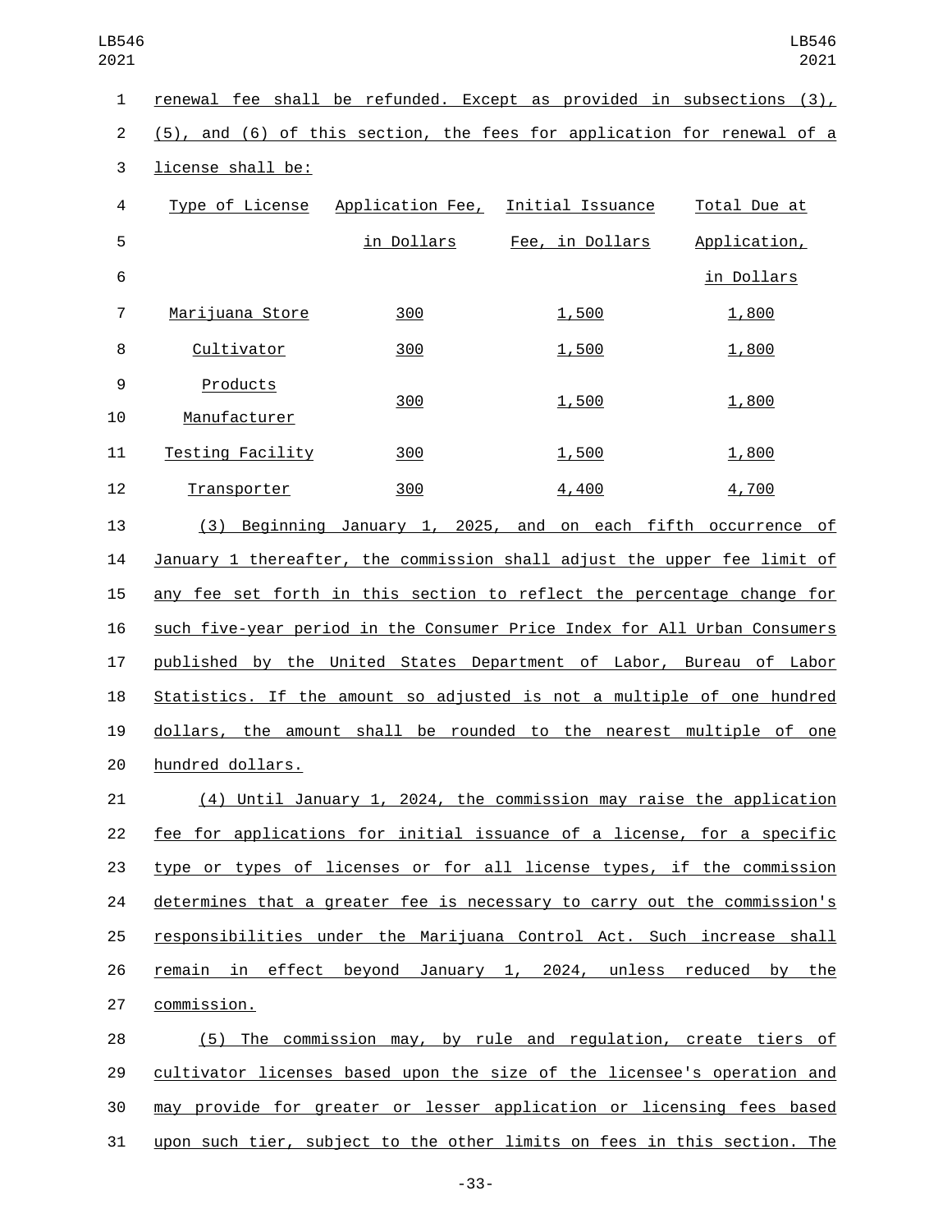renewal fee shall be refunded. Except as provided in subsections (3), (5), and (6) of this section, the fees for application for renewal of a license shall be:

| Type of License | Application Fee, in Dollars | Initial Issuance Fee, in Dollars | Total Due at Application, in Dollars |
|---|---|---|---|
| Marijuana Store | 300 | 1,500 | 1,800 |
| Cultivator | 300 | 1,500 | 1,800 |
| Products Manufacturer | 300 | 1,500 | 1,800 |
| Testing Facility | 300 | 1,500 | 1,800 |
| Transporter | 300 | 4,400 | 4,700 |

(3) Beginning January 1, 2025, and on each fifth occurrence of January 1 thereafter, the commission shall adjust the upper fee limit of any fee set forth in this section to reflect the percentage change for such five-year period in the Consumer Price Index for All Urban Consumers published by the United States Department of Labor, Bureau of Labor Statistics. If the amount so adjusted is not a multiple of one hundred dollars, the amount shall be rounded to the nearest multiple of one hundred dollars.

(4) Until January 1, 2024, the commission may raise the application fee for applications for initial issuance of a license, for a specific type or types of licenses or for all license types, if the commission determines that a greater fee is necessary to carry out the commission's responsibilities under the Marijuana Control Act. Such increase shall remain in effect beyond January 1, 2024, unless reduced by the commission.

(5) The commission may, by rule and regulation, create tiers of cultivator licenses based upon the size of the licensee's operation and may provide for greater or lesser application or licensing fees based upon such tier, subject to the other limits on fees in this section. The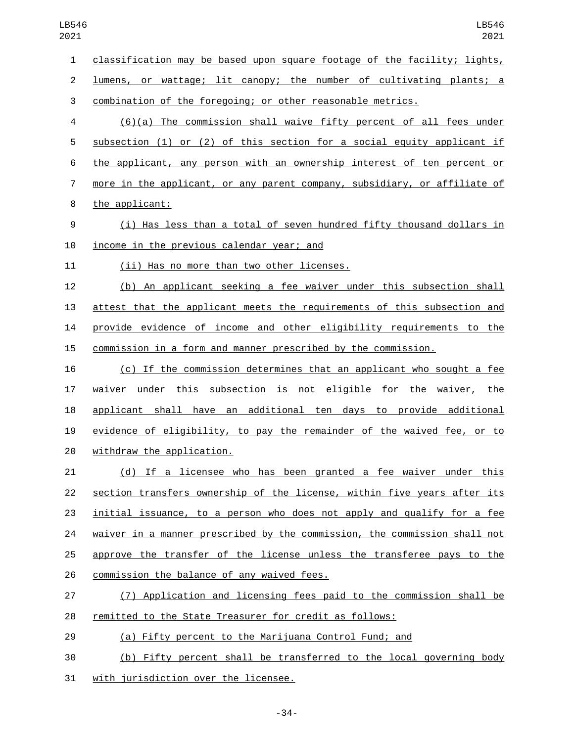classification may be based upon square footage of the facility; lights, lumens, or wattage; lit canopy; the number of cultivating plants; a combination of the foregoing; or other reasonable metrics.

(6)(a) The commission shall waive fifty percent of all fees under subsection (1) or (2) of this section for a social equity applicant if the applicant, any person with an ownership interest of ten percent or more in the applicant, or any parent company, subsidiary, or affiliate of the applicant:

(i) Has less than a total of seven hundred fifty thousand dollars in income in the previous calendar year; and

(ii) Has no more than two other licenses.

(b) An applicant seeking a fee waiver under this subsection shall attest that the applicant meets the requirements of this subsection and provide evidence of income and other eligibility requirements to the commission in a form and manner prescribed by the commission.

(c) If the commission determines that an applicant who sought a fee waiver under this subsection is not eligible for the waiver, the applicant shall have an additional ten days to provide additional evidence of eligibility, to pay the remainder of the waived fee, or to withdraw the application.

(d) If a licensee who has been granted a fee waiver under this section transfers ownership of the license, within five years after its initial issuance, to a person who does not apply and qualify for a fee waiver in a manner prescribed by the commission, the commission shall not approve the transfer of the license unless the transferee pays to the commission the balance of any waived fees.

(7) Application and licensing fees paid to the commission shall be remitted to the State Treasurer for credit as follows:

(a) Fifty percent to the Marijuana Control Fund; and

(b) Fifty percent shall be transferred to the local governing body with jurisdiction over the licensee.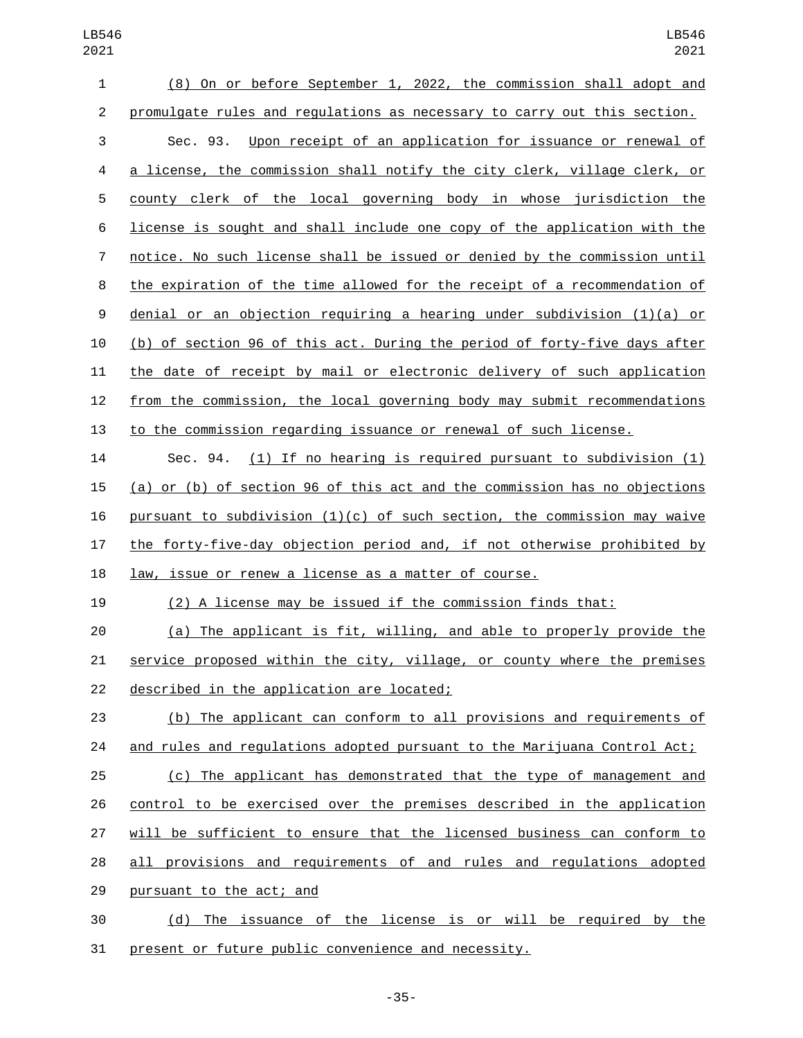(8) On or before September 1, 2022, the commission shall adopt and promulgate rules and regulations as necessary to carry out this section.

Sec. 93. Upon receipt of an application for issuance or renewal of a license, the commission shall notify the city clerk, village clerk, or county clerk of the local governing body in whose jurisdiction the license is sought and shall include one copy of the application with the notice. No such license shall be issued or denied by the commission until the expiration of the time allowed for the receipt of a recommendation of denial or an objection requiring a hearing under subdivision (1)(a) or (b) of section 96 of this act. During the period of forty-five days after the date of receipt by mail or electronic delivery of such application from the commission, the local governing body may submit recommendations to the commission regarding issuance or renewal of such license.

Sec. 94. (1) If no hearing is required pursuant to subdivision (1)(a) or (b) of section 96 of this act and the commission has no objections pursuant to subdivision (1)(c) of such section, the commission may waive the forty-five-day objection period and, if not otherwise prohibited by law, issue or renew a license as a matter of course.

(2) A license may be issued if the commission finds that:

(a) The applicant is fit, willing, and able to properly provide the service proposed within the city, village, or county where the premises described in the application are located;

(b) The applicant can conform to all provisions and requirements of and rules and regulations adopted pursuant to the Marijuana Control Act;

(c) The applicant has demonstrated that the type of management and control to be exercised over the premises described in the application will be sufficient to ensure that the licensed business can conform to all provisions and requirements of and rules and regulations adopted pursuant to the act; and

(d) The issuance of the license is or will be required by the present or future public convenience and necessity.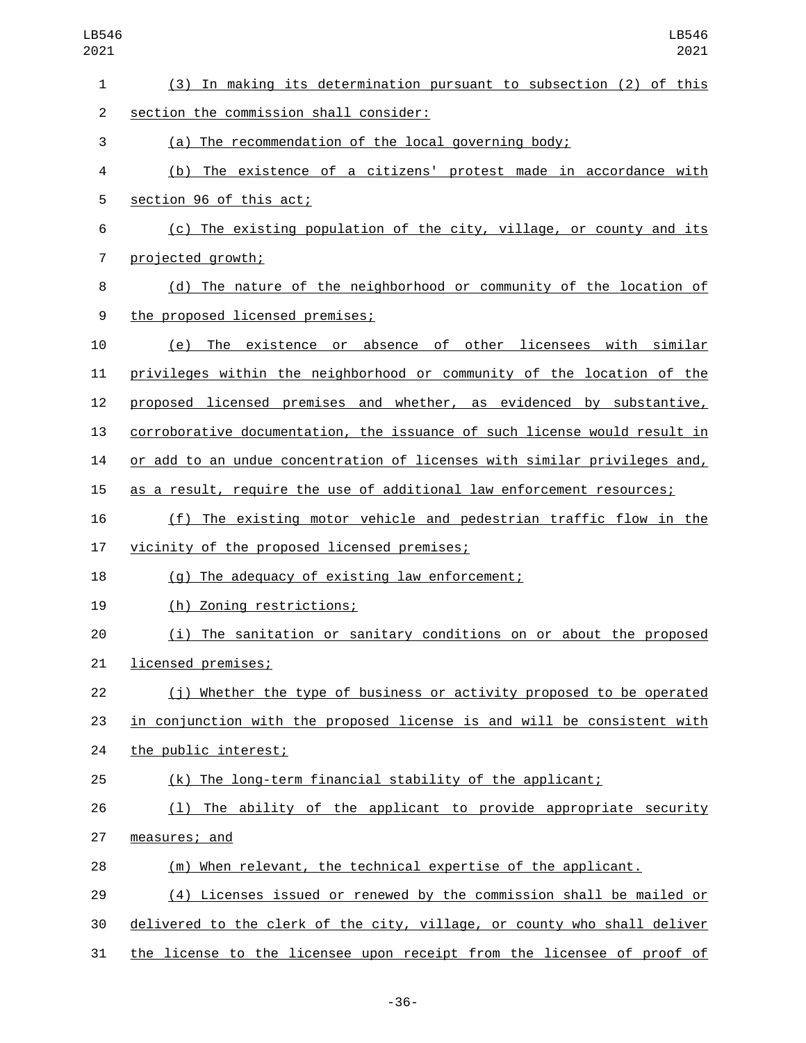(3) In making its determination pursuant to subsection (2) of this section the commission shall consider:

(a) The recommendation of the local governing body;

(b) The existence of a citizens' protest made in accordance with section 96 of this act;

(c) The existing population of the city, village, or county and its projected growth;

(d) The nature of the neighborhood or community of the location of the proposed licensed premises;

(e) The existence or absence of other licensees with similar privileges within the neighborhood or community of the location of the proposed licensed premises and whether, as evidenced by substantive, corroborative documentation, the issuance of such license would result in or add to an undue concentration of licenses with similar privileges and, as a result, require the use of additional law enforcement resources;

(f) The existing motor vehicle and pedestrian traffic flow in the vicinity of the proposed licensed premises;

(g) The adequacy of existing law enforcement;

(h) Zoning restrictions;

(i) The sanitation or sanitary conditions on or about the proposed licensed premises;

(j) Whether the type of business or activity proposed to be operated in conjunction with the proposed license is and will be consistent with the public interest;

(k) The long-term financial stability of the applicant;

(l) The ability of the applicant to provide appropriate security measures; and

(m) When relevant, the technical expertise of the applicant.

(4) Licenses issued or renewed by the commission shall be mailed or delivered to the clerk of the city, village, or county who shall deliver the license to the licensee upon receipt from the licensee of proof of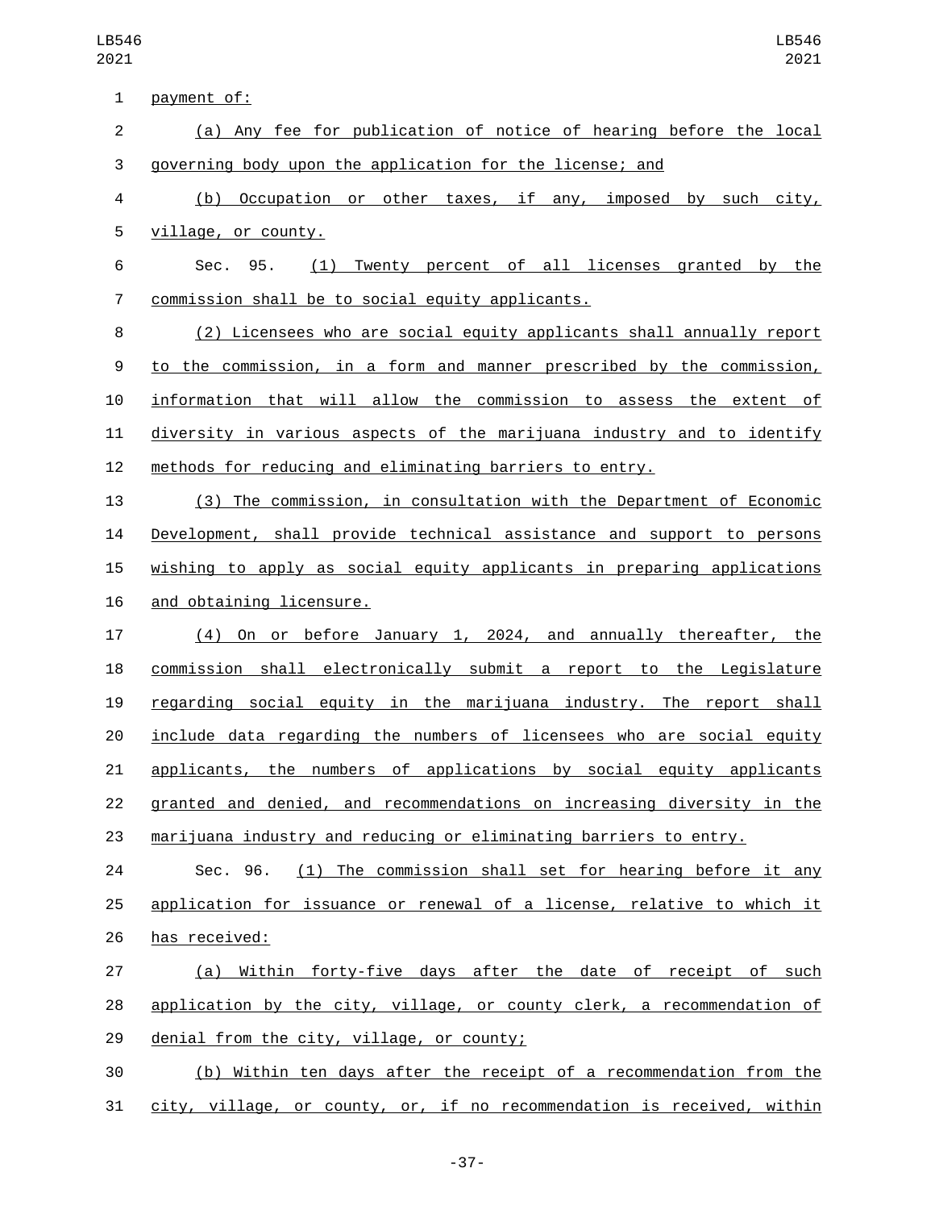payment of:

(a) Any fee for publication of notice of hearing before the local governing body upon the application for the license; and

(b) Occupation or other taxes, if any, imposed by such city, village, or county.

Sec. 95. (1) Twenty percent of all licenses granted by the commission shall be to social equity applicants.

(2) Licensees who are social equity applicants shall annually report to the commission, in a form and manner prescribed by the commission, information that will allow the commission to assess the extent of diversity in various aspects of the marijuana industry and to identify methods for reducing and eliminating barriers to entry.

(3) The commission, in consultation with the Department of Economic Development, shall provide technical assistance and support to persons wishing to apply as social equity applicants in preparing applications and obtaining licensure.

(4) On or before January 1, 2024, and annually thereafter, the commission shall electronically submit a report to the Legislature regarding social equity in the marijuana industry. The report shall include data regarding the numbers of licensees who are social equity applicants, the numbers of applications by social equity applicants granted and denied, and recommendations on increasing diversity in the marijuana industry and reducing or eliminating barriers to entry.

Sec. 96. (1) The commission shall set for hearing before it any application for issuance or renewal of a license, relative to which it has received:

(a) Within forty-five days after the date of receipt of such application by the city, village, or county clerk, a recommendation of denial from the city, village, or county;

(b) Within ten days after the receipt of a recommendation from the city, village, or county, or, if no recommendation is received, within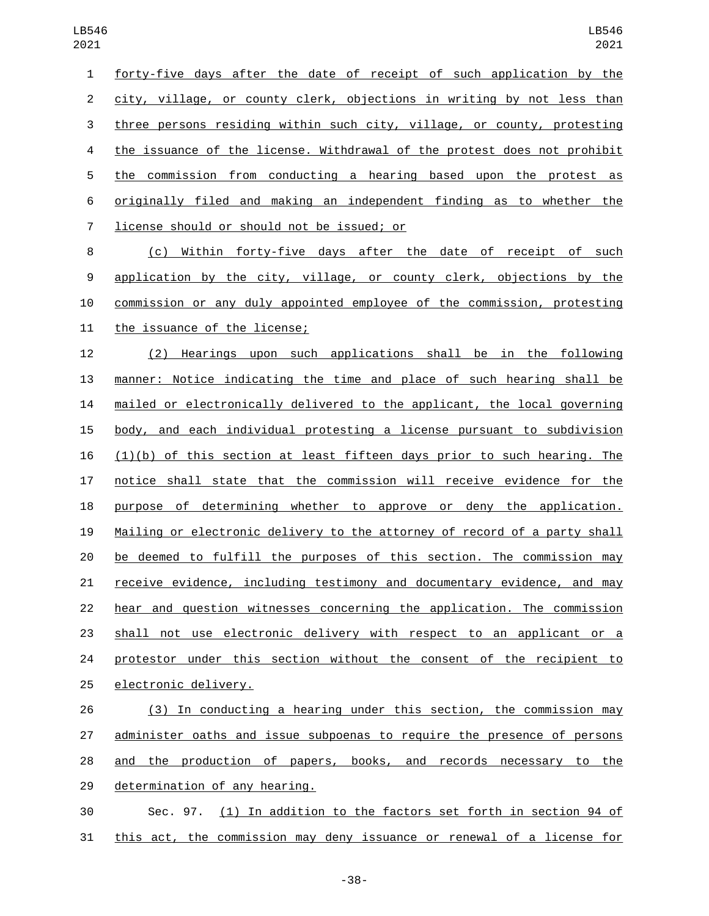forty-five days after the date of receipt of such application by the city, village, or county clerk, objections in writing by not less than three persons residing within such city, village, or county, protesting the issuance of the license. Withdrawal of the protest does not prohibit the commission from conducting a hearing based upon the protest as originally filed and making an independent finding as to whether the license should or should not be issued; or

(c) Within forty-five days after the date of receipt of such application by the city, village, or county clerk, objections by the commission or any duly appointed employee of the commission, protesting the issuance of the license;

(2) Hearings upon such applications shall be in the following manner: Notice indicating the time and place of such hearing shall be mailed or electronically delivered to the applicant, the local governing body, and each individual protesting a license pursuant to subdivision (1)(b) of this section at least fifteen days prior to such hearing. The notice shall state that the commission will receive evidence for the purpose of determining whether to approve or deny the application. Mailing or electronic delivery to the attorney of record of a party shall be deemed to fulfill the purposes of this section. The commission may receive evidence, including testimony and documentary evidence, and may hear and question witnesses concerning the application. The commission shall not use electronic delivery with respect to an applicant or a protestor under this section without the consent of the recipient to electronic delivery.

(3) In conducting a hearing under this section, the commission may administer oaths and issue subpoenas to require the presence of persons and the production of papers, books, and records necessary to the determination of any hearing.

Sec. 97. (1) In addition to the factors set forth in section 94 of this act, the commission may deny issuance or renewal of a license for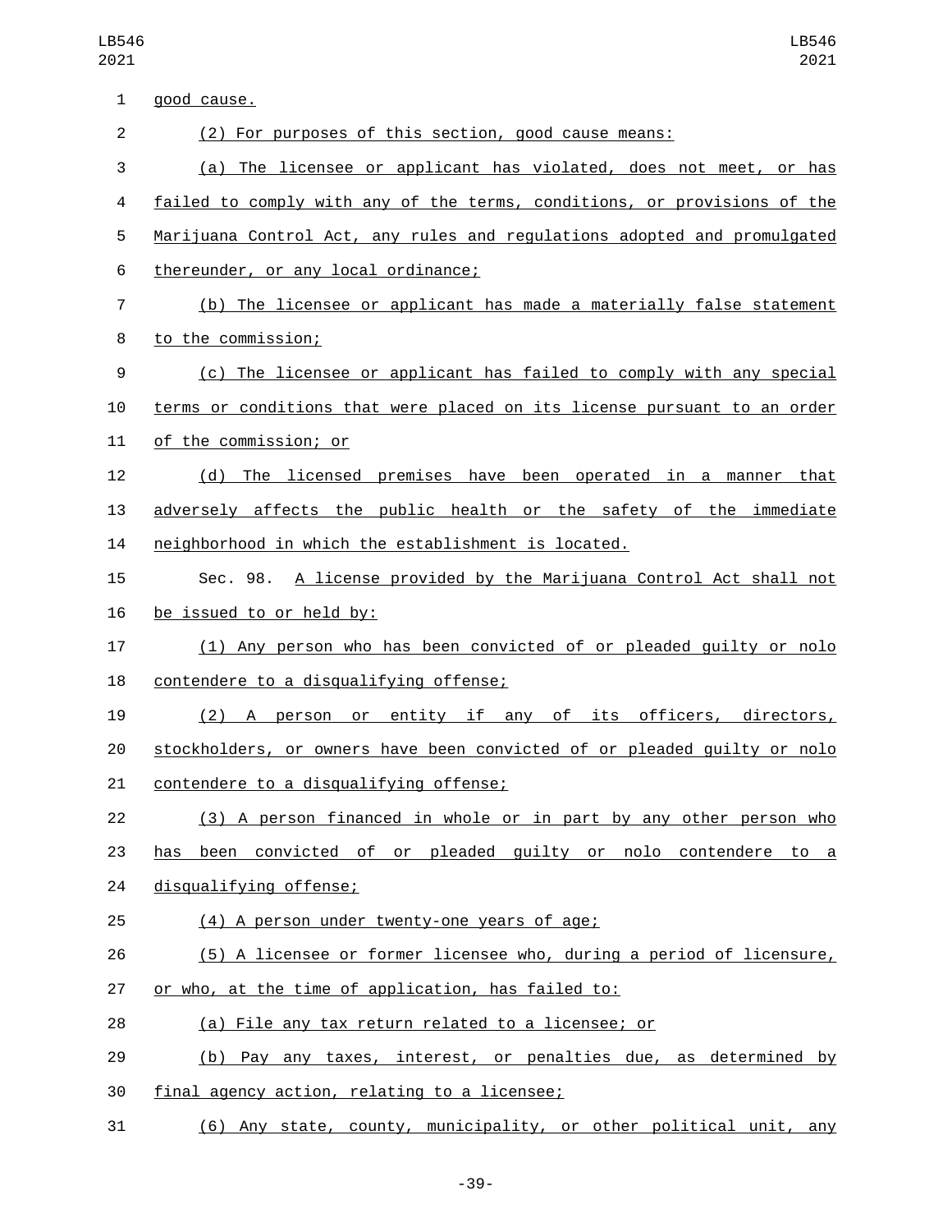good cause.

(2) For purposes of this section, good cause means:

(a) The licensee or applicant has violated, does not meet, or has failed to comply with any of the terms, conditions, or provisions of the Marijuana Control Act, any rules and regulations adopted and promulgated thereunder, or any local ordinance;

(b) The licensee or applicant has made a materially false statement to the commission;

(c) The licensee or applicant has failed to comply with any special terms or conditions that were placed on its license pursuant to an order of the commission; or

(d) The licensed premises have been operated in a manner that adversely affects the public health or the safety of the immediate neighborhood in which the establishment is located.

Sec. 98. A license provided by the Marijuana Control Act shall not be issued to or held by:

(1) Any person who has been convicted of or pleaded guilty or nolo contendere to a disqualifying offense;

(2) A person or entity if any of its officers, directors, stockholders, or owners have been convicted of or pleaded guilty or nolo contendere to a disqualifying offense;

(3) A person financed in whole or in part by any other person who has been convicted of or pleaded guilty or nolo contendere to a disqualifying offense;

(4) A person under twenty-one years of age;

(5) A licensee or former licensee who, during a period of licensure, or who, at the time of application, has failed to:

(a) File any tax return related to a licensee; or

(b) Pay any taxes, interest, or penalties due, as determined by final agency action, relating to a licensee;

(6) Any state, county, municipality, or other political unit, any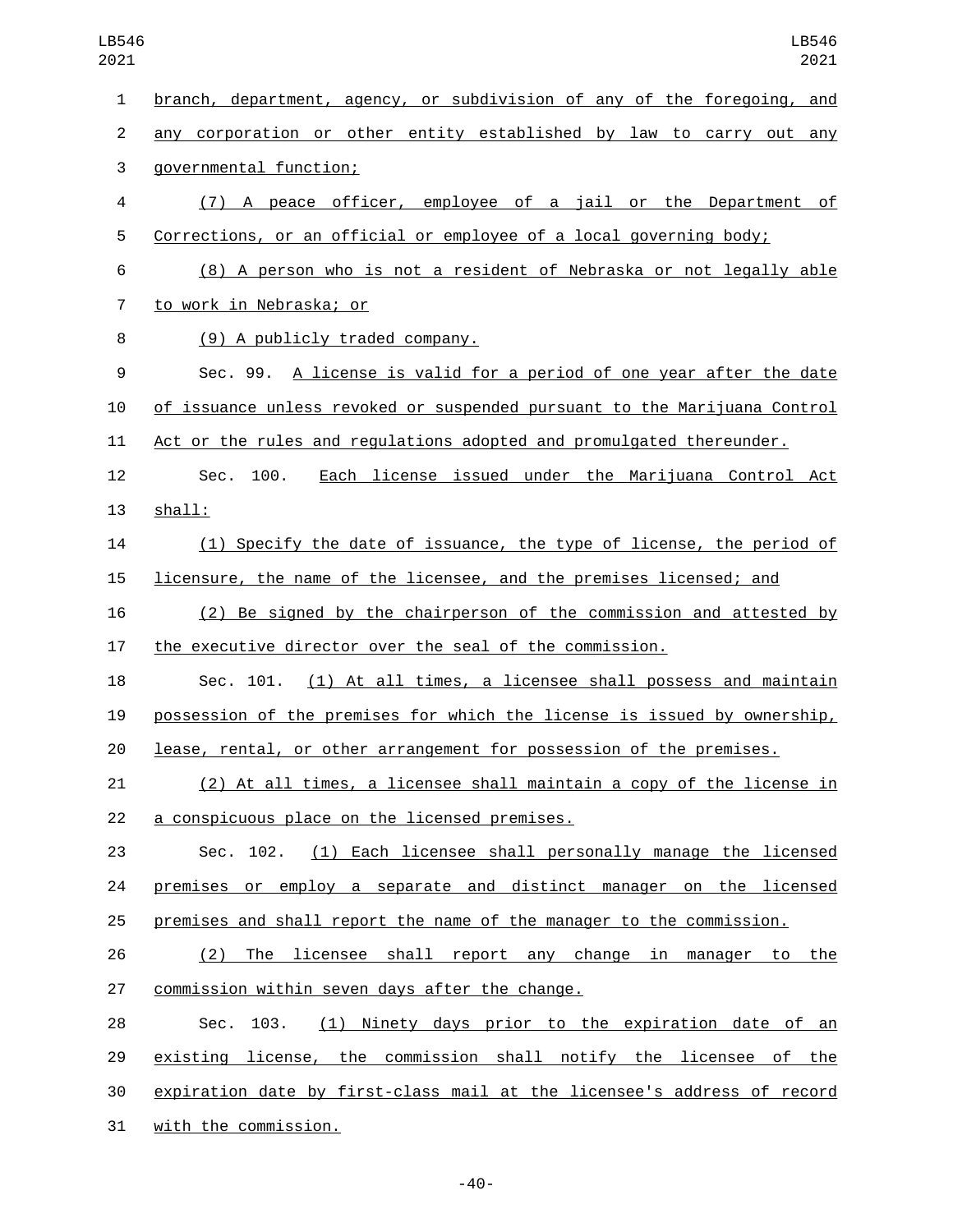branch, department, agency, or subdivision of any of the foregoing, and any corporation or other entity established by law to carry out any governmental function;

(7) A peace officer, employee of a jail or the Department of Corrections, or an official or employee of a local governing body;

(8) A person who is not a resident of Nebraska or not legally able to work in Nebraska; or

(9) A publicly traded company.

Sec. 99. A license is valid for a period of one year after the date of issuance unless revoked or suspended pursuant to the Marijuana Control Act or the rules and regulations adopted and promulgated thereunder.

Sec. 100. Each license issued under the Marijuana Control Act shall:

(1) Specify the date of issuance, the type of license, the period of licensure, the name of the licensee, and the premises licensed; and

(2) Be signed by the chairperson of the commission and attested by the executive director over the seal of the commission.

Sec. 101. (1) At all times, a licensee shall possess and maintain possession of the premises for which the license is issued by ownership, lease, rental, or other arrangement for possession of the premises.

(2) At all times, a licensee shall maintain a copy of the license in a conspicuous place on the licensed premises.

Sec. 102. (1) Each licensee shall personally manage the licensed premises or employ a separate and distinct manager on the licensed premises and shall report the name of the manager to the commission.

(2) The licensee shall report any change in manager to the commission within seven days after the change.

Sec. 103. (1) Ninety days prior to the expiration date of an existing license, the commission shall notify the licensee of the expiration date by first-class mail at the licensee's address of record with the commission.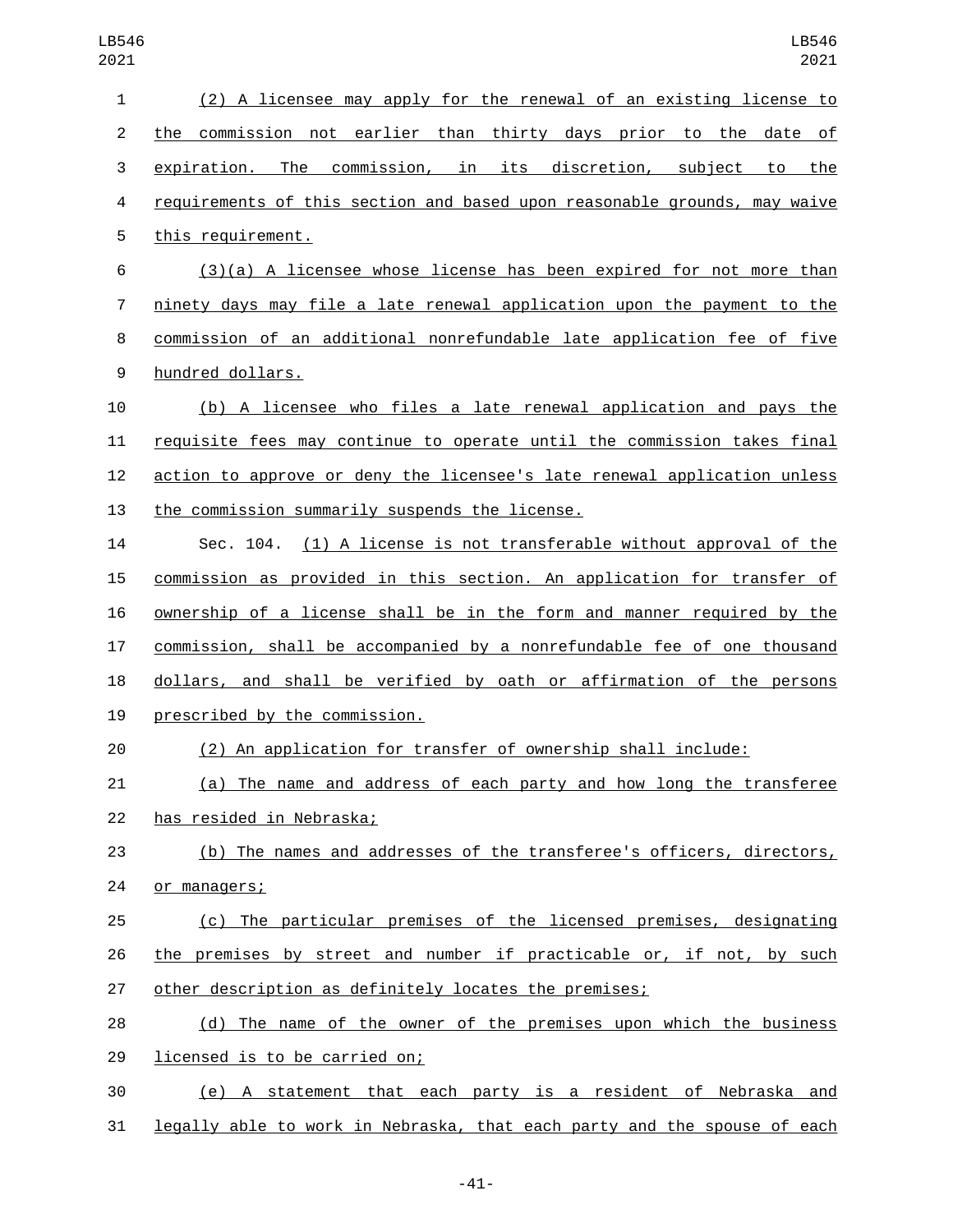(2) A licensee may apply for the renewal of an existing license to the commission not earlier than thirty days prior to the date of expiration. The commission, in its discretion, subject to the requirements of this section and based upon reasonable grounds, may waive this requirement.

(3)(a) A licensee whose license has been expired for not more than ninety days may file a late renewal application upon the payment to the commission of an additional nonrefundable late application fee of five hundred dollars.

(b) A licensee who files a late renewal application and pays the requisite fees may continue to operate until the commission takes final action to approve or deny the licensee's late renewal application unless the commission summarily suspends the license.

Sec. 104. (1) A license is not transferable without approval of the commission as provided in this section. An application for transfer of ownership of a license shall be in the form and manner required by the commission, shall be accompanied by a nonrefundable fee of one thousand dollars, and shall be verified by oath or affirmation of the persons prescribed by the commission.

(2) An application for transfer of ownership shall include:

(a) The name and address of each party and how long the transferee has resided in Nebraska;

(b) The names and addresses of the transferee's officers, directors, or managers;

(c) The particular premises of the licensed premises, designating the premises by street and number if practicable or, if not, by such other description as definitely locates the premises;

(d) The name of the owner of the premises upon which the business licensed is to be carried on;

(e) A statement that each party is a resident of Nebraska and legally able to work in Nebraska, that each party and the spouse of each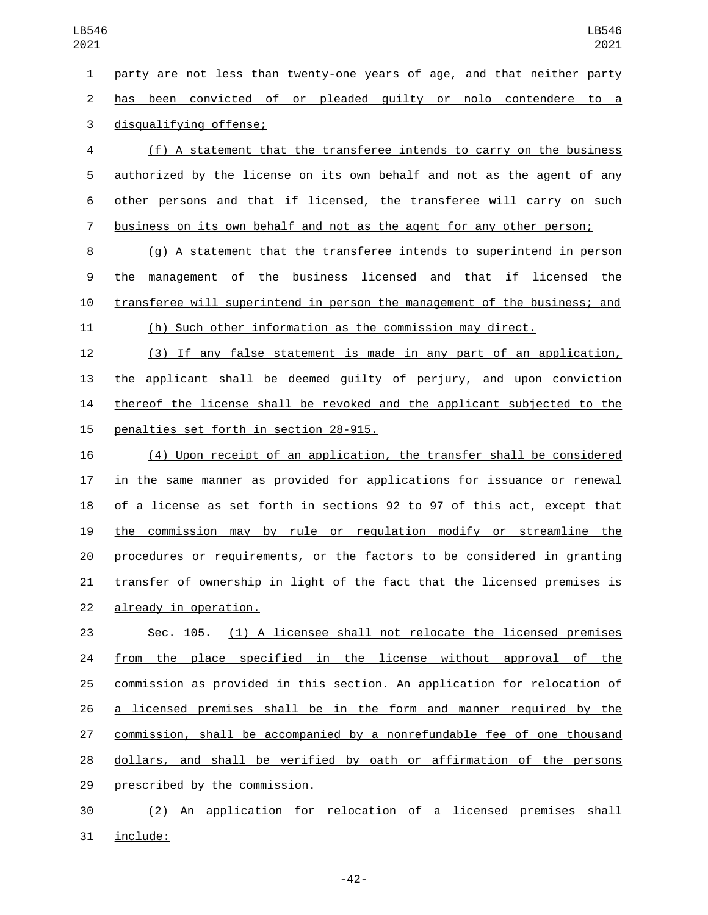party are not less than twenty-one years of age, and that neither party has been convicted of or pleaded guilty or nolo contendere to a disqualifying offense;

(f) A statement that the transferee intends to carry on the business authorized by the license on its own behalf and not as the agent of any other persons and that if licensed, the transferee will carry on such business on its own behalf and not as the agent for any other person;

(g) A statement that the transferee intends to superintend in person the management of the business licensed and that if licensed the transferee will superintend in person the management of the business; and

(h) Such other information as the commission may direct.

(3) If any false statement is made in any part of an application, the applicant shall be deemed guilty of perjury, and upon conviction thereof the license shall be revoked and the applicant subjected to the penalties set forth in section 28-915.

(4) Upon receipt of an application, the transfer shall be considered in the same manner as provided for applications for issuance or renewal of a license as set forth in sections 92 to 97 of this act, except that the commission may by rule or regulation modify or streamline the procedures or requirements, or the factors to be considered in granting transfer of ownership in light of the fact that the licensed premises is already in operation.

Sec. 105. (1) A licensee shall not relocate the licensed premises from the place specified in the license without approval of the commission as provided in this section. An application for relocation of a licensed premises shall be in the form and manner required by the commission, shall be accompanied by a nonrefundable fee of one thousand dollars, and shall be verified by oath or affirmation of the persons prescribed by the commission.

(2) An application for relocation of a licensed premises shall include: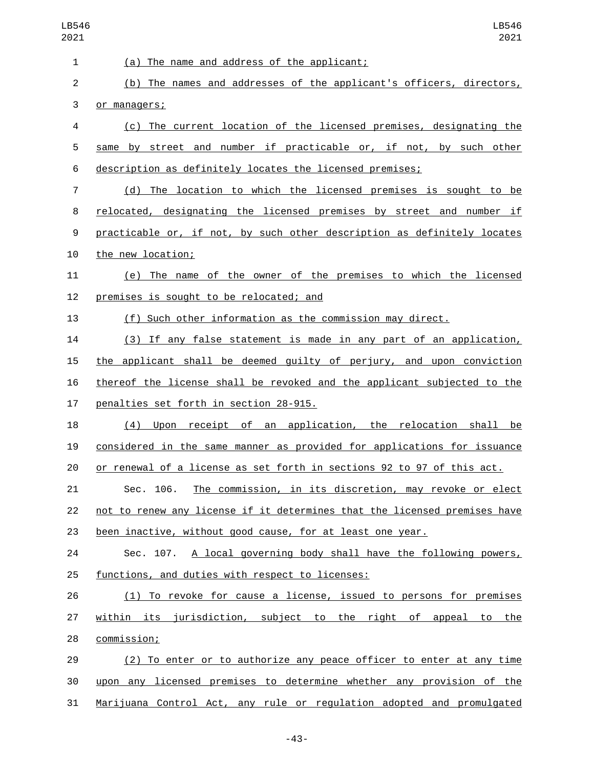(a) The name and address of the applicant;

(b) The names and addresses of the applicant's officers, directors, or managers;

(c) The current location of the licensed premises, designating the same by street and number if practicable or, if not, by such other description as definitely locates the licensed premises;

(d) The location to which the licensed premises is sought to be relocated, designating the licensed premises by street and number if practicable or, if not, by such other description as definitely locates the new location;

(e) The name of the owner of the premises to which the licensed premises is sought to be relocated; and

(f) Such other information as the commission may direct.

(3) If any false statement is made in any part of an application, the applicant shall be deemed guilty of perjury, and upon conviction thereof the license shall be revoked and the applicant subjected to the penalties set forth in section 28-915.

(4) Upon receipt of an application, the relocation shall be considered in the same manner as provided for applications for issuance or renewal of a license as set forth in sections 92 to 97 of this act.

Sec. 106. The commission, in its discretion, may revoke or elect not to renew any license if it determines that the licensed premises have been inactive, without good cause, for at least one year.

Sec. 107. A local governing body shall have the following powers, functions, and duties with respect to licenses:

(1) To revoke for cause a license, issued to persons for premises within its jurisdiction, subject to the right of appeal to the commission;

(2) To enter or to authorize any peace officer to enter at any time upon any licensed premises to determine whether any provision of the Marijuana Control Act, any rule or regulation adopted and promulgated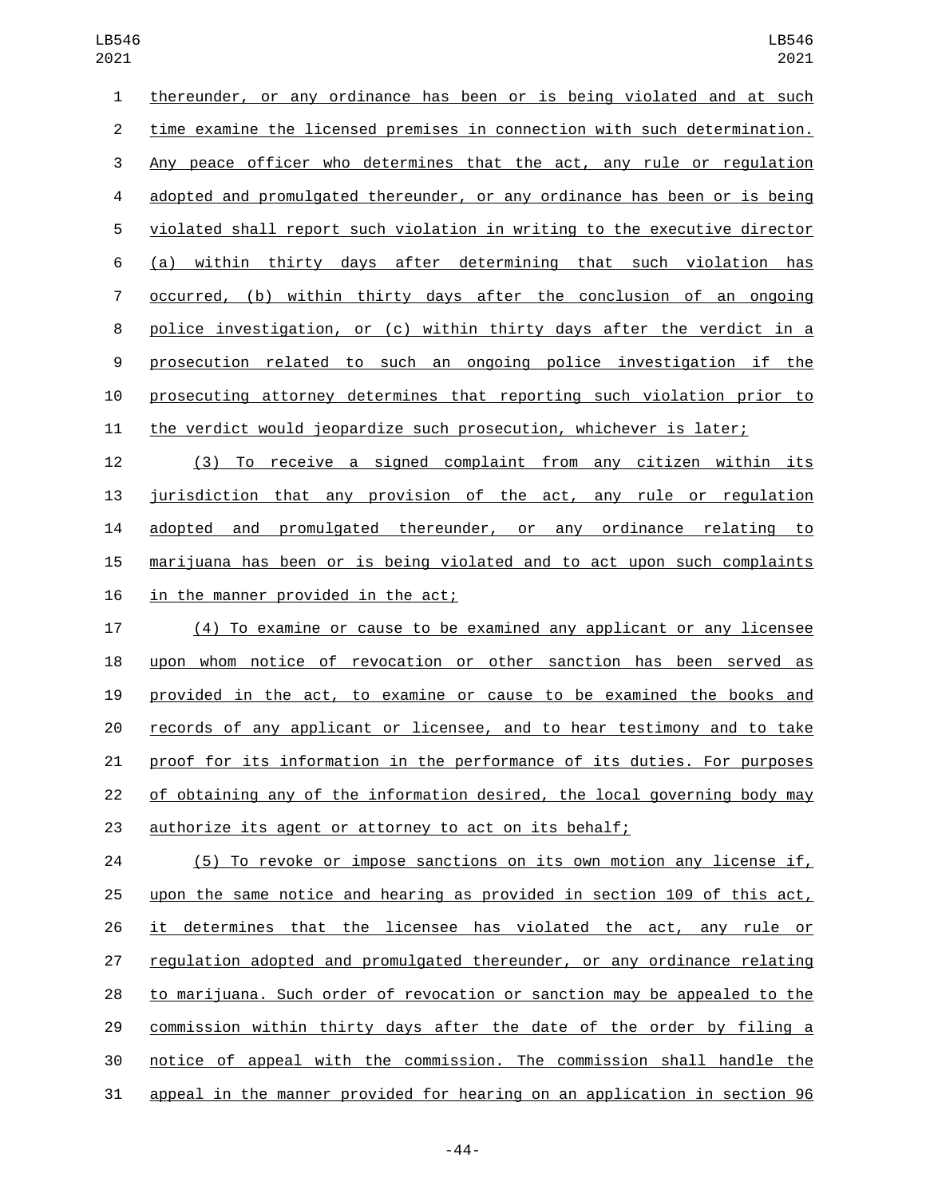thereunder, or any ordinance has been or is being violated and at such time examine the licensed premises in connection with such determination. Any peace officer who determines that the act, any rule or regulation adopted and promulgated thereunder, or any ordinance has been or is being violated shall report such violation in writing to the executive director (a) within thirty days after determining that such violation has occurred, (b) within thirty days after the conclusion of an ongoing police investigation, or (c) within thirty days after the verdict in a prosecution related to such an ongoing police investigation if the prosecuting attorney determines that reporting such violation prior to the verdict would jeopardize such prosecution, whichever is later;

(3) To receive a signed complaint from any citizen within its jurisdiction that any provision of the act, any rule or regulation adopted and promulgated thereunder, or any ordinance relating to marijuana has been or is being violated and to act upon such complaints in the manner provided in the act;

(4) To examine or cause to be examined any applicant or any licensee upon whom notice of revocation or other sanction has been served as provided in the act, to examine or cause to be examined the books and records of any applicant or licensee, and to hear testimony and to take proof for its information in the performance of its duties. For purposes of obtaining any of the information desired, the local governing body may authorize its agent or attorney to act on its behalf;

(5) To revoke or impose sanctions on its own motion any license if, upon the same notice and hearing as provided in section 109 of this act, it determines that the licensee has violated the act, any rule or regulation adopted and promulgated thereunder, or any ordinance relating to marijuana. Such order of revocation or sanction may be appealed to the commission within thirty days after the date of the order by filing a notice of appeal with the commission. The commission shall handle the appeal in the manner provided for hearing on an application in section 96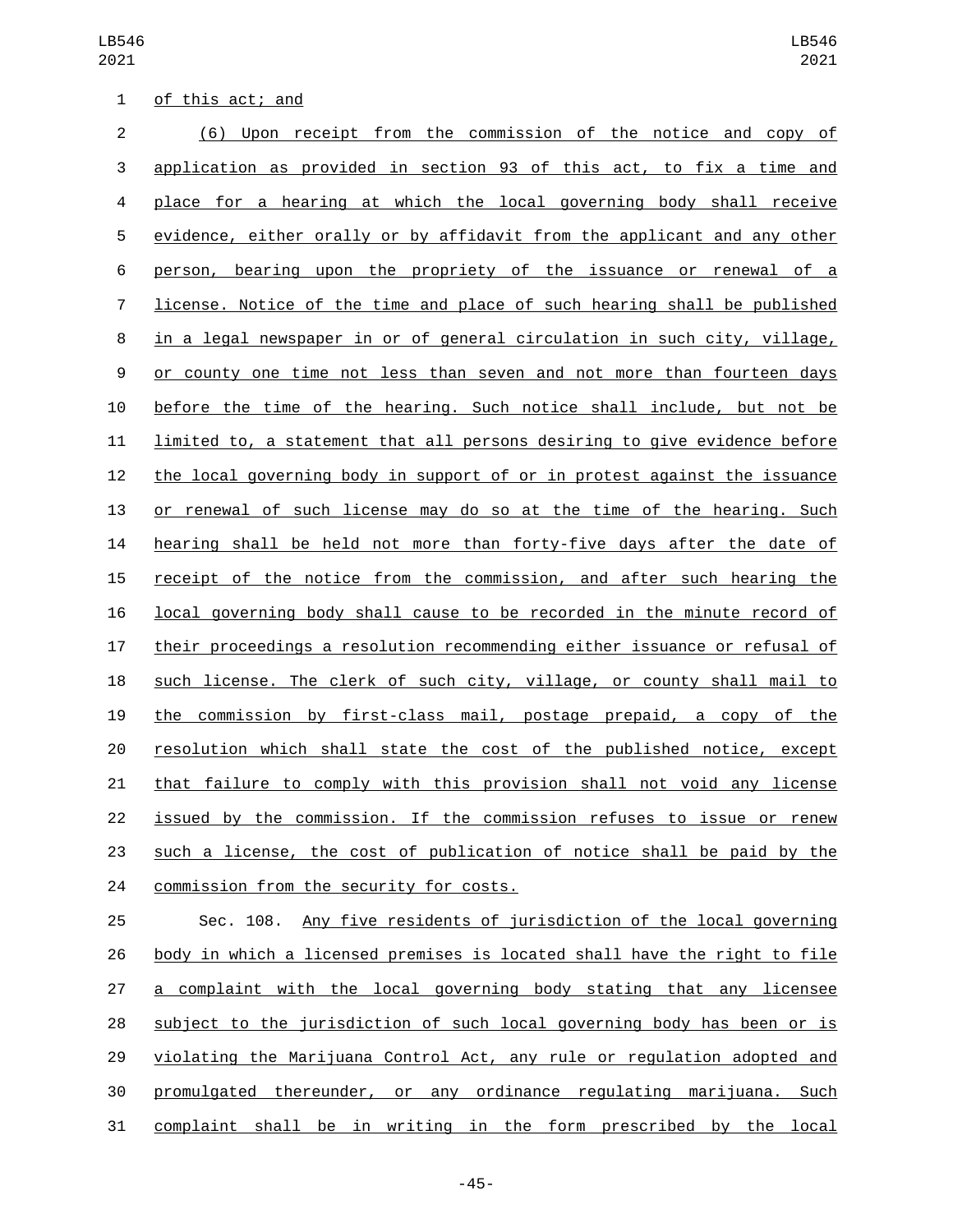of this act; and

(6) Upon receipt from the commission of the notice and copy of application as provided in section 93 of this act, to fix a time and place for a hearing at which the local governing body shall receive evidence, either orally or by affidavit from the applicant and any other person, bearing upon the propriety of the issuance or renewal of a license. Notice of the time and place of such hearing shall be published in a legal newspaper in or of general circulation in such city, village, or county one time not less than seven and not more than fourteen days before the time of the hearing. Such notice shall include, but not be limited to, a statement that all persons desiring to give evidence before the local governing body in support of or in protest against the issuance or renewal of such license may do so at the time of the hearing. Such hearing shall be held not more than forty-five days after the date of receipt of the notice from the commission, and after such hearing the local governing body shall cause to be recorded in the minute record of their proceedings a resolution recommending either issuance or refusal of such license. The clerk of such city, village, or county shall mail to the commission by first-class mail, postage prepaid, a copy of the resolution which shall state the cost of the published notice, except that failure to comply with this provision shall not void any license issued by the commission. If the commission refuses to issue or renew such a license, the cost of publication of notice shall be paid by the commission from the security for costs.

Sec. 108. Any five residents of jurisdiction of the local governing body in which a licensed premises is located shall have the right to file a complaint with the local governing body stating that any licensee subject to the jurisdiction of such local governing body has been or is violating the Marijuana Control Act, any rule or regulation adopted and promulgated thereunder, or any ordinance regulating marijuana. Such complaint shall be in writing in the form prescribed by the local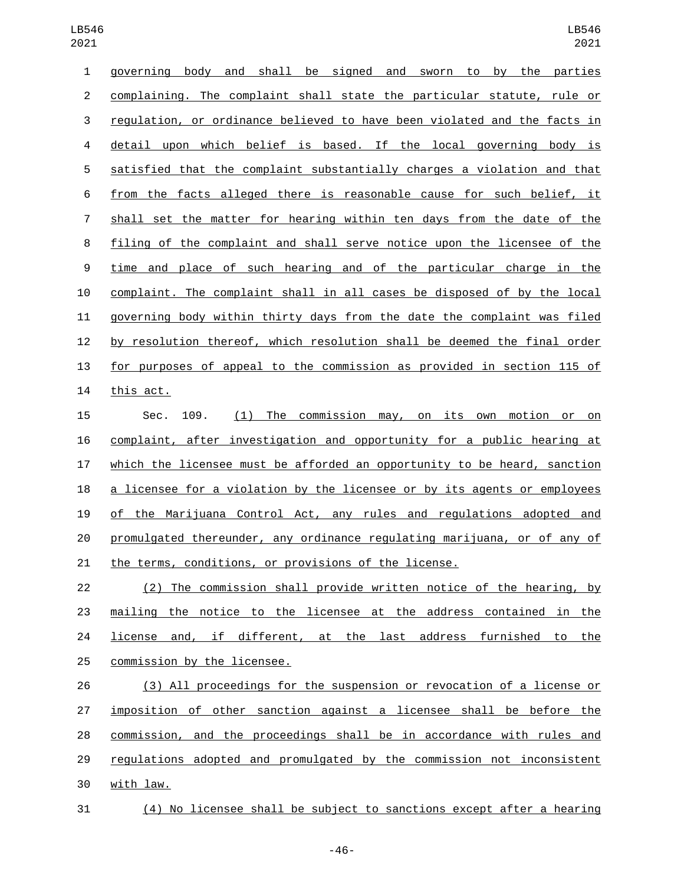governing body and shall be signed and sworn to by the parties complaining. The complaint shall state the particular statute, rule or regulation, or ordinance believed to have been violated and the facts in detail upon which belief is based. If the local governing body is satisfied that the complaint substantially charges a violation and that from the facts alleged there is reasonable cause for such belief, it shall set the matter for hearing within ten days from the date of the filing of the complaint and shall serve notice upon the licensee of the time and place of such hearing and of the particular charge in the complaint. The complaint shall in all cases be disposed of by the local governing body within thirty days from the date the complaint was filed by resolution thereof, which resolution shall be deemed the final order for purposes of appeal to the commission as provided in section 115 of this act.

Sec. 109. (1) The commission may, on its own motion or on complaint, after investigation and opportunity for a public hearing at which the licensee must be afforded an opportunity to be heard, sanction a licensee for a violation by the licensee or by its agents or employees of the Marijuana Control Act, any rules and regulations adopted and promulgated thereunder, any ordinance regulating marijuana, or of any of the terms, conditions, or provisions of the license.

(2) The commission shall provide written notice of the hearing, by mailing the notice to the licensee at the address contained in the license and, if different, at the last address furnished to the commission by the licensee.

(3) All proceedings for the suspension or revocation of a license or imposition of other sanction against a licensee shall be before the commission, and the proceedings shall be in accordance with rules and regulations adopted and promulgated by the commission not inconsistent with law.

(4) No licensee shall be subject to sanctions except after a hearing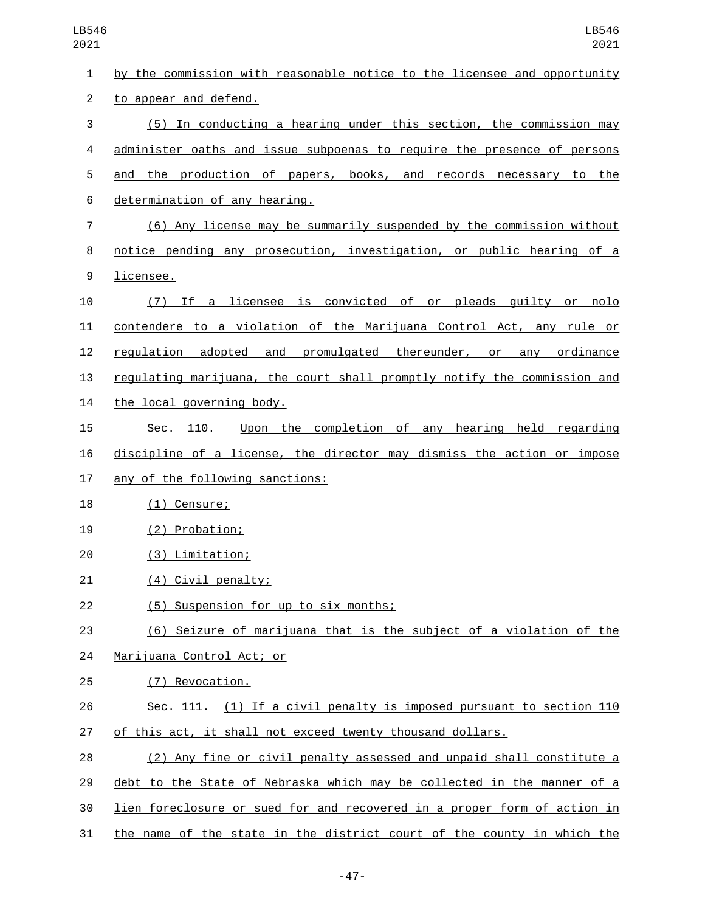by the commission with reasonable notice to the licensee and opportunity to appear and defend.

(5) In conducting a hearing under this section, the commission may administer oaths and issue subpoenas to require the presence of persons and the production of papers, books, and records necessary to the determination of any hearing.

(6) Any license may be summarily suspended by the commission without notice pending any prosecution, investigation, or public hearing of a licensee.

(7) If a licensee is convicted of or pleads guilty or nolo contendere to a violation of the Marijuana Control Act, any rule or regulation adopted and promulgated thereunder, or any ordinance regulating marijuana, the court shall promptly notify the commission and the local governing body.

Sec. 110. Upon the completion of any hearing held regarding discipline of a license, the director may dismiss the action or impose any of the following sanctions:

(1) Censure;

(2) Probation;

(3) Limitation;

(4) Civil penalty;

(5) Suspension for up to six months;

(6) Seizure of marijuana that is the subject of a violation of the Marijuana Control Act; or

(7) Revocation.

Sec. 111. (1) If a civil penalty is imposed pursuant to section 110 of this act, it shall not exceed twenty thousand dollars.

(2) Any fine or civil penalty assessed and unpaid shall constitute a debt to the State of Nebraska which may be collected in the manner of a lien foreclosure or sued for and recovered in a proper form of action in the name of the state in the district court of the county in which the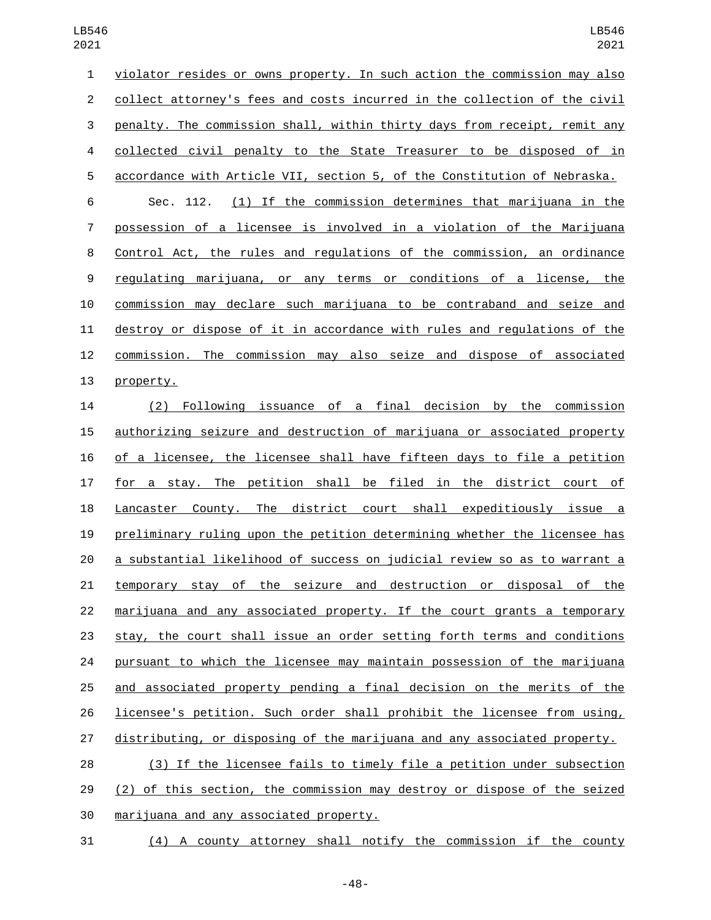violator resides or owns property. In such action the commission may also collect attorney's fees and costs incurred in the collection of the civil penalty. The commission shall, within thirty days from receipt, remit any collected civil penalty to the State Treasurer to be disposed of in accordance with Article VII, section 5, of the Constitution of Nebraska.

Sec. 112. (1) If the commission determines that marijuana in the possession of a licensee is involved in a violation of the Marijuana Control Act, the rules and regulations of the commission, an ordinance regulating marijuana, or any terms or conditions of a license, the commission may declare such marijuana to be contraband and seize and destroy or dispose of it in accordance with rules and regulations of the commission. The commission may also seize and dispose of associated property.

(2) Following issuance of a final decision by the commission authorizing seizure and destruction of marijuana or associated property of a licensee, the licensee shall have fifteen days to file a petition for a stay. The petition shall be filed in the district court of Lancaster County. The district court shall expeditiously issue a preliminary ruling upon the petition determining whether the licensee has a substantial likelihood of success on judicial review so as to warrant a temporary stay of the seizure and destruction or disposal of the marijuana and any associated property. If the court grants a temporary stay, the court shall issue an order setting forth terms and conditions pursuant to which the licensee may maintain possession of the marijuana and associated property pending a final decision on the merits of the licensee's petition. Such order shall prohibit the licensee from using, distributing, or disposing of the marijuana and any associated property.

(3) If the licensee fails to timely file a petition under subsection (2) of this section, the commission may destroy or dispose of the seized marijuana and any associated property.

(4) A county attorney shall notify the commission if the county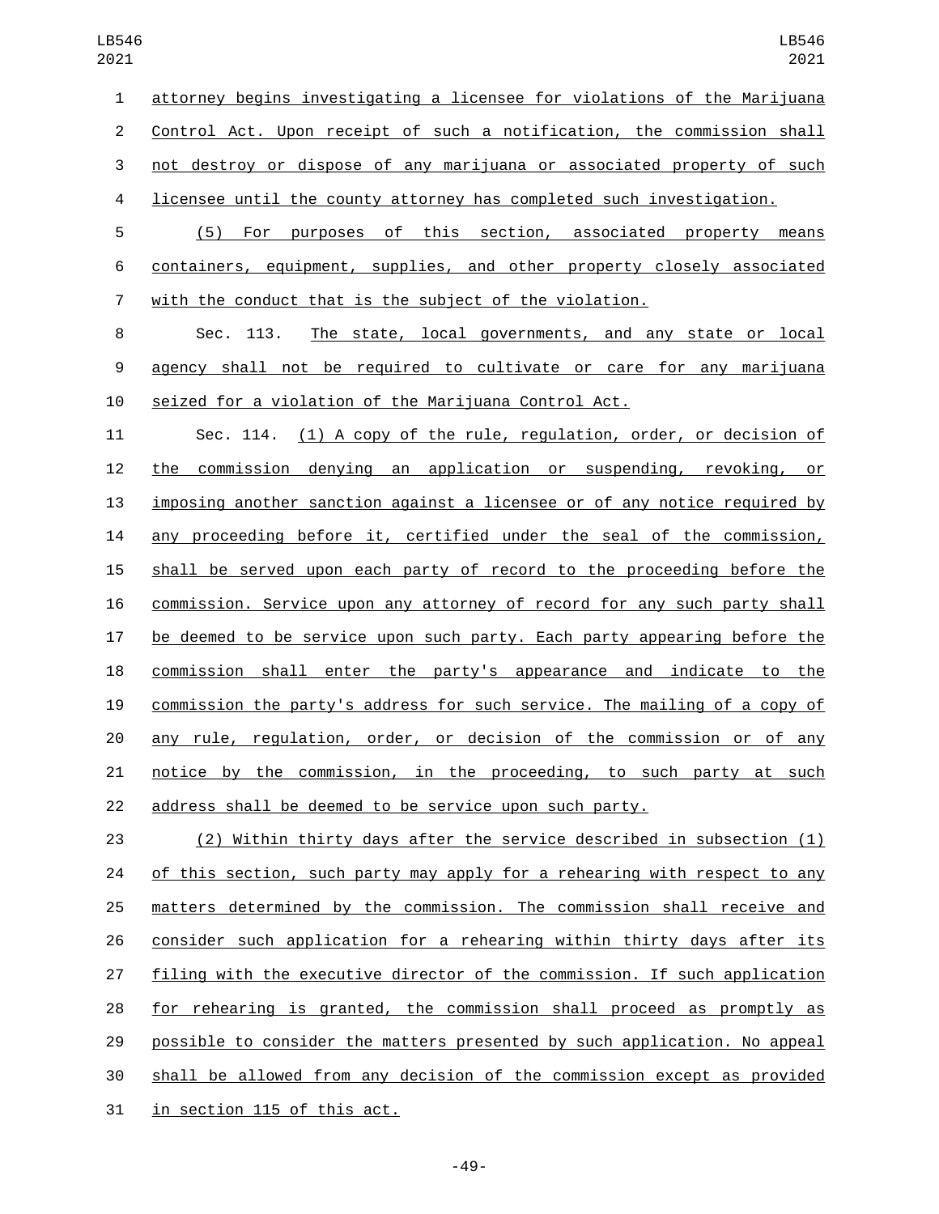attorney begins investigating a licensee for violations of the Marijuana Control Act. Upon receipt of such a notification, the commission shall not destroy or dispose of any marijuana or associated property of such licensee until the county attorney has completed such investigation.

(5) For purposes of this section, associated property means containers, equipment, supplies, and other property closely associated with the conduct that is the subject of the violation.

Sec. 113. The state, local governments, and any state or local agency shall not be required to cultivate or care for any marijuana seized for a violation of the Marijuana Control Act.

Sec. 114. (1) A copy of the rule, regulation, order, or decision of the commission denying an application or suspending, revoking, or imposing another sanction against a licensee or of any notice required by any proceeding before it, certified under the seal of the commission, shall be served upon each party of record to the proceeding before the commission. Service upon any attorney of record for any such party shall be deemed to be service upon such party. Each party appearing before the commission shall enter the party's appearance and indicate to the commission the party's address for such service. The mailing of a copy of any rule, regulation, order, or decision of the commission or of any notice by the commission, in the proceeding, to such party at such address shall be deemed to be service upon such party.

(2) Within thirty days after the service described in subsection (1) of this section, such party may apply for a rehearing with respect to any matters determined by the commission. The commission shall receive and consider such application for a rehearing within thirty days after its filing with the executive director of the commission. If such application for rehearing is granted, the commission shall proceed as promptly as possible to consider the matters presented by such application. No appeal shall be allowed from any decision of the commission except as provided in section 115 of this act.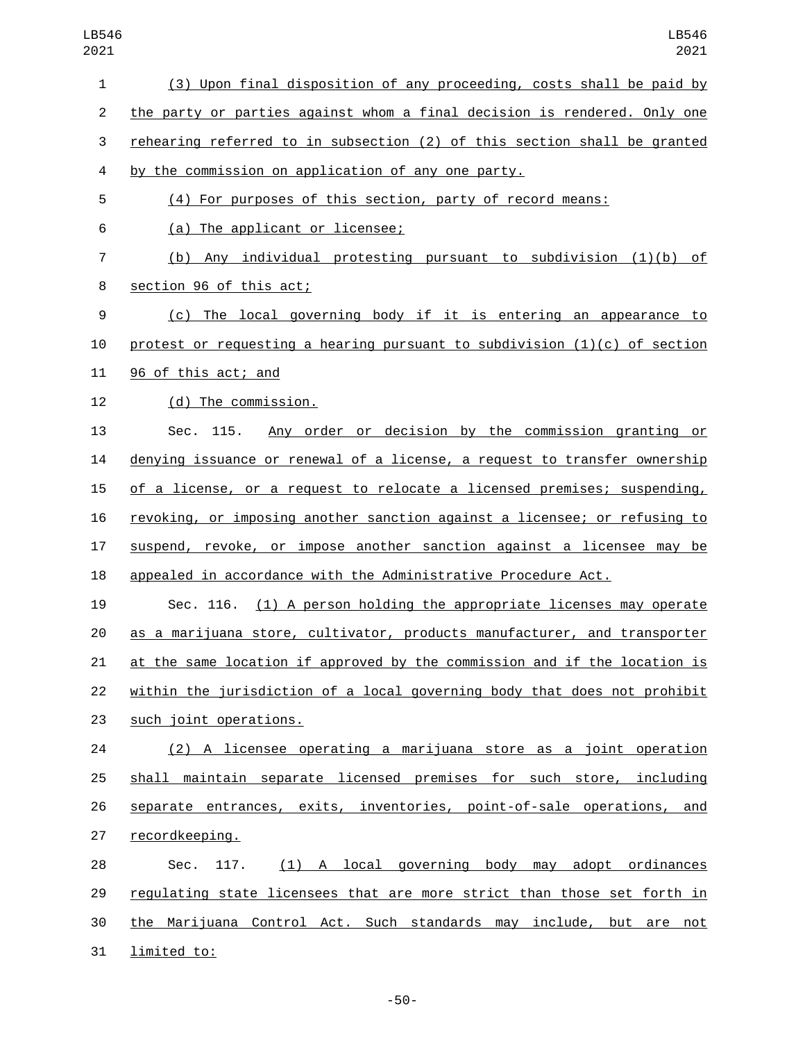(3) Upon final disposition of any proceeding, costs shall be paid by the party or parties against whom a final decision is rendered. Only one rehearing referred to in subsection (2) of this section shall be granted by the commission on application of any one party.

(4) For purposes of this section, party of record means:

(a) The applicant or licensee;

(b) Any individual protesting pursuant to subdivision (1)(b) of section 96 of this act;

(c) The local governing body if it is entering an appearance to protest or requesting a hearing pursuant to subdivision (1)(c) of section 96 of this act; and

(d) The commission.

Sec. 115. Any order or decision by the commission granting or denying issuance or renewal of a license, a request to transfer ownership of a license, or a request to relocate a licensed premises; suspending, revoking, or imposing another sanction against a licensee; or refusing to suspend, revoke, or impose another sanction against a licensee may be appealed in accordance with the Administrative Procedure Act.

Sec. 116. (1) A person holding the appropriate licenses may operate as a marijuana store, cultivator, products manufacturer, and transporter at the same location if approved by the commission and if the location is within the jurisdiction of a local governing body that does not prohibit such joint operations.

(2) A licensee operating a marijuana store as a joint operation shall maintain separate licensed premises for such store, including separate entrances, exits, inventories, point-of-sale operations, and recordkeeping.

Sec. 117. (1) A local governing body may adopt ordinances regulating state licensees that are more strict than those set forth in the Marijuana Control Act. Such standards may include, but are not limited to: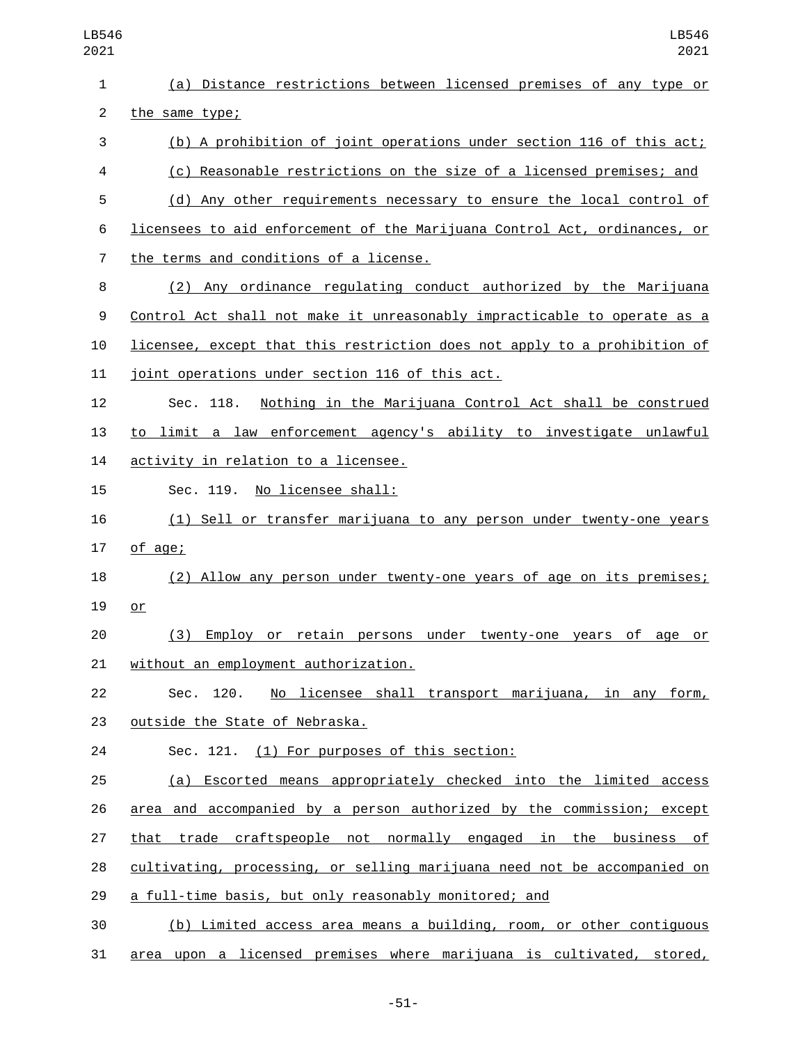(a) Distance restrictions between licensed premises of any type or the same type;

(b) A prohibition of joint operations under section 116 of this act;

(c) Reasonable restrictions on the size of a licensed premises; and

(d) Any other requirements necessary to ensure the local control of licensees to aid enforcement of the Marijuana Control Act, ordinances, or the terms and conditions of a license.

(2) Any ordinance regulating conduct authorized by the Marijuana Control Act shall not make it unreasonably impracticable to operate as a licensee, except that this restriction does not apply to a prohibition of joint operations under section 116 of this act.

Sec. 118. Nothing in the Marijuana Control Act shall be construed to limit a law enforcement agency's ability to investigate unlawful activity in relation to a licensee.

Sec. 119. No licensee shall:

(1) Sell or transfer marijuana to any person under twenty-one years of age;

(2) Allow any person under twenty-one years of age on its premises; or

(3) Employ or retain persons under twenty-one years of age or without an employment authorization.

Sec. 120. No licensee shall transport marijuana, in any form, outside the State of Nebraska.

Sec. 121. (1) For purposes of this section:

(a) Escorted means appropriately checked into the limited access area and accompanied by a person authorized by the commission; except that trade craftspeople not normally engaged in the business of cultivating, processing, or selling marijuana need not be accompanied on a full-time basis, but only reasonably monitored; and

(b) Limited access area means a building, room, or other contiguous area upon a licensed premises where marijuana is cultivated, stored,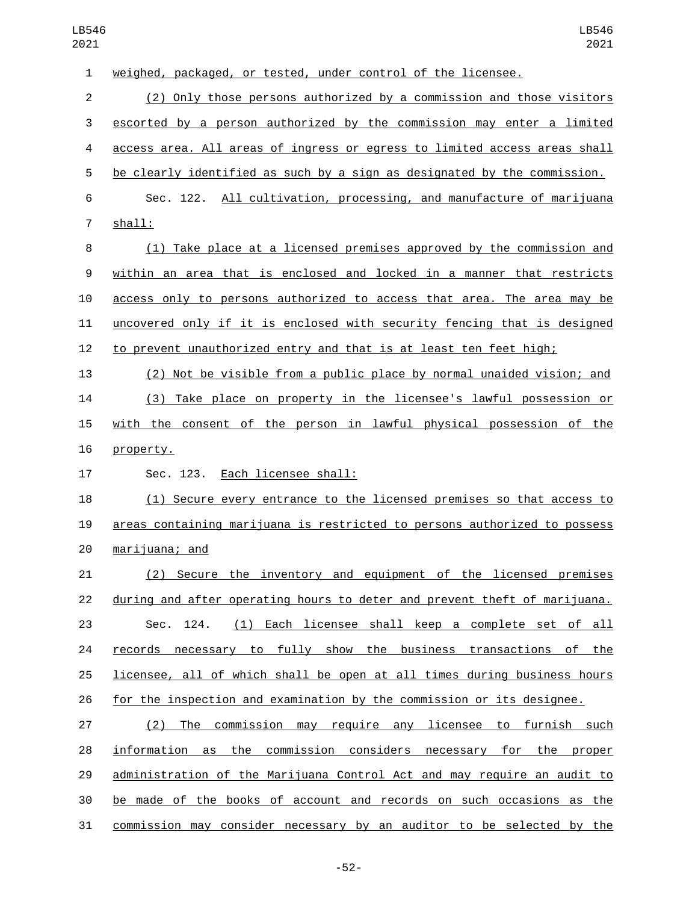weighed, packaged, or tested, under control of the licensee.

(2) Only those persons authorized by a commission and those visitors escorted by a person authorized by the commission may enter a limited access area. All areas of ingress or egress to limited access areas shall be clearly identified as such by a sign as designated by the commission.

Sec. 122. All cultivation, processing, and manufacture of marijuana shall:

(1) Take place at a licensed premises approved by the commission and within an area that is enclosed and locked in a manner that restricts access only to persons authorized to access that area. The area may be uncovered only if it is enclosed with security fencing that is designed to prevent unauthorized entry and that is at least ten feet high;

(2) Not be visible from a public place by normal unaided vision; and

(3) Take place on property in the licensee's lawful possession or with the consent of the person in lawful physical possession of the property.

Sec. 123. Each licensee shall:

(1) Secure every entrance to the licensed premises so that access to areas containing marijuana is restricted to persons authorized to possess marijuana; and

(2) Secure the inventory and equipment of the licensed premises during and after operating hours to deter and prevent theft of marijuana.

Sec. 124. (1) Each licensee shall keep a complete set of all records necessary to fully show the business transactions of the licensee, all of which shall be open at all times during business hours for the inspection and examination by the commission or its designee.

(2) The commission may require any licensee to furnish such information as the commission considers necessary for the proper administration of the Marijuana Control Act and may require an audit to be made of the books of account and records on such occasions as the commission may consider necessary by an auditor to be selected by the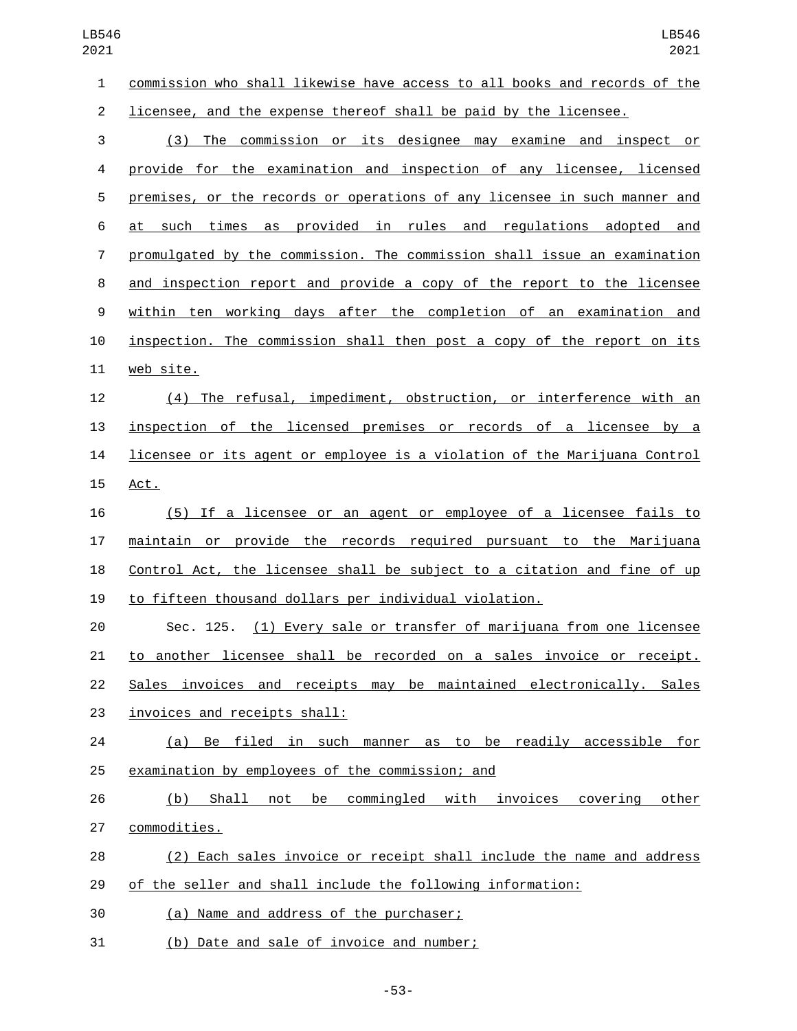commission who shall likewise have access to all books and records of the licensee, and the expense thereof shall be paid by the licensee.

(3) The commission or its designee may examine and inspect or provide for the examination and inspection of any licensee, licensed premises, or the records or operations of any licensee in such manner and at such times as provided in rules and regulations adopted and promulgated by the commission. The commission shall issue an examination and inspection report and provide a copy of the report to the licensee within ten working days after the completion of an examination and inspection. The commission shall then post a copy of the report on its web site.

(4) The refusal, impediment, obstruction, or interference with an inspection of the licensed premises or records of a licensee by a licensee or its agent or employee is a violation of the Marijuana Control Act.

(5) If a licensee or an agent or employee of a licensee fails to maintain or provide the records required pursuant to the Marijuana Control Act, the licensee shall be subject to a citation and fine of up to fifteen thousand dollars per individual violation.

Sec. 125. (1) Every sale or transfer of marijuana from one licensee to another licensee shall be recorded on a sales invoice or receipt. Sales invoices and receipts may be maintained electronically. Sales invoices and receipts shall:

(a) Be filed in such manner as to be readily accessible for examination by employees of the commission; and

(b) Shall not be commingled with invoices covering other commodities.

(2) Each sales invoice or receipt shall include the name and address of the seller and shall include the following information:

(a) Name and address of the purchaser;

(b) Date and sale of invoice and number;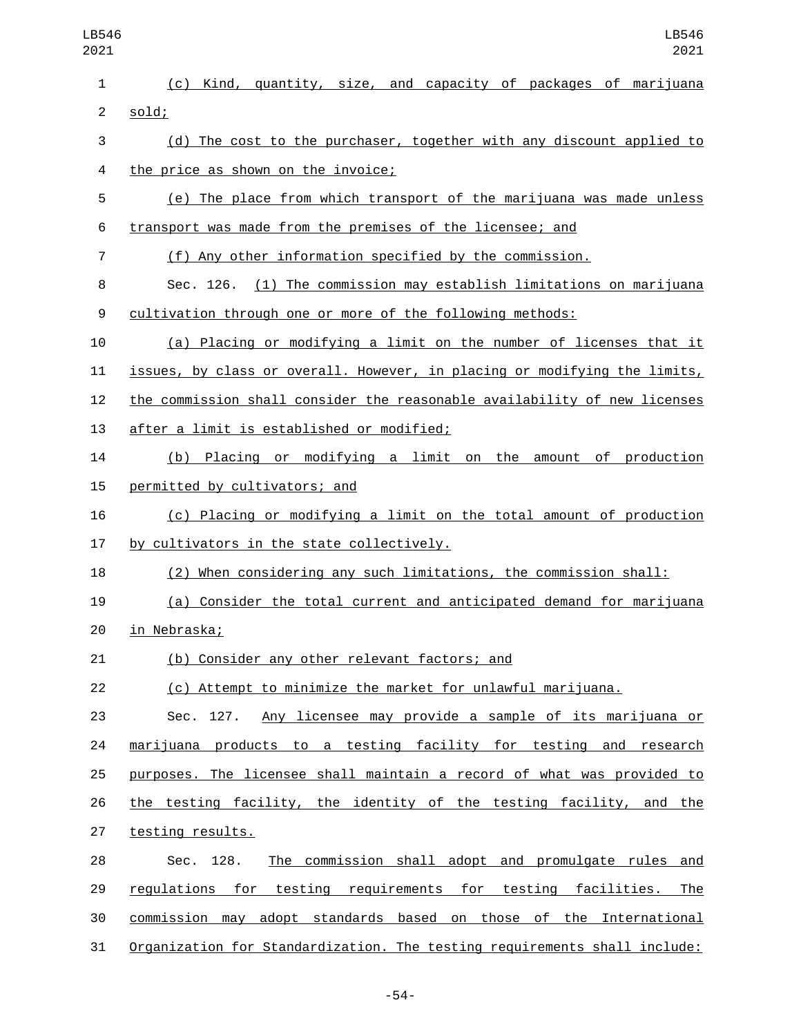(c) Kind, quantity, size, and capacity of packages of marijuana sold;

(d) The cost to the purchaser, together with any discount applied to the price as shown on the invoice;

(e) The place from which transport of the marijuana was made unless transport was made from the premises of the licensee; and

(f) Any other information specified by the commission.

Sec. 126. (1) The commission may establish limitations on marijuana cultivation through one or more of the following methods:

(a) Placing or modifying a limit on the number of licenses that it issues, by class or overall. However, in placing or modifying the limits, the commission shall consider the reasonable availability of new licenses after a limit is established or modified;

(b) Placing or modifying a limit on the amount of production permitted by cultivators; and

(c) Placing or modifying a limit on the total amount of production by cultivators in the state collectively.

(2) When considering any such limitations, the commission shall:

(a) Consider the total current and anticipated demand for marijuana in Nebraska;

(b) Consider any other relevant factors; and

(c) Attempt to minimize the market for unlawful marijuana.

Sec. 127. Any licensee may provide a sample of its marijuana or marijuana products to a testing facility for testing and research purposes. The licensee shall maintain a record of what was provided to the testing facility, the identity of the testing facility, and the testing results.

Sec. 128. The commission shall adopt and promulgate rules and regulations for testing requirements for testing facilities. The commission may adopt standards based on those of the International Organization for Standardization. The testing requirements shall include: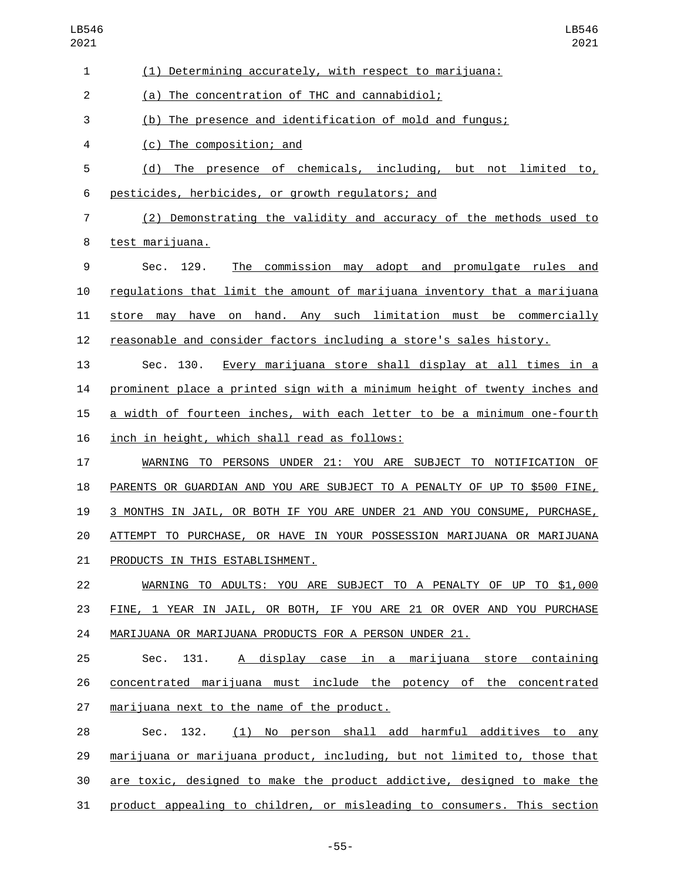(1) Determining accurately, with respect to marijuana:

(a) The concentration of THC and cannabidiol;

(b) The presence and identification of mold and fungus;

(c) The composition; and

(d) The presence of chemicals, including, but not limited to, pesticides, herbicides, or growth regulators; and

(2) Demonstrating the validity and accuracy of the methods used to test marijuana.

Sec. 129. The commission may adopt and promulgate rules and regulations that limit the amount of marijuana inventory that a marijuana store may have on hand. Any such limitation must be commercially reasonable and consider factors including a store's sales history.

Sec. 130. Every marijuana store shall display at all times in a prominent place a printed sign with a minimum height of twenty inches and a width of fourteen inches, with each letter to be a minimum one-fourth inch in height, which shall read as follows:

WARNING TO PERSONS UNDER 21: YOU ARE SUBJECT TO NOTIFICATION OF PARENTS OR GUARDIAN AND YOU ARE SUBJECT TO A PENALTY OF UP TO $500 FINE, 3 MONTHS IN JAIL, OR BOTH IF YOU ARE UNDER 21 AND YOU CONSUME, PURCHASE, ATTEMPT TO PURCHASE, OR HAVE IN YOUR POSSESSION MARIJUANA OR MARIJUANA PRODUCTS IN THIS ESTABLISHMENT.

WARNING TO ADULTS: YOU ARE SUBJECT TO A PENALTY OF UP TO $1,000 FINE, 1 YEAR IN JAIL, OR BOTH, IF YOU ARE 21 OR OVER AND YOU PURCHASE MARIJUANA OR MARIJUANA PRODUCTS FOR A PERSON UNDER 21.

Sec. 131. A display case in a marijuana store containing concentrated marijuana must include the potency of the concentrated marijuana next to the name of the product.

Sec. 132. (1) No person shall add harmful additives to any marijuana or marijuana product, including, but not limited to, those that are toxic, designed to make the product addictive, designed to make the product appealing to children, or misleading to consumers. This section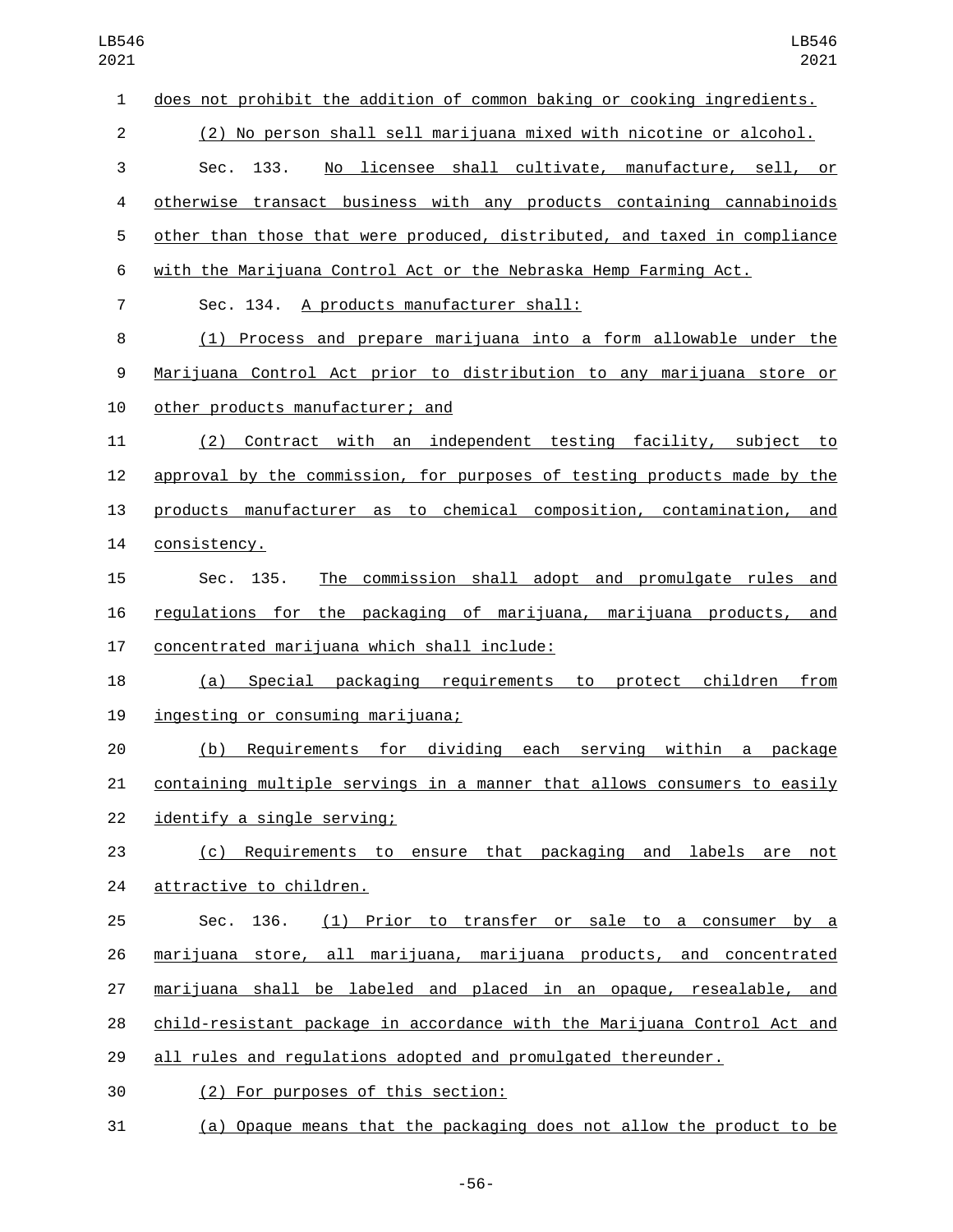does not prohibit the addition of common baking or cooking ingredients.

(2) No person shall sell marijuana mixed with nicotine or alcohol.

Sec. 133. No licensee shall cultivate, manufacture, sell, or otherwise transact business with any products containing cannabinoids other than those that were produced, distributed, and taxed in compliance with the Marijuana Control Act or the Nebraska Hemp Farming Act.

Sec. 134. A products manufacturer shall:

(1) Process and prepare marijuana into a form allowable under the Marijuana Control Act prior to distribution to any marijuana store or other products manufacturer; and

(2) Contract with an independent testing facility, subject to approval by the commission, for purposes of testing products made by the products manufacturer as to chemical composition, contamination, and consistency.

Sec. 135. The commission shall adopt and promulgate rules and regulations for the packaging of marijuana, marijuana products, and concentrated marijuana which shall include:

(a) Special packaging requirements to protect children from ingesting or consuming marijuana;

(b) Requirements for dividing each serving within a package containing multiple servings in a manner that allows consumers to easily identify a single serving;

(c) Requirements to ensure that packaging and labels are not attractive to children.

Sec. 136. (1) Prior to transfer or sale to a consumer by a marijuana store, all marijuana, marijuana products, and concentrated marijuana shall be labeled and placed in an opaque, resealable, and child-resistant package in accordance with the Marijuana Control Act and all rules and regulations adopted and promulgated thereunder.

(2) For purposes of this section:

(a) Opaque means that the packaging does not allow the product to be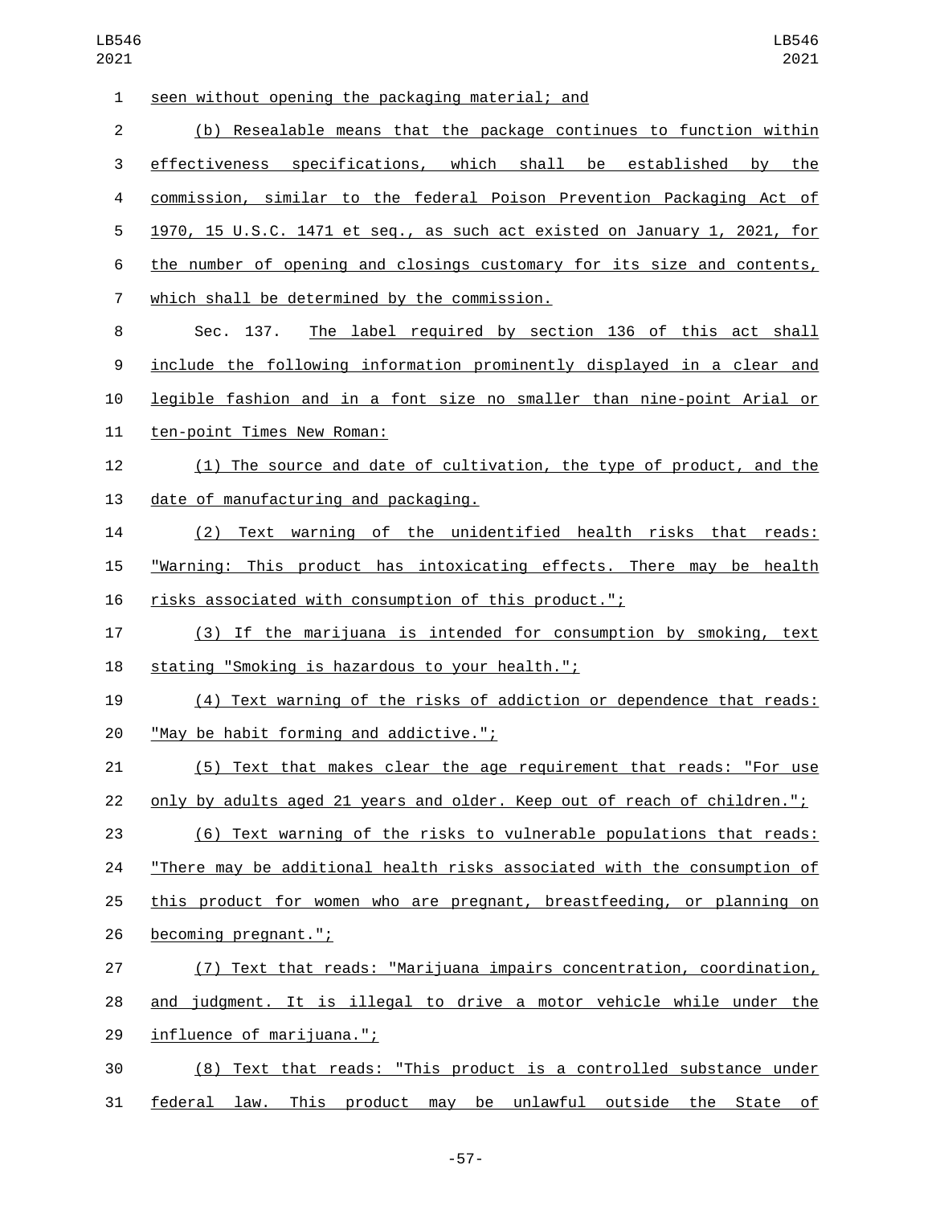seen without opening the packaging material; and

(b) Resealable means that the package continues to function within effectiveness specifications, which shall be established by the commission, similar to the federal Poison Prevention Packaging Act of 1970, 15 U.S.C. 1471 et seq., as such act existed on January 1, 2021, for the number of opening and closings customary for its size and contents, which shall be determined by the commission.

Sec. 137. The label required by section 136 of this act shall include the following information prominently displayed in a clear and legible fashion and in a font size no smaller than nine-point Arial or ten-point Times New Roman:

(1) The source and date of cultivation, the type of product, and the date of manufacturing and packaging.

(2) Text warning of the unidentified health risks that reads: "Warning: This product has intoxicating effects. There may be health risks associated with consumption of this product.";

(3) If the marijuana is intended for consumption by smoking, text stating "Smoking is hazardous to your health.";

(4) Text warning of the risks of addiction or dependence that reads: "May be habit forming and addictive.";

(5) Text that makes clear the age requirement that reads: "For use only by adults aged 21 years and older. Keep out of reach of children.";

(6) Text warning of the risks to vulnerable populations that reads: "There may be additional health risks associated with the consumption of this product for women who are pregnant, breastfeeding, or planning on becoming pregnant.";

(7) Text that reads: "Marijuana impairs concentration, coordination, and judgment. It is illegal to drive a motor vehicle while under the influence of marijuana.";

(8) Text that reads: "This product is a controlled substance under federal law. This product may be unlawful outside the State of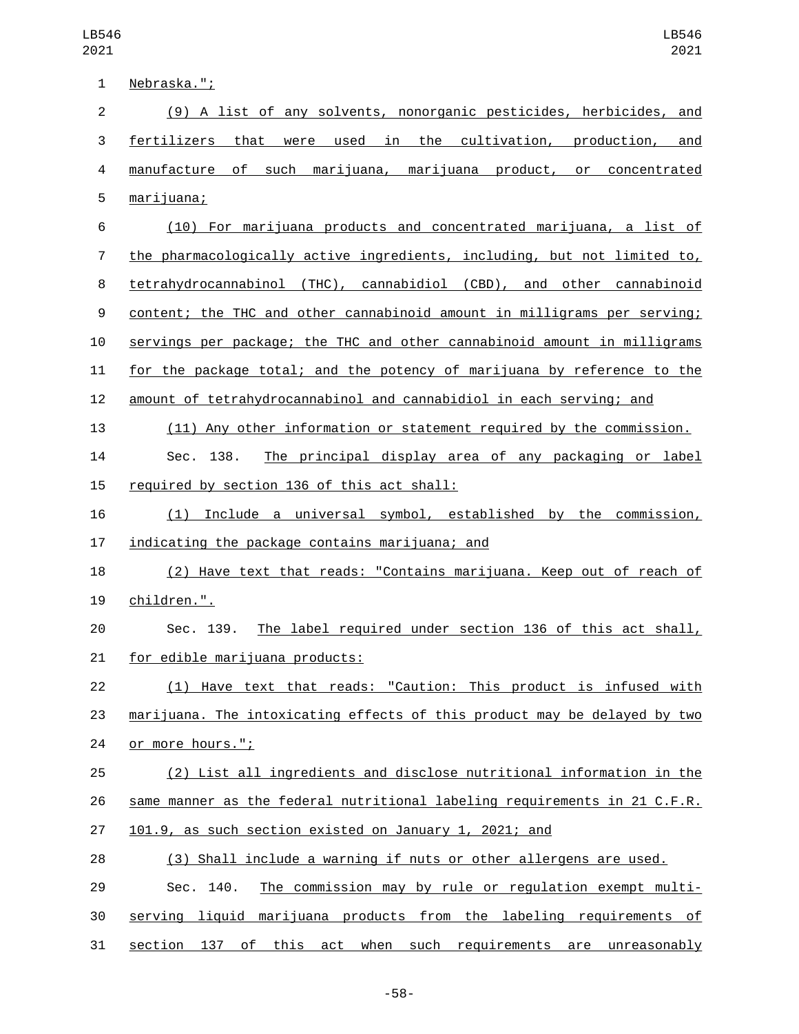Nebraska.";

(9) A list of any solvents, nonorganic pesticides, herbicides, and fertilizers that were used in the cultivation, production, and manufacture of such marijuana, marijuana product, or concentrated marijuana;

(10) For marijuana products and concentrated marijuana, a list of the pharmacologically active ingredients, including, but not limited to, tetrahydrocannabinol (THC), cannabidiol (CBD), and other cannabinoid content; the THC and other cannabinoid amount in milligrams per serving; servings per package; the THC and other cannabinoid amount in milligrams for the package total; and the potency of marijuana by reference to the amount of tetrahydrocannabinol and cannabidiol in each serving; and

(11) Any other information or statement required by the commission.

Sec. 138. The principal display area of any packaging or label required by section 136 of this act shall:

(1) Include a universal symbol, established by the commission, indicating the package contains marijuana; and

(2) Have text that reads: "Contains marijuana. Keep out of reach of children.".

Sec. 139. The label required under section 136 of this act shall, for edible marijuana products:

(1) Have text that reads: "Caution: This product is infused with marijuana. The intoxicating effects of this product may be delayed by two or more hours.";

(2) List all ingredients and disclose nutritional information in the same manner as the federal nutritional labeling requirements in 21 C.F.R. 101.9, as such section existed on January 1, 2021; and

(3) Shall include a warning if nuts or other allergens are used.

Sec. 140. The commission may by rule or regulation exempt multi-serving liquid marijuana products from the labeling requirements of section 137 of this act when such requirements are unreasonably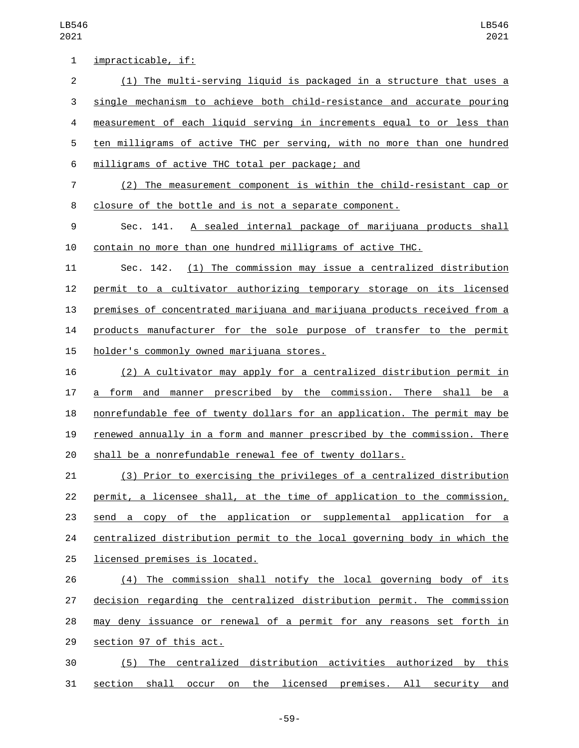impracticable, if:

(1) The multi-serving liquid is packaged in a structure that uses a single mechanism to achieve both child-resistance and accurate pouring measurement of each liquid serving in increments equal to or less than ten milligrams of active THC per serving, with no more than one hundred milligrams of active THC total per package; and

(2) The measurement component is within the child-resistant cap or closure of the bottle and is not a separate component.

Sec. 141. A sealed internal package of marijuana products shall contain no more than one hundred milligrams of active THC.

Sec. 142. (1) The commission may issue a centralized distribution permit to a cultivator authorizing temporary storage on its licensed premises of concentrated marijuana and marijuana products received from a products manufacturer for the sole purpose of transfer to the permit holder's commonly owned marijuana stores.

(2) A cultivator may apply for a centralized distribution permit in a form and manner prescribed by the commission. There shall be a nonrefundable fee of twenty dollars for an application. The permit may be renewed annually in a form and manner prescribed by the commission. There shall be a nonrefundable renewal fee of twenty dollars.

(3) Prior to exercising the privileges of a centralized distribution permit, a licensee shall, at the time of application to the commission, send a copy of the application or supplemental application for a centralized distribution permit to the local governing body in which the licensed premises is located.

(4) The commission shall notify the local governing body of its decision regarding the centralized distribution permit. The commission may deny issuance or renewal of a permit for any reasons set forth in section 97 of this act.

(5) The centralized distribution activities authorized by this section shall occur on the licensed premises. All security and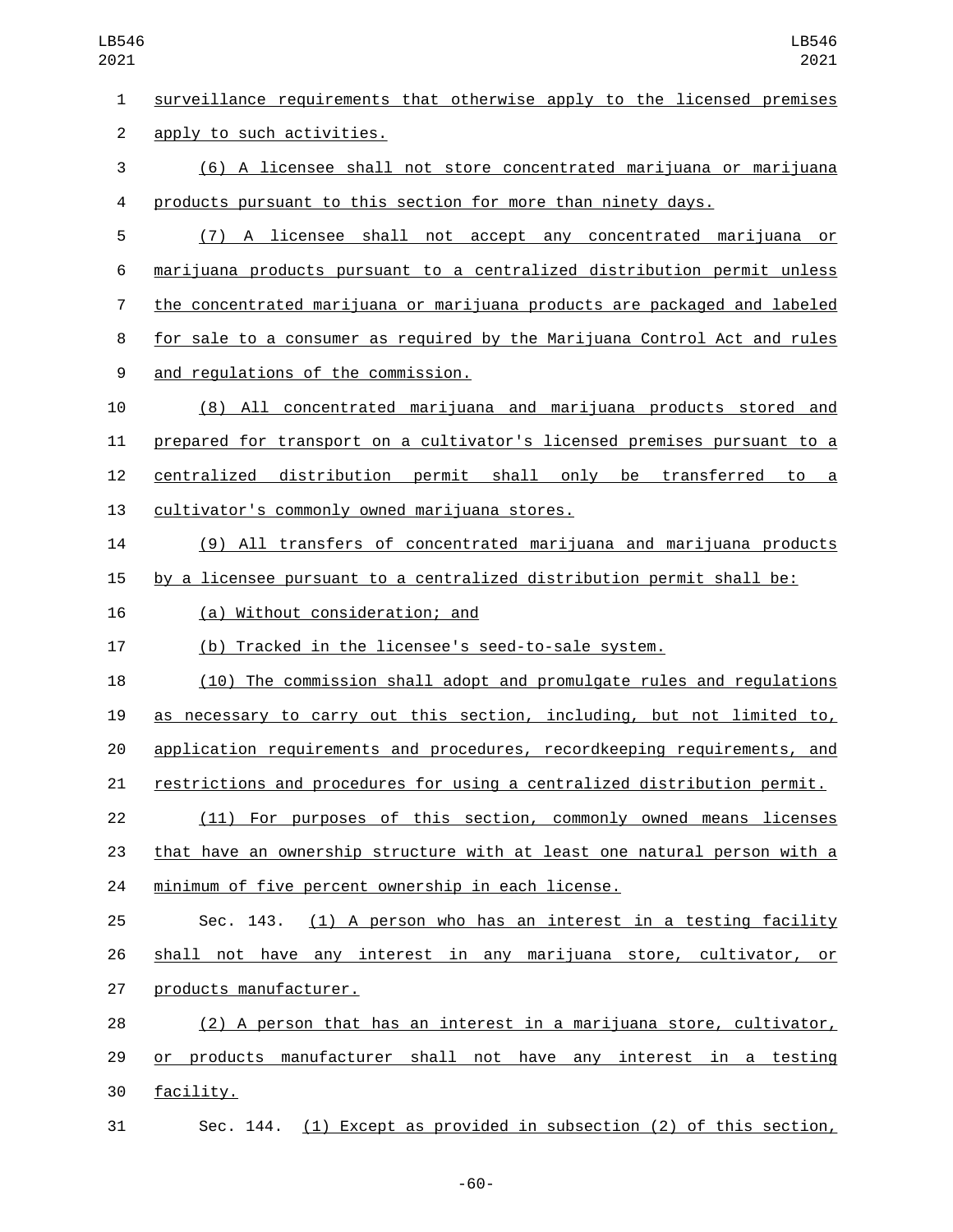surveillance requirements that otherwise apply to the licensed premises apply to such activities.

(6) A licensee shall not store concentrated marijuana or marijuana products pursuant to this section for more than ninety days.

(7) A licensee shall not accept any concentrated marijuana or marijuana products pursuant to a centralized distribution permit unless the concentrated marijuana or marijuana products are packaged and labeled for sale to a consumer as required by the Marijuana Control Act and rules and regulations of the commission.

(8) All concentrated marijuana and marijuana products stored and prepared for transport on a cultivator's licensed premises pursuant to a centralized distribution permit shall only be transferred to a cultivator's commonly owned marijuana stores.

(9) All transfers of concentrated marijuana and marijuana products by a licensee pursuant to a centralized distribution permit shall be:

(a) Without consideration; and

(b) Tracked in the licensee's seed-to-sale system.

(10) The commission shall adopt and promulgate rules and regulations as necessary to carry out this section, including, but not limited to, application requirements and procedures, recordkeeping requirements, and restrictions and procedures for using a centralized distribution permit.

(11) For purposes of this section, commonly owned means licenses that have an ownership structure with at least one natural person with a minimum of five percent ownership in each license.

Sec. 143. (1) A person who has an interest in a testing facility shall not have any interest in any marijuana store, cultivator, or products manufacturer.

(2) A person that has an interest in a marijuana store, cultivator, or products manufacturer shall not have any interest in a testing facility.

Sec. 144. (1) Except as provided in subsection (2) of this section,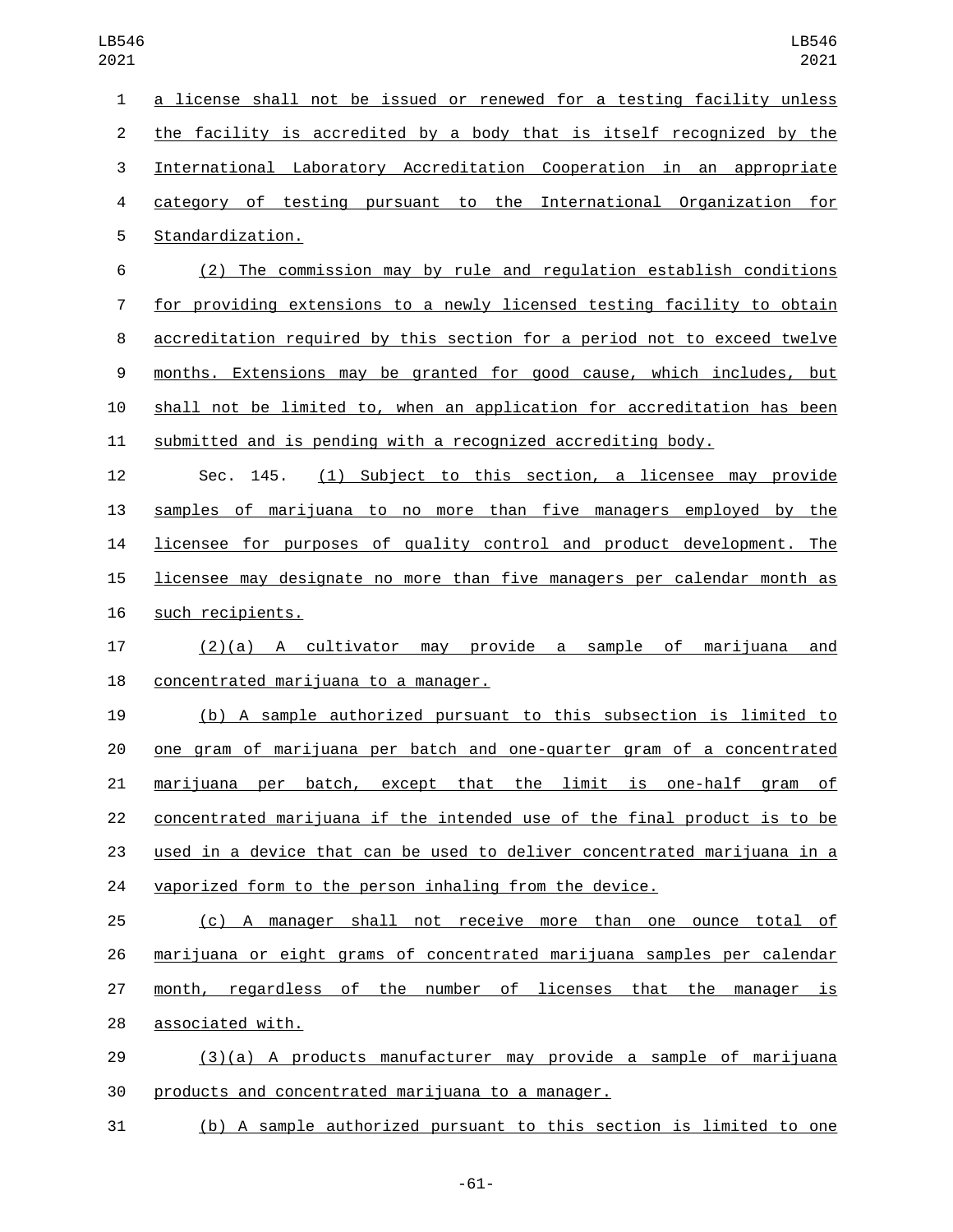a license shall not be issued or renewed for a testing facility unless the facility is accredited by a body that is itself recognized by the International Laboratory Accreditation Cooperation in an appropriate category of testing pursuant to the International Organization for Standardization.

(2) The commission may by rule and regulation establish conditions for providing extensions to a newly licensed testing facility to obtain accreditation required by this section for a period not to exceed twelve months. Extensions may be granted for good cause, which includes, but shall not be limited to, when an application for accreditation has been submitted and is pending with a recognized accrediting body.

Sec. 145. (1) Subject to this section, a licensee may provide samples of marijuana to no more than five managers employed by the licensee for purposes of quality control and product development. The licensee may designate no more than five managers per calendar month as such recipients.

(2)(a) A cultivator may provide a sample of marijuana and concentrated marijuana to a manager.

(b) A sample authorized pursuant to this subsection is limited to one gram of marijuana per batch and one-quarter gram of a concentrated marijuana per batch, except that the limit is one-half gram of concentrated marijuana if the intended use of the final product is to be used in a device that can be used to deliver concentrated marijuana in a vaporized form to the person inhaling from the device.

(c) A manager shall not receive more than one ounce total of marijuana or eight grams of concentrated marijuana samples per calendar month, regardless of the number of licenses that the manager is associated with.

(3)(a) A products manufacturer may provide a sample of marijuana products and concentrated marijuana to a manager.

(b) A sample authorized pursuant to this section is limited to one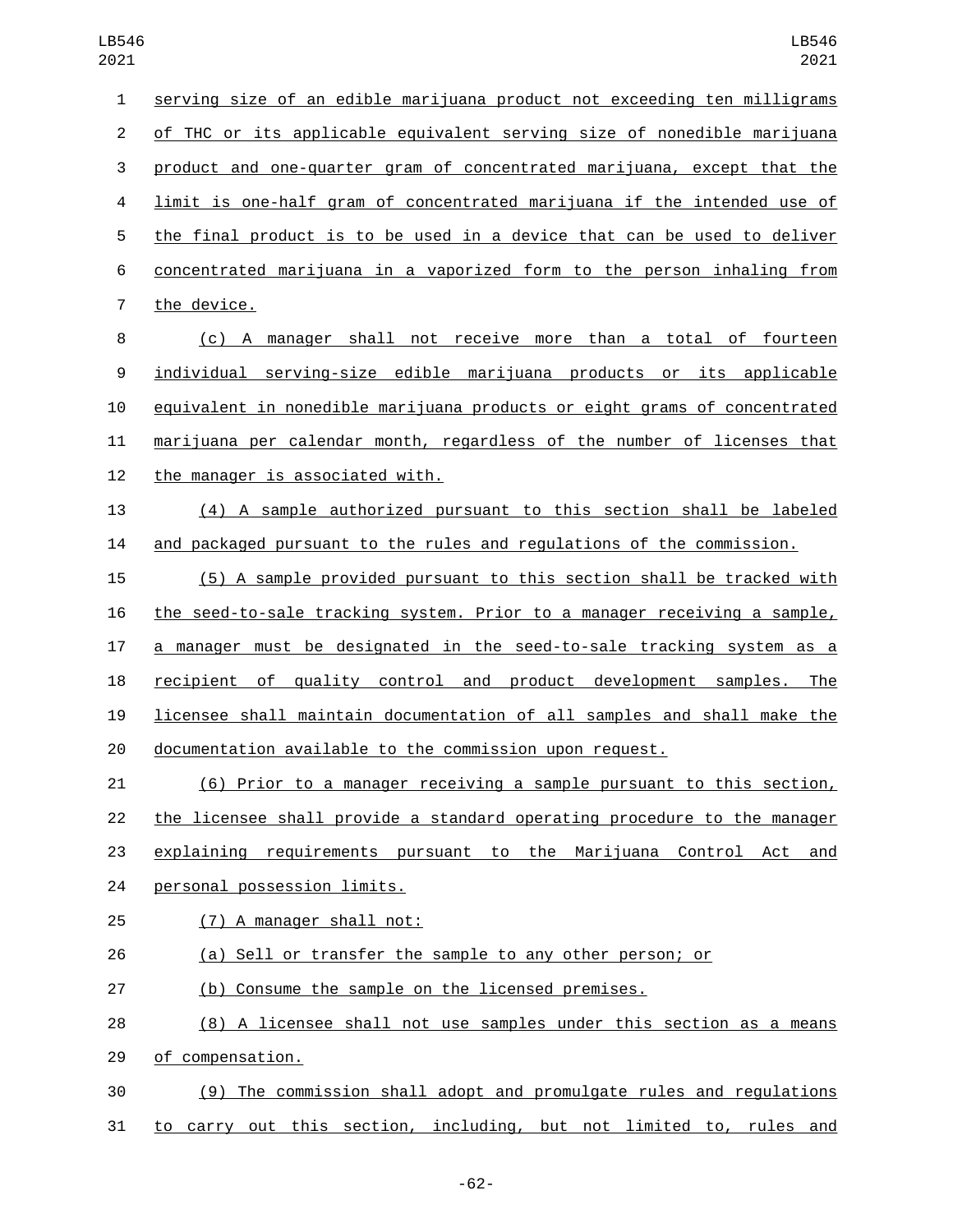serving size of an edible marijuana product not exceeding ten milligrams of THC or its applicable equivalent serving size of nonedible marijuana product and one-quarter gram of concentrated marijuana, except that the limit is one-half gram of concentrated marijuana if the intended use of the final product is to be used in a device that can be used to deliver concentrated marijuana in a vaporized form to the person inhaling from the device.

(c) A manager shall not receive more than a total of fourteen individual serving-size edible marijuana products or its applicable equivalent in nonedible marijuana products or eight grams of concentrated marijuana per calendar month, regardless of the number of licenses that the manager is associated with.

(4) A sample authorized pursuant to this section shall be labeled and packaged pursuant to the rules and regulations of the commission.

(5) A sample provided pursuant to this section shall be tracked with the seed-to-sale tracking system. Prior to a manager receiving a sample, a manager must be designated in the seed-to-sale tracking system as a recipient of quality control and product development samples. The licensee shall maintain documentation of all samples and shall make the documentation available to the commission upon request.

(6) Prior to a manager receiving a sample pursuant to this section, the licensee shall provide a standard operating procedure to the manager explaining requirements pursuant to the Marijuana Control Act and personal possession limits.

(7) A manager shall not:

(a) Sell or transfer the sample to any other person; or

(b) Consume the sample on the licensed premises.

(8) A licensee shall not use samples under this section as a means of compensation.

(9) The commission shall adopt and promulgate rules and regulations to carry out this section, including, but not limited to, rules and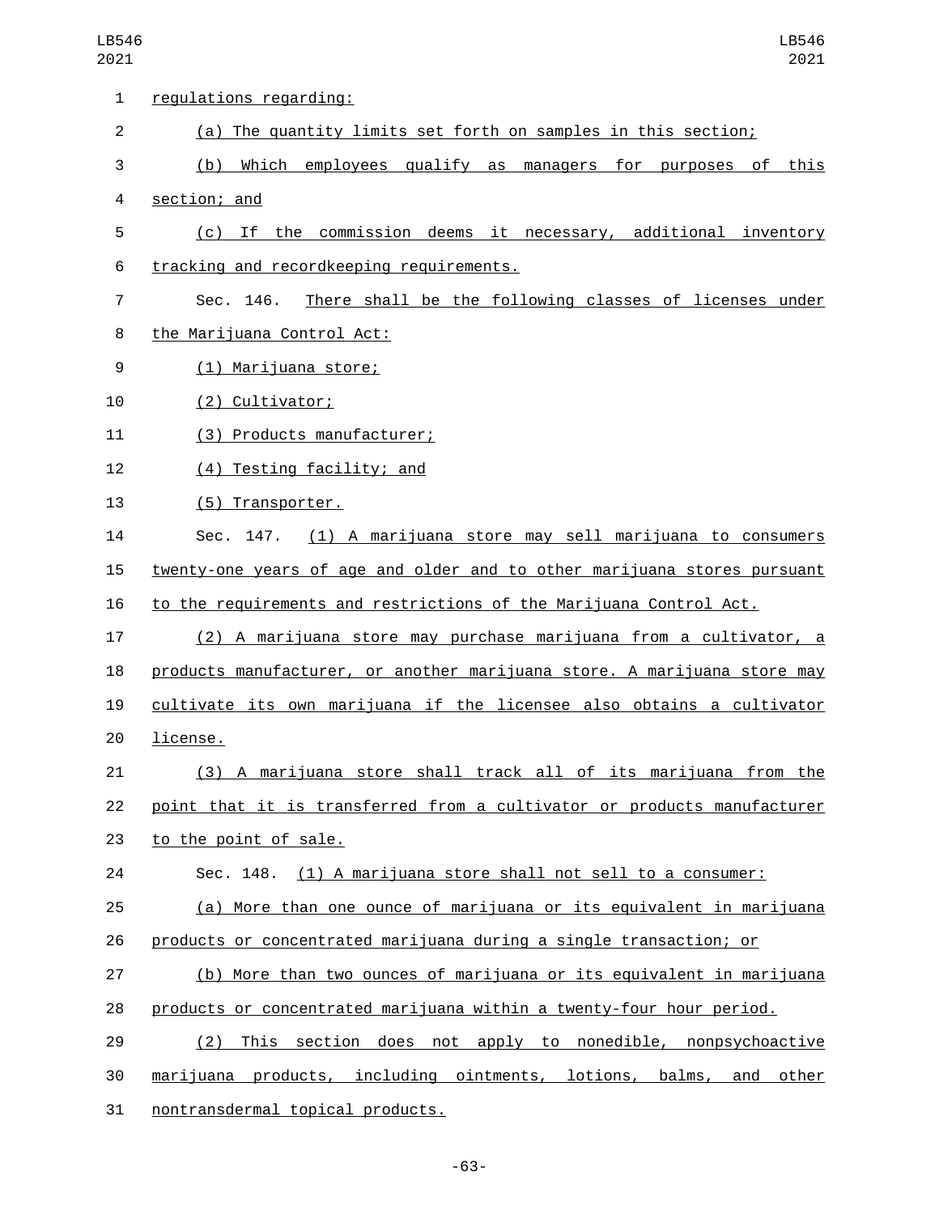regulations regarding:

(a) The quantity limits set forth on samples in this section;

(b) Which employees qualify as managers for purposes of this section; and

(c) If the commission deems it necessary, additional inventory tracking and recordkeeping requirements.

Sec. 146. There shall be the following classes of licenses under the Marijuana Control Act:

(1) Marijuana store;

(2) Cultivator;

(3) Products manufacturer;

(4) Testing facility; and

(5) Transporter.

Sec. 147. (1) A marijuana store may sell marijuana to consumers twenty-one years of age and older and to other marijuana stores pursuant to the requirements and restrictions of the Marijuana Control Act.

(2) A marijuana store may purchase marijuana from a cultivator, a products manufacturer, or another marijuana store. A marijuana store may cultivate its own marijuana if the licensee also obtains a cultivator license.

(3) A marijuana store shall track all of its marijuana from the point that it is transferred from a cultivator or products manufacturer to the point of sale.

Sec. 148. (1) A marijuana store shall not sell to a consumer:

(a) More than one ounce of marijuana or its equivalent in marijuana products or concentrated marijuana during a single transaction; or

(b) More than two ounces of marijuana or its equivalent in marijuana products or concentrated marijuana within a twenty-four hour period.

(2) This section does not apply to nonedible, nonpsychoactive marijuana products, including ointments, lotions, balms, and other nontransdermal topical products.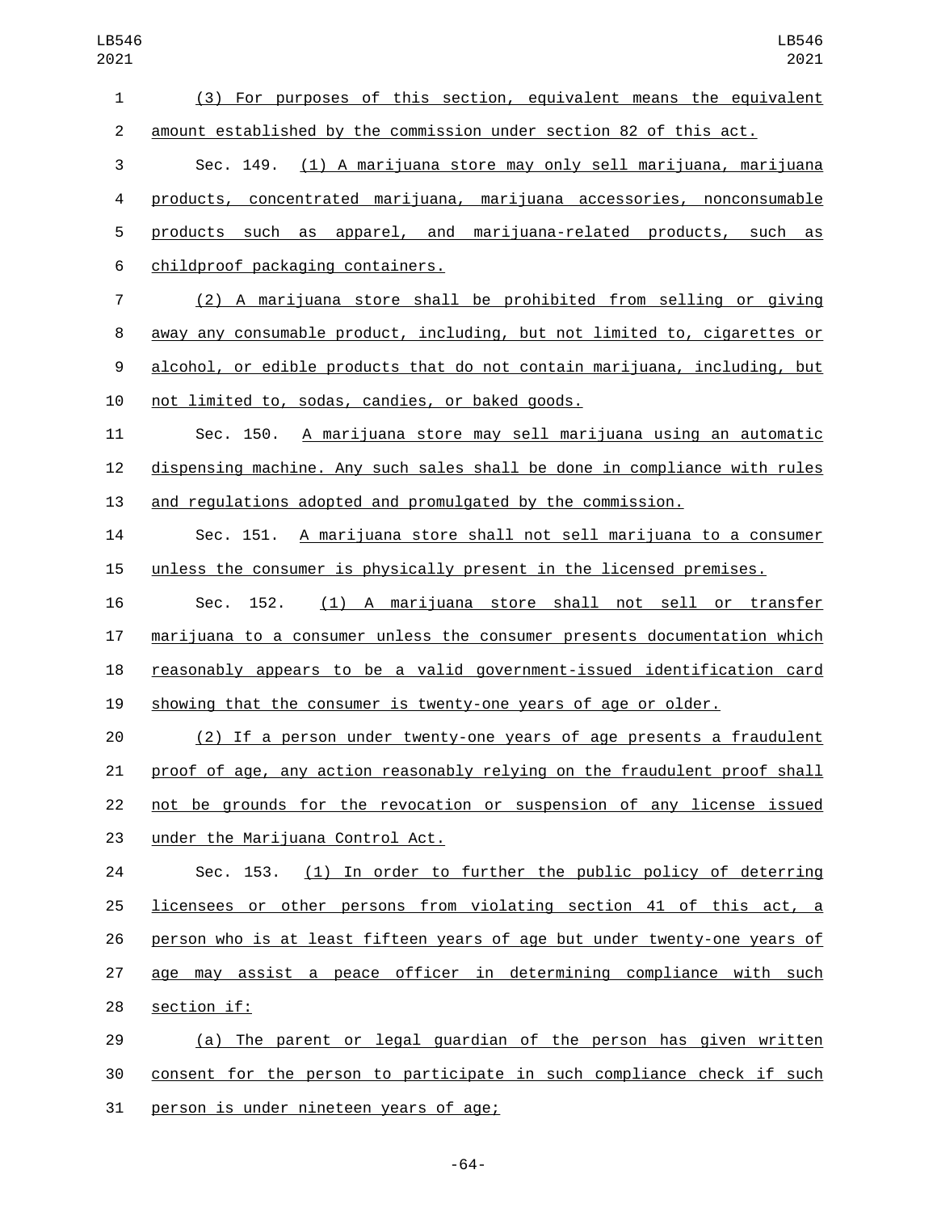(3) For purposes of this section, equivalent means the equivalent amount established by the commission under section 82 of this act.

Sec. 149. (1) A marijuana store may only sell marijuana, marijuana products, concentrated marijuana, marijuana accessories, nonconsumable products such as apparel, and marijuana-related products, such as childproof packaging containers.

(2) A marijuana store shall be prohibited from selling or giving away any consumable product, including, but not limited to, cigarettes or alcohol, or edible products that do not contain marijuana, including, but not limited to, sodas, candies, or baked goods.

Sec. 150. A marijuana store may sell marijuana using an automatic dispensing machine. Any such sales shall be done in compliance with rules and regulations adopted and promulgated by the commission.

Sec. 151. A marijuana store shall not sell marijuana to a consumer unless the consumer is physically present in the licensed premises.

Sec. 152. (1) A marijuana store shall not sell or transfer marijuana to a consumer unless the consumer presents documentation which reasonably appears to be a valid government-issued identification card showing that the consumer is twenty-one years of age or older.

(2) If a person under twenty-one years of age presents a fraudulent proof of age, any action reasonably relying on the fraudulent proof shall not be grounds for the revocation or suspension of any license issued under the Marijuana Control Act.

Sec. 153. (1) In order to further the public policy of deterring licensees or other persons from violating section 41 of this act, a person who is at least fifteen years of age but under twenty-one years of age may assist a peace officer in determining compliance with such section if:

(a) The parent or legal guardian of the person has given written consent for the person to participate in such compliance check if such person is under nineteen years of age;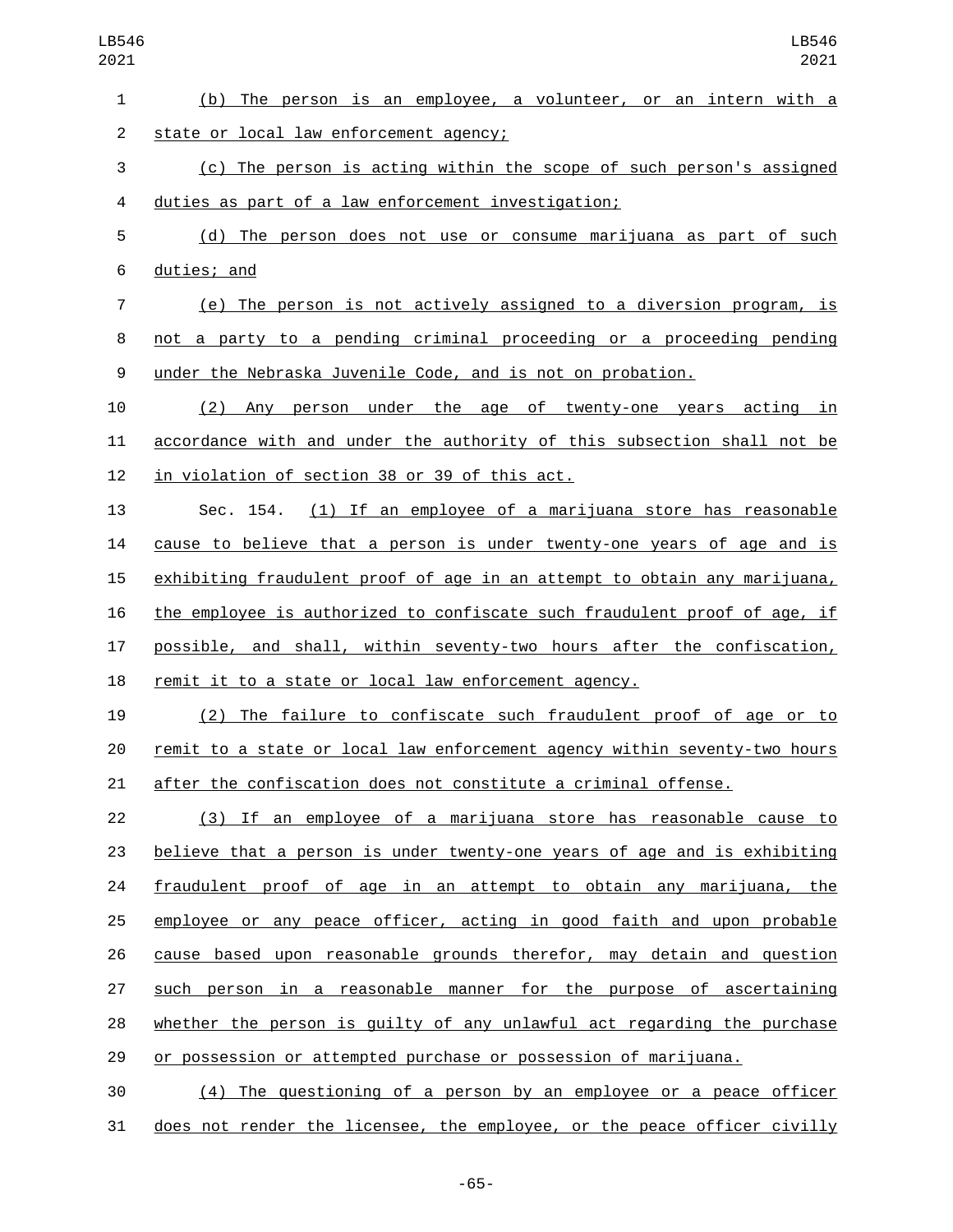(b) The person is an employee, a volunteer, or an intern with a state or local law enforcement agency;

(c) The person is acting within the scope of such person's assigned duties as part of a law enforcement investigation;

(d) The person does not use or consume marijuana as part of such duties; and

(e) The person is not actively assigned to a diversion program, is not a party to a pending criminal proceeding or a proceeding pending under the Nebraska Juvenile Code, and is not on probation.

(2) Any person under the age of twenty-one years acting in accordance with and under the authority of this subsection shall not be in violation of section 38 or 39 of this act.

Sec. 154. (1) If an employee of a marijuana store has reasonable cause to believe that a person is under twenty-one years of age and is exhibiting fraudulent proof of age in an attempt to obtain any marijuana, the employee is authorized to confiscate such fraudulent proof of age, if possible, and shall, within seventy-two hours after the confiscation, remit it to a state or local law enforcement agency.

(2) The failure to confiscate such fraudulent proof of age or to remit to a state or local law enforcement agency within seventy-two hours after the confiscation does not constitute a criminal offense.

(3) If an employee of a marijuana store has reasonable cause to believe that a person is under twenty-one years of age and is exhibiting fraudulent proof of age in an attempt to obtain any marijuana, the employee or any peace officer, acting in good faith and upon probable cause based upon reasonable grounds therefor, may detain and question such person in a reasonable manner for the purpose of ascertaining whether the person is guilty of any unlawful act regarding the purchase or possession or attempted purchase or possession of marijuana.

(4) The questioning of a person by an employee or a peace officer does not render the licensee, the employee, or the peace officer civilly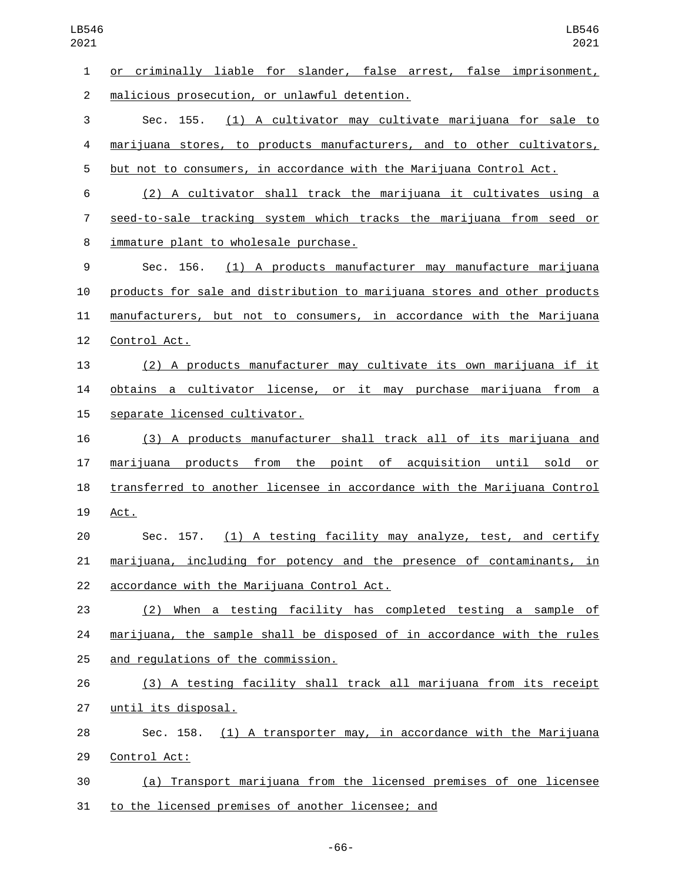or criminally liable for slander, false arrest, false imprisonment, malicious prosecution, or unlawful detention.

Sec. 155. (1) A cultivator may cultivate marijuana for sale to marijuana stores, to products manufacturers, and to other cultivators, but not to consumers, in accordance with the Marijuana Control Act.

(2) A cultivator shall track the marijuana it cultivates using a seed-to-sale tracking system which tracks the marijuana from seed or immature plant to wholesale purchase.

Sec. 156. (1) A products manufacturer may manufacture marijuana products for sale and distribution to marijuana stores and other products manufacturers, but not to consumers, in accordance with the Marijuana Control Act.

(2) A products manufacturer may cultivate its own marijuana if it obtains a cultivator license, or it may purchase marijuana from a separate licensed cultivator.

(3) A products manufacturer shall track all of its marijuana and marijuana products from the point of acquisition until sold or transferred to another licensee in accordance with the Marijuana Control Act.

Sec. 157. (1) A testing facility may analyze, test, and certify marijuana, including for potency and the presence of contaminants, in accordance with the Marijuana Control Act.

(2) When a testing facility has completed testing a sample of marijuana, the sample shall be disposed of in accordance with the rules and regulations of the commission.

(3) A testing facility shall track all marijuana from its receipt until its disposal.

Sec. 158. (1) A transporter may, in accordance with the Marijuana Control Act:

(a) Transport marijuana from the licensed premises of one licensee to the licensed premises of another licensee; and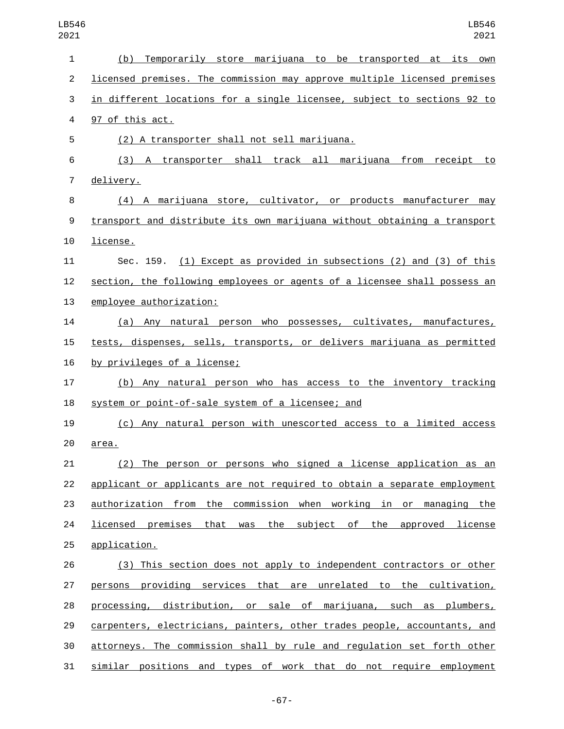(b) Temporarily store marijuana to be transported at its own licensed premises. The commission may approve multiple licensed premises in different locations for a single licensee, subject to sections 92 to 97 of this act.

(2) A transporter shall not sell marijuana.

(3) A transporter shall track all marijuana from receipt to delivery.

(4) A marijuana store, cultivator, or products manufacturer may transport and distribute its own marijuana without obtaining a transport license.

Sec. 159. (1) Except as provided in subsections (2) and (3) of this section, the following employees or agents of a licensee shall possess an employee authorization:

(a) Any natural person who possesses, cultivates, manufactures, tests, dispenses, sells, transports, or delivers marijuana as permitted by privileges of a license;

(b) Any natural person who has access to the inventory tracking system or point-of-sale system of a licensee; and

(c) Any natural person with unescorted access to a limited access area.

(2) The person or persons who signed a license application as an applicant or applicants are not required to obtain a separate employment authorization from the commission when working in or managing the licensed premises that was the subject of the approved license application.

(3) This section does not apply to independent contractors or other persons providing services that are unrelated to the cultivation, processing, distribution, or sale of marijuana, such as plumbers, carpenters, electricians, painters, other trades people, accountants, and attorneys. The commission shall by rule and regulation set forth other similar positions and types of work that do not require employment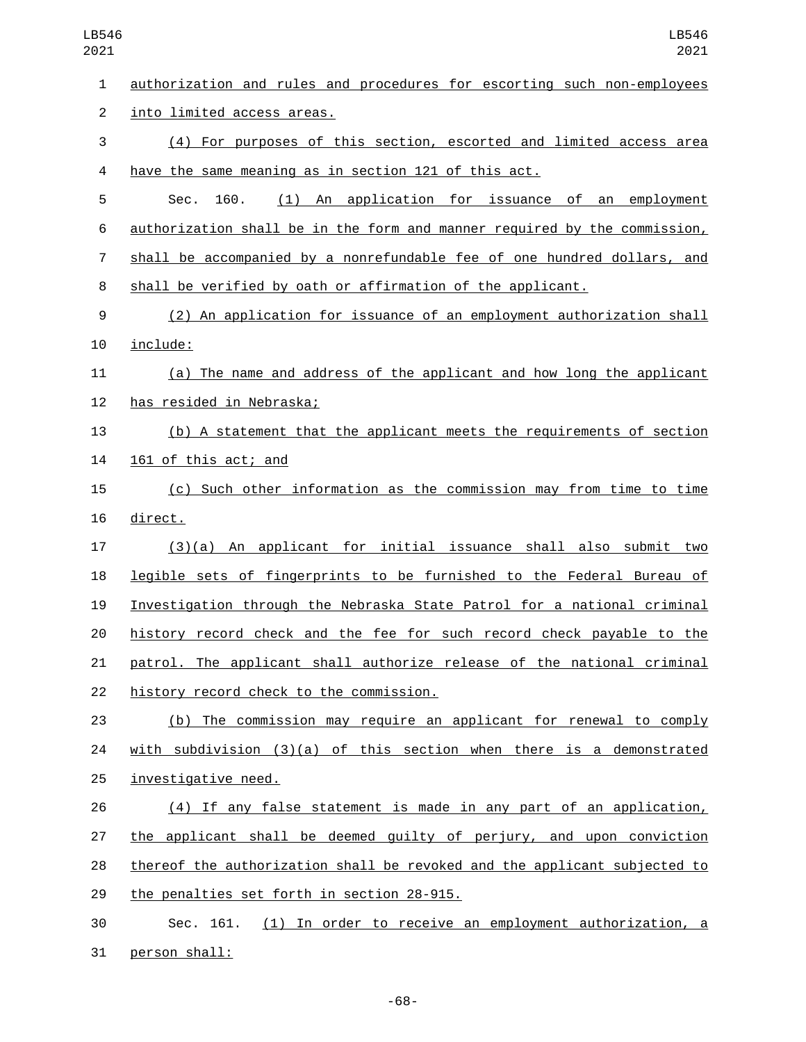authorization and rules and procedures for escorting such non-employees into limited access areas.

(4) For purposes of this section, escorted and limited access area have the same meaning as in section 121 of this act.

Sec. 160. (1) An application for issuance of an employment authorization shall be in the form and manner required by the commission, shall be accompanied by a nonrefundable fee of one hundred dollars, and shall be verified by oath or affirmation of the applicant.

(2) An application for issuance of an employment authorization shall include:

(a) The name and address of the applicant and how long the applicant has resided in Nebraska;

(b) A statement that the applicant meets the requirements of section 161 of this act; and

(c) Such other information as the commission may from time to time direct.

(3)(a) An applicant for initial issuance shall also submit two legible sets of fingerprints to be furnished to the Federal Bureau of Investigation through the Nebraska State Patrol for a national criminal history record check and the fee for such record check payable to the patrol. The applicant shall authorize release of the national criminal history record check to the commission.

(b) The commission may require an applicant for renewal to comply with subdivision (3)(a) of this section when there is a demonstrated investigative need.

(4) If any false statement is made in any part of an application, the applicant shall be deemed guilty of perjury, and upon conviction thereof the authorization shall be revoked and the applicant subjected to the penalties set forth in section 28-915.

Sec. 161. (1) In order to receive an employment authorization, a person shall: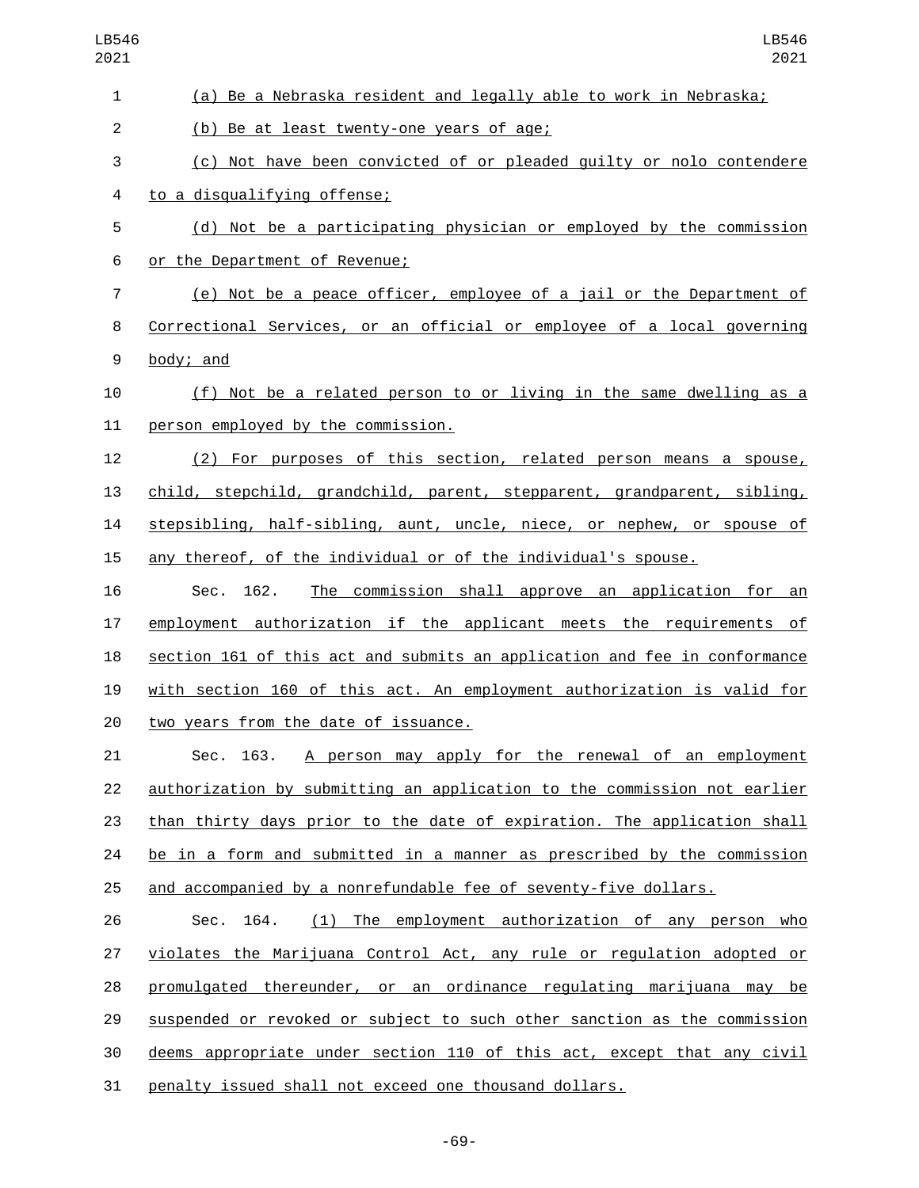(a) Be a Nebraska resident and legally able to work in Nebraska;

(b) Be at least twenty-one years of age;

(c) Not have been convicted of or pleaded guilty or nolo contendere to a disqualifying offense;

(d) Not be a participating physician or employed by the commission or the Department of Revenue;

(e) Not be a peace officer, employee of a jail or the Department of Correctional Services, or an official or employee of a local governing body; and

(f) Not be a related person to or living in the same dwelling as a person employed by the commission.

(2) For purposes of this section, related person means a spouse, child, stepchild, grandchild, parent, stepparent, grandparent, sibling, stepsibling, half-sibling, aunt, uncle, niece, or nephew, or spouse of any thereof, of the individual or of the individual's spouse.

Sec. 162. The commission shall approve an application for an employment authorization if the applicant meets the requirements of section 161 of this act and submits an application and fee in conformance with section 160 of this act. An employment authorization is valid for two years from the date of issuance.

Sec. 163. A person may apply for the renewal of an employment authorization by submitting an application to the commission not earlier than thirty days prior to the date of expiration. The application shall be in a form and submitted in a manner as prescribed by the commission and accompanied by a nonrefundable fee of seventy-five dollars.

Sec. 164. (1) The employment authorization of any person who violates the Marijuana Control Act, any rule or regulation adopted or promulgated thereunder, or an ordinance regulating marijuana may be suspended or revoked or subject to such other sanction as the commission deems appropriate under section 110 of this act, except that any civil penalty issued shall not exceed one thousand dollars.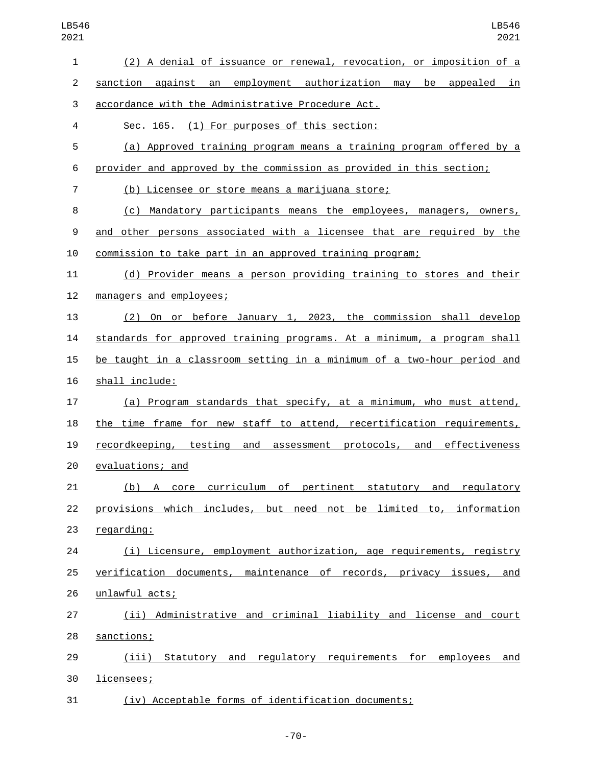(2) A denial of issuance or renewal, revocation, or imposition of a sanction against an employment authorization may be appealed in accordance with the Administrative Procedure Act.

Sec. 165. (1) For purposes of this section:

(a) Approved training program means a training program offered by a provider and approved by the commission as provided in this section;

(b) Licensee or store means a marijuana store;

(c) Mandatory participants means the employees, managers, owners, and other persons associated with a licensee that are required by the commission to take part in an approved training program;

(d) Provider means a person providing training to stores and their managers and employees;

(2) On or before January 1, 2023, the commission shall develop standards for approved training programs. At a minimum, a program shall be taught in a classroom setting in a minimum of a two-hour period and shall include:

(a) Program standards that specify, at a minimum, who must attend, the time frame for new staff to attend, recertification requirements, recordkeeping, testing and assessment protocols, and effectiveness evaluations; and

(b) A core curriculum of pertinent statutory and regulatory provisions which includes, but need not be limited to, information regarding:

(i) Licensure, employment authorization, age requirements, registry verification documents, maintenance of records, privacy issues, and unlawful acts;

(ii) Administrative and criminal liability and license and court sanctions;

(iii) Statutory and regulatory requirements for employees and licensees;

(iv) Acceptable forms of identification documents;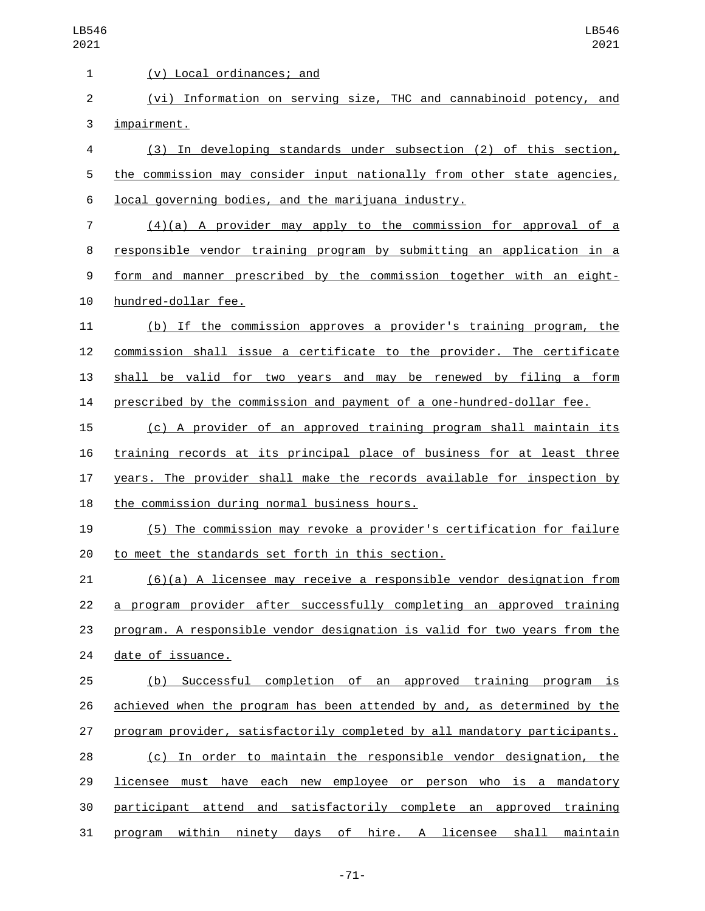(v) Local ordinances; and

(vi) Information on serving size, THC and cannabinoid potency, and impairment.

(3) In developing standards under subsection (2) of this section, the commission may consider input nationally from other state agencies, local governing bodies, and the marijuana industry.

(4)(a) A provider may apply to the commission for approval of a responsible vendor training program by submitting an application in a form and manner prescribed by the commission together with an eight-hundred-dollar fee.

(b) If the commission approves a provider's training program, the commission shall issue a certificate to the provider. The certificate shall be valid for two years and may be renewed by filing a form prescribed by the commission and payment of a one-hundred-dollar fee.

(c) A provider of an approved training program shall maintain its training records at its principal place of business for at least three years. The provider shall make the records available for inspection by the commission during normal business hours.

(5) The commission may revoke a provider's certification for failure to meet the standards set forth in this section.

(6)(a) A licensee may receive a responsible vendor designation from a program provider after successfully completing an approved training program. A responsible vendor designation is valid for two years from the date of issuance.

(b) Successful completion of an approved training program is achieved when the program has been attended by and, as determined by the program provider, satisfactorily completed by all mandatory participants.

(c) In order to maintain the responsible vendor designation, the licensee must have each new employee or person who is a mandatory participant attend and satisfactorily complete an approved training program within ninety days of hire. A licensee shall maintain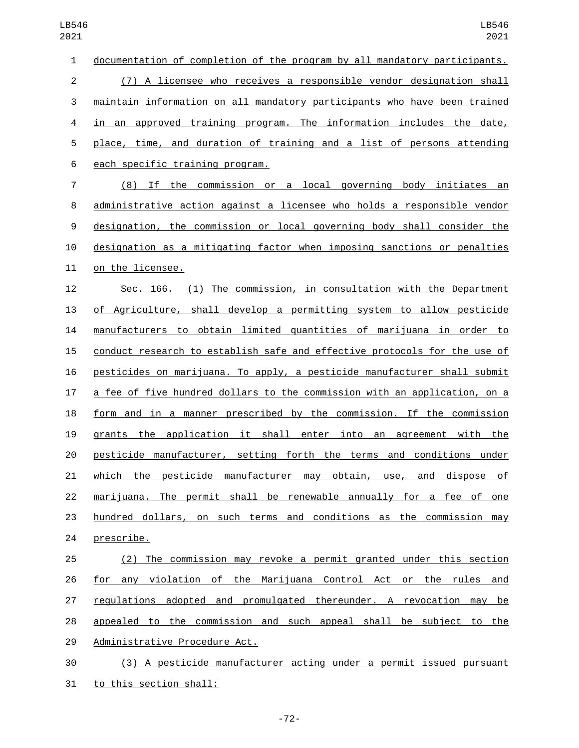documentation of completion of the program by all mandatory participants.

(7) A licensee who receives a responsible vendor designation shall maintain information on all mandatory participants who have been trained in an approved training program. The information includes the date, place, time, and duration of training and a list of persons attending each specific training program.

(8) If the commission or a local governing body initiates an administrative action against a licensee who holds a responsible vendor designation, the commission or local governing body shall consider the designation as a mitigating factor when imposing sanctions or penalties on the licensee.

Sec. 166. (1) The commission, in consultation with the Department of Agriculture, shall develop a permitting system to allow pesticide manufacturers to obtain limited quantities of marijuana in order to conduct research to establish safe and effective protocols for the use of pesticides on marijuana. To apply, a pesticide manufacturer shall submit a fee of five hundred dollars to the commission with an application, on a form and in a manner prescribed by the commission. If the commission grants the application it shall enter into an agreement with the pesticide manufacturer, setting forth the terms and conditions under which the pesticide manufacturer may obtain, use, and dispose of marijuana. The permit shall be renewable annually for a fee of one hundred dollars, on such terms and conditions as the commission may prescribe.

(2) The commission may revoke a permit granted under this section for any violation of the Marijuana Control Act or the rules and regulations adopted and promulgated thereunder. A revocation may be appealed to the commission and such appeal shall be subject to the Administrative Procedure Act.

(3) A pesticide manufacturer acting under a permit issued pursuant to this section shall: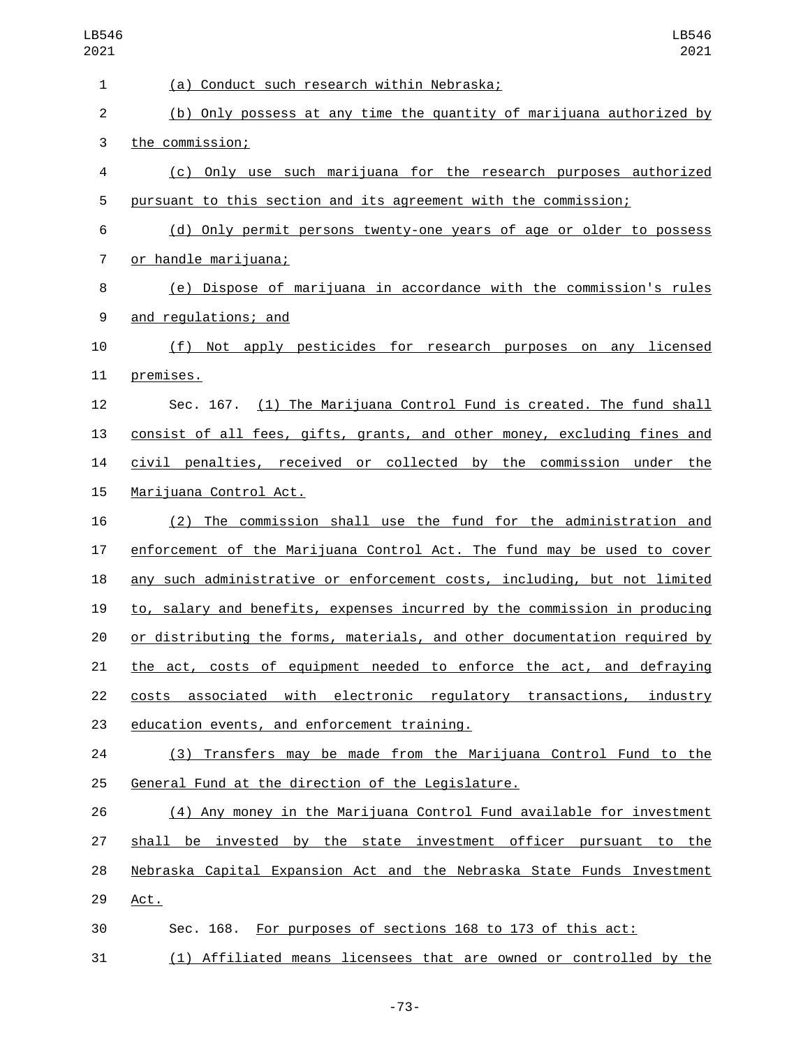(a) Conduct such research within Nebraska;

(b) Only possess at any time the quantity of marijuana authorized by the commission;

(c) Only use such marijuana for the research purposes authorized pursuant to this section and its agreement with the commission;

(d) Only permit persons twenty-one years of age or older to possess or handle marijuana;

(e) Dispose of marijuana in accordance with the commission's rules and regulations; and

(f) Not apply pesticides for research purposes on any licensed premises.

Sec. 167. (1) The Marijuana Control Fund is created. The fund shall consist of all fees, gifts, grants, and other money, excluding fines and civil penalties, received or collected by the commission under the Marijuana Control Act.

(2) The commission shall use the fund for the administration and enforcement of the Marijuana Control Act. The fund may be used to cover any such administrative or enforcement costs, including, but not limited to, salary and benefits, expenses incurred by the commission in producing or distributing the forms, materials, and other documentation required by the act, costs of equipment needed to enforce the act, and defraying costs associated with electronic regulatory transactions, industry education events, and enforcement training.

(3) Transfers may be made from the Marijuana Control Fund to the General Fund at the direction of the Legislature.

(4) Any money in the Marijuana Control Fund available for investment shall be invested by the state investment officer pursuant to the Nebraska Capital Expansion Act and the Nebraska State Funds Investment Act.

Sec. 168. For purposes of sections 168 to 173 of this act:

(1) Affiliated means licensees that are owned or controlled by the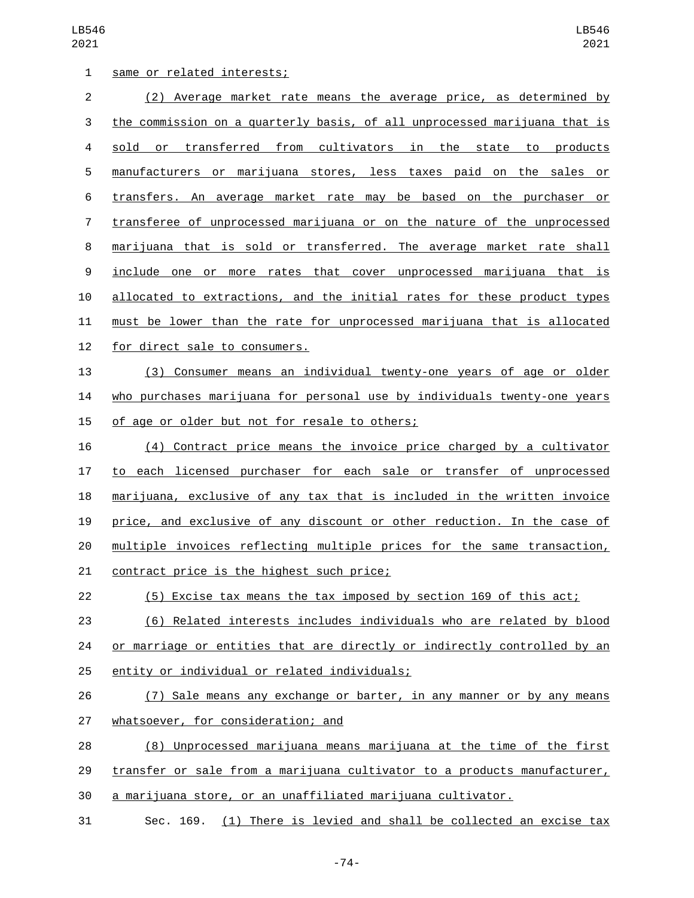same or related interests;

(2) Average market rate means the average price, as determined by the commission on a quarterly basis, of all unprocessed marijuana that is sold or transferred from cultivators in the state to products manufacturers or marijuana stores, less taxes paid on the sales or transfers. An average market rate may be based on the purchaser or transferee of unprocessed marijuana or on the nature of the unprocessed marijuana that is sold or transferred. The average market rate shall include one or more rates that cover unprocessed marijuana that is allocated to extractions, and the initial rates for these product types must be lower than the rate for unprocessed marijuana that is allocated for direct sale to consumers.

(3) Consumer means an individual twenty-one years of age or older who purchases marijuana for personal use by individuals twenty-one years of age or older but not for resale to others;

(4) Contract price means the invoice price charged by a cultivator to each licensed purchaser for each sale or transfer of unprocessed marijuana, exclusive of any tax that is included in the written invoice price, and exclusive of any discount or other reduction. In the case of multiple invoices reflecting multiple prices for the same transaction, contract price is the highest such price;

(5) Excise tax means the tax imposed by section 169 of this act;

(6) Related interests includes individuals who are related by blood or marriage or entities that are directly or indirectly controlled by an entity or individual or related individuals;

(7) Sale means any exchange or barter, in any manner or by any means whatsoever, for consideration; and

(8) Unprocessed marijuana means marijuana at the time of the first transfer or sale from a marijuana cultivator to a products manufacturer, a marijuana store, or an unaffiliated marijuana cultivator.

Sec. 169. (1) There is levied and shall be collected an excise tax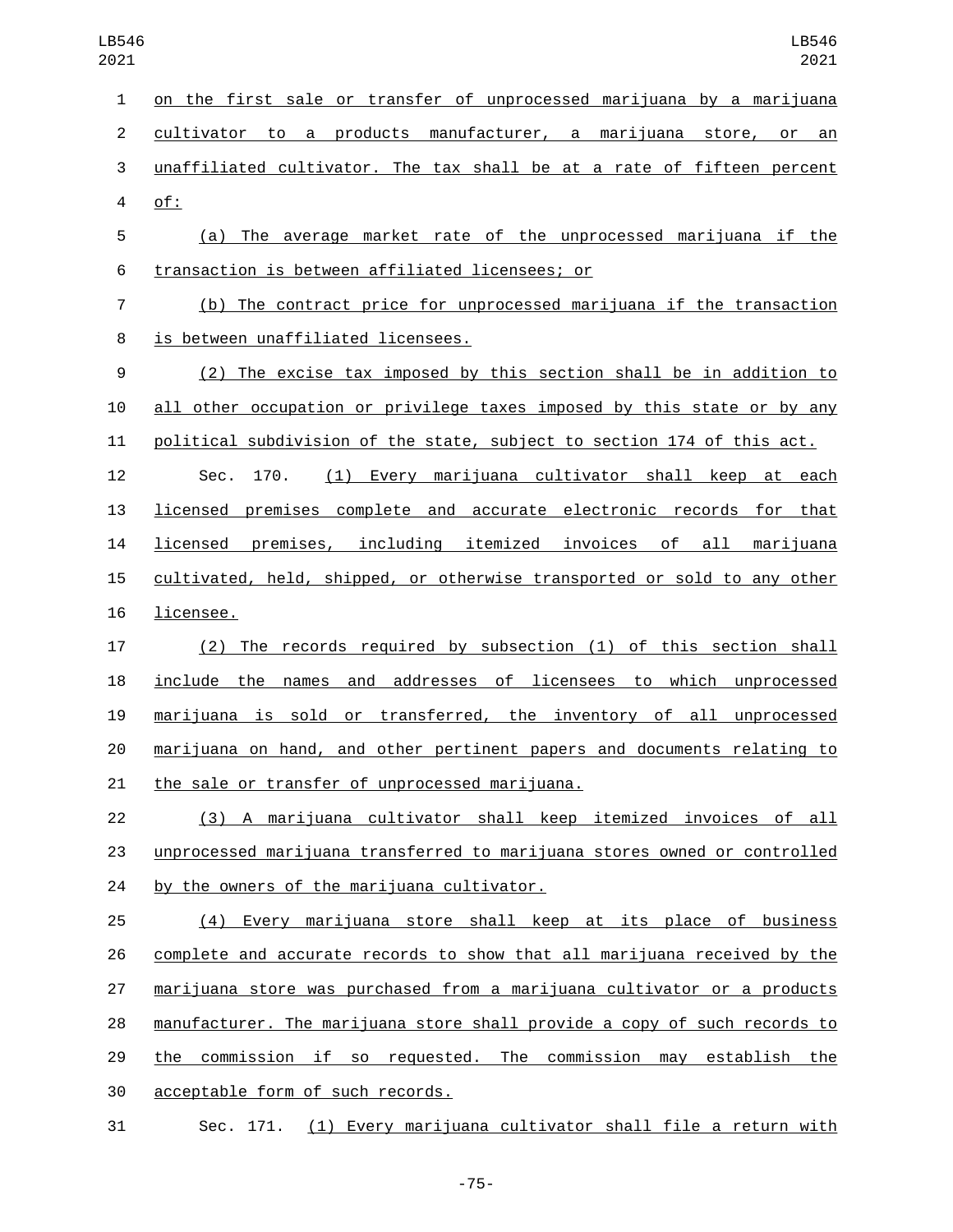on the first sale or transfer of unprocessed marijuana by a marijuana cultivator to a products manufacturer, a marijuana store, or an unaffiliated cultivator. The tax shall be at a rate of fifteen percent of:

(a) The average market rate of the unprocessed marijuana if the transaction is between affiliated licensees; or

(b) The contract price for unprocessed marijuana if the transaction is between unaffiliated licensees.

(2) The excise tax imposed by this section shall be in addition to all other occupation or privilege taxes imposed by this state or by any political subdivision of the state, subject to section 174 of this act.

Sec. 170. (1) Every marijuana cultivator shall keep at each licensed premises complete and accurate electronic records for that licensed premises, including itemized invoices of all marijuana cultivated, held, shipped, or otherwise transported or sold to any other licensee.

(2) The records required by subsection (1) of this section shall include the names and addresses of licensees to which unprocessed marijuana is sold or transferred, the inventory of all unprocessed marijuana on hand, and other pertinent papers and documents relating to the sale or transfer of unprocessed marijuana.

(3) A marijuana cultivator shall keep itemized invoices of all unprocessed marijuana transferred to marijuana stores owned or controlled by the owners of the marijuana cultivator.

(4) Every marijuana store shall keep at its place of business complete and accurate records to show that all marijuana received by the marijuana store was purchased from a marijuana cultivator or a products manufacturer. The marijuana store shall provide a copy of such records to the commission if so requested. The commission may establish the acceptable form of such records.

Sec. 171. (1) Every marijuana cultivator shall file a return with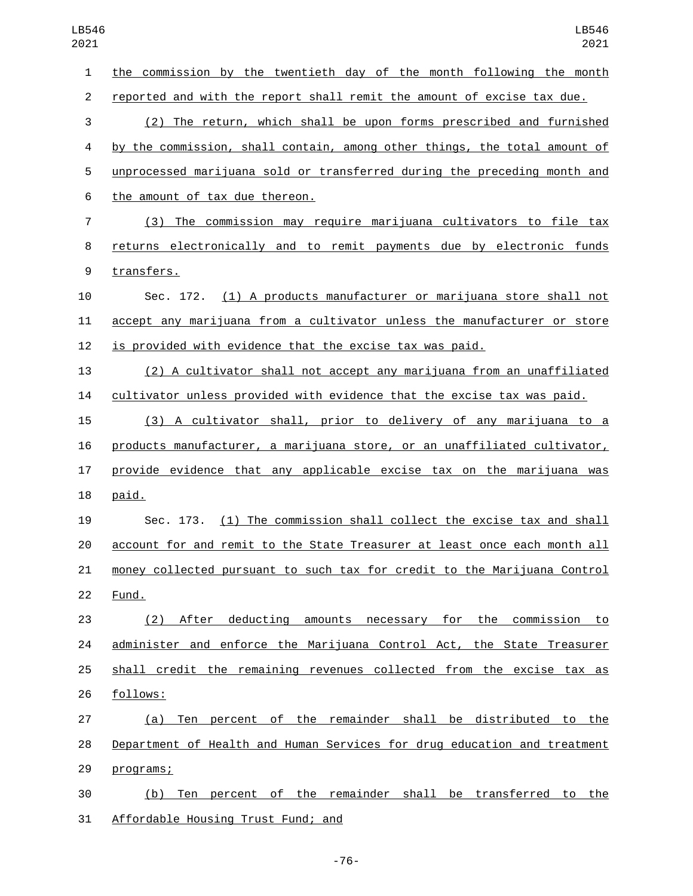the commission by the twentieth day of the month following the month reported and with the report shall remit the amount of excise tax due.

(2) The return, which shall be upon forms prescribed and furnished by the commission, shall contain, among other things, the total amount of unprocessed marijuana sold or transferred during the preceding month and the amount of tax due thereon.

(3) The commission may require marijuana cultivators to file tax returns electronically and to remit payments due by electronic funds transfers.

Sec. 172. (1) A products manufacturer or marijuana store shall not accept any marijuana from a cultivator unless the manufacturer or store is provided with evidence that the excise tax was paid.

(2) A cultivator shall not accept any marijuana from an unaffiliated cultivator unless provided with evidence that the excise tax was paid.

(3) A cultivator shall, prior to delivery of any marijuana to a products manufacturer, a marijuana store, or an unaffiliated cultivator, provide evidence that any applicable excise tax on the marijuana was paid.

Sec. 173. (1) The commission shall collect the excise tax and shall account for and remit to the State Treasurer at least once each month all money collected pursuant to such tax for credit to the Marijuana Control Fund.

(2) After deducting amounts necessary for the commission to administer and enforce the Marijuana Control Act, the State Treasurer shall credit the remaining revenues collected from the excise tax as follows:

(a) Ten percent of the remainder shall be distributed to the Department of Health and Human Services for drug education and treatment programs;

(b) Ten percent of the remainder shall be transferred to the Affordable Housing Trust Fund; and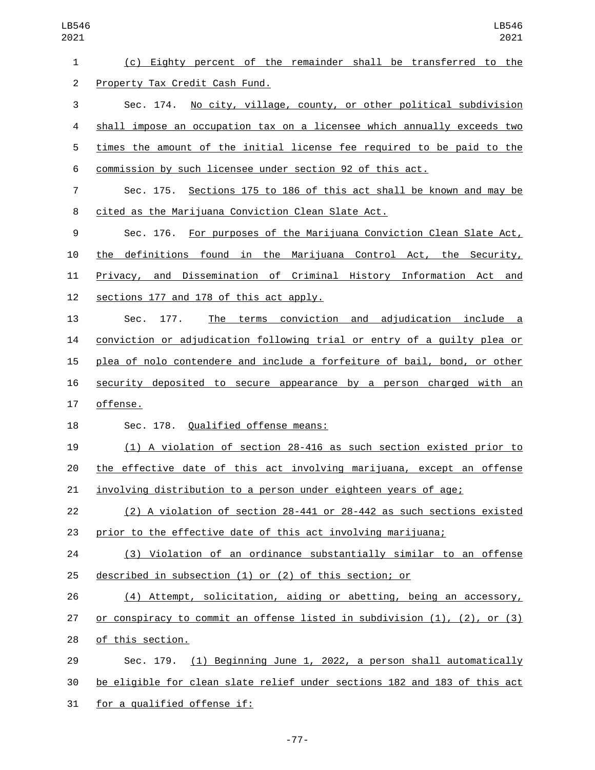(c) Eighty percent of the remainder shall be transferred to the Property Tax Credit Cash Fund.

Sec. 174. No city, village, county, or other political subdivision shall impose an occupation tax on a licensee which annually exceeds two times the amount of the initial license fee required to be paid to the commission by such licensee under section 92 of this act.

Sec. 175. Sections 175 to 186 of this act shall be known and may be cited as the Marijuana Conviction Clean Slate Act.

Sec. 176. For purposes of the Marijuana Conviction Clean Slate Act, the definitions found in the Marijuana Control Act, the Security, Privacy, and Dissemination of Criminal History Information Act and sections 177 and 178 of this act apply.

Sec. 177. The terms conviction and adjudication include a conviction or adjudication following trial or entry of a guilty plea or plea of nolo contendere and include a forfeiture of bail, bond, or other security deposited to secure appearance by a person charged with an offense.

Sec. 178. Qualified offense means:

(1) A violation of section 28-416 as such section existed prior to the effective date of this act involving marijuana, except an offense involving distribution to a person under eighteen years of age;

(2) A violation of section 28-441 or 28-442 as such sections existed prior to the effective date of this act involving marijuana;

(3) Violation of an ordinance substantially similar to an offense described in subsection (1) or (2) of this section; or

(4) Attempt, solicitation, aiding or abetting, being an accessory, or conspiracy to commit an offense listed in subdivision (1), (2), or (3) of this section.

Sec. 179. (1) Beginning June 1, 2022, a person shall automatically be eligible for clean slate relief under sections 182 and 183 of this act for a qualified offense if: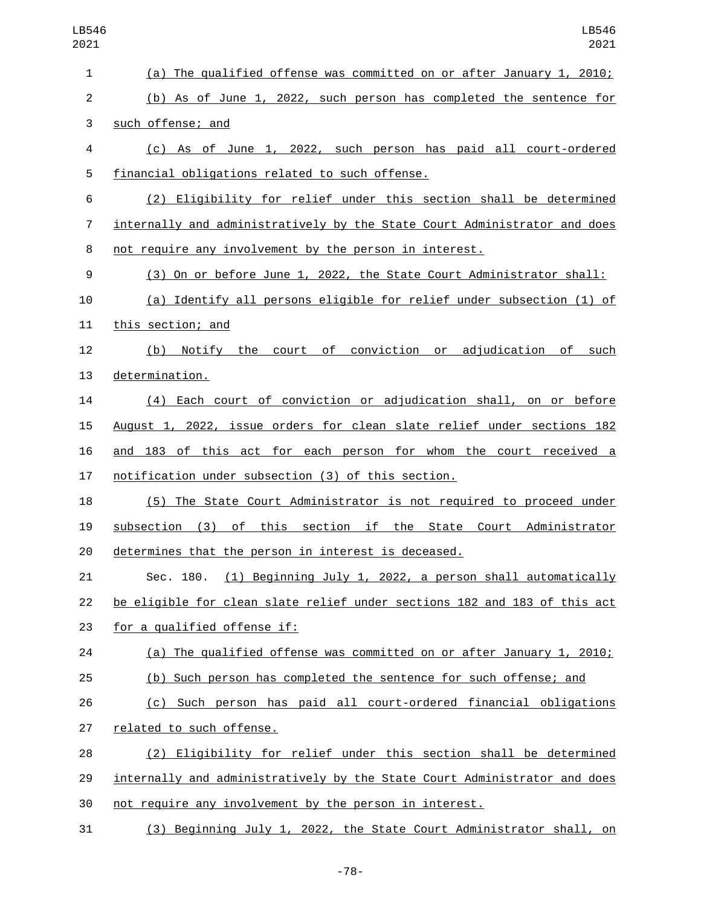(a) The qualified offense was committed on or after January 1, 2010;

(b) As of June 1, 2022, such person has completed the sentence for such offense; and

(c) As of June 1, 2022, such person has paid all court-ordered financial obligations related to such offense.

(2) Eligibility for relief under this section shall be determined internally and administratively by the State Court Administrator and does not require any involvement by the person in interest.

(3) On or before June 1, 2022, the State Court Administrator shall:

(a) Identify all persons eligible for relief under subsection (1) of this section; and

(b) Notify the court of conviction or adjudication of such determination.

(4) Each court of conviction or adjudication shall, on or before August 1, 2022, issue orders for clean slate relief under sections 182 and 183 of this act for each person for whom the court received a notification under subsection (3) of this section.

(5) The State Court Administrator is not required to proceed under subsection (3) of this section if the State Court Administrator determines that the person in interest is deceased.

Sec. 180. (1) Beginning July 1, 2022, a person shall automatically be eligible for clean slate relief under sections 182 and 183 of this act for a qualified offense if:

(a) The qualified offense was committed on or after January 1, 2010;

(b) Such person has completed the sentence for such offense; and

(c) Such person has paid all court-ordered financial obligations related to such offense.

(2) Eligibility for relief under this section shall be determined internally and administratively by the State Court Administrator and does not require any involvement by the person in interest.

(3) Beginning July 1, 2022, the State Court Administrator shall, on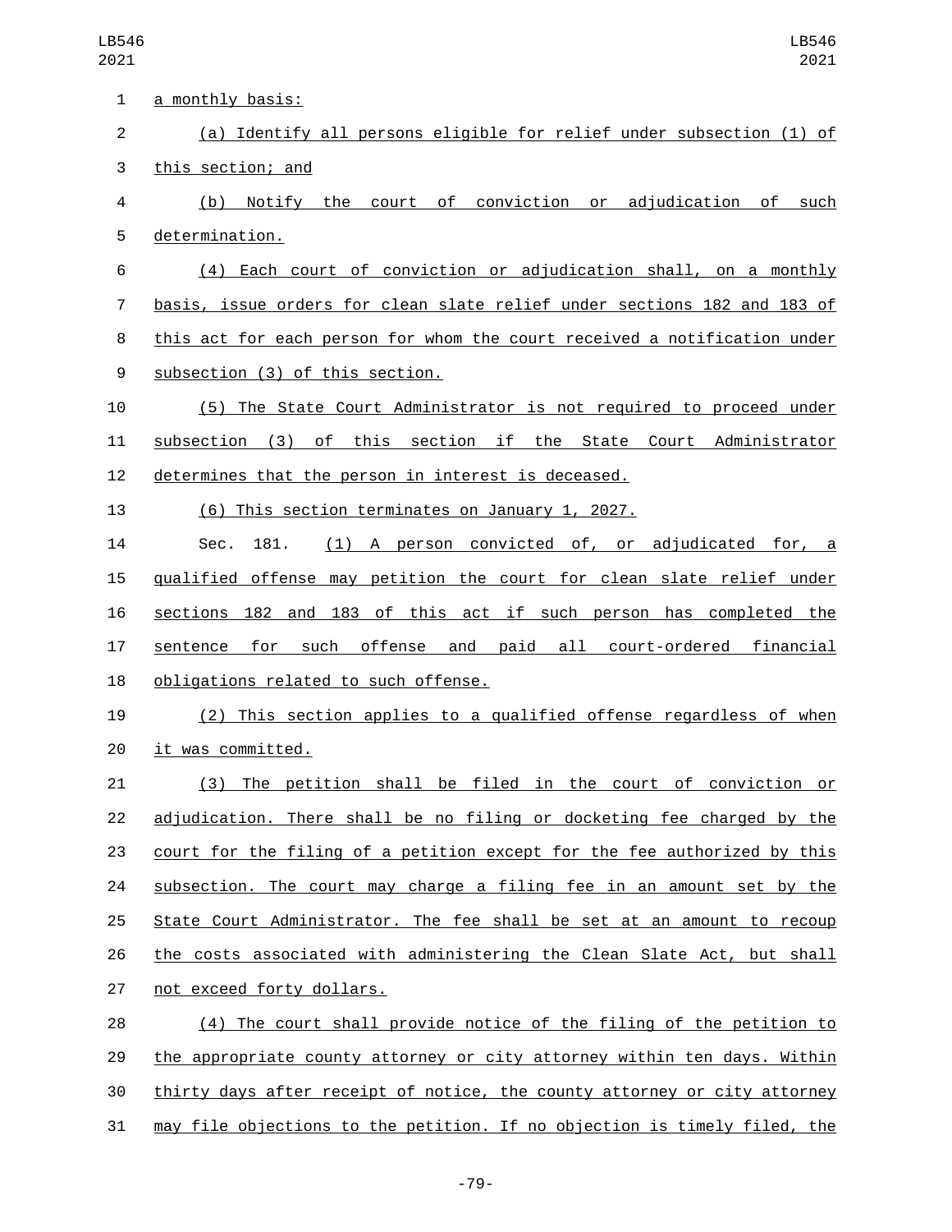a monthly basis:

(a) Identify all persons eligible for relief under subsection (1) of this section; and

(b) Notify the court of conviction or adjudication of such determination.

(4) Each court of conviction or adjudication shall, on a monthly basis, issue orders for clean slate relief under sections 182 and 183 of this act for each person for whom the court received a notification under subsection (3) of this section.

(5) The State Court Administrator is not required to proceed under subsection (3) of this section if the State Court Administrator determines that the person in interest is deceased.

(6) This section terminates on January 1, 2027.

Sec. 181. (1) A person convicted of, or adjudicated for, a qualified offense may petition the court for clean slate relief under sections 182 and 183 of this act if such person has completed the sentence for such offense and paid all court-ordered financial obligations related to such offense.

(2) This section applies to a qualified offense regardless of when it was committed.

(3) The petition shall be filed in the court of conviction or adjudication. There shall be no filing or docketing fee charged by the court for the filing of a petition except for the fee authorized by this subsection. The court may charge a filing fee in an amount set by the State Court Administrator. The fee shall be set at an amount to recoup the costs associated with administering the Clean Slate Act, but shall not exceed forty dollars.

(4) The court shall provide notice of the filing of the petition to the appropriate county attorney or city attorney within ten days. Within thirty days after receipt of notice, the county attorney or city attorney may file objections to the petition. If no objection is timely filed, the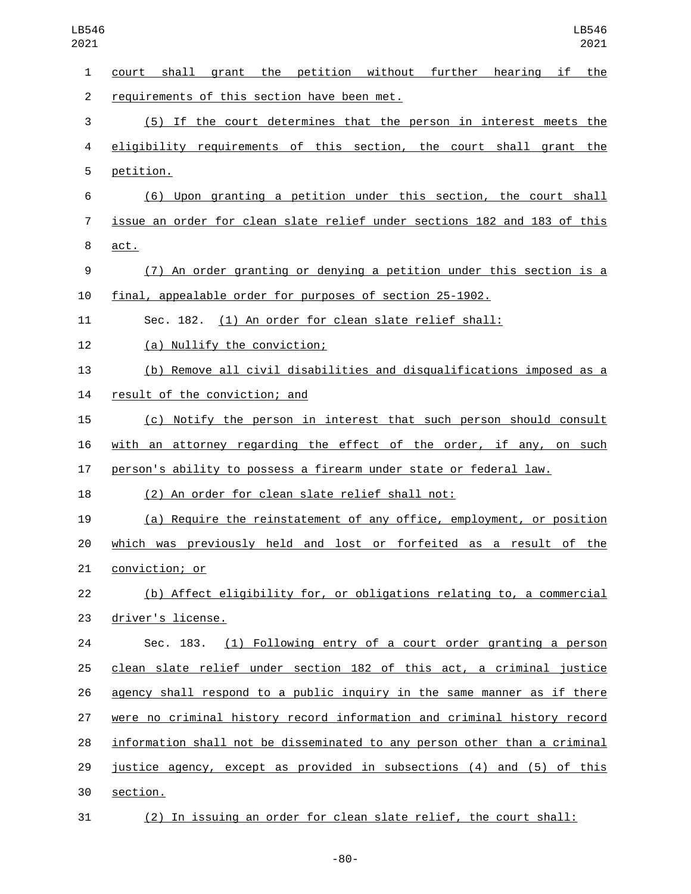court shall grant the petition without further hearing if the requirements of this section have been met.

(5) If the court determines that the person in interest meets the eligibility requirements of this section, the court shall grant the petition.

(6) Upon granting a petition under this section, the court shall issue an order for clean slate relief under sections 182 and 183 of this act.

(7) An order granting or denying a petition under this section is a final, appealable order for purposes of section 25-1902.

Sec. 182. (1) An order for clean slate relief shall:

(a) Nullify the conviction;

(b) Remove all civil disabilities and disqualifications imposed as a result of the conviction; and

(c) Notify the person in interest that such person should consult with an attorney regarding the effect of the order, if any, on such person's ability to possess a firearm under state or federal law.

(2) An order for clean slate relief shall not:

(a) Require the reinstatement of any office, employment, or position which was previously held and lost or forfeited as a result of the conviction; or

(b) Affect eligibility for, or obligations relating to, a commercial driver's license.

Sec. 183. (1) Following entry of a court order granting a person clean slate relief under section 182 of this act, a criminal justice agency shall respond to a public inquiry in the same manner as if there were no criminal history record information and criminal history record information shall not be disseminated to any person other than a criminal justice agency, except as provided in subsections (4) and (5) of this section.

(2) In issuing an order for clean slate relief, the court shall: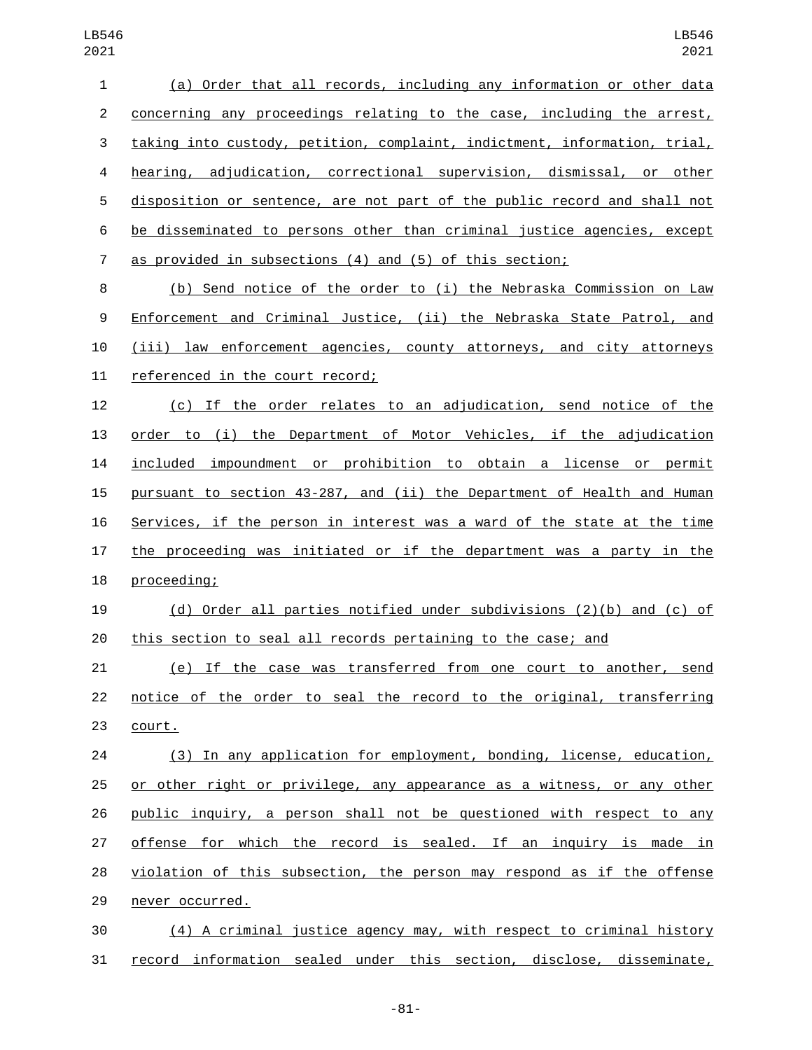(a) Order that all records, including any information or other data concerning any proceedings relating to the case, including the arrest, taking into custody, petition, complaint, indictment, information, trial, hearing, adjudication, correctional supervision, dismissal, or other disposition or sentence, are not part of the public record and shall not be disseminated to persons other than criminal justice agencies, except as provided in subsections (4) and (5) of this section;

(b) Send notice of the order to (i) the Nebraska Commission on Law Enforcement and Criminal Justice, (ii) the Nebraska State Patrol, and (iii) law enforcement agencies, county attorneys, and city attorneys referenced in the court record;

(c) If the order relates to an adjudication, send notice of the order to (i) the Department of Motor Vehicles, if the adjudication included impoundment or prohibition to obtain a license or permit pursuant to section 43-287, and (ii) the Department of Health and Human Services, if the person in interest was a ward of the state at the time the proceeding was initiated or if the department was a party in the proceeding;

(d) Order all parties notified under subdivisions (2)(b) and (c) of this section to seal all records pertaining to the case; and

(e) If the case was transferred from one court to another, send notice of the order to seal the record to the original, transferring court.

(3) In any application for employment, bonding, license, education, or other right or privilege, any appearance as a witness, or any other public inquiry, a person shall not be questioned with respect to any offense for which the record is sealed. If an inquiry is made in violation of this subsection, the person may respond as if the offense never occurred.

(4) A criminal justice agency may, with respect to criminal history record information sealed under this section, disclose, disseminate,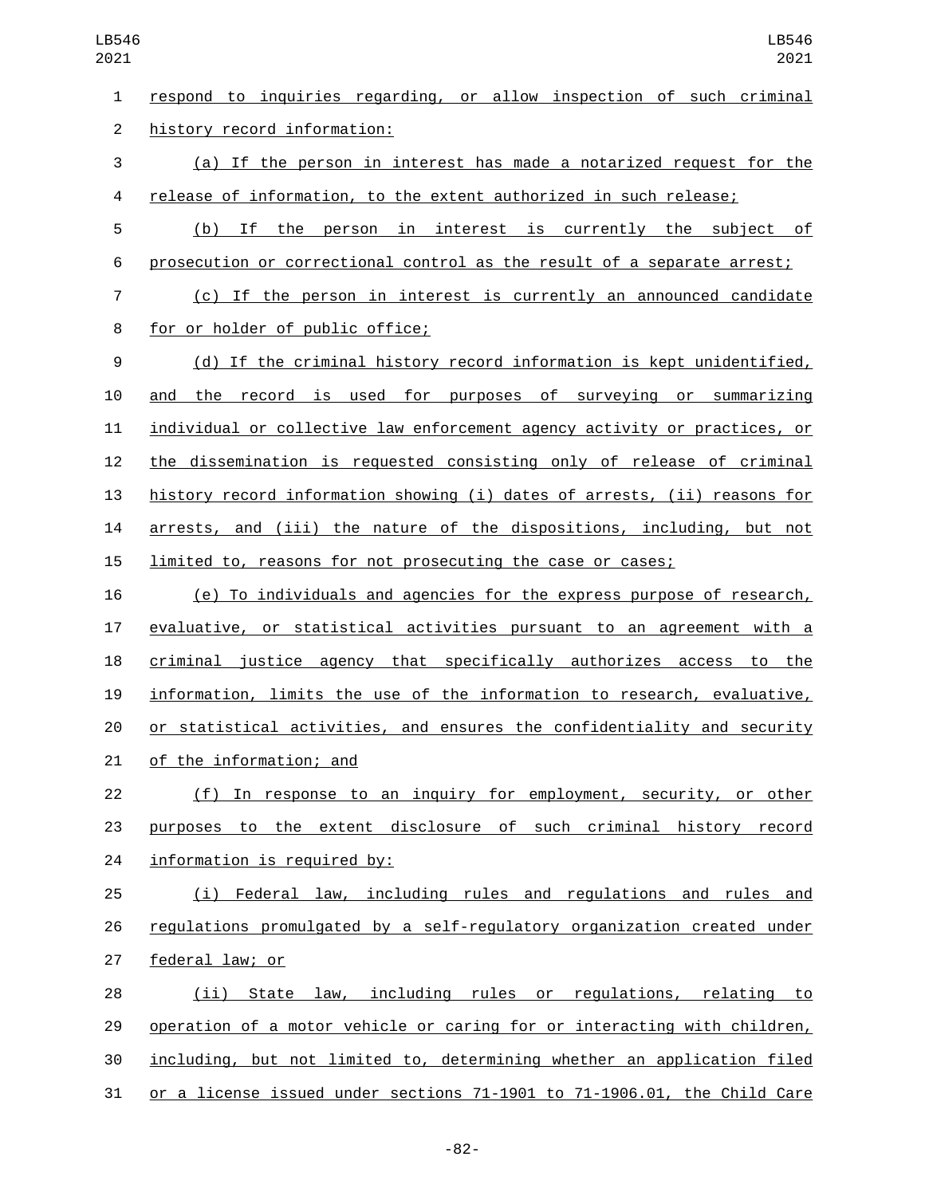respond to inquiries regarding, or allow inspection of such criminal history record information:

(a) If the person in interest has made a notarized request for the release of information, to the extent authorized in such release;

(b) If the person in interest is currently the subject of prosecution or correctional control as the result of a separate arrest;

(c) If the person in interest is currently an announced candidate for or holder of public office;

(d) If the criminal history record information is kept unidentified, and the record is used for purposes of surveying or summarizing individual or collective law enforcement agency activity or practices, or the dissemination is requested consisting only of release of criminal history record information showing (i) dates of arrests, (ii) reasons for arrests, and (iii) the nature of the dispositions, including, but not limited to, reasons for not prosecuting the case or cases;

(e) To individuals and agencies for the express purpose of research, evaluative, or statistical activities pursuant to an agreement with a criminal justice agency that specifically authorizes access to the information, limits the use of the information to research, evaluative, or statistical activities, and ensures the confidentiality and security of the information; and

(f) In response to an inquiry for employment, security, or other purposes to the extent disclosure of such criminal history record information is required by:

(i) Federal law, including rules and regulations and rules and regulations promulgated by a self-regulatory organization created under federal law; or

(ii) State law, including rules or regulations, relating to operation of a motor vehicle or caring for or interacting with children, including, but not limited to, determining whether an application filed or a license issued under sections 71-1901 to 71-1906.01, the Child Care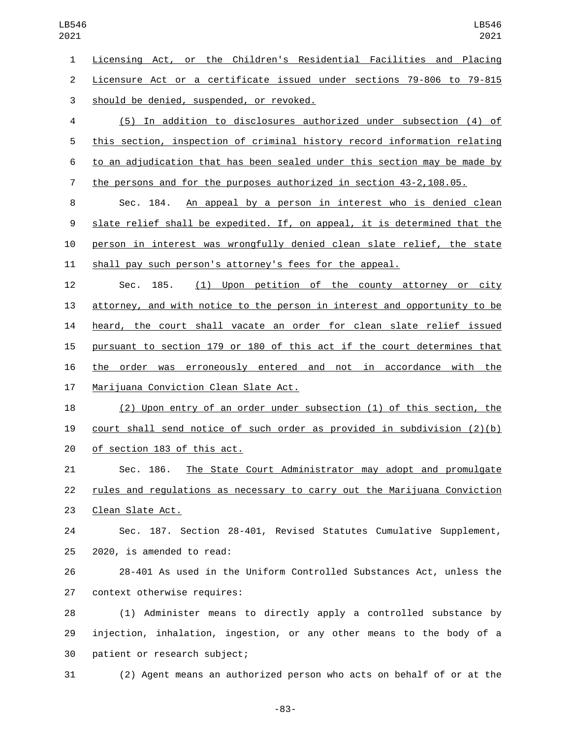Licensing Act, or the Children's Residential Facilities and Placing Licensure Act or a certificate issued under sections 79-806 to 79-815 should be denied, suspended, or revoked.

(5) In addition to disclosures authorized under subsection (4) of this section, inspection of criminal history record information relating to an adjudication that has been sealed under this section may be made by the persons and for the purposes authorized in section 43-2,108.05.

Sec. 184. An appeal by a person in interest who is denied clean slate relief shall be expedited. If, on appeal, it is determined that the person in interest was wrongfully denied clean slate relief, the state shall pay such person's attorney's fees for the appeal.

Sec. 185. (1) Upon petition of the county attorney or city attorney, and with notice to the person in interest and opportunity to be heard, the court shall vacate an order for clean slate relief issued pursuant to section 179 or 180 of this act if the court determines that the order was erroneously entered and not in accordance with the Marijuana Conviction Clean Slate Act.

(2) Upon entry of an order under subsection (1) of this section, the court shall send notice of such order as provided in subdivision (2)(b) of section 183 of this act.

Sec. 186. The State Court Administrator may adopt and promulgate rules and regulations as necessary to carry out the Marijuana Conviction Clean Slate Act.

Sec. 187. Section 28-401, Revised Statutes Cumulative Supplement, 2020, is amended to read:

28-401 As used in the Uniform Controlled Substances Act, unless the context otherwise requires:

(1) Administer means to directly apply a controlled substance by injection, inhalation, ingestion, or any other means to the body of a patient or research subject;

(2) Agent means an authorized person who acts on behalf of or at the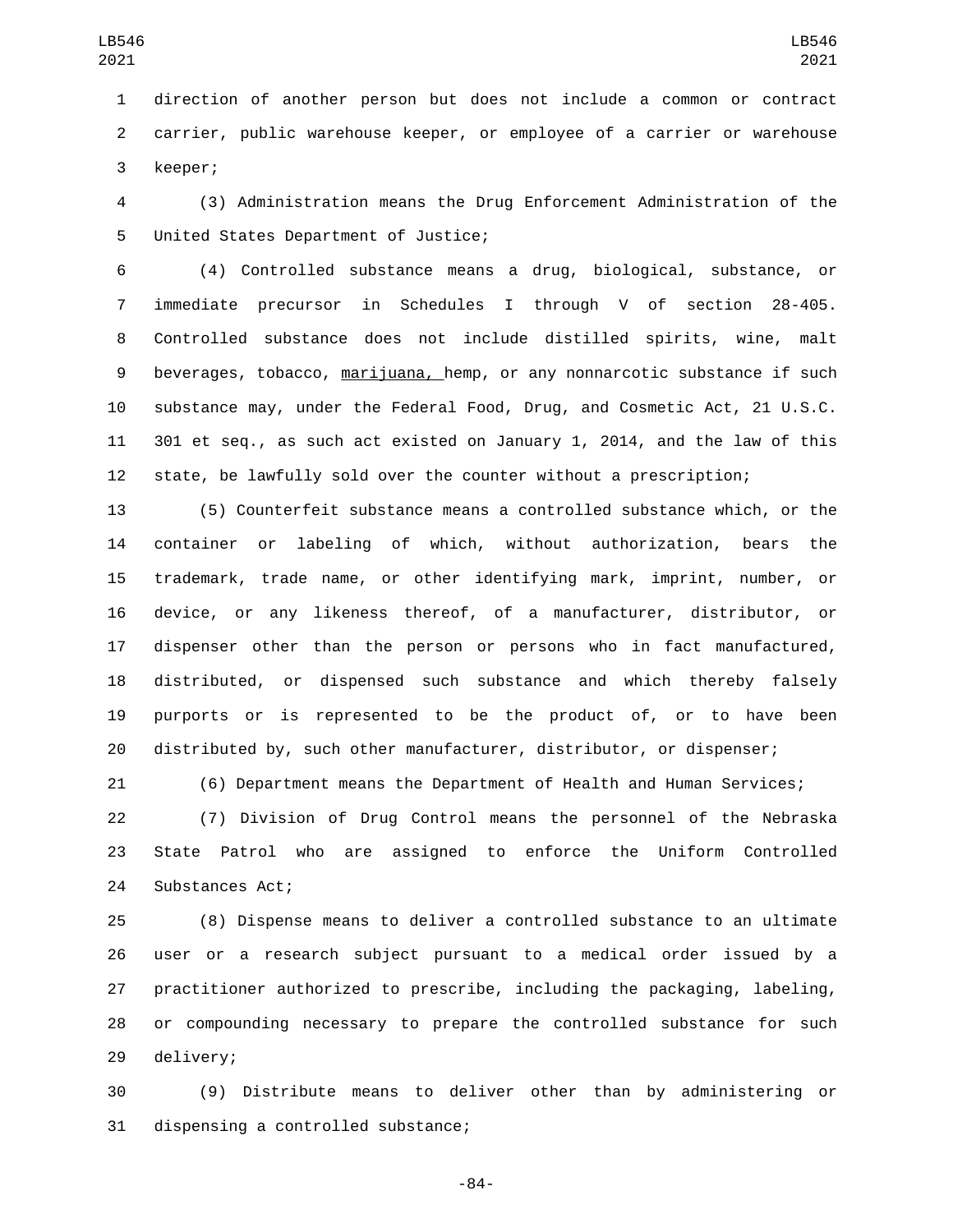direction of another person but does not include a common or contract carrier, public warehouse keeper, or employee of a carrier or warehouse keeper;

(3) Administration means the Drug Enforcement Administration of the United States Department of Justice;

(4) Controlled substance means a drug, biological, substance, or immediate precursor in Schedules I through V of section 28-405. Controlled substance does not include distilled spirits, wine, malt beverages, tobacco, <u>marijuana,</u> hemp, or any nonnarcotic substance if such substance may, under the Federal Food, Drug, and Cosmetic Act, 21 U.S.C. 301 et seq., as such act existed on January 1, 2014, and the law of this state, be lawfully sold over the counter without a prescription;

(5) Counterfeit substance means a controlled substance which, or the container or labeling of which, without authorization, bears the trademark, trade name, or other identifying mark, imprint, number, or device, or any likeness thereof, of a manufacturer, distributor, or dispenser other than the person or persons who in fact manufactured, distributed, or dispensed such substance and which thereby falsely purports or is represented to be the product of, or to have been distributed by, such other manufacturer, distributor, or dispenser;

(6) Department means the Department of Health and Human Services;

(7) Division of Drug Control means the personnel of the Nebraska State Patrol who are assigned to enforce the Uniform Controlled Substances Act;

(8) Dispense means to deliver a controlled substance to an ultimate user or a research subject pursuant to a medical order issued by a practitioner authorized to prescribe, including the packaging, labeling, or compounding necessary to prepare the controlled substance for such delivery;

(9) Distribute means to deliver other than by administering or dispensing a controlled substance;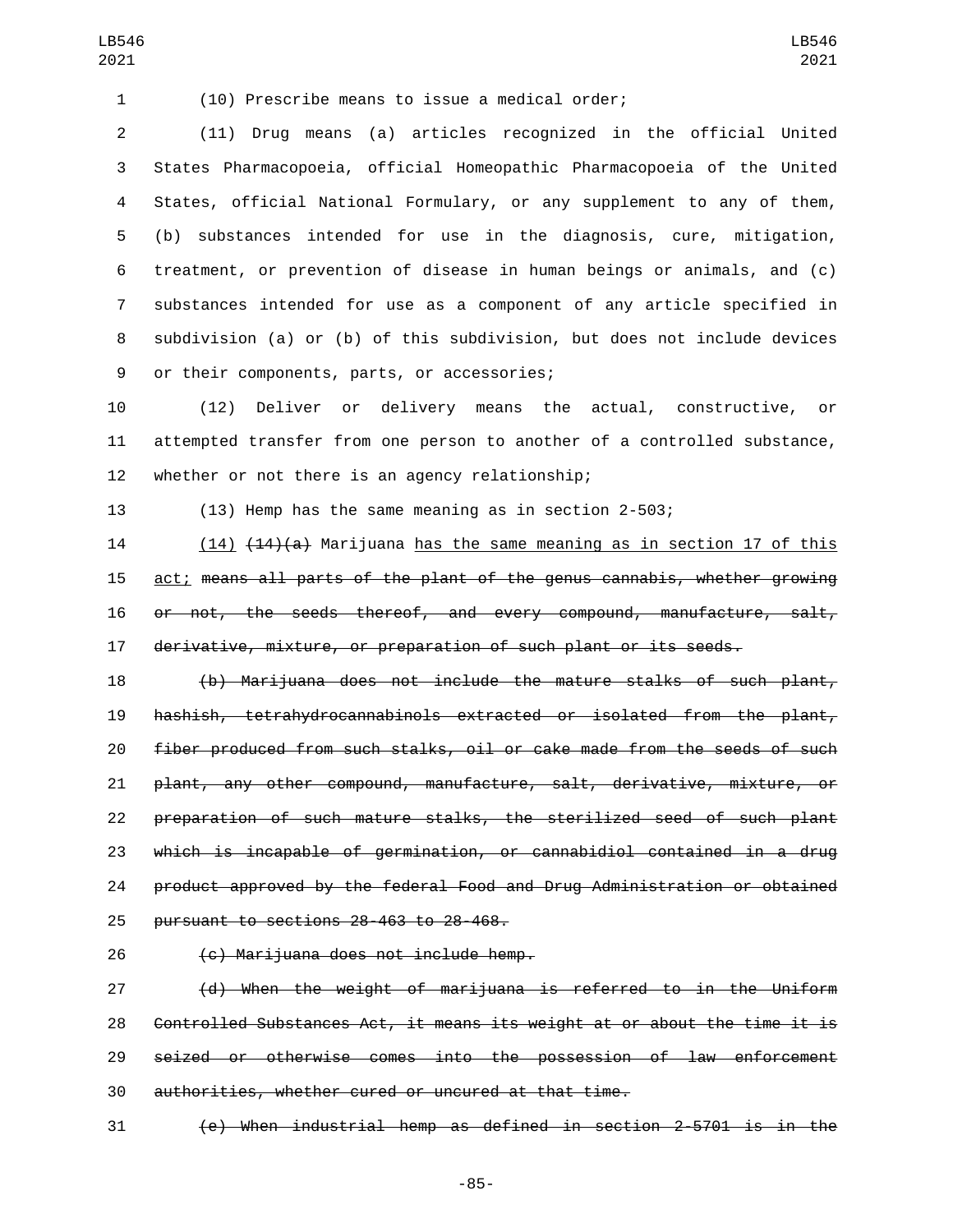(10) Prescribe means to issue a medical order;

(11) Drug means (a) articles recognized in the official United States Pharmacopoeia, official Homeopathic Pharmacopoeia of the United States, official National Formulary, or any supplement to any of them, (b) substances intended for use in the diagnosis, cure, mitigation, treatment, or prevention of disease in human beings or animals, and (c) substances intended for use as a component of any article specified in subdivision (a) or (b) of this subdivision, but does not include devices or their components, parts, or accessories;

(12) Deliver or delivery means the actual, constructive, or attempted transfer from one person to another of a controlled substance, whether or not there is an agency relationship;

(13) Hemp has the same meaning as in section 2-503;

(14) ~~(14)(a)~~ Marijuana has the same meaning as in section 17 of this act; ~~means all parts of the plant of the genus cannabis, whether growing or not, the seeds thereof, and every compound, manufacture, salt, derivative, mixture, or preparation of such plant or its seeds.~~

~~(b) Marijuana does not include the mature stalks of such plant, hashish, tetrahydrocannabinols extracted or isolated from the plant, fiber produced from such stalks, oil or cake made from the seeds of such plant, any other compound, manufacture, salt, derivative, mixture, or preparation of such mature stalks, the sterilized seed of such plant which is incapable of germination, or cannabidiol contained in a drug product approved by the federal Food and Drug Administration or obtained pursuant to sections 28-463 to 28-468.~~

~~(c) Marijuana does not include hemp.~~

~~(d) When the weight of marijuana is referred to in the Uniform Controlled Substances Act, it means its weight at or about the time it is seized or otherwise comes into the possession of law enforcement authorities, whether cured or uncured at that time.~~

~~(e) When industrial hemp as defined in section 2-5701 is in the~~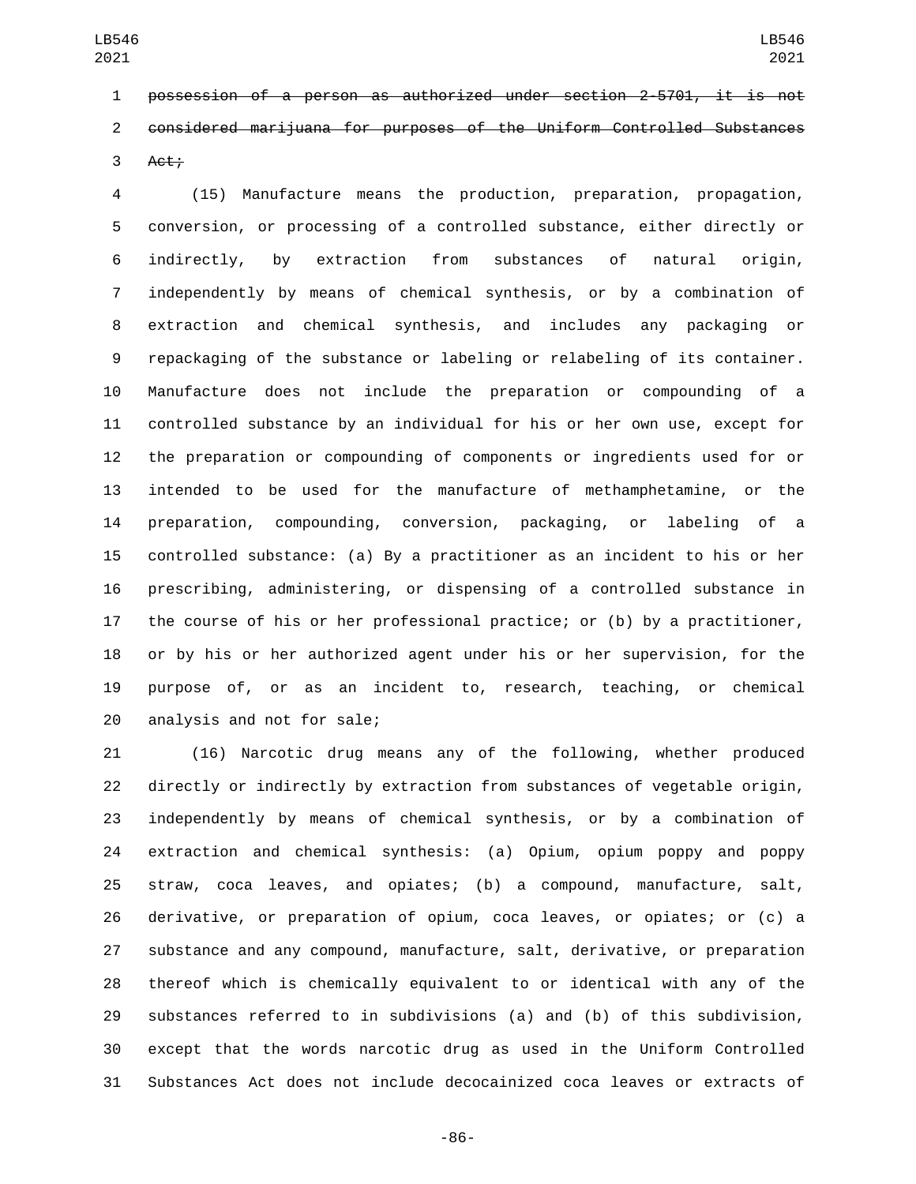~~possession of a person as authorized under section 2-5701, it is not considered marijuana for purposes of the Uniform Controlled Substances Act;~~

(15) Manufacture means the production, preparation, propagation, conversion, or processing of a controlled substance, either directly or indirectly, by extraction from substances of natural origin, independently by means of chemical synthesis, or by a combination of extraction and chemical synthesis, and includes any packaging or repackaging of the substance or labeling or relabeling of its container. Manufacture does not include the preparation or compounding of a controlled substance by an individual for his or her own use, except for the preparation or compounding of components or ingredients used for or intended to be used for the manufacture of methamphetamine, or the preparation, compounding, conversion, packaging, or labeling of a controlled substance: (a) By a practitioner as an incident to his or her prescribing, administering, or dispensing of a controlled substance in the course of his or her professional practice; or (b) by a practitioner, or by his or her authorized agent under his or her supervision, for the purpose of, or as an incident to, research, teaching, or chemical analysis and not for sale;

(16) Narcotic drug means any of the following, whether produced directly or indirectly by extraction from substances of vegetable origin, independently by means of chemical synthesis, or by a combination of extraction and chemical synthesis: (a) Opium, opium poppy and poppy straw, coca leaves, and opiates; (b) a compound, manufacture, salt, derivative, or preparation of opium, coca leaves, or opiates; or (c) a substance and any compound, manufacture, salt, derivative, or preparation thereof which is chemically equivalent to or identical with any of the substances referred to in subdivisions (a) and (b) of this subdivision, except that the words narcotic drug as used in the Uniform Controlled Substances Act does not include decocainized coca leaves or extracts of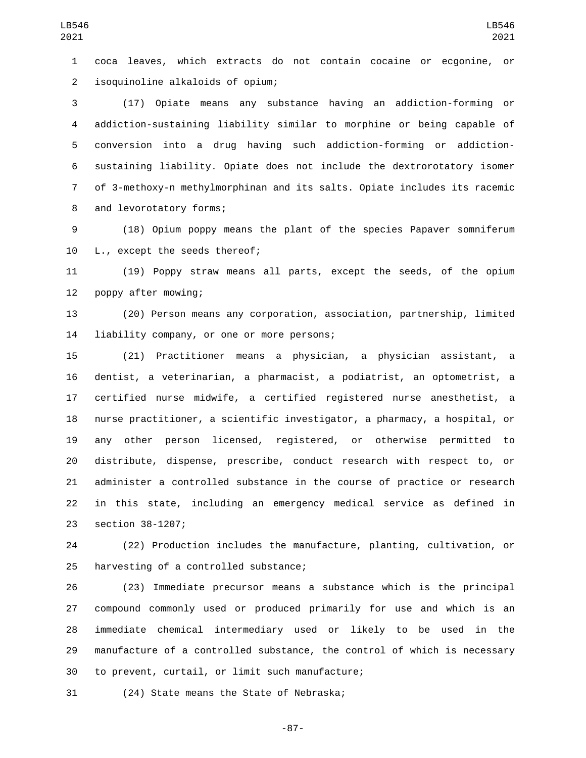coca leaves, which extracts do not contain cocaine or ecgonine, or isoquinoline alkaloids of opium;

(17) Opiate means any substance having an addiction-forming or addiction-sustaining liability similar to morphine or being capable of conversion into a drug having such addiction-forming or addiction-sustaining liability. Opiate does not include the dextrorotatory isomer of 3-methoxy-n methylmorphinan and its salts. Opiate includes its racemic and levorotatory forms;

(18) Opium poppy means the plant of the species Papaver somniferum L., except the seeds thereof;

(19) Poppy straw means all parts, except the seeds, of the opium poppy after mowing;

(20) Person means any corporation, association, partnership, limited liability company, or one or more persons;

(21) Practitioner means a physician, a physician assistant, a dentist, a veterinarian, a pharmacist, a podiatrist, an optometrist, a certified nurse midwife, a certified registered nurse anesthetist, a nurse practitioner, a scientific investigator, a pharmacy, a hospital, or any other person licensed, registered, or otherwise permitted to distribute, dispense, prescribe, conduct research with respect to, or administer a controlled substance in the course of practice or research in this state, including an emergency medical service as defined in section 38-1207;

(22) Production includes the manufacture, planting, cultivation, or harvesting of a controlled substance;

(23) Immediate precursor means a substance which is the principal compound commonly used or produced primarily for use and which is an immediate chemical intermediary used or likely to be used in the manufacture of a controlled substance, the control of which is necessary to prevent, curtail, or limit such manufacture;

(24) State means the State of Nebraska;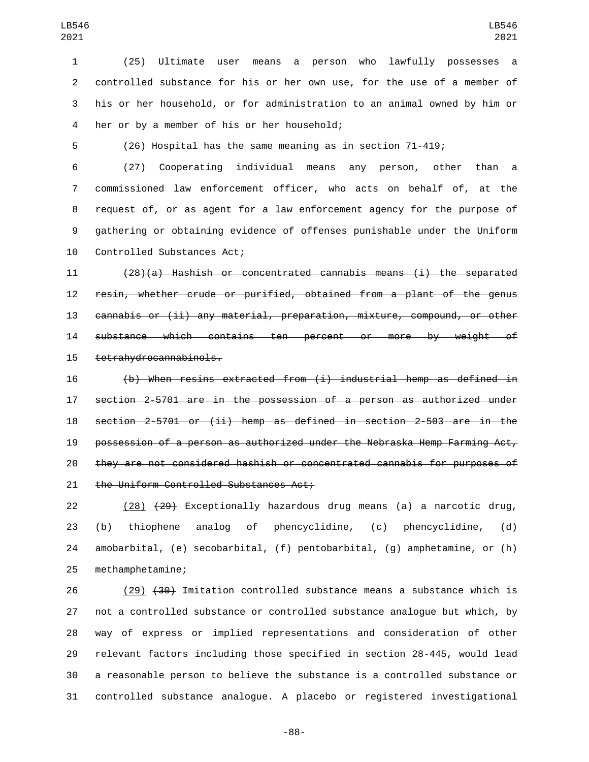(25) Ultimate user means a person who lawfully possesses a controlled substance for his or her own use, for the use of a member of his or her household, or for administration to an animal owned by him or her or by a member of his or her household;

(26) Hospital has the same meaning as in section 71-419;

(27) Cooperating individual means any person, other than a commissioned law enforcement officer, who acts on behalf of, at the request of, or as agent for a law enforcement agency for the purpose of gathering or obtaining evidence of offenses punishable under the Uniform Controlled Substances Act;

~~(28)(a) Hashish or concentrated cannabis means (i) the separated resin, whether crude or purified, obtained from a plant of the genus cannabis or (ii) any material, preparation, mixture, compound, or other substance which contains ten percent or more by weight of tetrahydrocannabinols.~~

~~(b) When resins extracted from (i) industrial hemp as defined in section 2-5701 are in the possession of a person as authorized under section 2-5701 or (ii) hemp as defined in section 2-503 are in the possession of a person as authorized under the Nebraska Hemp Farming Act, they are not considered hashish or concentrated cannabis for purposes of the Uniform Controlled Substances Act;~~

(28) ~~(29)~~ Exceptionally hazardous drug means (a) a narcotic drug, (b) thiophene analog of phencyclidine, (c) phencyclidine, (d) amobarbital, (e) secobarbital, (f) pentobarbital, (g) amphetamine, or (h) methamphetamine;

(29) ~~(30)~~ Imitation controlled substance means a substance which is not a controlled substance or controlled substance analogue but which, by way of express or implied representations and consideration of other relevant factors including those specified in section 28-445, would lead a reasonable person to believe the substance is a controlled substance or controlled substance analogue. A placebo or registered investigational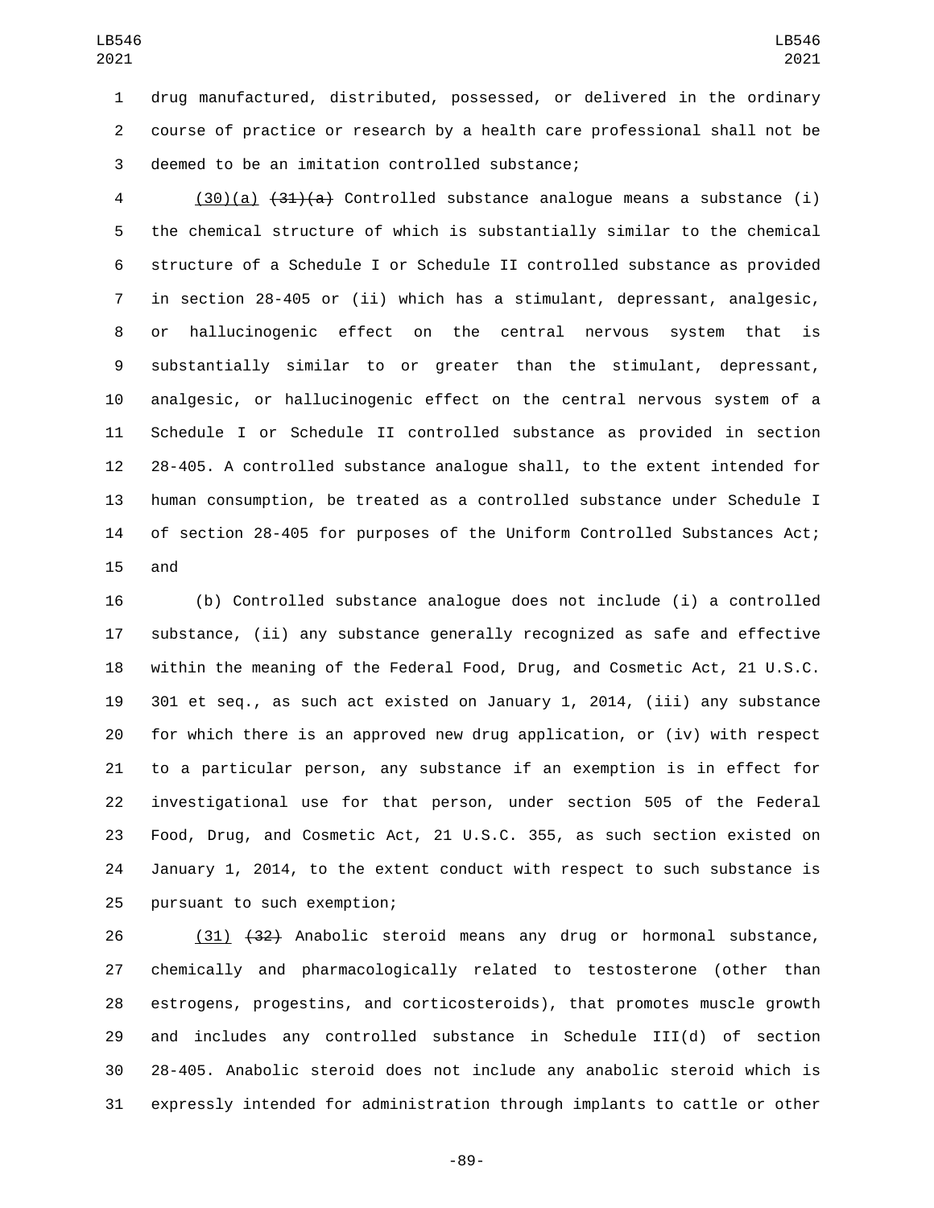drug manufactured, distributed, possessed, or delivered in the ordinary course of practice or research by a health care professional shall not be deemed to be an imitation controlled substance;

(30)(a) ~~(31)(a)~~ Controlled substance analogue means a substance (i) the chemical structure of which is substantially similar to the chemical structure of a Schedule I or Schedule II controlled substance as provided in section 28-405 or (ii) which has a stimulant, depressant, analgesic, or hallucinogenic effect on the central nervous system that is substantially similar to or greater than the stimulant, depressant, analgesic, or hallucinogenic effect on the central nervous system of a Schedule I or Schedule II controlled substance as provided in section 28-405. A controlled substance analogue shall, to the extent intended for human consumption, be treated as a controlled substance under Schedule I of section 28-405 for purposes of the Uniform Controlled Substances Act; and

(b) Controlled substance analogue does not include (i) a controlled substance, (ii) any substance generally recognized as safe and effective within the meaning of the Federal Food, Drug, and Cosmetic Act, 21 U.S.C. 301 et seq., as such act existed on January 1, 2014, (iii) any substance for which there is an approved new drug application, or (iv) with respect to a particular person, any substance if an exemption is in effect for investigational use for that person, under section 505 of the Federal Food, Drug, and Cosmetic Act, 21 U.S.C. 355, as such section existed on January 1, 2014, to the extent conduct with respect to such substance is pursuant to such exemption;

(31) ~~(32)~~ Anabolic steroid means any drug or hormonal substance, chemically and pharmacologically related to testosterone (other than estrogens, progestins, and corticosteroids), that promotes muscle growth and includes any controlled substance in Schedule III(d) of section 28-405. Anabolic steroid does not include any anabolic steroid which is expressly intended for administration through implants to cattle or other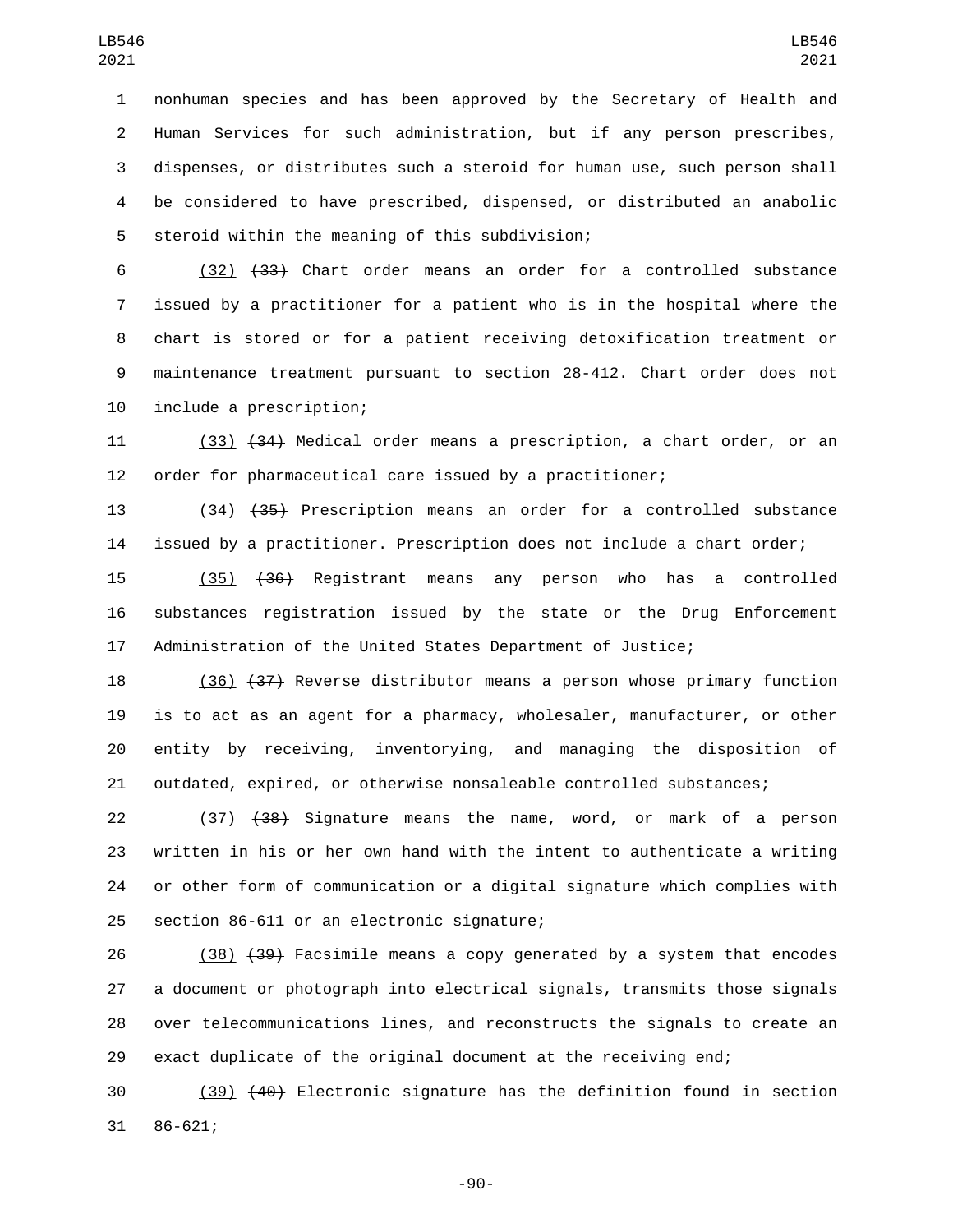nonhuman species and has been approved by the Secretary of Health and Human Services for such administration, but if any person prescribes, dispenses, or distributes such a steroid for human use, such person shall be considered to have prescribed, dispensed, or distributed an anabolic steroid within the meaning of this subdivision;

(32) ~~(33)~~ Chart order means an order for a controlled substance issued by a practitioner for a patient who is in the hospital where the chart is stored or for a patient receiving detoxification treatment or maintenance treatment pursuant to section 28-412. Chart order does not include a prescription;

(33) ~~(34)~~ Medical order means a prescription, a chart order, or an order for pharmaceutical care issued by a practitioner;

(34) ~~(35)~~ Prescription means an order for a controlled substance issued by a practitioner. Prescription does not include a chart order;

(35) ~~(36)~~ Registrant means any person who has a controlled substances registration issued by the state or the Drug Enforcement Administration of the United States Department of Justice;

(36) ~~(37)~~ Reverse distributor means a person whose primary function is to act as an agent for a pharmacy, wholesaler, manufacturer, or other entity by receiving, inventorying, and managing the disposition of outdated, expired, or otherwise nonsaleable controlled substances;

(37) ~~(38)~~ Signature means the name, word, or mark of a person written in his or her own hand with the intent to authenticate a writing or other form of communication or a digital signature which complies with section 86-611 or an electronic signature;

(38) ~~(39)~~ Facsimile means a copy generated by a system that encodes a document or photograph into electrical signals, transmits those signals over telecommunications lines, and reconstructs the signals to create an exact duplicate of the original document at the receiving end;

(39) ~~(40)~~ Electronic signature has the definition found in section 86-621;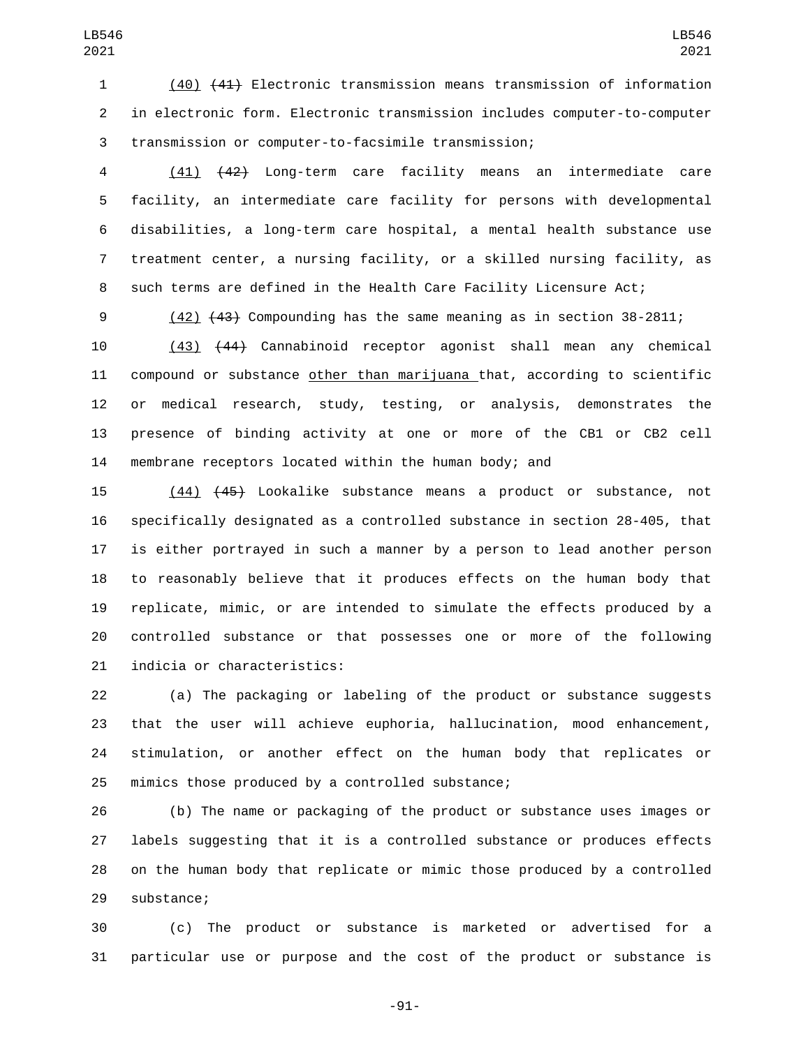(40) ~~(41)~~ Electronic transmission means transmission of information in electronic form. Electronic transmission includes computer-to-computer transmission or computer-to-facsimile transmission;

(41) ~~(42)~~ Long-term care facility means an intermediate care facility, an intermediate care facility for persons with developmental disabilities, a long-term care hospital, a mental health substance use treatment center, a nursing facility, or a skilled nursing facility, as such terms are defined in the Health Care Facility Licensure Act;

(42) ~~(43)~~ Compounding has the same meaning as in section 38-2811;

(43) ~~(44)~~ Cannabinoid receptor agonist shall mean any chemical compound or substance other than marijuana that, according to scientific or medical research, study, testing, or analysis, demonstrates the presence of binding activity at one or more of the CB1 or CB2 cell membrane receptors located within the human body; and

(44) ~~(45)~~ Lookalike substance means a product or substance, not specifically designated as a controlled substance in section 28-405, that is either portrayed in such a manner by a person to lead another person to reasonably believe that it produces effects on the human body that replicate, mimic, or are intended to simulate the effects produced by a controlled substance or that possesses one or more of the following indicia or characteristics:

(a) The packaging or labeling of the product or substance suggests that the user will achieve euphoria, hallucination, mood enhancement, stimulation, or another effect on the human body that replicates or mimics those produced by a controlled substance;

(b) The name or packaging of the product or substance uses images or labels suggesting that it is a controlled substance or produces effects on the human body that replicate or mimic those produced by a controlled substance;

(c) The product or substance is marketed or advertised for a particular use or purpose and the cost of the product or substance is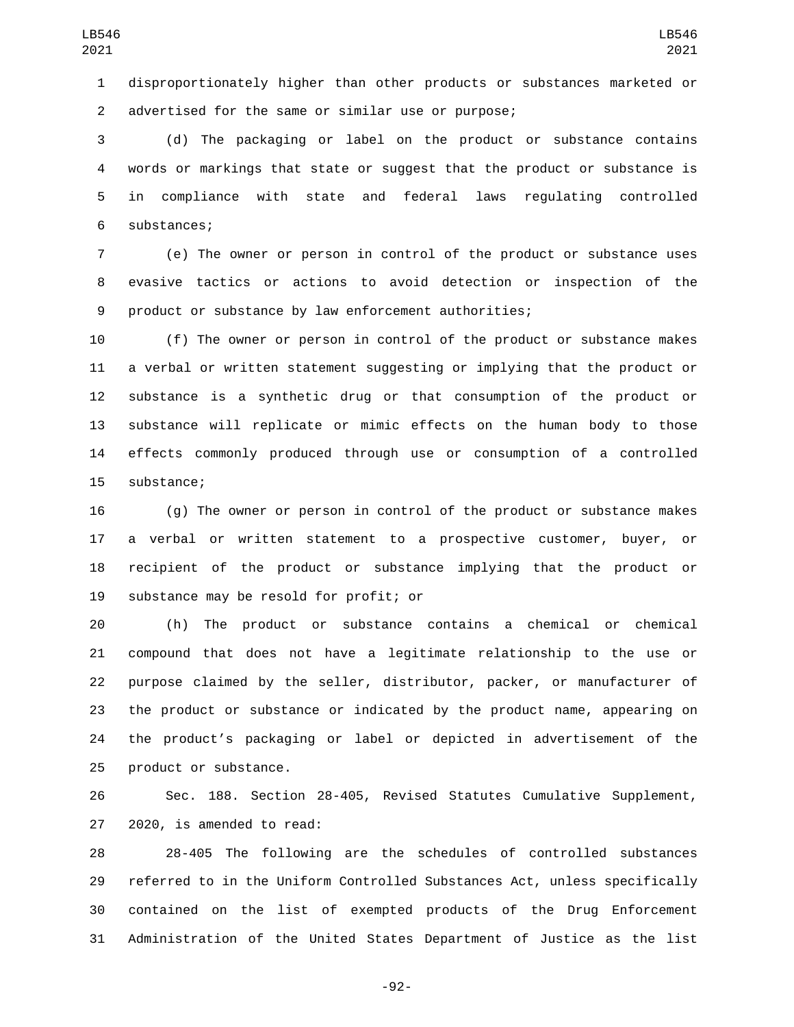disproportionately higher than other products or substances marketed or advertised for the same or similar use or purpose;

(d) The packaging or label on the product or substance contains words or markings that state or suggest that the product or substance is in compliance with state and federal laws regulating controlled substances;

(e) The owner or person in control of the product or substance uses evasive tactics or actions to avoid detection or inspection of the product or substance by law enforcement authorities;

(f) The owner or person in control of the product or substance makes a verbal or written statement suggesting or implying that the product or substance is a synthetic drug or that consumption of the product or substance will replicate or mimic effects on the human body to those effects commonly produced through use or consumption of a controlled substance;

(g) The owner or person in control of the product or substance makes a verbal or written statement to a prospective customer, buyer, or recipient of the product or substance implying that the product or substance may be resold for profit; or

(h) The product or substance contains a chemical or chemical compound that does not have a legitimate relationship to the use or purpose claimed by the seller, distributor, packer, or manufacturer of the product or substance or indicated by the product name, appearing on the product's packaging or label or depicted in advertisement of the product or substance.

Sec. 188. Section 28-405, Revised Statutes Cumulative Supplement, 2020, is amended to read:

28-405 The following are the schedules of controlled substances referred to in the Uniform Controlled Substances Act, unless specifically contained on the list of exempted products of the Drug Enforcement Administration of the United States Department of Justice as the list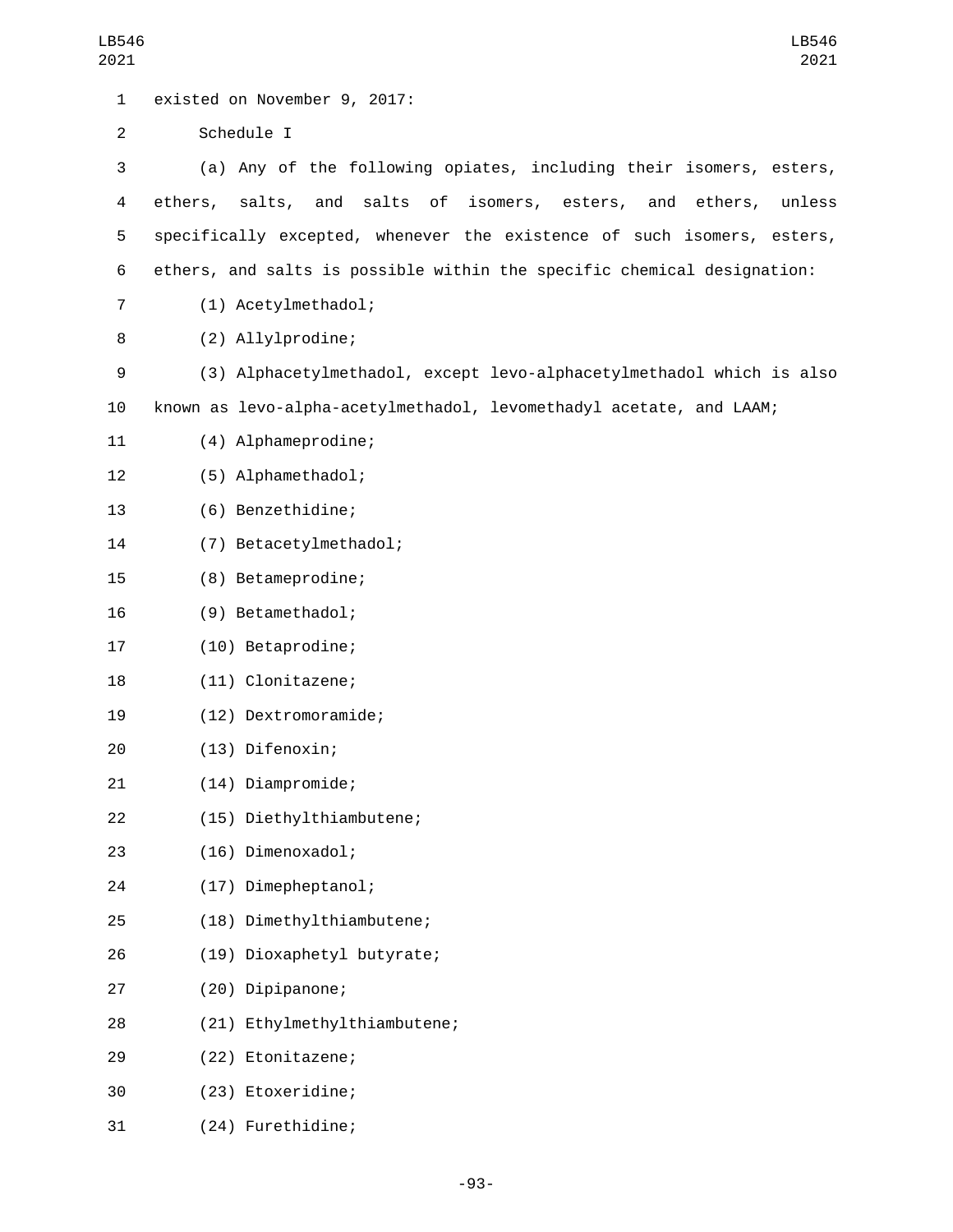existed on November 9, 2017:

Schedule I

(a) Any of the following opiates, including their isomers, esters, ethers, salts, and salts of isomers, esters, and ethers, unless specifically excepted, whenever the existence of such isomers, esters, ethers, and salts is possible within the specific chemical designation:

(1) Acetylmethadol;

(2) Allylprodine;

(3) Alphacetylmethadol, except levo-alphacetylmethadol which is also known as levo-alpha-acetylmethadol, levomethadyl acetate, and LAAM;

(4) Alphameprodine;

(5) Alphamethadol;

(6) Benzethidine;

(7) Betacetylmethadol;

(8) Betameprodine;

(9) Betamethadol;

(10) Betaprodine;

(11) Clonitazene;

(12) Dextromoramide;

(13) Difenoxin;

(14) Diampromide;

(15) Diethylthiambutene;

(16) Dimenoxadol;

(17) Dimepheptanol;

(18) Dimethylthiambutene;

(19) Dioxaphetyl butyrate;

(20) Dipipanone;

(21) Ethylmethylthiambutene;

(22) Etonitazene;

(23) Etoxeridine;

(24) Furethidine;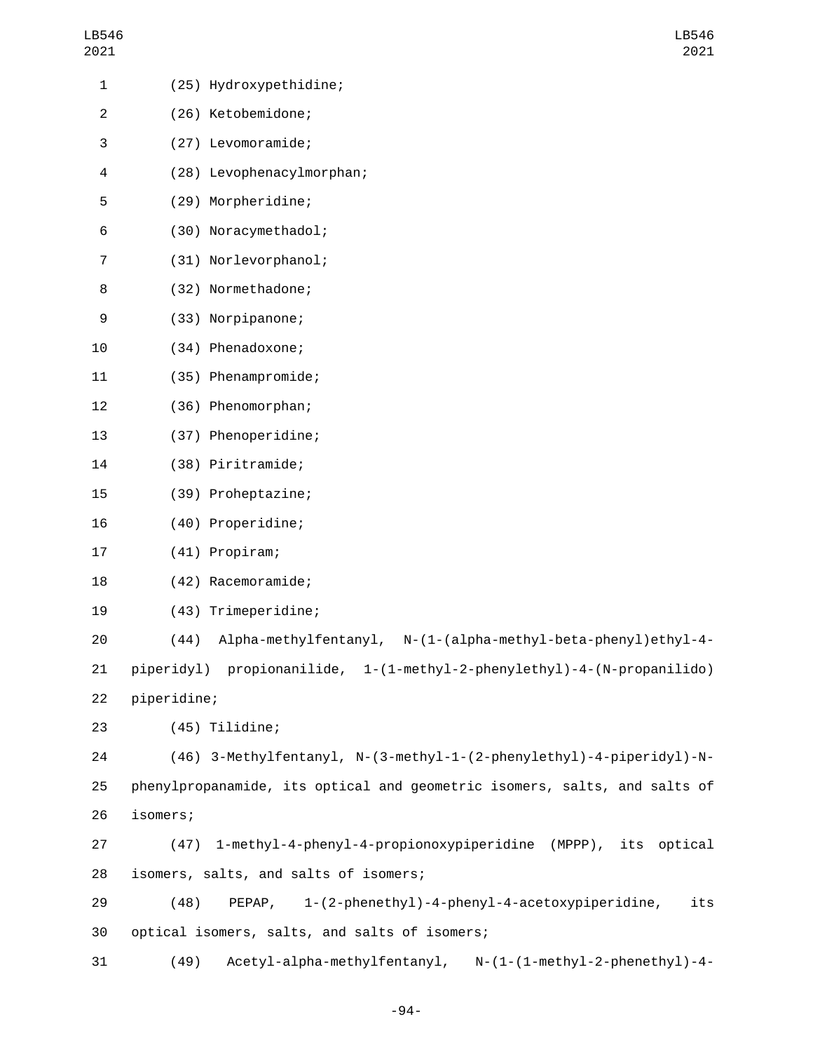(25) Hydroxypethidine;

(26) Ketobemidone;

(27) Levomoramide;

(28) Levophenacylmorphan;

(29) Morpheridine;

(30) Noracymethadol;

(31) Norlevorphanol;

(32) Normethadone;

(33) Norpipanone;

(34) Phenadoxone;

(35) Phenampromide;

(36) Phenomorphan;

(37) Phenoperidine;

(38) Piritramide;

(39) Proheptazine;

(40) Properidine;

(41) Propiram;

(42) Racemoramide;

(43) Trimeperidine;

(44) Alpha-methylfentanyl, N-(1-(alpha-methyl-beta-phenyl)ethyl-4-piperidyl) propionanilide, 1-(1-methyl-2-phenylethyl)-4-(N-propanilido) piperidine;

(45) Tilidine;

(46) 3-Methylfentanyl, N-(3-methyl-1-(2-phenylethyl)-4-piperidyl)-N-phenylpropanamide, its optical and geometric isomers, salts, and salts of isomers;

(47) 1-methyl-4-phenyl-4-propionoxypiperidine (MPPP), its optical isomers, salts, and salts of isomers;

(48) PEPAP, 1-(2-phenethyl)-4-phenyl-4-acetoxypiperidine, its optical isomers, salts, and salts of isomers;

(49) Acetyl-alpha-methylfentanyl, N-(1-(1-methyl-2-phenethyl)-4-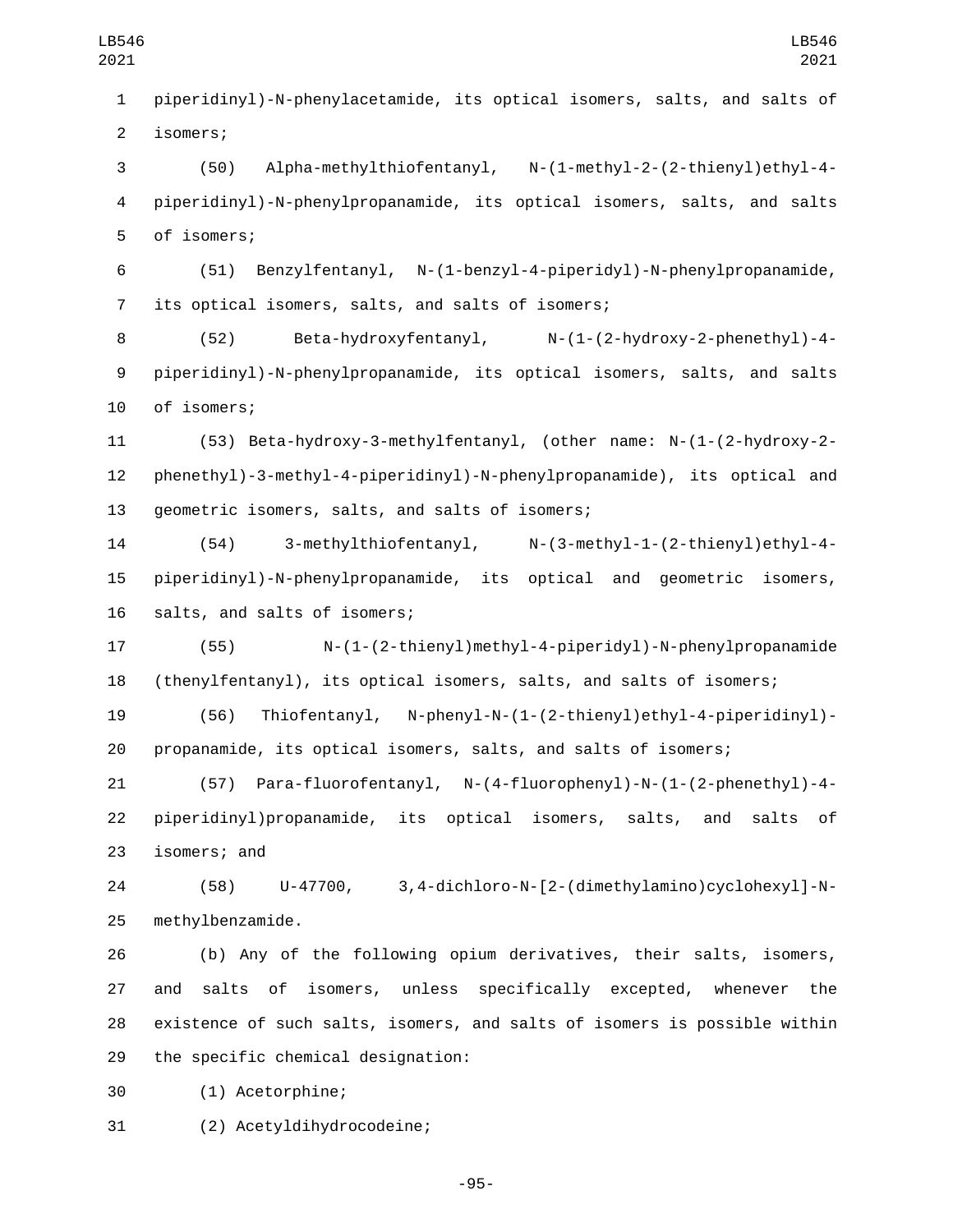piperidinyl)-N-phenylacetamide, its optical isomers, salts, and salts of isomers;

(50) Alpha-methylthiofentanyl, N-(1-methyl-2-(2-thienyl)ethyl-4-piperidinyl)-N-phenylpropanamide, its optical isomers, salts, and salts of isomers;

(51) Benzylfentanyl, N-(1-benzyl-4-piperidyl)-N-phenylpropanamide, its optical isomers, salts, and salts of isomers;

(52) Beta-hydroxyfentanyl, N-(1-(2-hydroxy-2-phenethyl)-4-piperidinyl)-N-phenylpropanamide, its optical isomers, salts, and salts of isomers;

(53) Beta-hydroxy-3-methylfentanyl, (other name: N-(1-(2-hydroxy-2-phenethyl)-3-methyl-4-piperidinyl)-N-phenylpropanamide), its optical and geometric isomers, salts, and salts of isomers;

(54) 3-methylthiofentanyl, N-(3-methyl-1-(2-thienyl)ethyl-4-piperidinyl)-N-phenylpropanamide, its optical and geometric isomers, salts, and salts of isomers;

(55) N-(1-(2-thienyl)methyl-4-piperidyl)-N-phenylpropanamide (thenylfentanyl), its optical isomers, salts, and salts of isomers;

(56) Thiofentanyl, N-phenyl-N-(1-(2-thienyl)ethyl-4-piperidinyl)-propanamide, its optical isomers, salts, and salts of isomers;

(57) Para-fluorofentanyl, N-(4-fluorophenyl)-N-(1-(2-phenethyl)-4-piperidinyl)propanamide, its optical isomers, salts, and salts of isomers; and

(58) U-47700, 3,4-dichloro-N-[2-(dimethylamino)cyclohexyl]-N-methylbenzamide.

(b) Any of the following opium derivatives, their salts, isomers, and salts of isomers, unless specifically excepted, whenever the existence of such salts, isomers, and salts of isomers is possible within the specific chemical designation:

(1) Acetorphine;

(2) Acetyldihydrocodeine;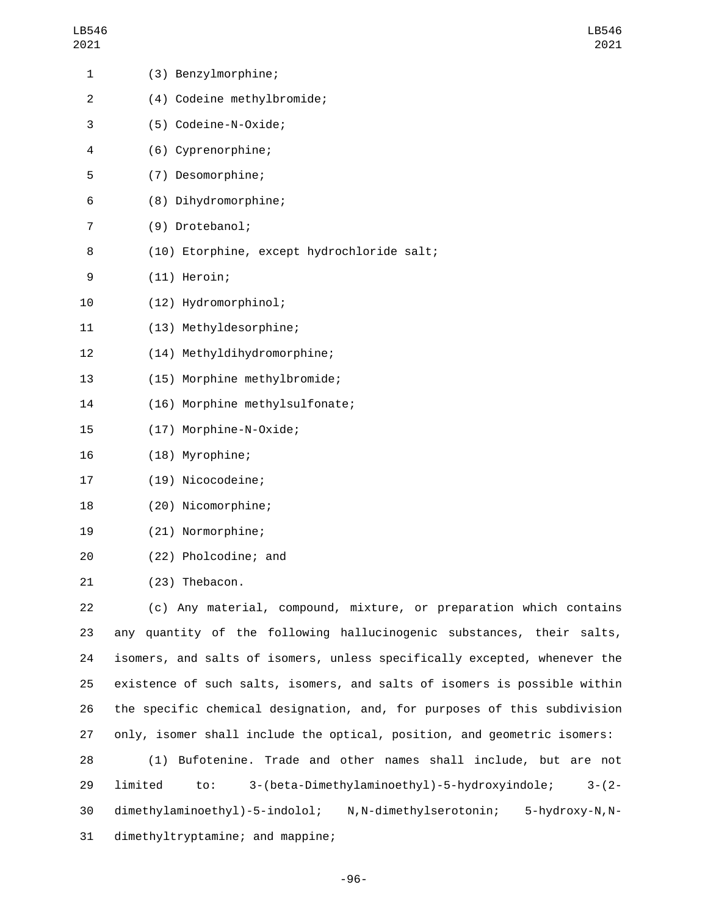(3) Benzylmorphine;

(4) Codeine methylbromide;

(5) Codeine-N-Oxide;

(6) Cyprenorphine;

(7) Desomorphine;

(8) Dihydromorphine;

(9) Drotebanol;

(10) Etorphine, except hydrochloride salt;

(11) Heroin;

(12) Hydromorphinol;

(13) Methyldesorphine;

(14) Methyldihydromorphine;

(15) Morphine methylbromide;

(16) Morphine methylsulfonate;

(17) Morphine-N-Oxide;

(18) Myrophine;

(19) Nicocodeine;

(20) Nicomorphine;

(21) Normorphine;

(22) Pholcodine; and

(23) Thebacon.

(c) Any material, compound, mixture, or preparation which contains any quantity of the following hallucinogenic substances, their salts, isomers, and salts of isomers, unless specifically excepted, whenever the existence of such salts, isomers, and salts of isomers is possible within the specific chemical designation, and, for purposes of this subdivision only, isomer shall include the optical, position, and geometric isomers:

(1) Bufotenine. Trade and other names shall include, but are not limited to: 3-(beta-Dimethylaminoethyl)-5-hydroxyindole; 3-(2-dimethylaminoethyl)-5-indolol; N,N-dimethylserotonin; 5-hydroxy-N,N-dimethyltryptamine; and mappine;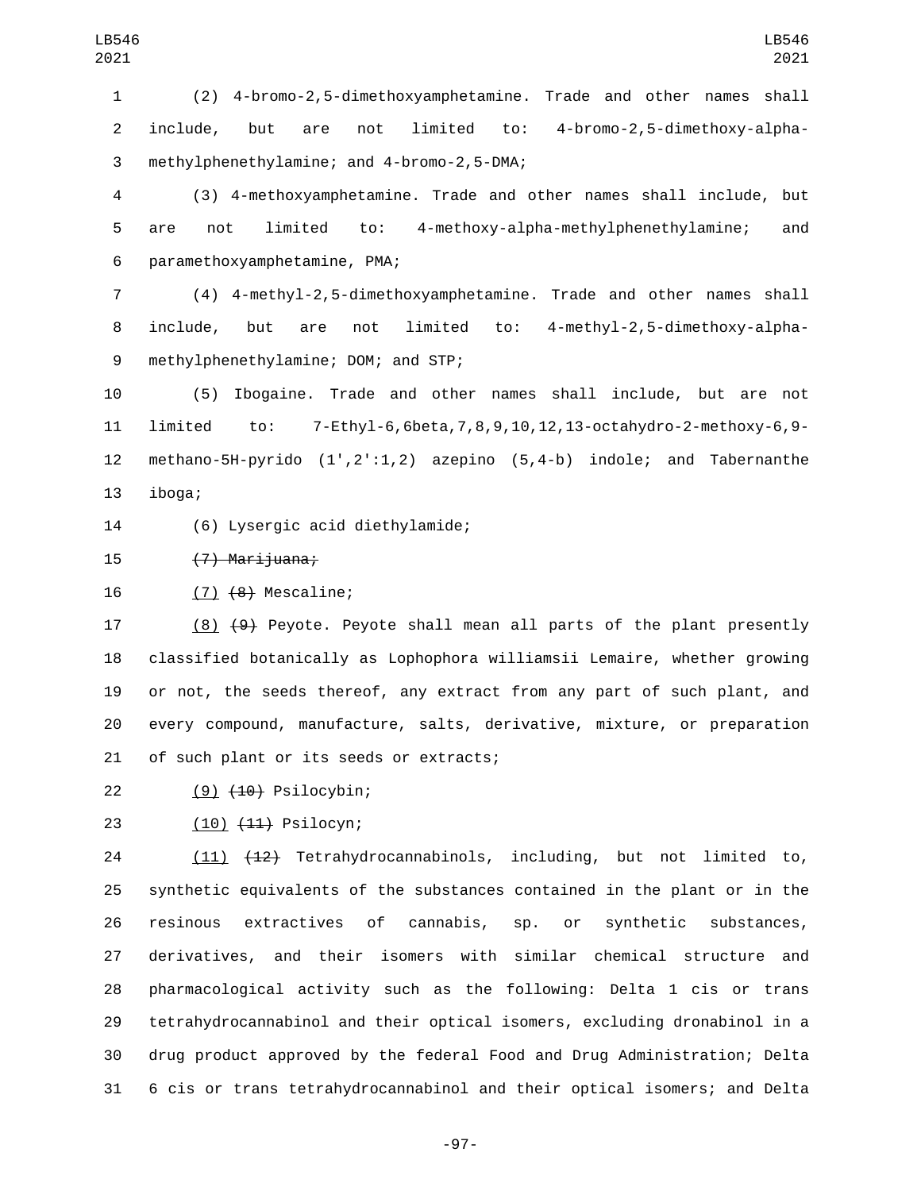(2) 4-bromo-2,5-dimethoxyamphetamine. Trade and other names shall include, but are not limited to: 4-bromo-2,5-dimethoxy-alpha-methylphenethylamine; and 4-bromo-2,5-DMA;

(3) 4-methoxyamphetamine. Trade and other names shall include, but are not limited to: 4-methoxy-alpha-methylphenethylamine; and paramethoxyamphetamine, PMA;

(4) 4-methyl-2,5-dimethoxyamphetamine. Trade and other names shall include, but are not limited to: 4-methyl-2,5-dimethoxy-alpha-methylphenethylamine; DOM; and STP;

(5) Ibogaine. Trade and other names shall include, but are not limited to: 7-Ethyl-6,6beta,7,8,9,10,12,13-octahydro-2-methoxy-6,9-methano-5H-pyrido (1',2':1,2) azepino (5,4-b) indole; and Tabernanthe iboga;

(6) Lysergic acid diethylamide;

~~(7) Marijuana;~~

<u>(7)</u> ~~(8)~~ Mescaline;

<u>(8)</u> ~~(9)~~ Peyote. Peyote shall mean all parts of the plant presently classified botanically as Lophophora williamsii Lemaire, whether growing or not, the seeds thereof, any extract from any part of such plant, and every compound, manufacture, salts, derivative, mixture, or preparation of such plant or its seeds or extracts;

<u>(9)</u> ~~(10)~~ Psilocybin;

<u>(10)</u> ~~(11)~~ Psilocyn;

<u>(11)</u> ~~(12)~~ Tetrahydrocannabinols, including, but not limited to, synthetic equivalents of the substances contained in the plant or in the resinous extractives of cannabis, sp. or synthetic substances, derivatives, and their isomers with similar chemical structure and pharmacological activity such as the following: Delta 1 cis or trans tetrahydrocannabinol and their optical isomers, excluding dronabinol in a drug product approved by the federal Food and Drug Administration; Delta 6 cis or trans tetrahydrocannabinol and their optical isomers; and Delta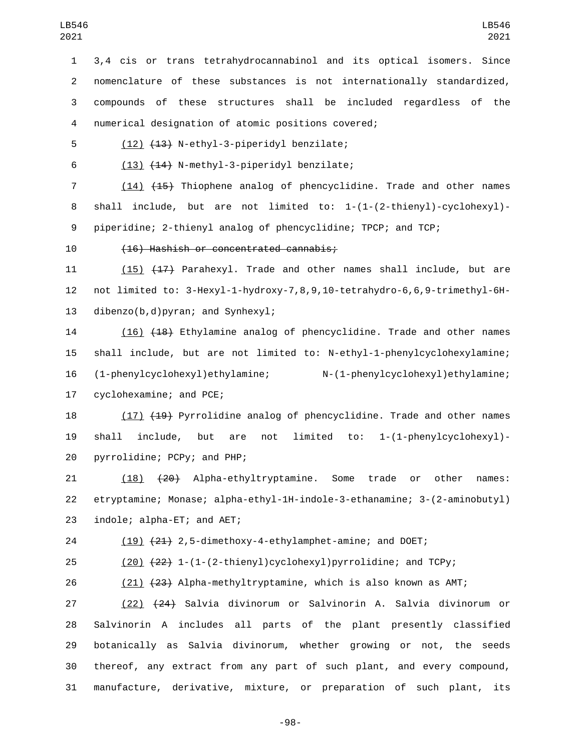3,4 cis or trans tetrahydrocannabinol and its optical isomers. Since nomenclature of these substances is not internationally standardized, compounds of these structures shall be included regardless of the numerical designation of atomic positions covered;

<u>(12)</u> ~~(13)~~ N-ethyl-3-piperidyl benzilate;

<u>(13)</u> ~~(14)~~ N-methyl-3-piperidyl benzilate;

<u>(14)</u> ~~(15)~~ Thiophene analog of phencyclidine. Trade and other names shall include, but are not limited to: 1-(1-(2-thienyl)-cyclohexyl)-piperidine; 2-thienyl analog of phencyclidine; TPCP; and TCP;

~~(16) Hashish or concentrated cannabis;~~

<u>(15)</u> ~~(17)~~ Parahexyl. Trade and other names shall include, but are not limited to: 3-Hexyl-1-hydroxy-7,8,9,10-tetrahydro-6,6,9-trimethyl-6H-dibenzo(b,d)pyran; and Synhexyl;

<u>(16)</u> ~~(18)~~ Ethylamine analog of phencyclidine. Trade and other names shall include, but are not limited to: N-ethyl-1-phenylcyclohexylamine; (1-phenylcyclohexyl)ethylamine; N-(1-phenylcyclohexyl)ethylamine; cyclohexamine; and PCE;

<u>(17)</u> ~~(19)~~ Pyrrolidine analog of phencyclidine. Trade and other names shall include, but are not limited to: 1-(1-phenylcyclohexyl)-pyrrolidine; PCPy; and PHP;

<u>(18)</u> ~~(20)~~ Alpha-ethyltryptamine. Some trade or other names: etryptamine; Monase; alpha-ethyl-1H-indole-3-ethanamine; 3-(2-aminobutyl) indole; alpha-ET; and AET;

<u>(19)</u> ~~(21)~~ 2,5-dimethoxy-4-ethylamphet-amine; and DOET;

<u>(20)</u> ~~(22)~~ 1-(1-(2-thienyl)cyclohexyl)pyrrolidine; and TCPy;

<u>(21)</u> ~~(23)~~ Alpha-methyltryptamine, which is also known as AMT;

<u>(22)</u> ~~(24)~~ Salvia divinorum or Salvinorin A. Salvia divinorum or Salvinorin A includes all parts of the plant presently classified botanically as Salvia divinorum, whether growing or not, the seeds thereof, any extract from any part of such plant, and every compound, manufacture, derivative, mixture, or preparation of such plant, its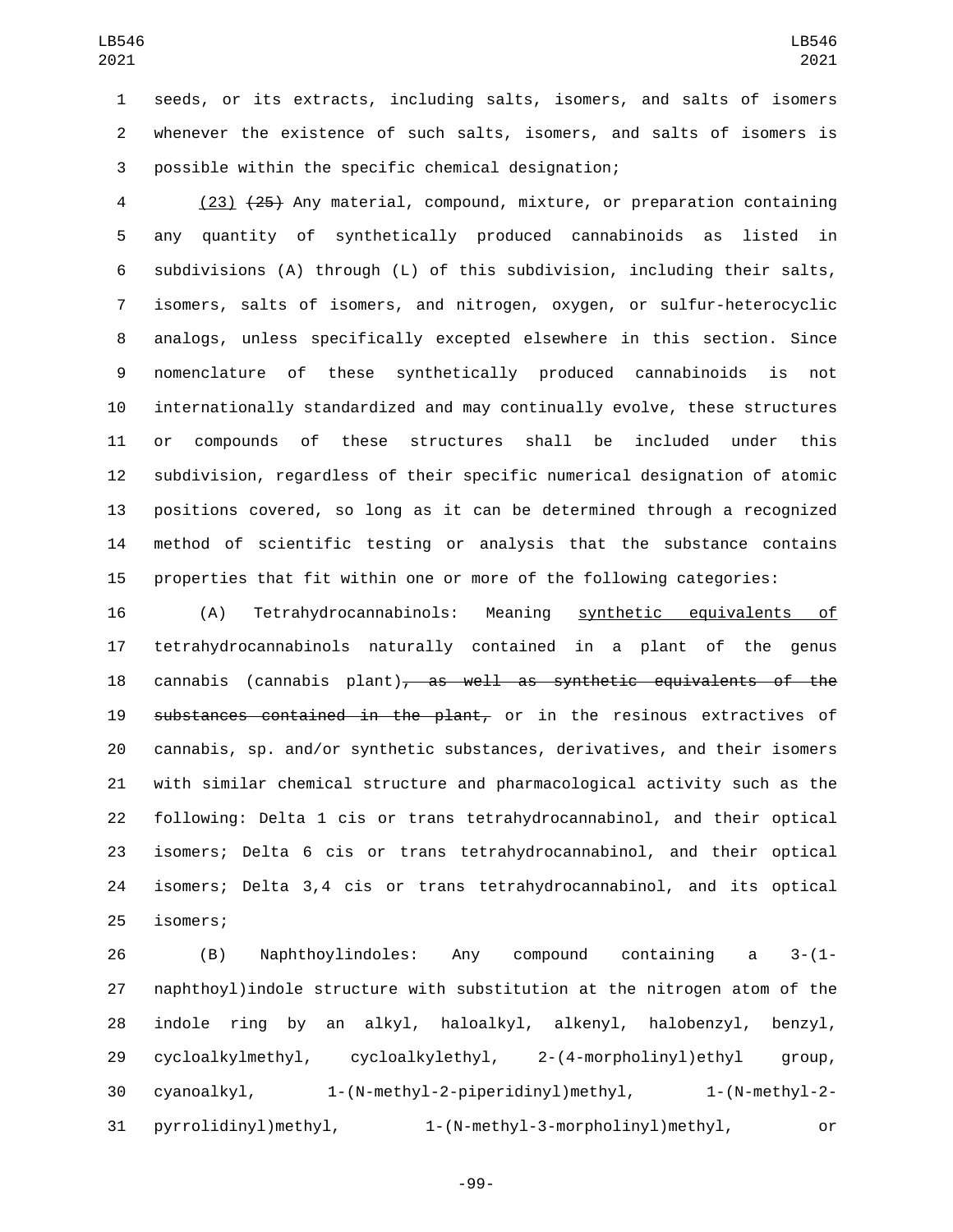seeds, or its extracts, including salts, isomers, and salts of isomers whenever the existence of such salts, isomers, and salts of isomers is possible within the specific chemical designation;

(23) ~~(25)~~ Any material, compound, mixture, or preparation containing any quantity of synthetically produced cannabinoids as listed in subdivisions (A) through (L) of this subdivision, including their salts, isomers, salts of isomers, and nitrogen, oxygen, or sulfur-heterocyclic analogs, unless specifically excepted elsewhere in this section. Since nomenclature of these synthetically produced cannabinoids is not internationally standardized and may continually evolve, these structures or compounds of these structures shall be included under this subdivision, regardless of their specific numerical designation of atomic positions covered, so long as it can be determined through a recognized method of scientific testing or analysis that the substance contains properties that fit within one or more of the following categories:

(A) Tetrahydrocannabinols: Meaning synthetic equivalents of tetrahydrocannabinols naturally contained in a plant of the genus cannabis (cannabis plant)~~, as well as synthetic equivalents of the substances contained in the plant,~~ or in the resinous extractives of cannabis, sp. and/or synthetic substances, derivatives, and their isomers with similar chemical structure and pharmacological activity such as the following: Delta 1 cis or trans tetrahydrocannabinol, and their optical isomers; Delta 6 cis or trans tetrahydrocannabinol, and their optical isomers; Delta 3,4 cis or trans tetrahydrocannabinol, and its optical isomers;

(B) Naphthoylindoles: Any compound containing a 3-(1-naphthoyl)indole structure with substitution at the nitrogen atom of the indole ring by an alkyl, haloalkyl, alkenyl, halobenzyl, benzyl, cycloalkylmethyl, cycloalkylethyl, 2-(4-morpholinyl)ethyl group, cyanoalkyl, 1-(N-methyl-2-piperidinyl)methyl, 1-(N-methyl-2-pyrrolidinyl)methyl, 1-(N-methyl-3-morpholinyl)methyl, or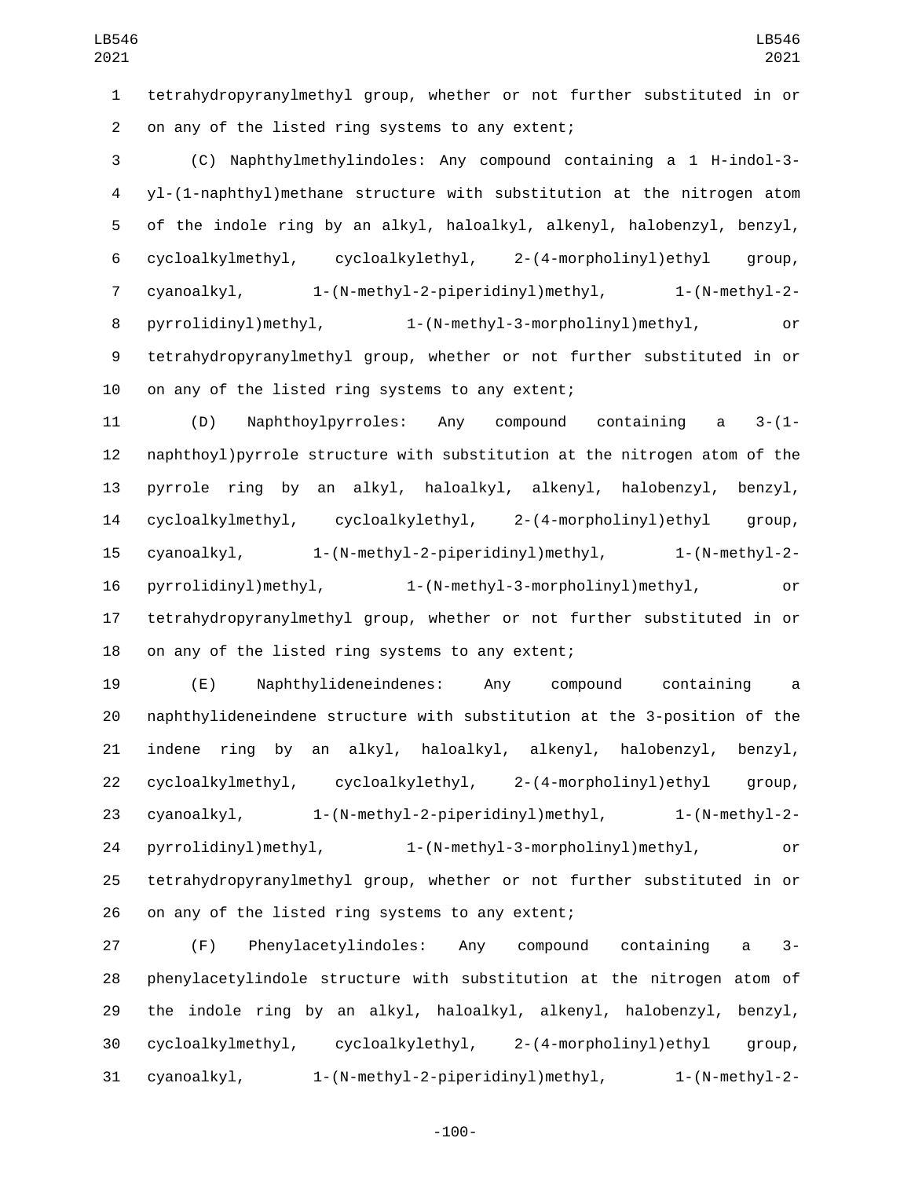tetrahydropyranylmethyl group, whether or not further substituted in or on any of the listed ring systems to any extent;

(C) Naphthylmethylindoles: Any compound containing a 1 H-indol-3-yl-(1-naphthyl)methane structure with substitution at the nitrogen atom of the indole ring by an alkyl, haloalkyl, alkenyl, halobenzyl, benzyl, cycloalkylmethyl, cycloalkylethyl, 2-(4-morpholinyl)ethyl group, cyanoalkyl, 1-(N-methyl-2-piperidinyl)methyl, 1-(N-methyl-2-pyrrolidinyl)methyl, 1-(N-methyl-3-morpholinyl)methyl, or tetrahydropyranylmethyl group, whether or not further substituted in or on any of the listed ring systems to any extent;

(D) Naphthoylpyrroles: Any compound containing a 3-(1-naphthoyl)pyrrole structure with substitution at the nitrogen atom of the pyrrole ring by an alkyl, haloalkyl, alkenyl, halobenzyl, benzyl, cycloalkylmethyl, cycloalkylethyl, 2-(4-morpholinyl)ethyl group, cyanoalkyl, 1-(N-methyl-2-piperidinyl)methyl, 1-(N-methyl-2-pyrrolidinyl)methyl, 1-(N-methyl-3-morpholinyl)methyl, or tetrahydropyranylmethyl group, whether or not further substituted in or on any of the listed ring systems to any extent;

(E) Naphthylideneindenes: Any compound containing a naphthylideneindene structure with substitution at the 3-position of the indene ring by an alkyl, haloalkyl, alkenyl, halobenzyl, benzyl, cycloalkylmethyl, cycloalkylethyl, 2-(4-morpholinyl)ethyl group, cyanoalkyl, 1-(N-methyl-2-piperidinyl)methyl, 1-(N-methyl-2-pyrrolidinyl)methyl, 1-(N-methyl-3-morpholinyl)methyl, or tetrahydropyranylmethyl group, whether or not further substituted in or on any of the listed ring systems to any extent;

(F) Phenylacetylindoles: Any compound containing a 3-phenylacetylindole structure with substitution at the nitrogen atom of the indole ring by an alkyl, haloalkyl, alkenyl, halobenzyl, benzyl, cycloalkylmethyl, cycloalkylethyl, 2-(4-morpholinyl)ethyl group, cyanoalkyl, 1-(N-methyl-2-piperidinyl)methyl, 1-(N-methyl-2-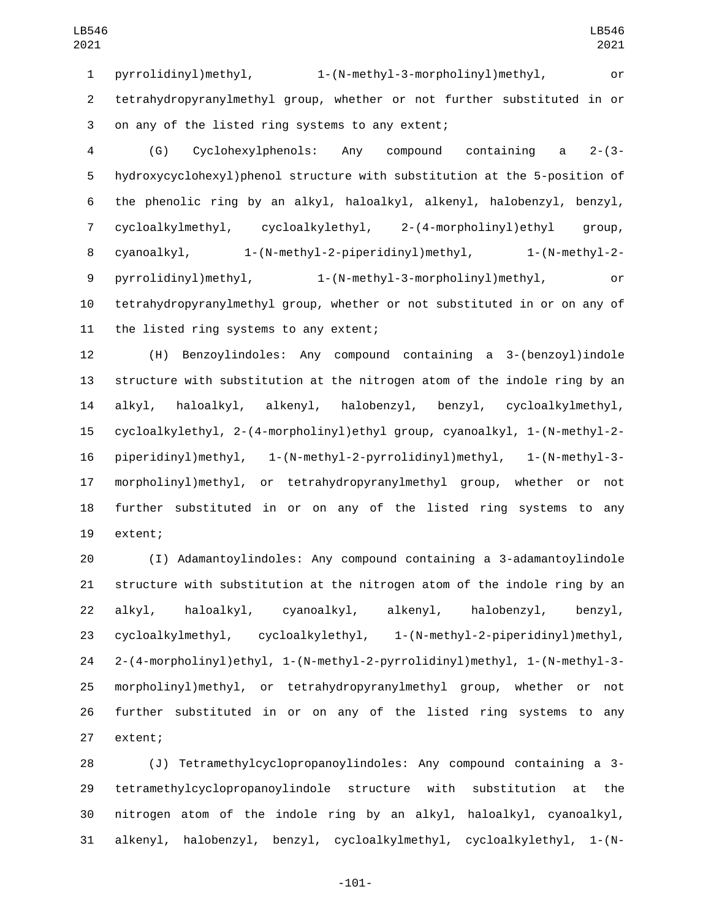pyrrolidinyl)methyl, 1-(N-methyl-3-morpholinyl)methyl, or tetrahydropyranylmethyl group, whether or not further substituted in or on any of the listed ring systems to any extent;

(G) Cyclohexylphenols: Any compound containing a 2-(3-hydroxycyclohexyl)phenol structure with substitution at the 5-position of the phenolic ring by an alkyl, haloalkyl, alkenyl, halobenzyl, benzyl, cycloalkylmethyl, cycloalkylethyl, 2-(4-morpholinyl)ethyl group, cyanoalkyl, 1-(N-methyl-2-piperidinyl)methyl, 1-(N-methyl-2-pyrrolidinyl)methyl, 1-(N-methyl-3-morpholinyl)methyl, or tetrahydropyranylmethyl group, whether or not substituted in or on any of the listed ring systems to any extent;

(H) Benzoylindoles: Any compound containing a 3-(benzoyl)indole structure with substitution at the nitrogen atom of the indole ring by an alkyl, haloalkyl, alkenyl, halobenzyl, benzyl, cycloalkylmethyl, cycloalkylethyl, 2-(4-morpholinyl)ethyl group, cyanoalkyl, 1-(N-methyl-2-piperidinyl)methyl, 1-(N-methyl-2-pyrrolidinyl)methyl, 1-(N-methyl-3-morpholinyl)methyl, or tetrahydropyranylmethyl group, whether or not further substituted in or on any of the listed ring systems to any extent;

(I) Adamantoylindoles: Any compound containing a 3-adamantoylindole structure with substitution at the nitrogen atom of the indole ring by an alkyl, haloalkyl, cyanoalkyl, alkenyl, halobenzyl, benzyl, cycloalkylmethyl, cycloalkylethyl, 1-(N-methyl-2-piperidinyl)methyl, 2-(4-morpholinyl)ethyl, 1-(N-methyl-2-pyrrolidinyl)methyl, 1-(N-methyl-3-morpholinyl)methyl, or tetrahydropyranylmethyl group, whether or not further substituted in or on any of the listed ring systems to any extent;

(J) Tetramethylcyclopropanoylindoles: Any compound containing a 3-tetramethylcyclopropanoylindole structure with substitution at the nitrogen atom of the indole ring by an alkyl, haloalkyl, cyanoalkyl, alkenyl, halobenzyl, benzyl, cycloalkylmethyl, cycloalkylethyl, 1-(N-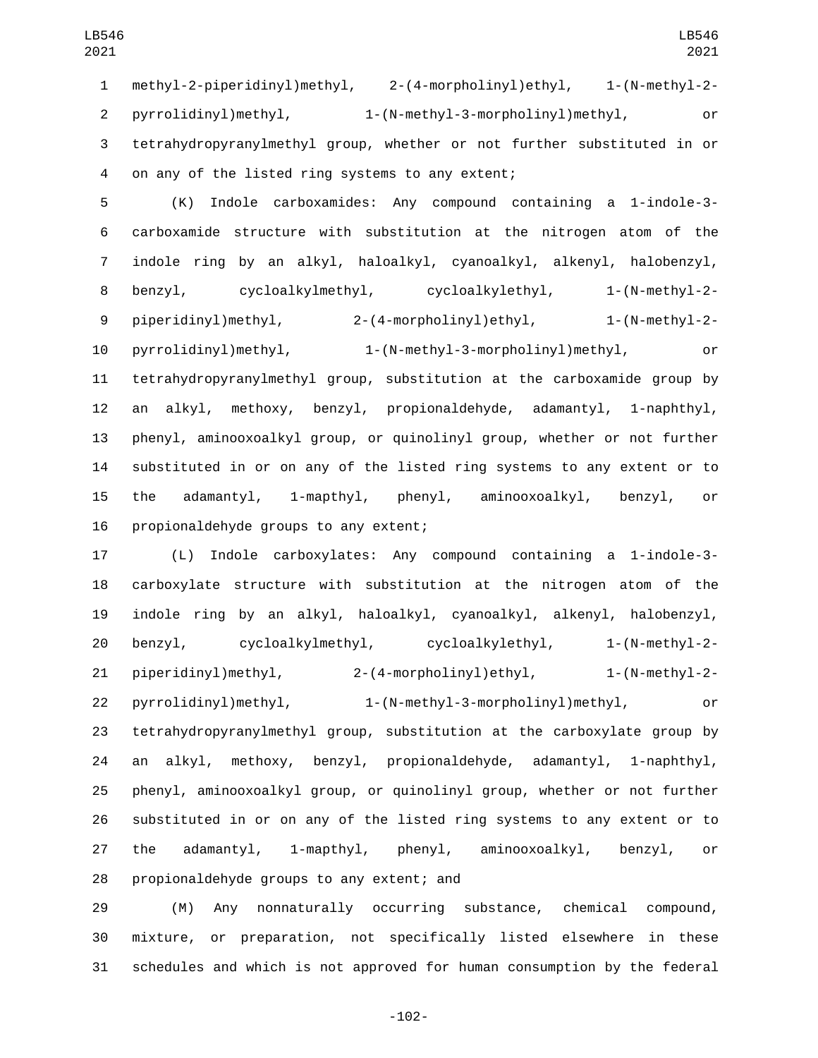methyl-2-piperidinyl)methyl, 2-(4-morpholinyl)ethyl, 1-(N-methyl-2-pyrrolidinyl)methyl, 1-(N-methyl-3-morpholinyl)methyl, or tetrahydropyranylmethyl group, whether or not further substituted in or on any of the listed ring systems to any extent;

(K) Indole carboxamides: Any compound containing a 1-indole-3-carboxamide structure with substitution at the nitrogen atom of the indole ring by an alkyl, haloalkyl, cyanoalkyl, alkenyl, halobenzyl, benzyl, cycloalkylmethyl, cycloalkylethyl, 1-(N-methyl-2-piperidinyl)methyl, 2-(4-morpholinyl)ethyl, 1-(N-methyl-2-pyrrolidinyl)methyl, 1-(N-methyl-3-morpholinyl)methyl, or tetrahydropyranylmethyl group, substitution at the carboxamide group by an alkyl, methoxy, benzyl, propionaldehyde, adamantyl, 1-naphthyl, phenyl, aminooxoalkyl group, or quinolinyl group, whether or not further substituted in or on any of the listed ring systems to any extent or to the adamantyl, 1-mapthyl, phenyl, aminooxoalkyl, benzyl, or propionaldehyde groups to any extent;

(L) Indole carboxylates: Any compound containing a 1-indole-3-carboxylate structure with substitution at the nitrogen atom of the indole ring by an alkyl, haloalkyl, cyanoalkyl, alkenyl, halobenzyl, benzyl, cycloalkylmethyl, cycloalkylethyl, 1-(N-methyl-2-piperidinyl)methyl, 2-(4-morpholinyl)ethyl, 1-(N-methyl-2-pyrrolidinyl)methyl, 1-(N-methyl-3-morpholinyl)methyl, or tetrahydropyranylmethyl group, substitution at the carboxylate group by an alkyl, methoxy, benzyl, propionaldehyde, adamantyl, 1-naphthyl, phenyl, aminooxoalkyl group, or quinolinyl group, whether or not further substituted in or on any of the listed ring systems to any extent or to the adamantyl, 1-mapthyl, phenyl, aminooxoalkyl, benzyl, or propionaldehyde groups to any extent; and

(M) Any nonnaturally occurring substance, chemical compound, mixture, or preparation, not specifically listed elsewhere in these schedules and which is not approved for human consumption by the federal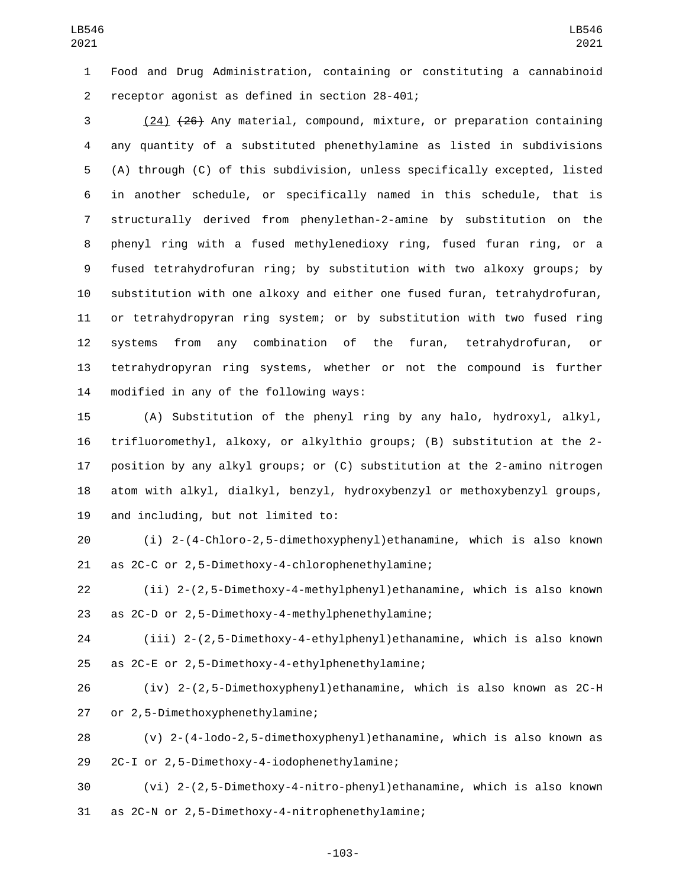Food and Drug Administration, containing or constituting a cannabinoid receptor agonist as defined in section 28-401;

(24) ~~(26)~~ Any material, compound, mixture, or preparation containing any quantity of a substituted phenethylamine as listed in subdivisions (A) through (C) of this subdivision, unless specifically excepted, listed in another schedule, or specifically named in this schedule, that is structurally derived from phenylethan-2-amine by substitution on the phenyl ring with a fused methylenedioxy ring, fused furan ring, or a fused tetrahydrofuran ring; by substitution with two alkoxy groups; by substitution with one alkoxy and either one fused furan, tetrahydrofuran, or tetrahydropyran ring system; or by substitution with two fused ring systems from any combination of the furan, tetrahydrofuran, or tetrahydropyran ring systems, whether or not the compound is further modified in any of the following ways:

(A) Substitution of the phenyl ring by any halo, hydroxyl, alkyl, trifluoromethyl, alkoxy, or alkylthio groups; (B) substitution at the 2-position by any alkyl groups; or (C) substitution at the 2-amino nitrogen atom with alkyl, dialkyl, benzyl, hydroxybenzyl or methoxybenzyl groups, and including, but not limited to:

(i) 2-(4-Chloro-2,5-dimethoxyphenyl)ethanamine, which is also known as 2C-C or 2,5-Dimethoxy-4-chlorophenethylamine;

(ii) 2-(2,5-Dimethoxy-4-methylphenyl)ethanamine, which is also known as 2C-D or 2,5-Dimethoxy-4-methylphenethylamine;

(iii) 2-(2,5-Dimethoxy-4-ethylphenyl)ethanamine, which is also known as 2C-E or 2,5-Dimethoxy-4-ethylphenethylamine;

(iv) 2-(2,5-Dimethoxyphenyl)ethanamine, which is also known as 2C-H or 2,5-Dimethoxyphenethylamine;

(v) 2-(4-Iodo-2,5-dimethoxyphenyl)ethanamine, which is also known as 2C-I or 2,5-Dimethoxy-4-iodophenethylamine;

(vi) 2-(2,5-Dimethoxy-4-nitro-phenyl)ethanamine, which is also known as 2C-N or 2,5-Dimethoxy-4-nitrophenethylamine;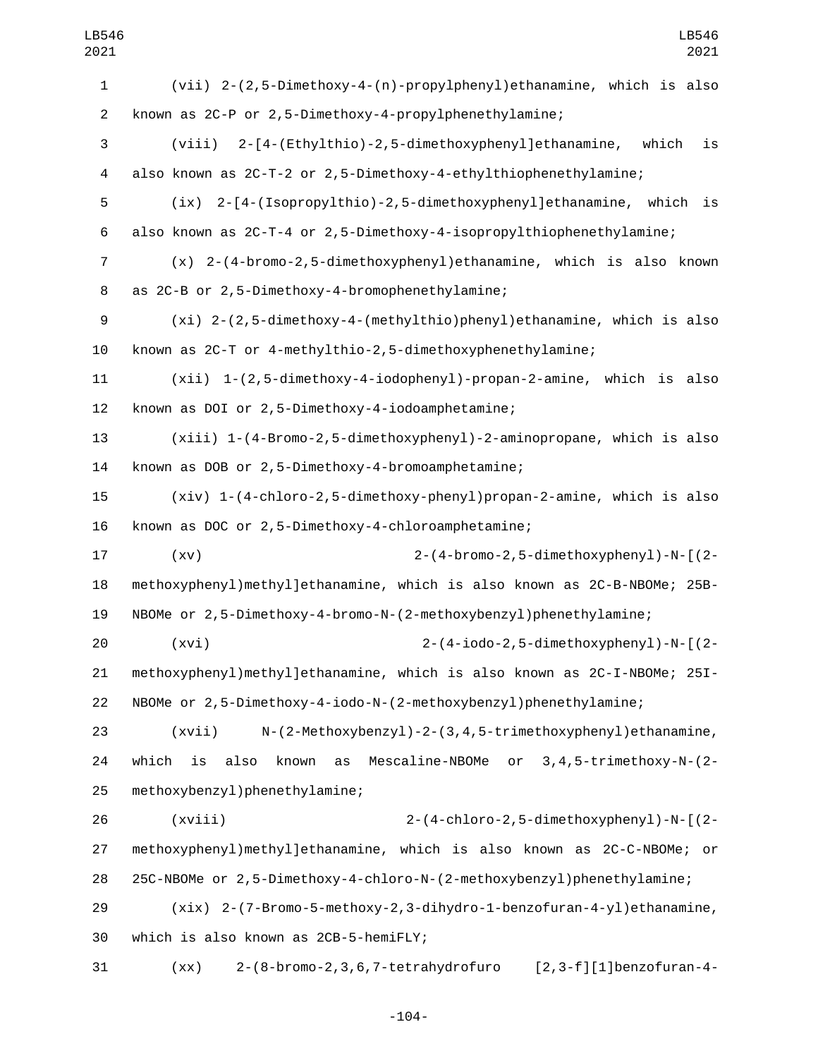(vii) 2-(2,5-Dimethoxy-4-(n)-propylphenyl)ethanamine, which is also known as 2C-P or 2,5-Dimethoxy-4-propylphenethylamine;

(viii) 2-[4-(Ethylthio)-2,5-dimethoxyphenyl]ethanamine, which is also known as 2C-T-2 or 2,5-Dimethoxy-4-ethylthiophenethylamine;

(ix) 2-[4-(Isopropylthio)-2,5-dimethoxyphenyl]ethanamine, which is also known as 2C-T-4 or 2,5-Dimethoxy-4-isopropylthiophenethylamine;

(x) 2-(4-bromo-2,5-dimethoxyphenyl)ethanamine, which is also known as 2C-B or 2,5-Dimethoxy-4-bromophenethylamine;

(xi) 2-(2,5-dimethoxy-4-(methylthio)phenyl)ethanamine, which is also known as 2C-T or 4-methylthio-2,5-dimethoxyphenethylamine;

(xii) 1-(2,5-dimethoxy-4-iodophenyl)-propan-2-amine, which is also known as DOI or 2,5-Dimethoxy-4-iodoamphetamine;

(xiii) 1-(4-Bromo-2,5-dimethoxyphenyl)-2-aminopropane, which is also known as DOB or 2,5-Dimethoxy-4-bromoamphetamine;

(xiv) 1-(4-chloro-2,5-dimethoxy-phenyl)propan-2-amine, which is also known as DOC or 2,5-Dimethoxy-4-chloroamphetamine;

(xv) 2-(4-bromo-2,5-dimethoxyphenyl)-N-[(2-methoxyphenyl)methyl]ethanamine, which is also known as 2C-B-NBOMe; 25B-NBOMe or 2,5-Dimethoxy-4-bromo-N-(2-methoxybenzyl)phenethylamine;

(xvi) 2-(4-iodo-2,5-dimethoxyphenyl)-N-[(2-methoxyphenyl)methyl]ethanamine, which is also known as 2C-I-NBOMe; 25I-NBOMe or 2,5-Dimethoxy-4-iodo-N-(2-methoxybenzyl)phenethylamine;

(xvii) N-(2-Methoxybenzyl)-2-(3,4,5-trimethoxyphenyl)ethanamine, which is also known as Mescaline-NBOMe or 3,4,5-trimethoxy-N-(2-methoxybenzyl)phenethylamine;

(xviii) 2-(4-chloro-2,5-dimethoxyphenyl)-N-[(2-methoxyphenyl)methyl]ethanamine, which is also known as 2C-C-NBOMe; or 25C-NBOMe or 2,5-Dimethoxy-4-chloro-N-(2-methoxybenzyl)phenethylamine;

(xix) 2-(7-Bromo-5-methoxy-2,3-dihydro-1-benzofuran-4-yl)ethanamine, which is also known as 2CB-5-hemiFLY;

(xx) 2-(8-bromo-2,3,6,7-tetrahydrofuro [2,3-f][1]benzofuran-4-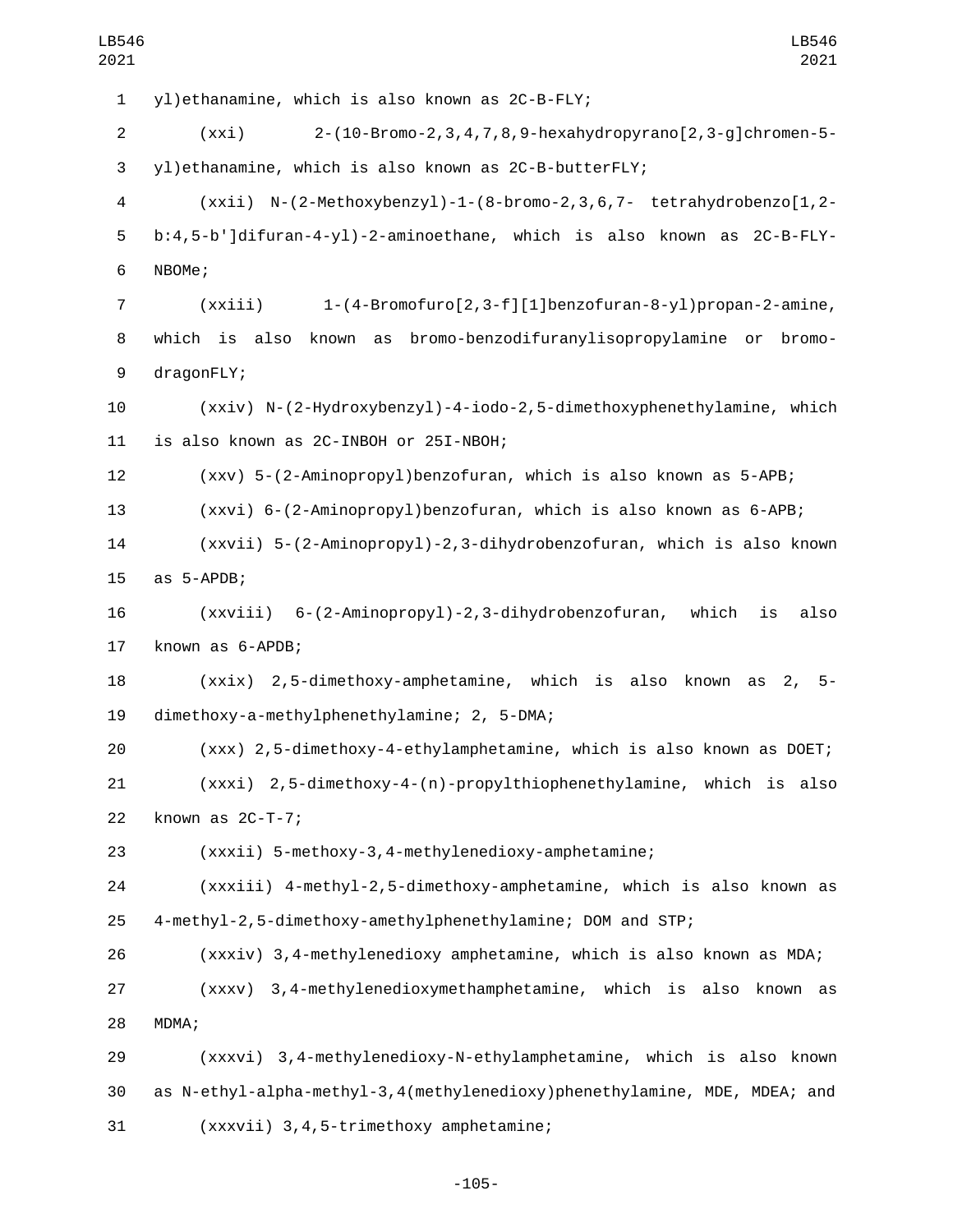yl)ethanamine, which is also known as 2C-B-FLY;

(xxi) 2-(10-Bromo-2,3,4,7,8,9-hexahydropyrano[2,3-g]chromen-5-yl)ethanamine, which is also known as 2C-B-butterFLY;

(xxii) N-(2-Methoxybenzyl)-1-(8-bromo-2,3,6,7- tetrahydrobenzo[1,2-b:4,5-b']difuran-4-yl)-2-aminoethane, which is also known as 2C-B-FLY-NBOMe;

(xxiii) 1-(4-Bromofuro[2,3-f][1]benzofuran-8-yl)propan-2-amine, which is also known as bromo-benzodifuranylisopropylamine or bromo-dragonFLY;

(xxiv) N-(2-Hydroxybenzyl)-4-iodo-2,5-dimethoxyphenethylamine, which is also known as 2C-INBOH or 25I-NBOH;

(xxv) 5-(2-Aminopropyl)benzofuran, which is also known as 5-APB;

(xxvi) 6-(2-Aminopropyl)benzofuran, which is also known as 6-APB;

(xxvii) 5-(2-Aminopropyl)-2,3-dihydrobenzofuran, which is also known as 5-APDB;

(xxviii) 6-(2-Aminopropyl)-2,3-dihydrobenzofuran, which is also known as 6-APDB;

(xxix) 2,5-dimethoxy-amphetamine, which is also known as 2, 5-dimethoxy-a-methylphenethylamine; 2, 5-DMA;

(xxx) 2,5-dimethoxy-4-ethylamphetamine, which is also known as DOET;

(xxxi) 2,5-dimethoxy-4-(n)-propylthiophenethylamine, which is also known as 2C-T-7;

(xxxii) 5-methoxy-3,4-methylenedioxy-amphetamine;

(xxxiii) 4-methyl-2,5-dimethoxy-amphetamine, which is also known as 4-methyl-2,5-dimethoxy-amethylphenethylamine; DOM and STP;

(xxxiv) 3,4-methylenedioxy amphetamine, which is also known as MDA;

(xxxv) 3,4-methylenedioxymethamphetamine, which is also known as MDMA;

(xxxvi) 3,4-methylenedioxy-N-ethylamphetamine, which is also known as N-ethyl-alpha-methyl-3,4(methylenedioxy)phenethylamine, MDE, MDEA; and

(xxxvii) 3,4,5-trimethoxy amphetamine;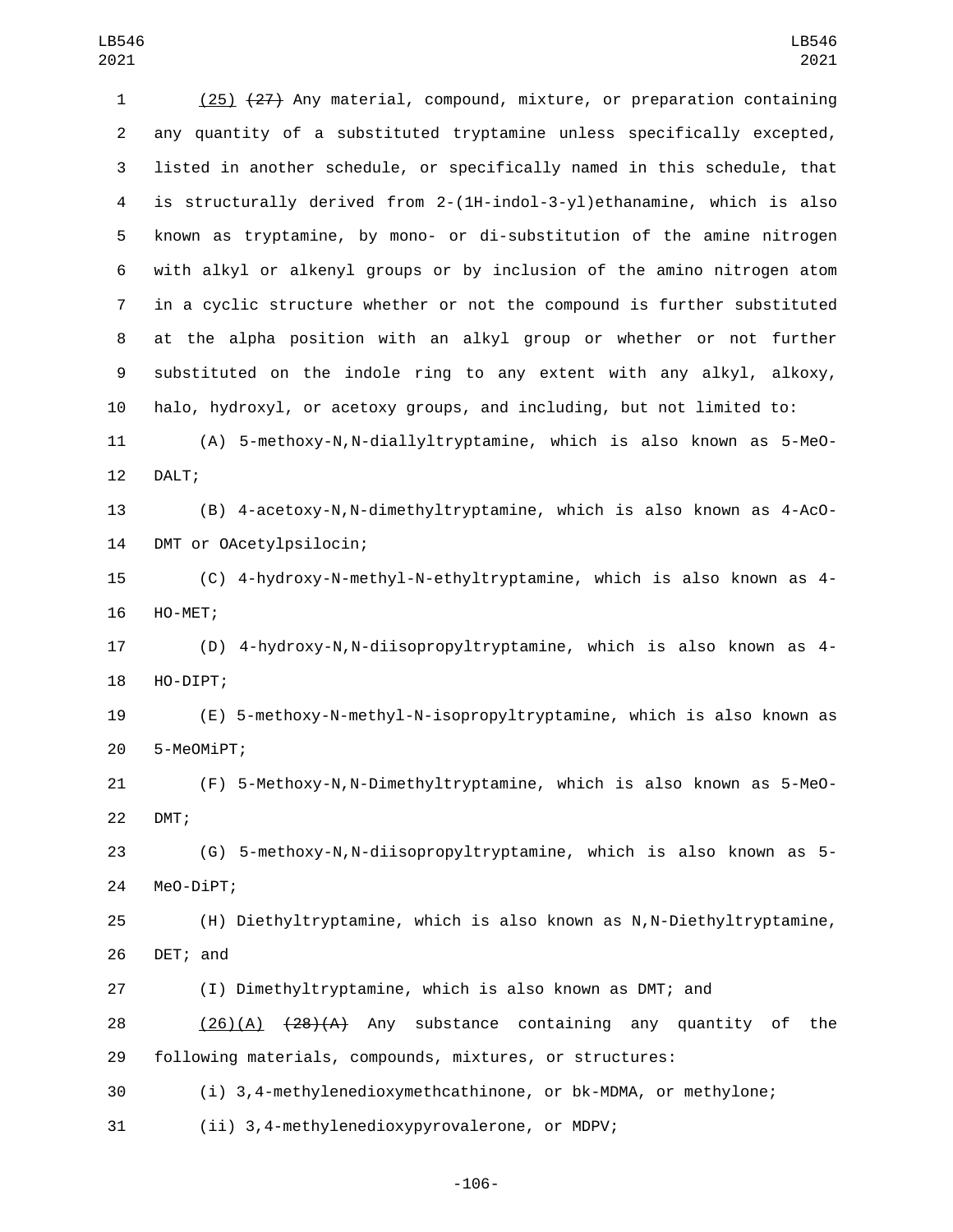(25) ~~(27)~~ Any material, compound, mixture, or preparation containing any quantity of a substituted tryptamine unless specifically excepted, listed in another schedule, or specifically named in this schedule, that is structurally derived from 2-(1H-indol-3-yl)ethanamine, which is also known as tryptamine, by mono- or di-substitution of the amine nitrogen with alkyl or alkenyl groups or by inclusion of the amino nitrogen atom in a cyclic structure whether or not the compound is further substituted at the alpha position with an alkyl group or whether or not further substituted on the indole ring to any extent with any alkyl, alkoxy, halo, hydroxyl, or acetoxy groups, and including, but not limited to:

(A) 5-methoxy-N,N-diallyltryptamine, which is also known as 5-MeO-DALT;

(B) 4-acetoxy-N,N-dimethyltryptamine, which is also known as 4-AcO-DMT or OAcetylpsilocin;

(C) 4-hydroxy-N-methyl-N-ethyltryptamine, which is also known as 4-HO-MET;

(D) 4-hydroxy-N,N-diisopropyltryptamine, which is also known as 4-HO-DIPT;

(E) 5-methoxy-N-methyl-N-isopropyltryptamine, which is also known as 5-MeOMiPT;

(F) 5-Methoxy-N,N-Dimethyltryptamine, which is also known as 5-MeO-DMT;

(G) 5-methoxy-N,N-diisopropyltryptamine, which is also known as 5-MeO-DiPT;

(H) Diethyltryptamine, which is also known as N,N-Diethyltryptamine, DET; and

(I) Dimethyltryptamine, which is also known as DMT; and

(26)(A) ~~(28)(A)~~ Any substance containing any quantity of the following materials, compounds, mixtures, or structures:

(i) 3,4-methylenedioxymethcathinone, or bk-MDMA, or methylone;

(ii) 3,4-methylenedioxypyrovalerone, or MDPV;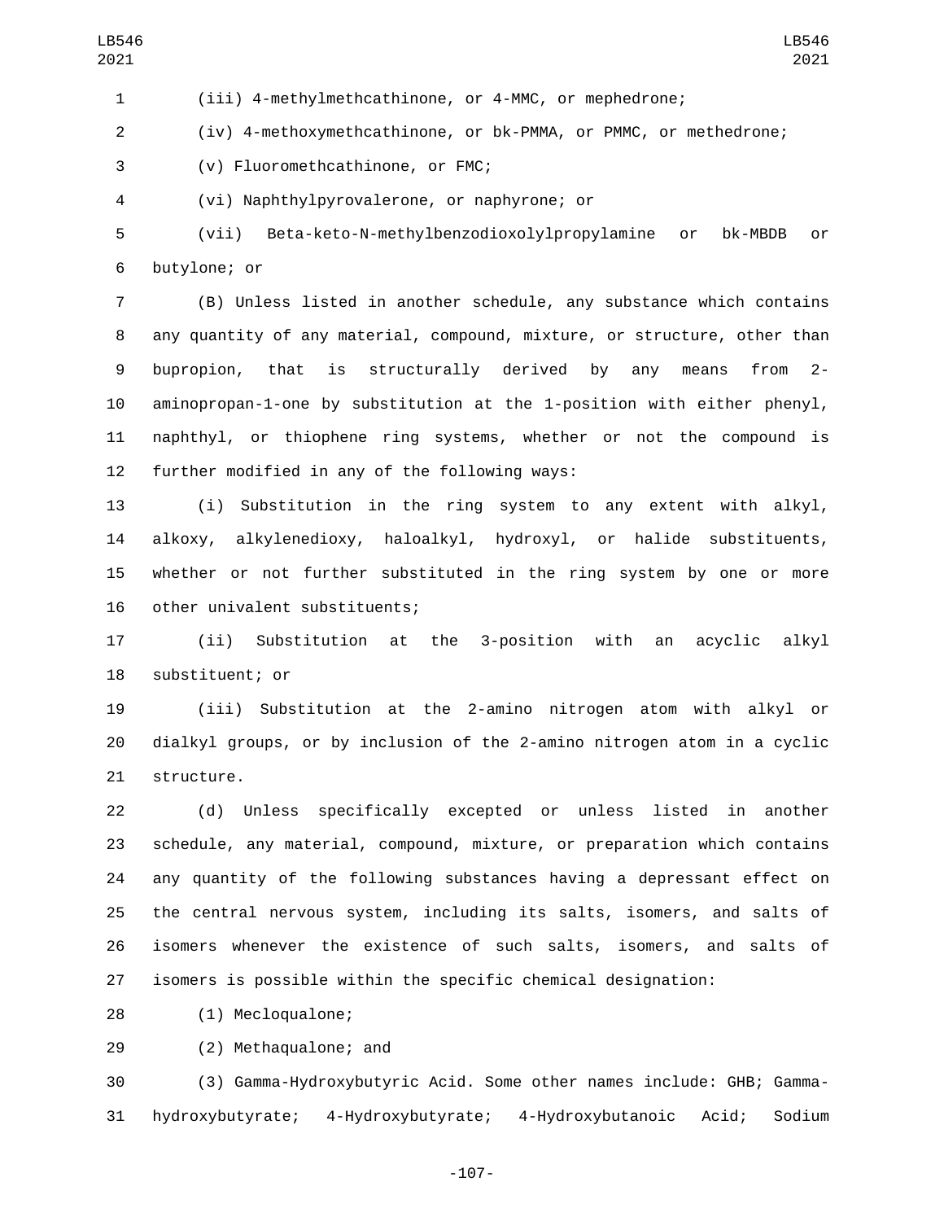(iii) 4-methylmethcathinone, or 4-MMC, or mephedrone;

(iv) 4-methoxymethcathinone, or bk-PMMA, or PMMC, or methedrone;

(v) Fluoromethcathinone, or FMC;

(vi) Naphthylpyrovalerone, or naphyrone; or

(vii) Beta-keto-N-methylbenzodioxolylpropylamine or bk-MBDB or butylone; or

(B) Unless listed in another schedule, any substance which contains any quantity of any material, compound, mixture, or structure, other than bupropion, that is structurally derived by any means from 2-aminopropan-1-one by substitution at the 1-position with either phenyl, naphthyl, or thiophene ring systems, whether or not the compound is further modified in any of the following ways:

(i) Substitution in the ring system to any extent with alkyl, alkoxy, alkylenedioxy, haloalkyl, hydroxyl, or halide substituents, whether or not further substituted in the ring system by one or more other univalent substituents;

(ii) Substitution at the 3-position with an acyclic alkyl substituent; or

(iii) Substitution at the 2-amino nitrogen atom with alkyl or dialkyl groups, or by inclusion of the 2-amino nitrogen atom in a cyclic structure.

(d) Unless specifically excepted or unless listed in another schedule, any material, compound, mixture, or preparation which contains any quantity of the following substances having a depressant effect on the central nervous system, including its salts, isomers, and salts of isomers whenever the existence of such salts, isomers, and salts of isomers is possible within the specific chemical designation:

(1) Mecloqualone;

(2) Methaqualone; and

(3) Gamma-Hydroxybutyric Acid. Some other names include: GHB; Gamma-hydroxybutyrate; 4-Hydroxybutyrate; 4-Hydroxybutanoic Acid; Sodium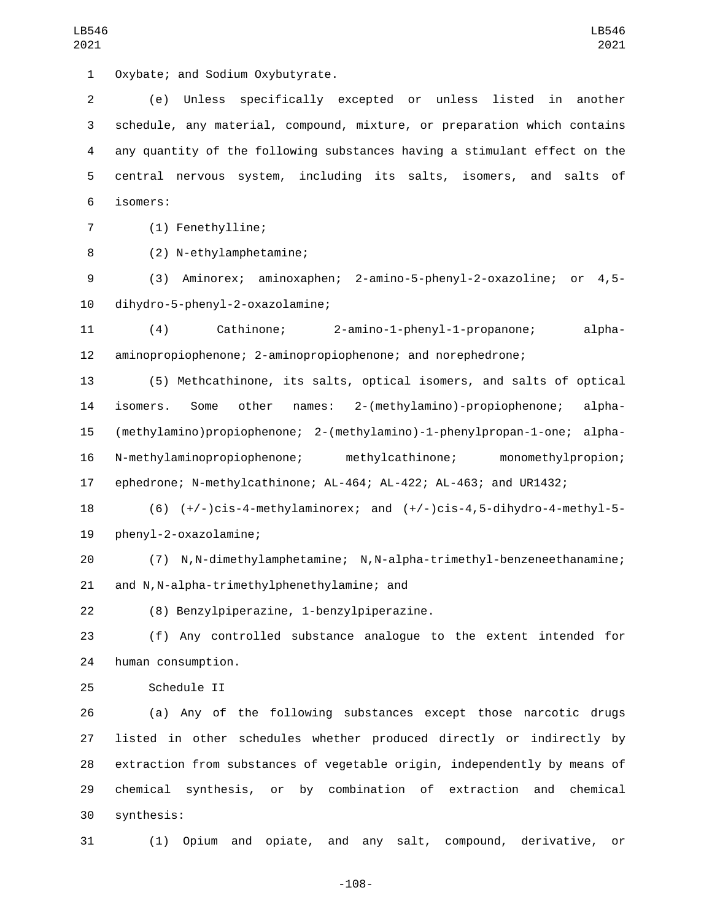Oxybate; and Sodium Oxybutyrate.

(e) Unless specifically excepted or unless listed in another schedule, any material, compound, mixture, or preparation which contains any quantity of the following substances having a stimulant effect on the central nervous system, including its salts, isomers, and salts of isomers:

(1) Fenethylline;

(2) N-ethylamphetamine;

(3) Aminorex; aminoxaphen; 2-amino-5-phenyl-2-oxazoline; or 4,5-dihydro-5-phenyl-2-oxazolamine;

(4) Cathinone; 2-amino-1-phenyl-1-propanone; alpha-aminopropiophenone; 2-aminopropiophenone; and norephedrone;

(5) Methcathinone, its salts, optical isomers, and salts of optical isomers. Some other names: 2-(methylamino)-propiophenone; alpha-(methylamino)propiophenone; 2-(methylamino)-1-phenylpropan-1-one; alpha-N-methylaminopropiophenone; methylcathinone; monomethylpropion; ephedrone; N-methylcathinone; AL-464; AL-422; AL-463; and UR1432;

(6) (+/-)cis-4-methylaminorex; and (+/-)cis-4,5-dihydro-4-methyl-5-phenyl-2-oxazolamine;

(7) N,N-dimethylamphetamine; N,N-alpha-trimethyl-benzeneethanamine; and N,N-alpha-trimethylphenethylamine; and

(8) Benzylpiperazine, 1-benzylpiperazine.

(f) Any controlled substance analogue to the extent intended for human consumption.

Schedule II

(a) Any of the following substances except those narcotic drugs listed in other schedules whether produced directly or indirectly by extraction from substances of vegetable origin, independently by means of chemical synthesis, or by combination of extraction and chemical synthesis:

(1) Opium and opiate, and any salt, compound, derivative, or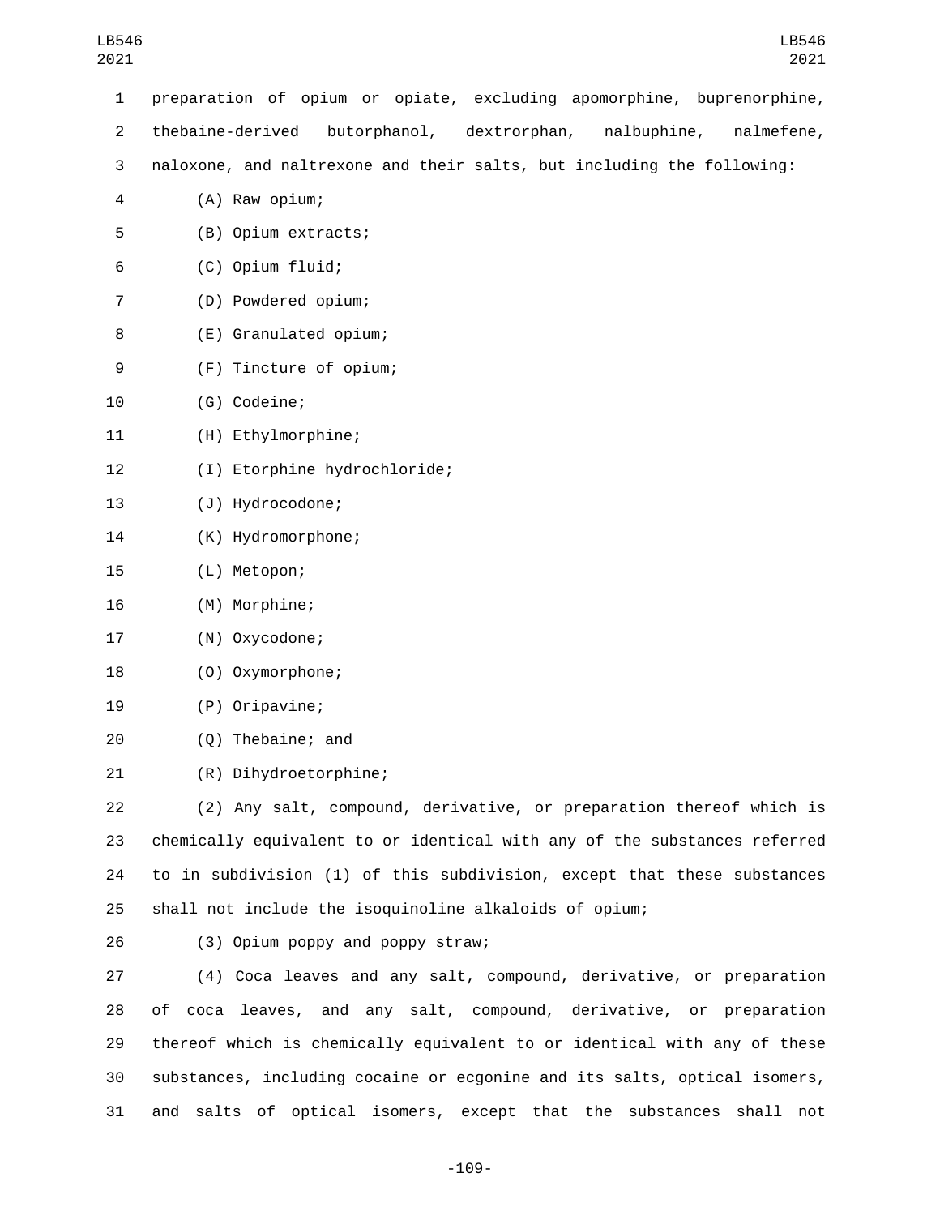preparation of opium or opiate, excluding apomorphine, buprenorphine, thebaine-derived butorphanol, dextrorphan, nalbuphine, nalmefene, naloxone, and naltrexone and their salts, but including the following:

(A) Raw opium;

(B) Opium extracts;

(C) Opium fluid;

(D) Powdered opium;

(E) Granulated opium;

(F) Tincture of opium;

(G) Codeine;

(H) Ethylmorphine;

(I) Etorphine hydrochloride;

(J) Hydrocodone;

(K) Hydromorphone;

(L) Metopon;

(M) Morphine;

(N) Oxycodone;

(O) Oxymorphone;

(P) Oripavine;

(Q) Thebaine; and

(R) Dihydroetorphine;

(2) Any salt, compound, derivative, or preparation thereof which is chemically equivalent to or identical with any of the substances referred to in subdivision (1) of this subdivision, except that these substances shall not include the isoquinoline alkaloids of opium;

(3) Opium poppy and poppy straw;

(4) Coca leaves and any salt, compound, derivative, or preparation of coca leaves, and any salt, compound, derivative, or preparation thereof which is chemically equivalent to or identical with any of these substances, including cocaine or ecgonine and its salts, optical isomers, and salts of optical isomers, except that the substances shall not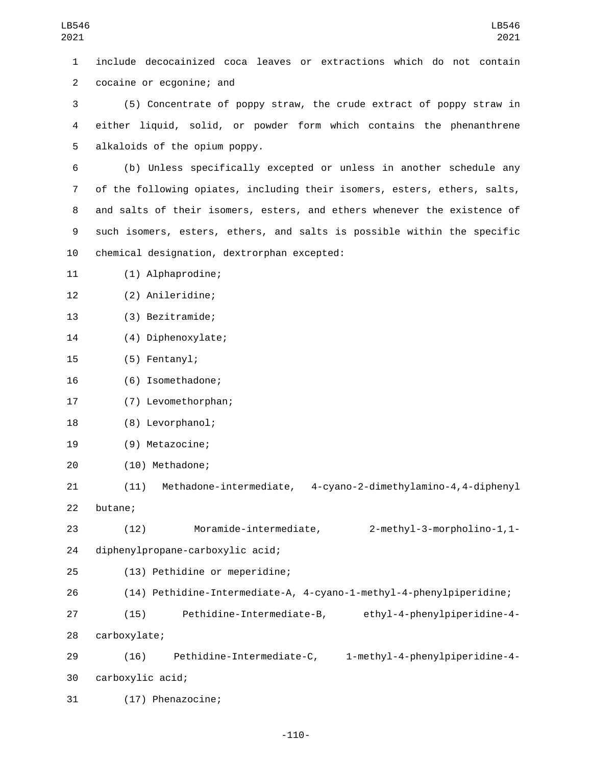include decocainized coca leaves or extractions which do not contain cocaine or ecgonine; and

(5) Concentrate of poppy straw, the crude extract of poppy straw in either liquid, solid, or powder form which contains the phenanthrene alkaloids of the opium poppy.

(b) Unless specifically excepted or unless in another schedule any of the following opiates, including their isomers, esters, ethers, salts, and salts of their isomers, esters, and ethers whenever the existence of such isomers, esters, ethers, and salts is possible within the specific chemical designation, dextrorphan excepted:

(1) Alphaprodine;

(2) Anileridine;

(3) Bezitramide;

(4) Diphenoxylate;

(5) Fentanyl;

(6) Isomethadone;

(7) Levomethorphan;

(8) Levorphanol;

(9) Metazocine;

(10) Methadone;

(11) Methadone-intermediate, 4-cyano-2-dimethylamino-4,4-diphenyl butane;

(12) Moramide-intermediate, 2-methyl-3-morpholino-1,1-diphenylpropane-carboxylic acid;

(13) Pethidine or meperidine;

(14) Pethidine-Intermediate-A, 4-cyano-1-methyl-4-phenylpiperidine;

(15) Pethidine-Intermediate-B, ethyl-4-phenylpiperidine-4-carboxylate;

(16) Pethidine-Intermediate-C, 1-methyl-4-phenylpiperidine-4-carboxylic acid;

(17) Phenazocine;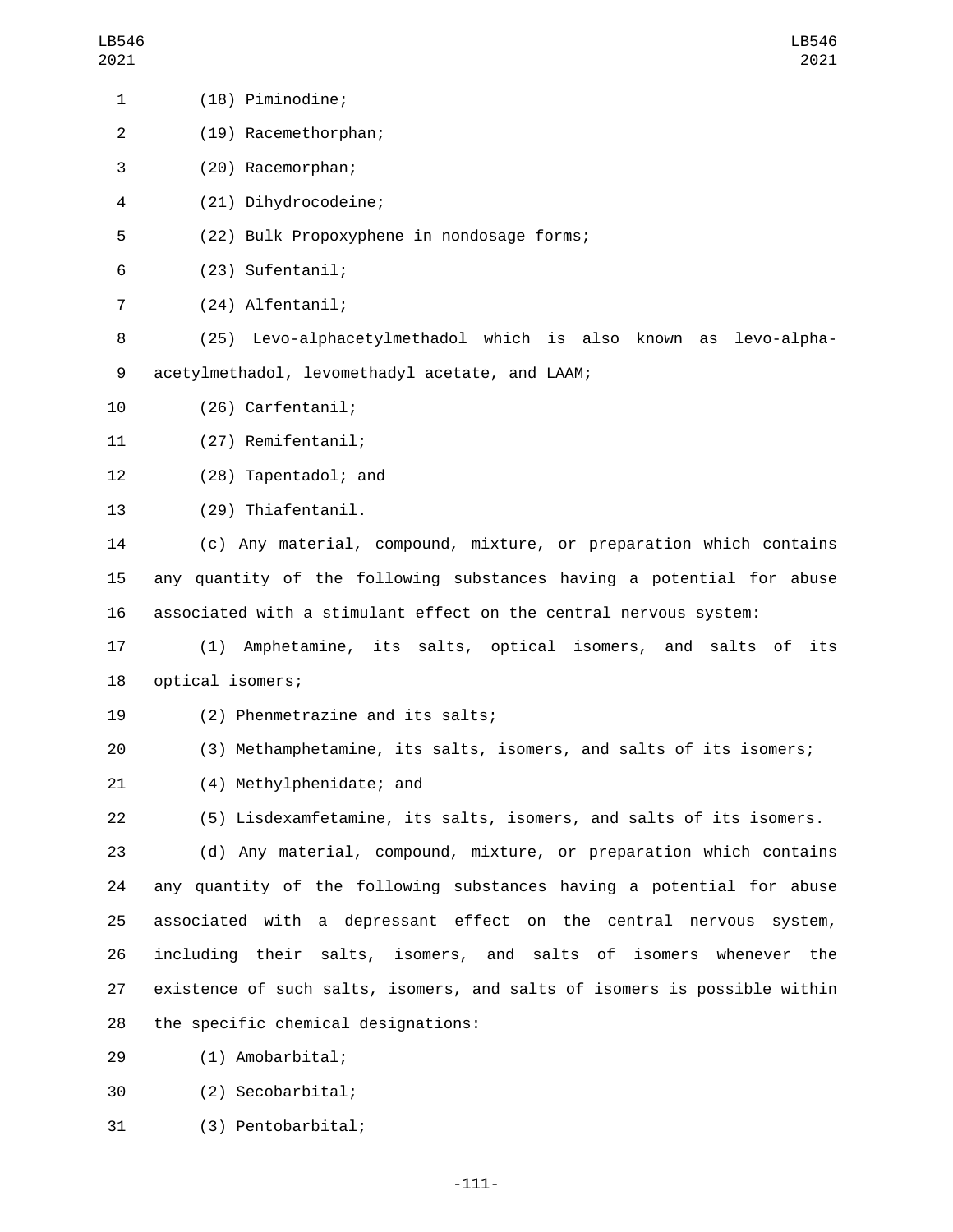(18) Piminodine;

(19) Racemethorphan;

(20) Racemorphan;

(21) Dihydrocodeine;

(22) Bulk Propoxyphene in nondosage forms;

(23) Sufentanil;

(24) Alfentanil;

(25) Levo-alphacetylmethadol which is also known as levo-alpha-acetylmethadol, levomethadyl acetate, and LAAM;

(26) Carfentanil;

(27) Remifentanil;

(28) Tapentadol; and

(29) Thiafentanil.

(c) Any material, compound, mixture, or preparation which contains any quantity of the following substances having a potential for abuse associated with a stimulant effect on the central nervous system:

(1) Amphetamine, its salts, optical isomers, and salts of its optical isomers;

(2) Phenmetrazine and its salts;

(3) Methamphetamine, its salts, isomers, and salts of its isomers;

(4) Methylphenidate; and

(5) Lisdexamfetamine, its salts, isomers, and salts of its isomers.

(d) Any material, compound, mixture, or preparation which contains any quantity of the following substances having a potential for abuse associated with a depressant effect on the central nervous system, including their salts, isomers, and salts of isomers whenever the existence of such salts, isomers, and salts of isomers is possible within the specific chemical designations:

(1) Amobarbital;

(2) Secobarbital;

(3) Pentobarbital;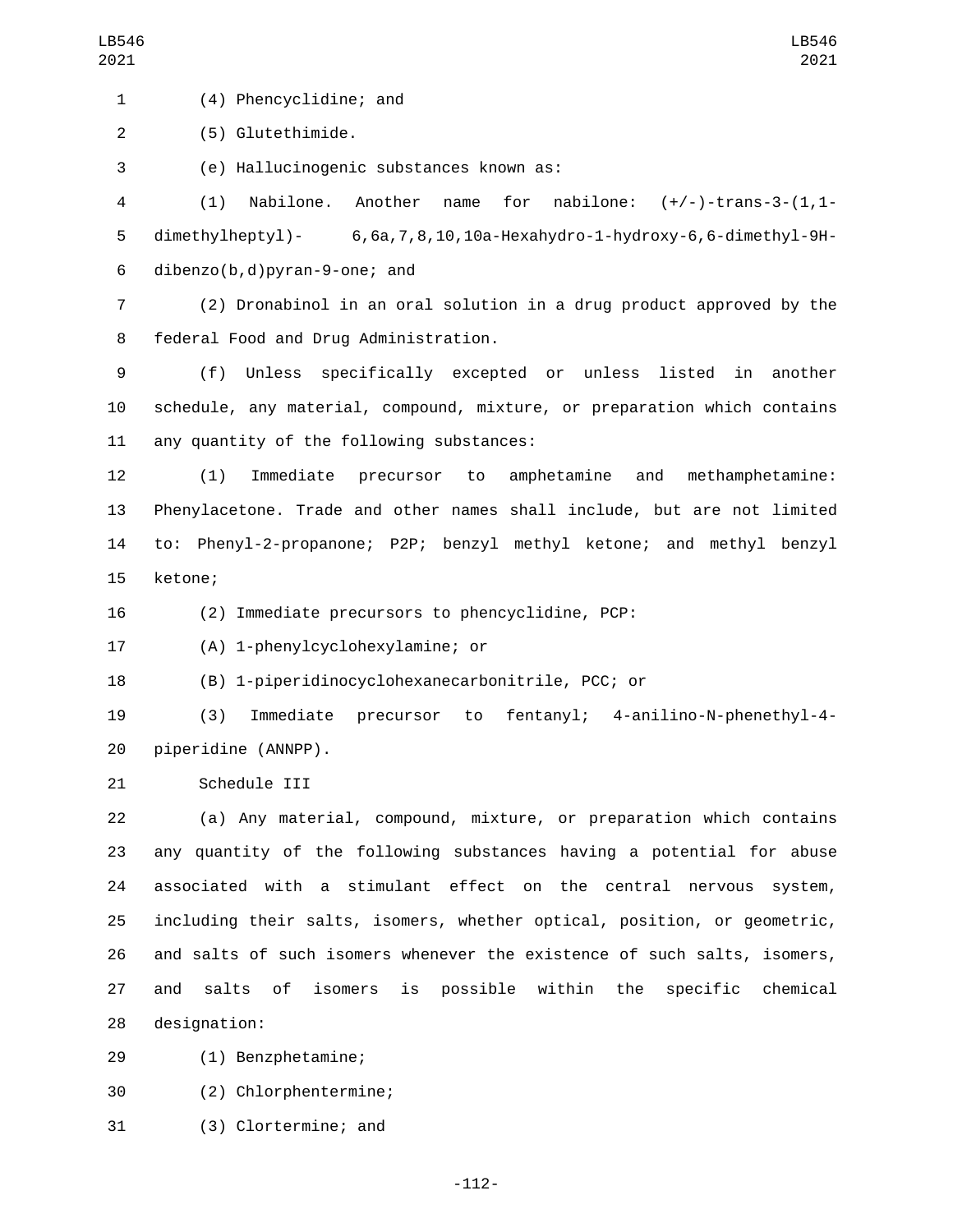(4) Phencyclidine; and

(5) Glutethimide.

(e) Hallucinogenic substances known as:

(1) Nabilone. Another name for nabilone: (+/-)-trans-3-(1,1-dimethylheptyl)- 6,6a,7,8,10,10a-Hexahydro-1-hydroxy-6,6-dimethyl-9H-dibenzo(b,d)pyran-9-one; and

(2) Dronabinol in an oral solution in a drug product approved by the federal Food and Drug Administration.

(f) Unless specifically excepted or unless listed in another schedule, any material, compound, mixture, or preparation which contains any quantity of the following substances:

(1) Immediate precursor to amphetamine and methamphetamine: Phenylacetone. Trade and other names shall include, but are not limited to: Phenyl-2-propanone; P2P; benzyl methyl ketone; and methyl benzyl ketone;

(2) Immediate precursors to phencyclidine, PCP:

(A) 1-phenylcyclohexylamine; or

(B) 1-piperidinocyclohexanecarbonitrile, PCC; or

(3) Immediate precursor to fentanyl; 4-anilino-N-phenethyl-4-piperidine (ANNPP).

Schedule III

(a) Any material, compound, mixture, or preparation which contains any quantity of the following substances having a potential for abuse associated with a stimulant effect on the central nervous system, including their salts, isomers, whether optical, position, or geometric, and salts of such isomers whenever the existence of such salts, isomers, and salts of isomers is possible within the specific chemical designation:

(1) Benzphetamine;

(2) Chlorphentermine;

(3) Clortermine; and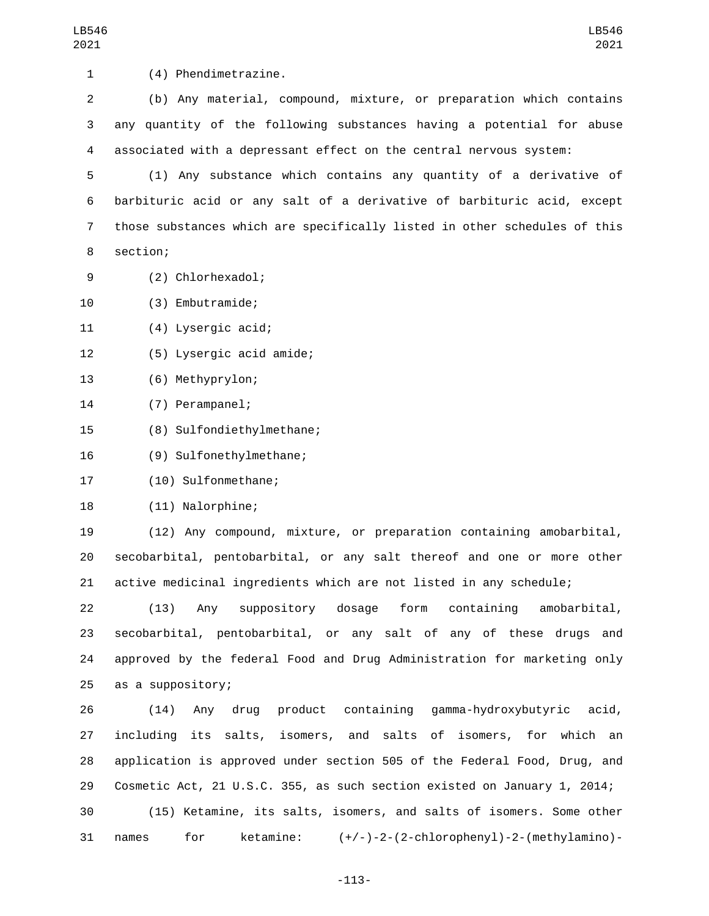(4) Phendimetrazine.

(b) Any material, compound, mixture, or preparation which contains any quantity of the following substances having a potential for abuse associated with a depressant effect on the central nervous system:

(1) Any substance which contains any quantity of a derivative of barbituric acid or any salt of a derivative of barbituric acid, except those substances which are specifically listed in other schedules of this section;

(2) Chlorhexadol;

(3) Embutramide;

(4) Lysergic acid;

(5) Lysergic acid amide;

(6) Methyprylon;

(7) Perampanel;

(8) Sulfondiethylmethane;

(9) Sulfonethylmethane;

(10) Sulfonmethane;

(11) Nalorphine;

(12) Any compound, mixture, or preparation containing amobarbital, secobarbital, pentobarbital, or any salt thereof and one or more other active medicinal ingredients which are not listed in any schedule;

(13) Any suppository dosage form containing amobarbital, secobarbital, pentobarbital, or any salt of any of these drugs and approved by the federal Food and Drug Administration for marketing only as a suppository;

(14) Any drug product containing gamma-hydroxybutyric acid, including its salts, isomers, and salts of isomers, for which an application is approved under section 505 of the Federal Food, Drug, and Cosmetic Act, 21 U.S.C. 355, as such section existed on January 1, 2014;

(15) Ketamine, its salts, isomers, and salts of isomers. Some other names for ketamine: (+/-)-2-(2-chlorophenyl)-2-(methylamino)-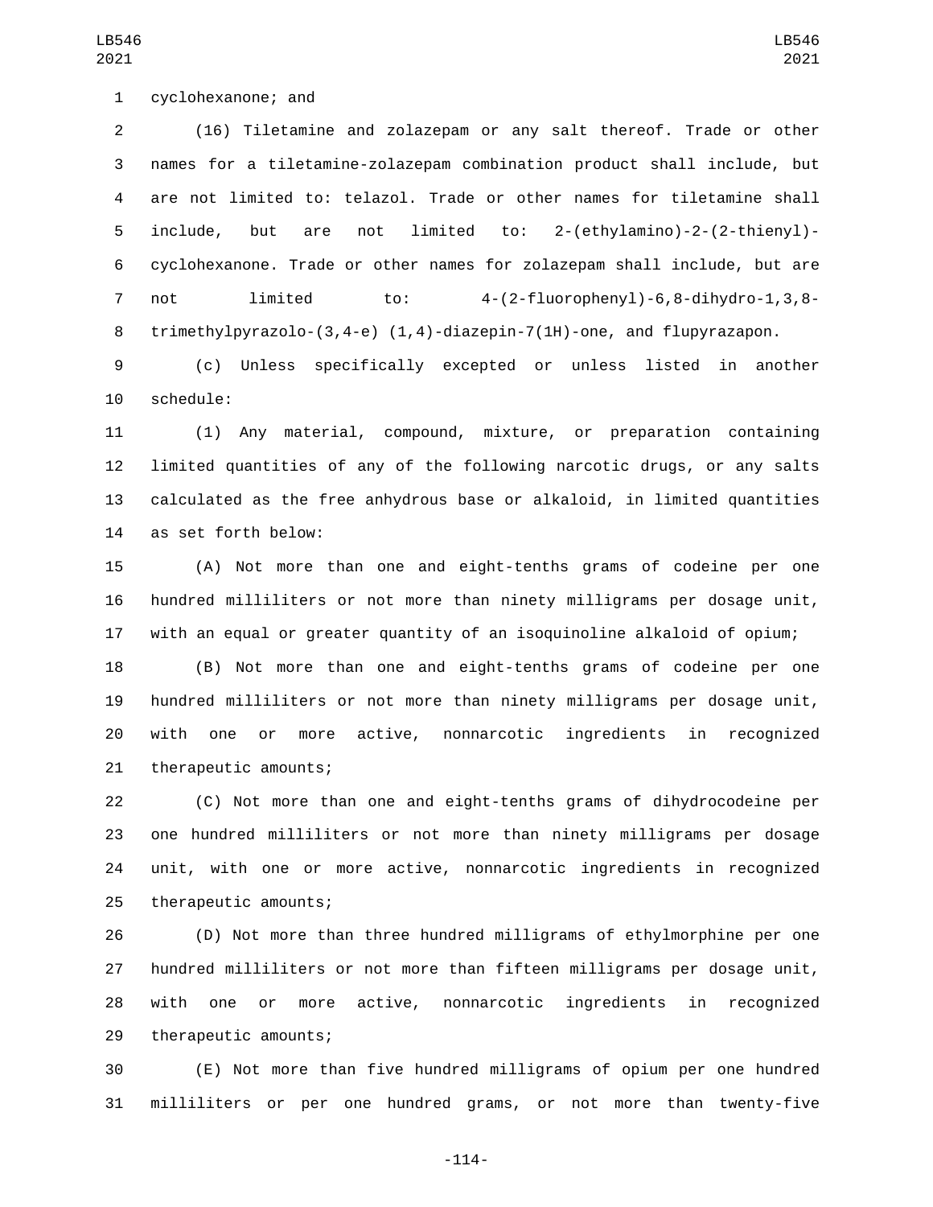cyclohexanone; and

(16) Tiletamine and zolazepam or any salt thereof. Trade or other names for a tiletamine-zolazepam combination product shall include, but are not limited to: telazol. Trade or other names for tiletamine shall include, but are not limited to: 2-(ethylamino)-2-(2-thienyl)-cyclohexanone. Trade or other names for zolazepam shall include, but are not limited to: 4-(2-fluorophenyl)-6,8-dihydro-1,3,8-trimethylpyrazolo-(3,4-e) (1,4)-diazepin-7(1H)-one, and flupyrazapon.

(c) Unless specifically excepted or unless listed in another schedule:

(1) Any material, compound, mixture, or preparation containing limited quantities of any of the following narcotic drugs, or any salts calculated as the free anhydrous base or alkaloid, in limited quantities as set forth below:

(A) Not more than one and eight-tenths grams of codeine per one hundred milliliters or not more than ninety milligrams per dosage unit, with an equal or greater quantity of an isoquinoline alkaloid of opium;

(B) Not more than one and eight-tenths grams of codeine per one hundred milliliters or not more than ninety milligrams per dosage unit, with one or more active, nonnarcotic ingredients in recognized therapeutic amounts;

(C) Not more than one and eight-tenths grams of dihydrocodeine per one hundred milliliters or not more than ninety milligrams per dosage unit, with one or more active, nonnarcotic ingredients in recognized therapeutic amounts;

(D) Not more than three hundred milligrams of ethylmorphine per one hundred milliliters or not more than fifteen milligrams per dosage unit, with one or more active, nonnarcotic ingredients in recognized therapeutic amounts;

(E) Not more than five hundred milligrams of opium per one hundred milliliters or per one hundred grams, or not more than twenty-five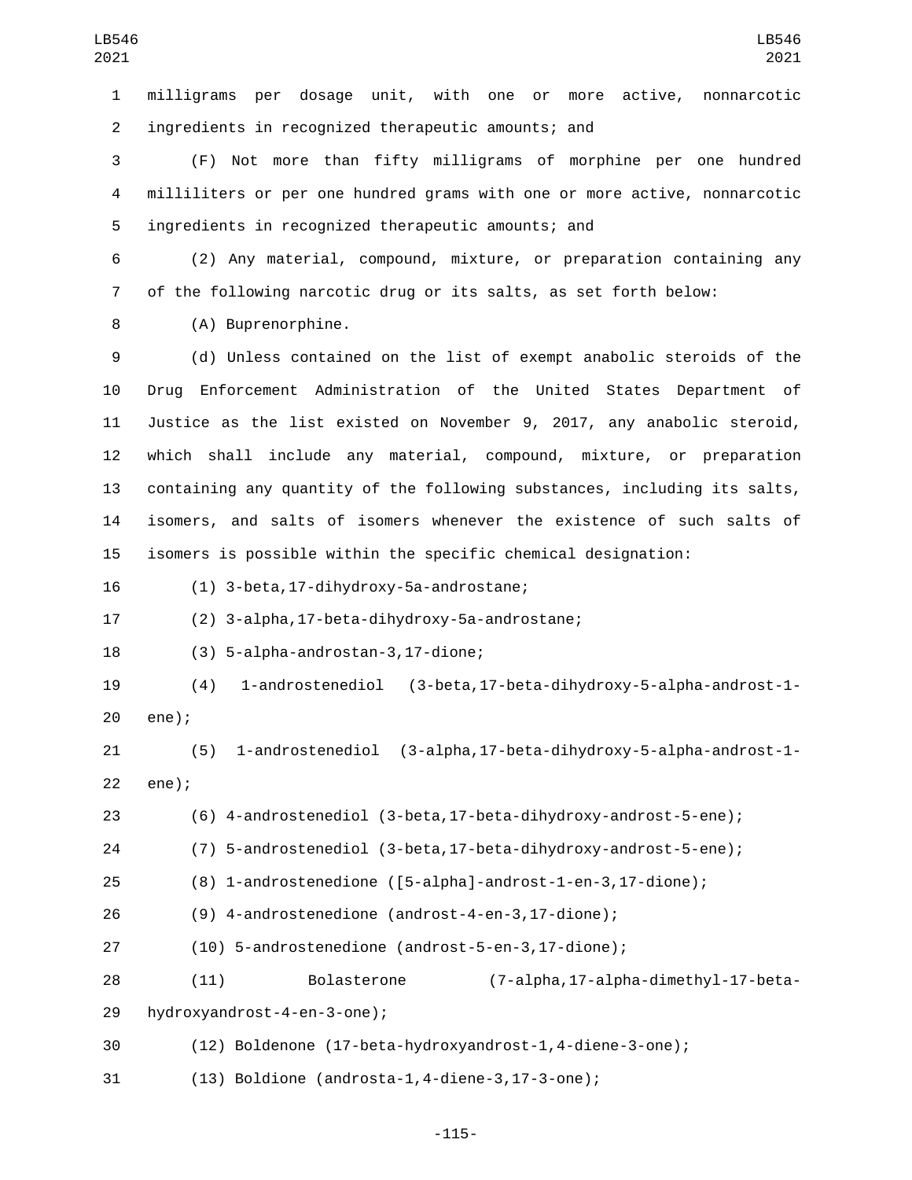milligrams per dosage unit, with one or more active, nonnarcotic ingredients in recognized therapeutic amounts; and

(F) Not more than fifty milligrams of morphine per one hundred milliliters or per one hundred grams with one or more active, nonnarcotic ingredients in recognized therapeutic amounts; and

(2) Any material, compound, mixture, or preparation containing any of the following narcotic drug or its salts, as set forth below:

(A) Buprenorphine.

(d) Unless contained on the list of exempt anabolic steroids of the Drug Enforcement Administration of the United States Department of Justice as the list existed on November 9, 2017, any anabolic steroid, which shall include any material, compound, mixture, or preparation containing any quantity of the following substances, including its salts, isomers, and salts of isomers whenever the existence of such salts of isomers is possible within the specific chemical designation:

(1) 3-beta,17-dihydroxy-5a-androstane;

(2) 3-alpha,17-beta-dihydroxy-5a-androstane;

(3) 5-alpha-androstan-3,17-dione;

(4) 1-androstenediol (3-beta,17-beta-dihydroxy-5-alpha-androst-1-ene);

(5) 1-androstenediol (3-alpha,17-beta-dihydroxy-5-alpha-androst-1-ene);

(6) 4-androstenediol (3-beta,17-beta-dihydroxy-androst-5-ene);

(7) 5-androstenediol (3-beta,17-beta-dihydroxy-androst-5-ene);

(8) 1-androstenedione ([5-alpha]-androst-1-en-3,17-dione);

(9) 4-androstenedione (androst-4-en-3,17-dione);

(10) 5-androstenedione (androst-5-en-3,17-dione);

(11) Bolasterone (7-alpha,17-alpha-dimethyl-17-beta-hydroxyandrost-4-en-3-one);

(12) Boldenone (17-beta-hydroxyandrost-1,4-diene-3-one);

(13) Boldione (androsta-1,4-diene-3,17-3-one);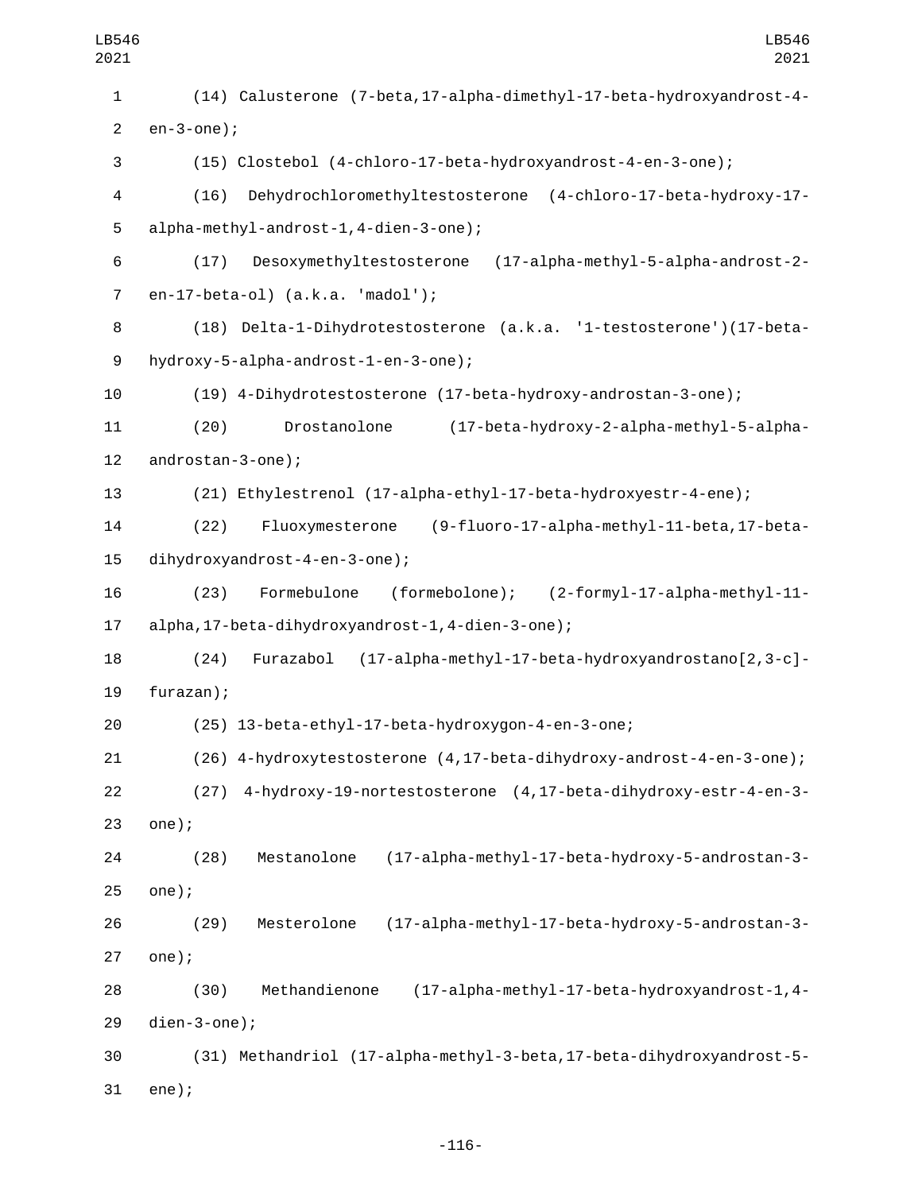(14) Calusterone (7-beta,17-alpha-dimethyl-17-beta-hydroxyandrost-4-en-3-one);

(15) Clostebol (4-chloro-17-beta-hydroxyandrost-4-en-3-one);

(16) Dehydrochloromethyltestosterone (4-chloro-17-beta-hydroxy-17-alpha-methyl-androst-1,4-dien-3-one);

(17) Desoxymethyltestosterone (17-alpha-methyl-5-alpha-androst-2-en-17-beta-ol) (a.k.a. 'madol');

(18) Delta-1-Dihydrotestosterone (a.k.a. '1-testosterone')(17-beta-hydroxy-5-alpha-androst-1-en-3-one);

(19) 4-Dihydrotestosterone (17-beta-hydroxy-androstan-3-one);

(20) Drostanolone (17-beta-hydroxy-2-alpha-methyl-5-alpha-androstan-3-one);

(21) Ethylestrenol (17-alpha-ethyl-17-beta-hydroxyestr-4-ene);

(22) Fluoxymesterone (9-fluoro-17-alpha-methyl-11-beta,17-beta-dihydroxyandrost-4-en-3-one);

(23) Formebulone (formebolone); (2-formyl-17-alpha-methyl-11-alpha,17-beta-dihydroxyandrost-1,4-dien-3-one);

(24) Furazabol (17-alpha-methyl-17-beta-hydroxyandrostano[2,3-c]-furazan);

(25) 13-beta-ethyl-17-beta-hydroxygon-4-en-3-one;

(26) 4-hydroxytestosterone (4,17-beta-dihydroxy-androst-4-en-3-one);

(27) 4-hydroxy-19-nortestosterone (4,17-beta-dihydroxy-estr-4-en-3-one);

(28) Mestanolone (17-alpha-methyl-17-beta-hydroxy-5-androstan-3-one);

(29) Mesterolone (17-alpha-methyl-17-beta-hydroxy-5-androstan-3-one);

(30) Methandienone (17-alpha-methyl-17-beta-hydroxyandrost-1,4-dien-3-one);

(31) Methandriol (17-alpha-methyl-3-beta,17-beta-dihydroxyandrost-5-ene);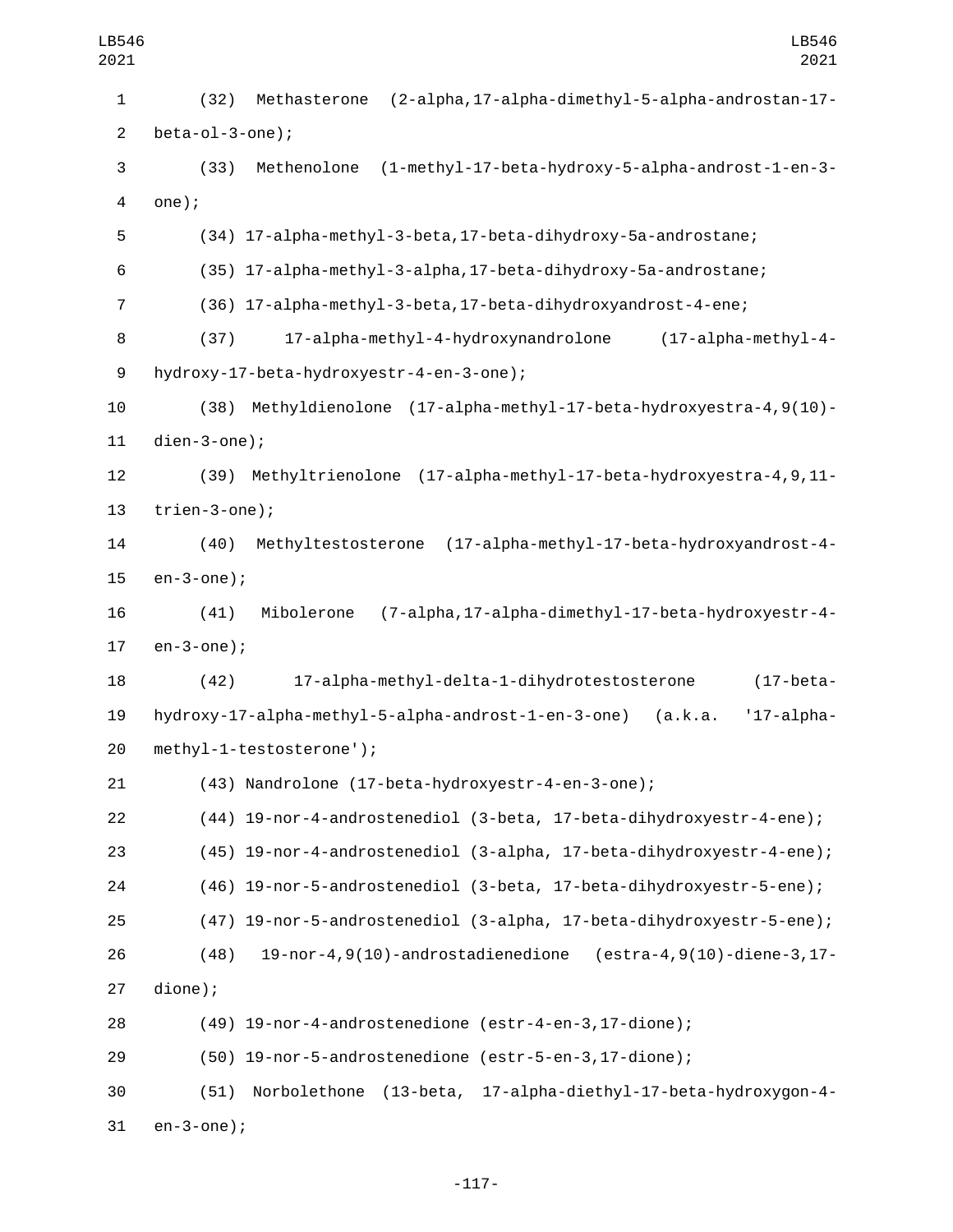(32) Methasterone (2-alpha,17-alpha-dimethyl-5-alpha-androstan-17-beta-ol-3-one);

(33) Methenolone (1-methyl-17-beta-hydroxy-5-alpha-androst-1-en-3-one);

(34) 17-alpha-methyl-3-beta,17-beta-dihydroxy-5a-androstane;

(35) 17-alpha-methyl-3-alpha,17-beta-dihydroxy-5a-androstane;

(36) 17-alpha-methyl-3-beta,17-beta-dihydroxyandrost-4-ene;

(37) 17-alpha-methyl-4-hydroxynandrolone (17-alpha-methyl-4-hydroxy-17-beta-hydroxyestr-4-en-3-one);

(38) Methyldienolone (17-alpha-methyl-17-beta-hydroxyestra-4,9(10)-dien-3-one);

(39) Methyltrienolone (17-alpha-methyl-17-beta-hydroxyestra-4,9,11-trien-3-one);

(40) Methyltestosterone (17-alpha-methyl-17-beta-hydroxyandrost-4-en-3-one);

(41) Mibolerone (7-alpha,17-alpha-dimethyl-17-beta-hydroxyestr-4-en-3-one);

(42) 17-alpha-methyl-delta-1-dihydrotestosterone (17-beta-hydroxy-17-alpha-methyl-5-alpha-androst-1-en-3-one) (a.k.a. '17-alpha-methyl-1-testosterone');

(43) Nandrolone (17-beta-hydroxyestr-4-en-3-one);

(44) 19-nor-4-androstenediol (3-beta, 17-beta-dihydroxyestr-4-ene);

(45) 19-nor-4-androstenediol (3-alpha, 17-beta-dihydroxyestr-4-ene);

(46) 19-nor-5-androstenediol (3-beta, 17-beta-dihydroxyestr-5-ene);

(47) 19-nor-5-androstenediol (3-alpha, 17-beta-dihydroxyestr-5-ene);

(48) 19-nor-4,9(10)-androstadienedione (estra-4,9(10)-diene-3,17-dione);

(49) 19-nor-4-androstenedione (estr-4-en-3,17-dione);

(50) 19-nor-5-androstenedione (estr-5-en-3,17-dione);

(51) Norbolethone (13-beta, 17-alpha-diethyl-17-beta-hydroxygon-4-en-3-one);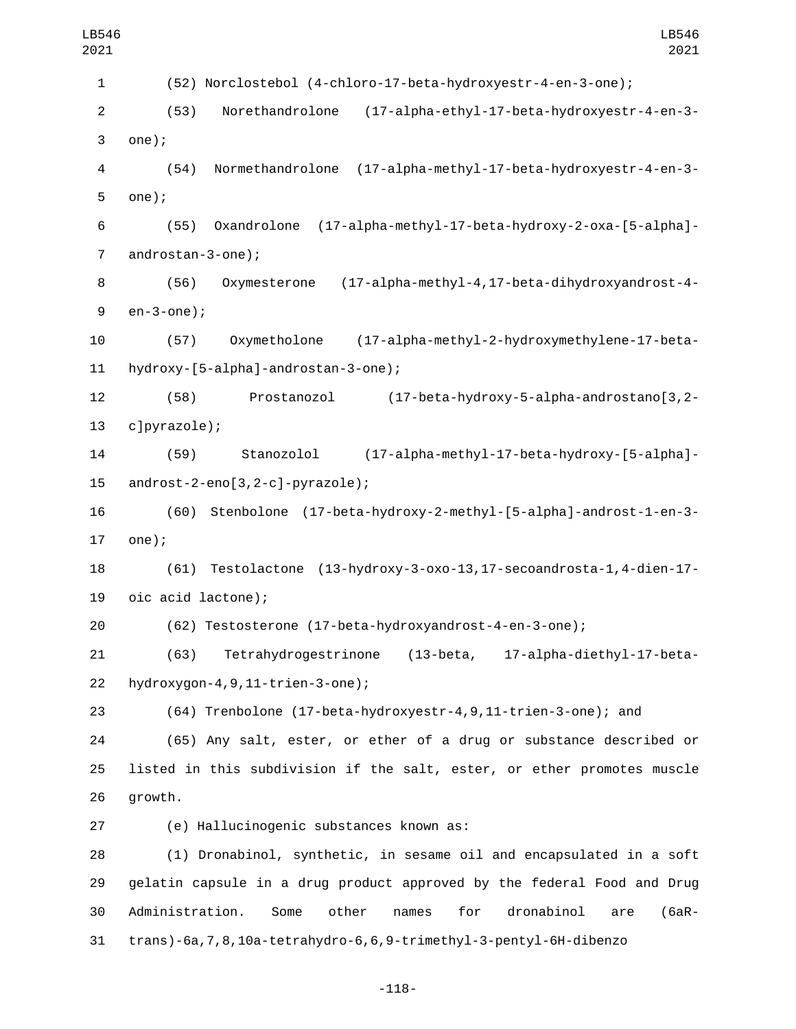(52) Norclostebol (4-chloro-17-beta-hydroxyestr-4-en-3-one);

(53) Norethandrolone (17-alpha-ethyl-17-beta-hydroxyestr-4-en-3-one);

(54) Normethandrolone (17-alpha-methyl-17-beta-hydroxyestr-4-en-3-one);

(55) Oxandrolone (17-alpha-methyl-17-beta-hydroxy-2-oxa-[5-alpha]-androstan-3-one);

(56) Oxymesterone (17-alpha-methyl-4,17-beta-dihydroxyandrost-4-en-3-one);

(57) Oxymetholone (17-alpha-methyl-2-hydroxymethylene-17-beta-hydroxy-[5-alpha]-androstan-3-one);

(58) Prostanozol (17-beta-hydroxy-5-alpha-androstano[3,2-c]pyrazole);

(59) Stanozolol (17-alpha-methyl-17-beta-hydroxy-[5-alpha]-androst-2-eno[3,2-c]-pyrazole);

(60) Stenbolone (17-beta-hydroxy-2-methyl-[5-alpha]-androst-1-en-3-one);

(61) Testolactone (13-hydroxy-3-oxo-13,17-secoandrosta-1,4-dien-17-oic acid lactone);

(62) Testosterone (17-beta-hydroxyandrost-4-en-3-one);

(63) Tetrahydrogestrinone (13-beta, 17-alpha-diethyl-17-beta-hydroxygon-4,9,11-trien-3-one);

(64) Trenbolone (17-beta-hydroxyestr-4,9,11-trien-3-one); and

(65) Any salt, ester, or ether of a drug or substance described or listed in this subdivision if the salt, ester, or ether promotes muscle growth.

(e) Hallucinogenic substances known as:

(1) Dronabinol, synthetic, in sesame oil and encapsulated in a soft gelatin capsule in a drug product approved by the federal Food and Drug Administration. Some other names for dronabinol are (6aR-trans)-6a,7,8,10a-tetrahydro-6,6,9-trimethyl-3-pentyl-6H-dibenzo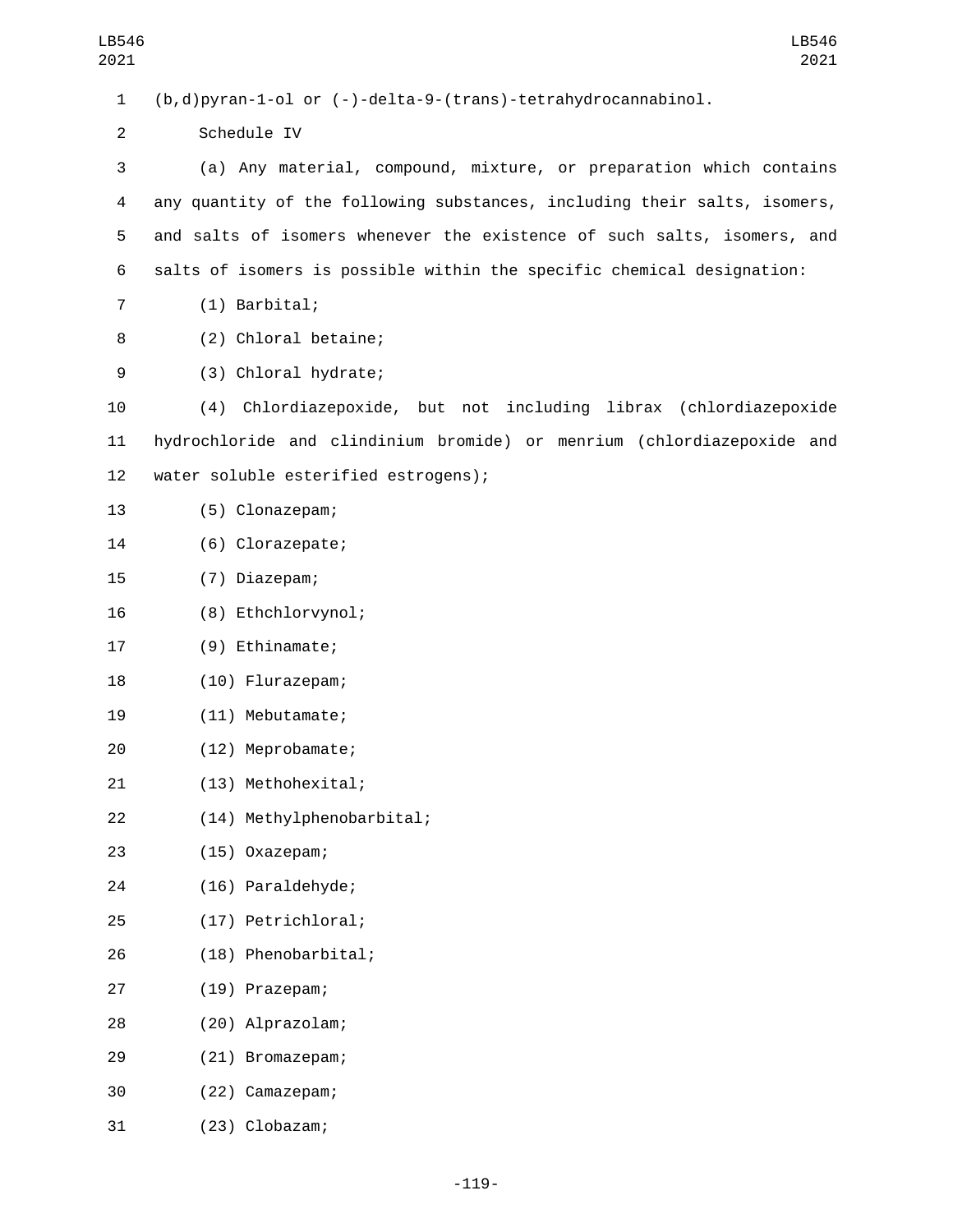(b,d)pyran-1-ol or (-)-delta-9-(trans)-tetrahydrocannabinol.

Schedule IV

(a) Any material, compound, mixture, or preparation which contains any quantity of the following substances, including their salts, isomers, and salts of isomers whenever the existence of such salts, isomers, and salts of isomers is possible within the specific chemical designation:

(1) Barbital;

(2) Chloral betaine;

(3) Chloral hydrate;

(4) Chlordiazepoxide, but not including librax (chlordiazepoxide hydrochloride and clindinium bromide) or menrium (chlordiazepoxide and water soluble esterified estrogens);

(5) Clonazepam;

(6) Clorazepate;

(7) Diazepam;

(8) Ethchlorvynol;

(9) Ethinamate;

(10) Flurazepam;

(11) Mebutamate;

(12) Meprobamate;

(13) Methohexital;

(14) Methylphenobarbital;

(15) Oxazepam;

(16) Paraldehyde;

(17) Petrichloral;

(18) Phenobarbital;

(19) Prazepam;

(20) Alprazolam;

(21) Bromazepam;

(22) Camazepam;

(23) Clobazam;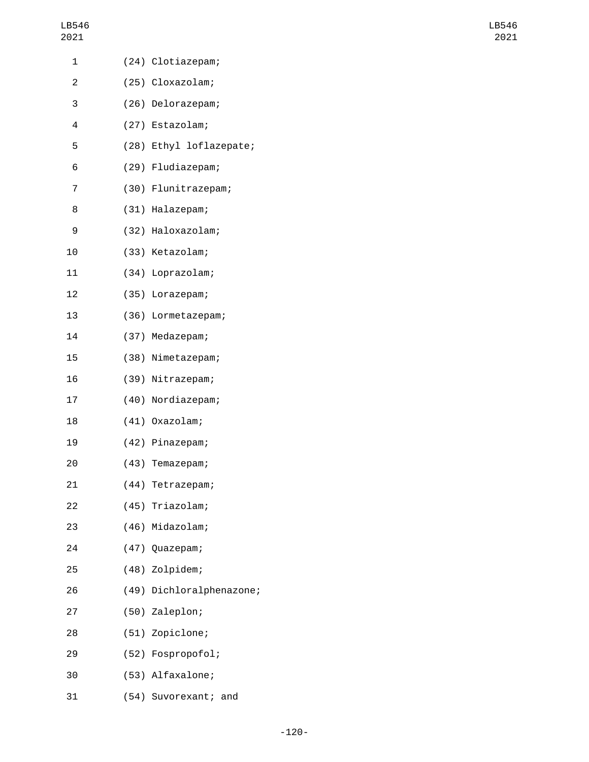(24) Clotiazepam;

(25) Cloxazolam;

(26) Delorazepam;

(27) Estazolam;

(28) Ethyl loflazepate;

(29) Fludiazepam;

(30) Flunitrazepam;

(31) Halazepam;

(32) Haloxazolam;

(33) Ketazolam;

(34) Loprazolam;

(35) Lorazepam;

(36) Lormetazepam;

(37) Medazepam;

(38) Nimetazepam;

(39) Nitrazepam;

(40) Nordiazepam;

(41) Oxazolam;

(42) Pinazepam;

(43) Temazepam;

(44) Tetrazepam;

(45) Triazolam;

(46) Midazolam;

(47) Quazepam;

(48) Zolpidem;

(49) Dichloralphenazone;

(50) Zaleplon;

(51) Zopiclone;

(52) Fospropofol;

(53) Alfaxalone;

(54) Suvorexant; and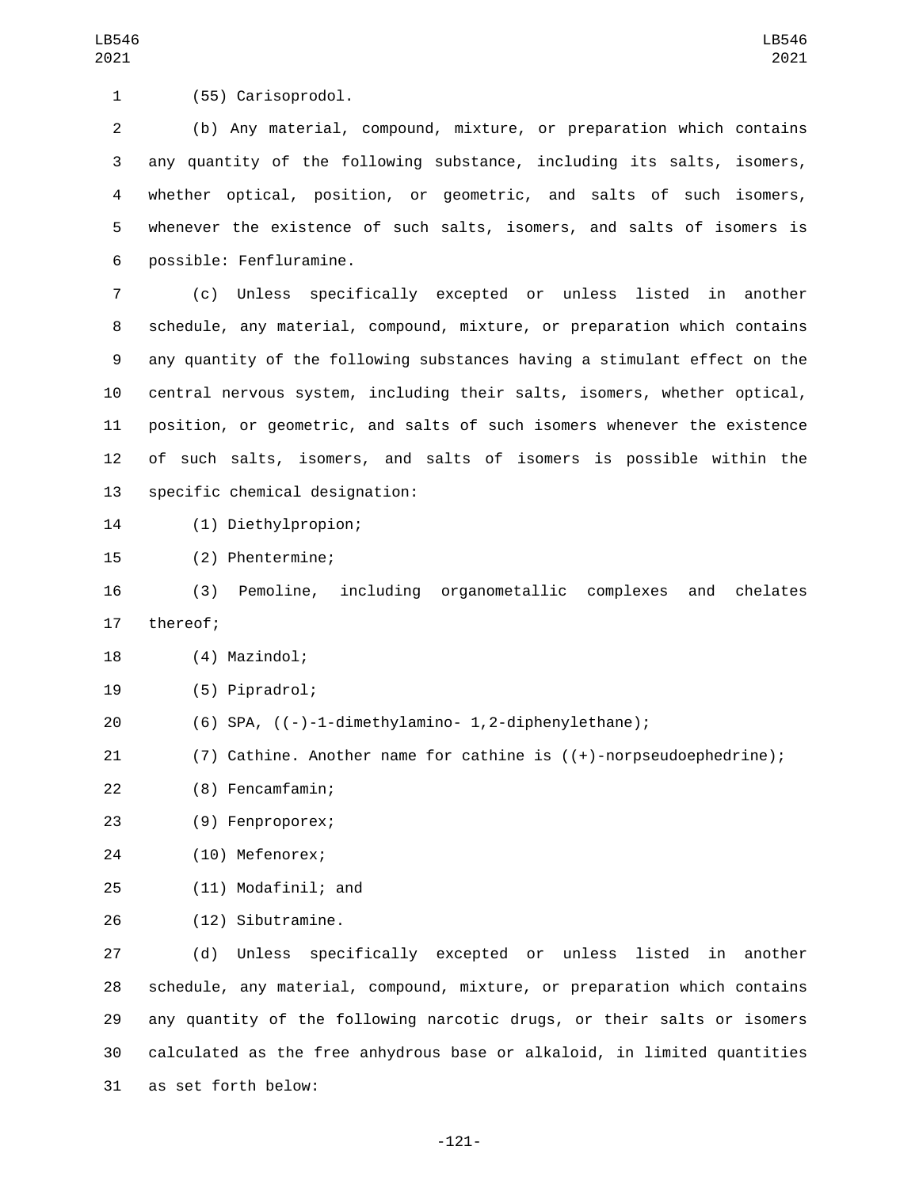(55) Carisoprodol.

(b) Any material, compound, mixture, or preparation which contains any quantity of the following substance, including its salts, isomers, whether optical, position, or geometric, and salts of such isomers, whenever the existence of such salts, isomers, and salts of isomers is possible: Fenfluramine.

(c) Unless specifically excepted or unless listed in another schedule, any material, compound, mixture, or preparation which contains any quantity of the following substances having a stimulant effect on the central nervous system, including their salts, isomers, whether optical, position, or geometric, and salts of such isomers whenever the existence of such salts, isomers, and salts of isomers is possible within the specific chemical designation:

(1) Diethylpropion;

(2) Phentermine;

(3) Pemoline, including organometallic complexes and chelates thereof;

(4) Mazindol;

(5) Pipradrol;

(6) SPA, ((-)-1-dimethylamino- 1,2-diphenylethane);

(7) Cathine. Another name for cathine is ((+)-norpseudoephedrine);

(8) Fencamfamin;

(9) Fenproporex;

(10) Mefenorex;

(11) Modafinil; and

(12) Sibutramine.

(d) Unless specifically excepted or unless listed in another schedule, any material, compound, mixture, or preparation which contains any quantity of the following narcotic drugs, or their salts or isomers calculated as the free anhydrous base or alkaloid, in limited quantities as set forth below: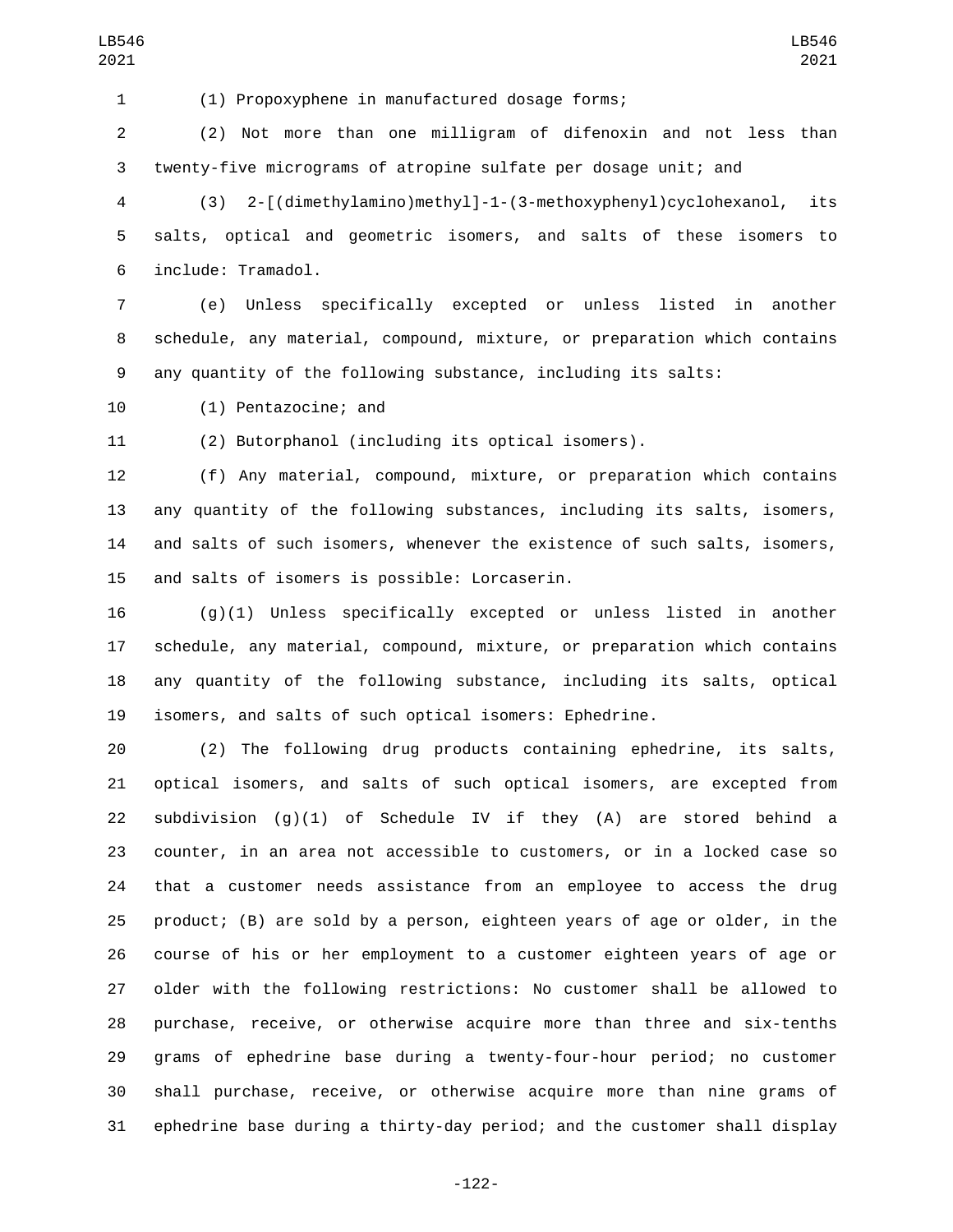(1) Propoxyphene in manufactured dosage forms;

(2) Not more than one milligram of difenoxin and not less than twenty-five micrograms of atropine sulfate per dosage unit; and

(3) 2-[(dimethylamino)methyl]-1-(3-methoxyphenyl)cyclohexanol, its salts, optical and geometric isomers, and salts of these isomers to include: Tramadol.

(e) Unless specifically excepted or unless listed in another schedule, any material, compound, mixture, or preparation which contains any quantity of the following substance, including its salts:

(1) Pentazocine; and

(2) Butorphanol (including its optical isomers).

(f) Any material, compound, mixture, or preparation which contains any quantity of the following substances, including its salts, isomers, and salts of such isomers, whenever the existence of such salts, isomers, and salts of isomers is possible: Lorcaserin.

(g)(1) Unless specifically excepted or unless listed in another schedule, any material, compound, mixture, or preparation which contains any quantity of the following substance, including its salts, optical isomers, and salts of such optical isomers: Ephedrine.

(2) The following drug products containing ephedrine, its salts, optical isomers, and salts of such optical isomers, are excepted from subdivision (g)(1) of Schedule IV if they (A) are stored behind a counter, in an area not accessible to customers, or in a locked case so that a customer needs assistance from an employee to access the drug product; (B) are sold by a person, eighteen years of age or older, in the course of his or her employment to a customer eighteen years of age or older with the following restrictions: No customer shall be allowed to purchase, receive, or otherwise acquire more than three and six-tenths grams of ephedrine base during a twenty-four-hour period; no customer shall purchase, receive, or otherwise acquire more than nine grams of ephedrine base during a thirty-day period; and the customer shall display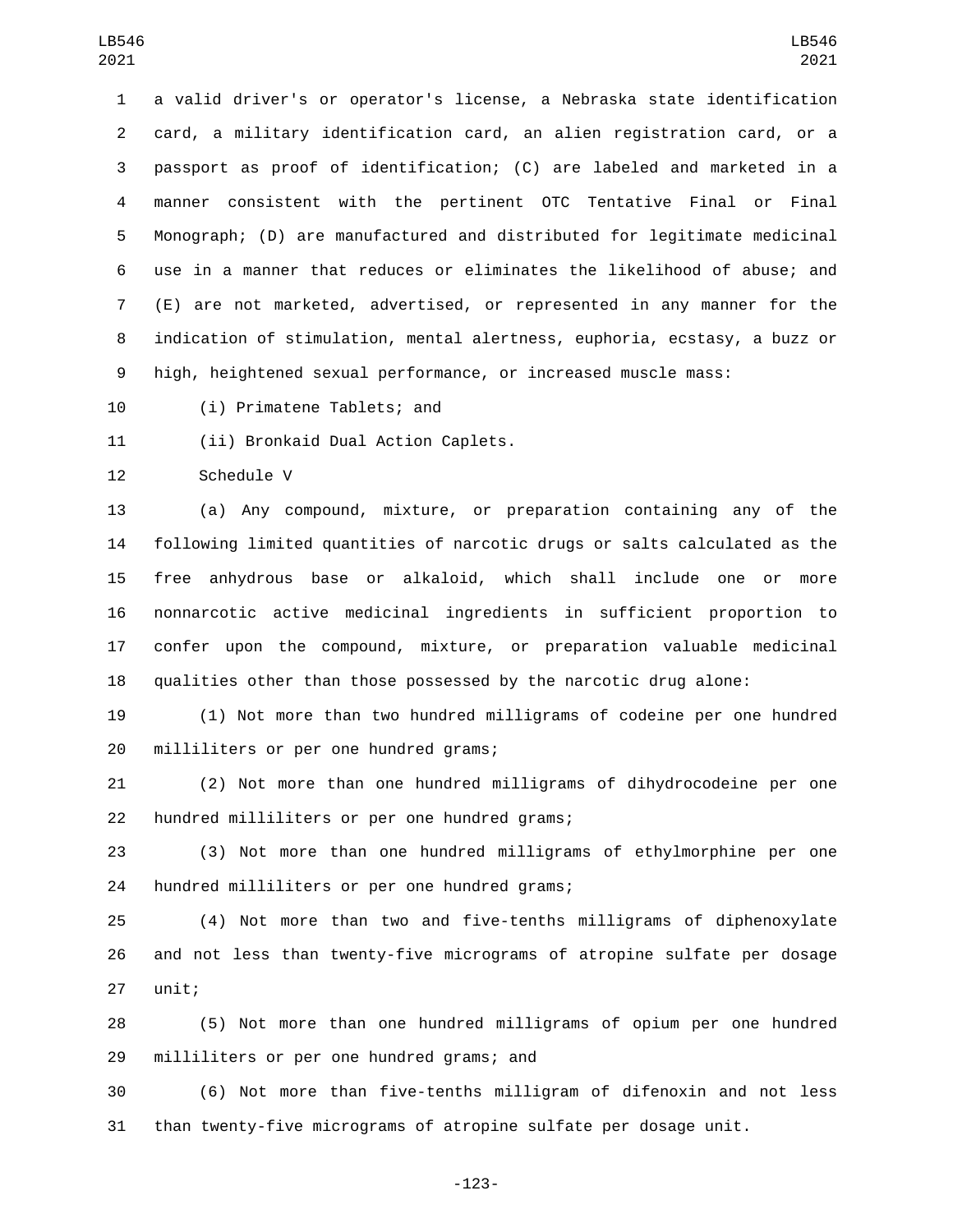a valid driver's or operator's license, a Nebraska state identification card, a military identification card, an alien registration card, or a passport as proof of identification; (C) are labeled and marketed in a manner consistent with the pertinent OTC Tentative Final or Final Monograph; (D) are manufactured and distributed for legitimate medicinal use in a manner that reduces or eliminates the likelihood of abuse; and (E) are not marketed, advertised, or represented in any manner for the indication of stimulation, mental alertness, euphoria, ecstasy, a buzz or high, heightened sexual performance, or increased muscle mass:

(i) Primatene Tablets; and

(ii) Bronkaid Dual Action Caplets.

Schedule V

(a) Any compound, mixture, or preparation containing any of the following limited quantities of narcotic drugs or salts calculated as the free anhydrous base or alkaloid, which shall include one or more nonnarcotic active medicinal ingredients in sufficient proportion to confer upon the compound, mixture, or preparation valuable medicinal qualities other than those possessed by the narcotic drug alone:

(1) Not more than two hundred milligrams of codeine per one hundred milliliters or per one hundred grams;

(2) Not more than one hundred milligrams of dihydrocodeine per one hundred milliliters or per one hundred grams;

(3) Not more than one hundred milligrams of ethylmorphine per one hundred milliliters or per one hundred grams;

(4) Not more than two and five-tenths milligrams of diphenoxylate and not less than twenty-five micrograms of atropine sulfate per dosage unit;

(5) Not more than one hundred milligrams of opium per one hundred milliliters or per one hundred grams; and

(6) Not more than five-tenths milligram of difenoxin and not less than twenty-five micrograms of atropine sulfate per dosage unit.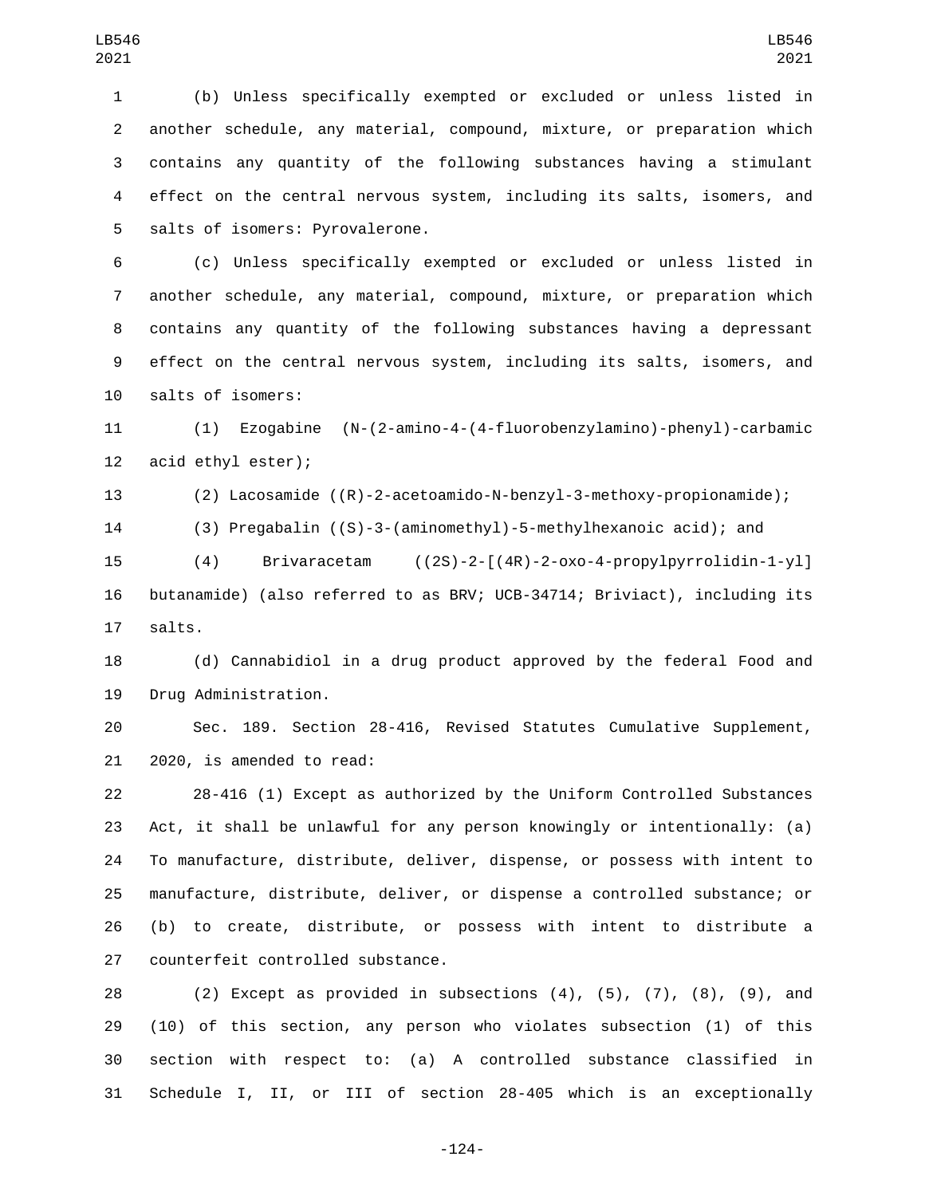(b) Unless specifically exempted or excluded or unless listed in another schedule, any material, compound, mixture, or preparation which contains any quantity of the following substances having a stimulant effect on the central nervous system, including its salts, isomers, and salts of isomers: Pyrovalerone.

(c) Unless specifically exempted or excluded or unless listed in another schedule, any material, compound, mixture, or preparation which contains any quantity of the following substances having a depressant effect on the central nervous system, including its salts, isomers, and salts of isomers:

(1) Ezogabine (N-(2-amino-4-(4-fluorobenzylamino)-phenyl)-carbamic acid ethyl ester);

(2) Lacosamide ((R)-2-acetoamido-N-benzyl-3-methoxy-propionamide);

(3) Pregabalin ((S)-3-(aminomethyl)-5-methylhexanoic acid); and

(4) Brivaracetam ((2S)-2-[(4R)-2-oxo-4-propylpyrrolidin-1-yl] butanamide) (also referred to as BRV; UCB-34714; Briviact), including its salts.

(d) Cannabidiol in a drug product approved by the federal Food and Drug Administration.

Sec. 189. Section 28-416, Revised Statutes Cumulative Supplement, 2020, is amended to read:

28-416 (1) Except as authorized by the Uniform Controlled Substances Act, it shall be unlawful for any person knowingly or intentionally: (a) To manufacture, distribute, deliver, dispense, or possess with intent to manufacture, distribute, deliver, or dispense a controlled substance; or (b) to create, distribute, or possess with intent to distribute a counterfeit controlled substance.

(2) Except as provided in subsections (4), (5), (7), (8), (9), and (10) of this section, any person who violates subsection (1) of this section with respect to: (a) A controlled substance classified in Schedule I, II, or III of section 28-405 which is an exceptionally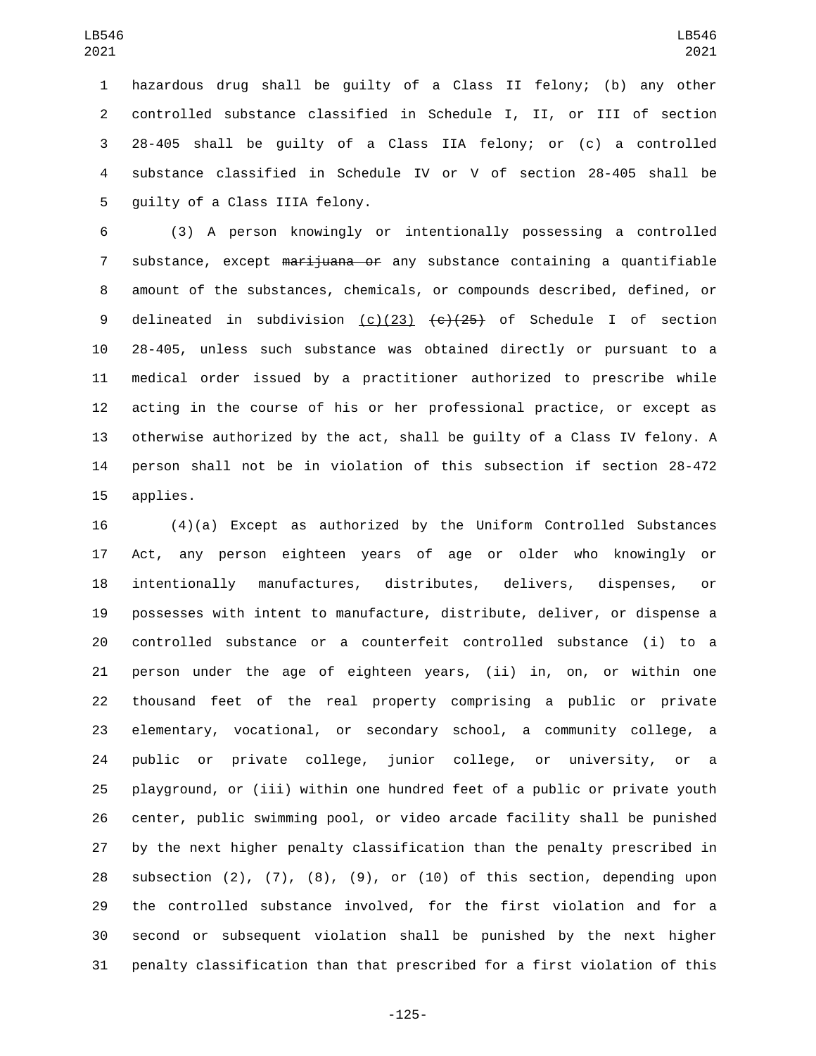hazardous drug shall be guilty of a Class II felony; (b) any other controlled substance classified in Schedule I, II, or III of section 28-405 shall be guilty of a Class IIA felony; or (c) a controlled substance classified in Schedule IV or V of section 28-405 shall be guilty of a Class IIIA felony.

(3) A person knowingly or intentionally possessing a controlled substance, except ~~marijuana or~~ any substance containing a quantifiable amount of the substances, chemicals, or compounds described, defined, or delineated in subdivision <u>(c)(23)</u> ~~(c)(25)~~ of Schedule I of section 28-405, unless such substance was obtained directly or pursuant to a medical order issued by a practitioner authorized to prescribe while acting in the course of his or her professional practice, or except as otherwise authorized by the act, shall be guilty of a Class IV felony. A person shall not be in violation of this subsection if section 28-472 applies.

(4)(a) Except as authorized by the Uniform Controlled Substances Act, any person eighteen years of age or older who knowingly or intentionally manufactures, distributes, delivers, dispenses, or possesses with intent to manufacture, distribute, deliver, or dispense a controlled substance or a counterfeit controlled substance (i) to a person under the age of eighteen years, (ii) in, on, or within one thousand feet of the real property comprising a public or private elementary, vocational, or secondary school, a community college, a public or private college, junior college, or university, or a playground, or (iii) within one hundred feet of a public or private youth center, public swimming pool, or video arcade facility shall be punished by the next higher penalty classification than the penalty prescribed in subsection (2), (7), (8), (9), or (10) of this section, depending upon the controlled substance involved, for the first violation and for a second or subsequent violation shall be punished by the next higher penalty classification than that prescribed for a first violation of this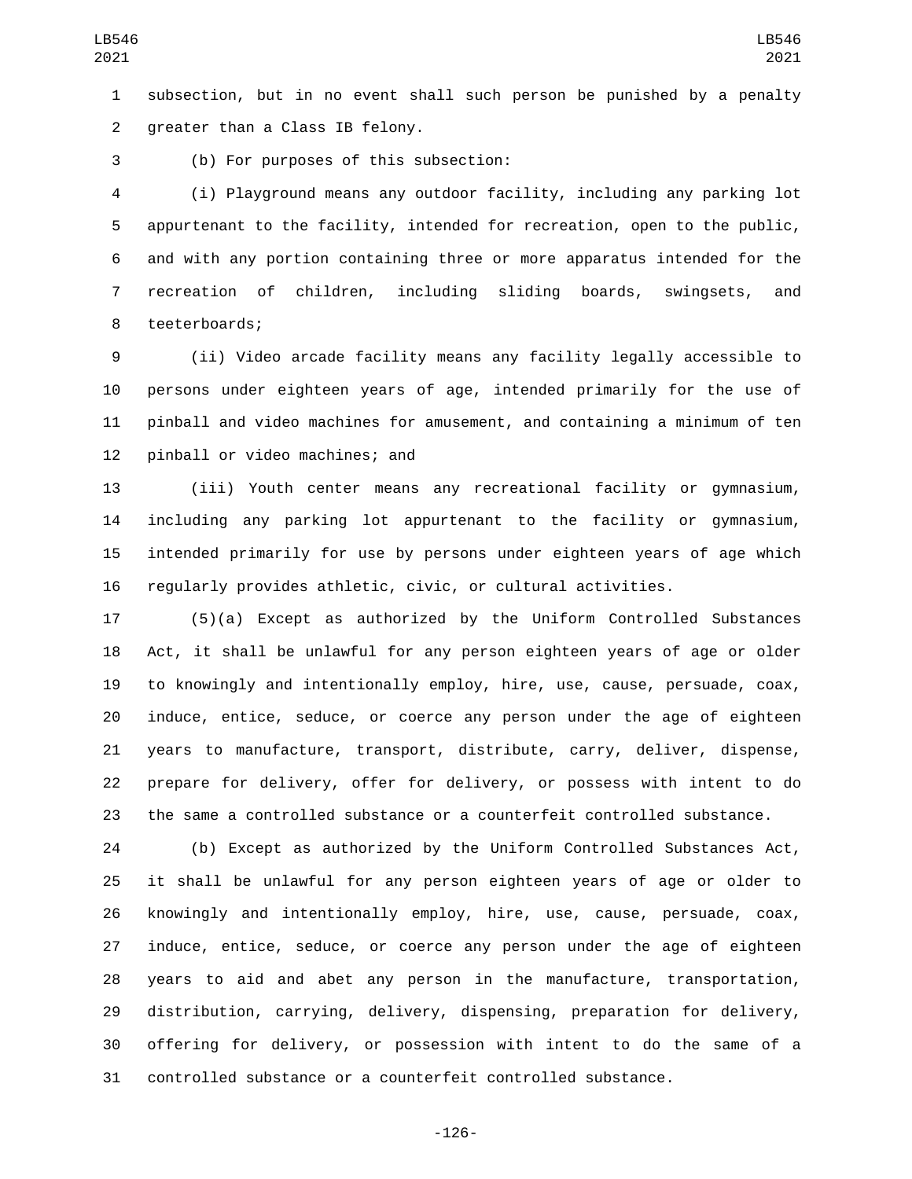subsection, but in no event shall such person be punished by a penalty greater than a Class IB felony.

(b) For purposes of this subsection:

(i) Playground means any outdoor facility, including any parking lot appurtenant to the facility, intended for recreation, open to the public, and with any portion containing three or more apparatus intended for the recreation of children, including sliding boards, swingsets, and teeterboards;

(ii) Video arcade facility means any facility legally accessible to persons under eighteen years of age, intended primarily for the use of pinball and video machines for amusement, and containing a minimum of ten pinball or video machines; and

(iii) Youth center means any recreational facility or gymnasium, including any parking lot appurtenant to the facility or gymnasium, intended primarily for use by persons under eighteen years of age which regularly provides athletic, civic, or cultural activities.

(5)(a) Except as authorized by the Uniform Controlled Substances Act, it shall be unlawful for any person eighteen years of age or older to knowingly and intentionally employ, hire, use, cause, persuade, coax, induce, entice, seduce, or coerce any person under the age of eighteen years to manufacture, transport, distribute, carry, deliver, dispense, prepare for delivery, offer for delivery, or possess with intent to do the same a controlled substance or a counterfeit controlled substance.

(b) Except as authorized by the Uniform Controlled Substances Act, it shall be unlawful for any person eighteen years of age or older to knowingly and intentionally employ, hire, use, cause, persuade, coax, induce, entice, seduce, or coerce any person under the age of eighteen years to aid and abet any person in the manufacture, transportation, distribution, carrying, delivery, dispensing, preparation for delivery, offering for delivery, or possession with intent to do the same of a controlled substance or a counterfeit controlled substance.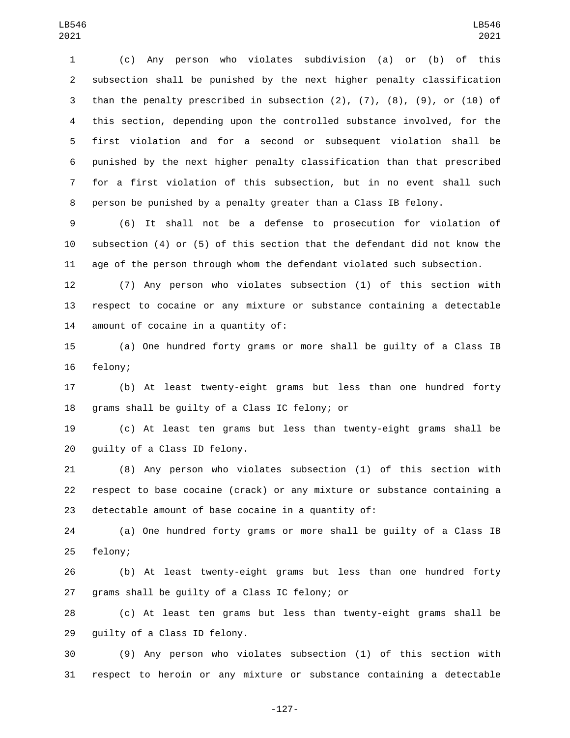(c) Any person who violates subdivision (a) or (b) of this subsection shall be punished by the next higher penalty classification than the penalty prescribed in subsection (2), (7), (8), (9), or (10) of this section, depending upon the controlled substance involved, for the first violation and for a second or subsequent violation shall be punished by the next higher penalty classification than that prescribed for a first violation of this subsection, but in no event shall such person be punished by a penalty greater than a Class IB felony.

(6) It shall not be a defense to prosecution for violation of subsection (4) or (5) of this section that the defendant did not know the age of the person through whom the defendant violated such subsection.

(7) Any person who violates subsection (1) of this section with respect to cocaine or any mixture or substance containing a detectable amount of cocaine in a quantity of:

(a) One hundred forty grams or more shall be guilty of a Class IB felony;

(b) At least twenty-eight grams but less than one hundred forty grams shall be guilty of a Class IC felony; or

(c) At least ten grams but less than twenty-eight grams shall be guilty of a Class ID felony.

(8) Any person who violates subsection (1) of this section with respect to base cocaine (crack) or any mixture or substance containing a detectable amount of base cocaine in a quantity of:

(a) One hundred forty grams or more shall be guilty of a Class IB felony;

(b) At least twenty-eight grams but less than one hundred forty grams shall be guilty of a Class IC felony; or

(c) At least ten grams but less than twenty-eight grams shall be guilty of a Class ID felony.

(9) Any person who violates subsection (1) of this section with respect to heroin or any mixture or substance containing a detectable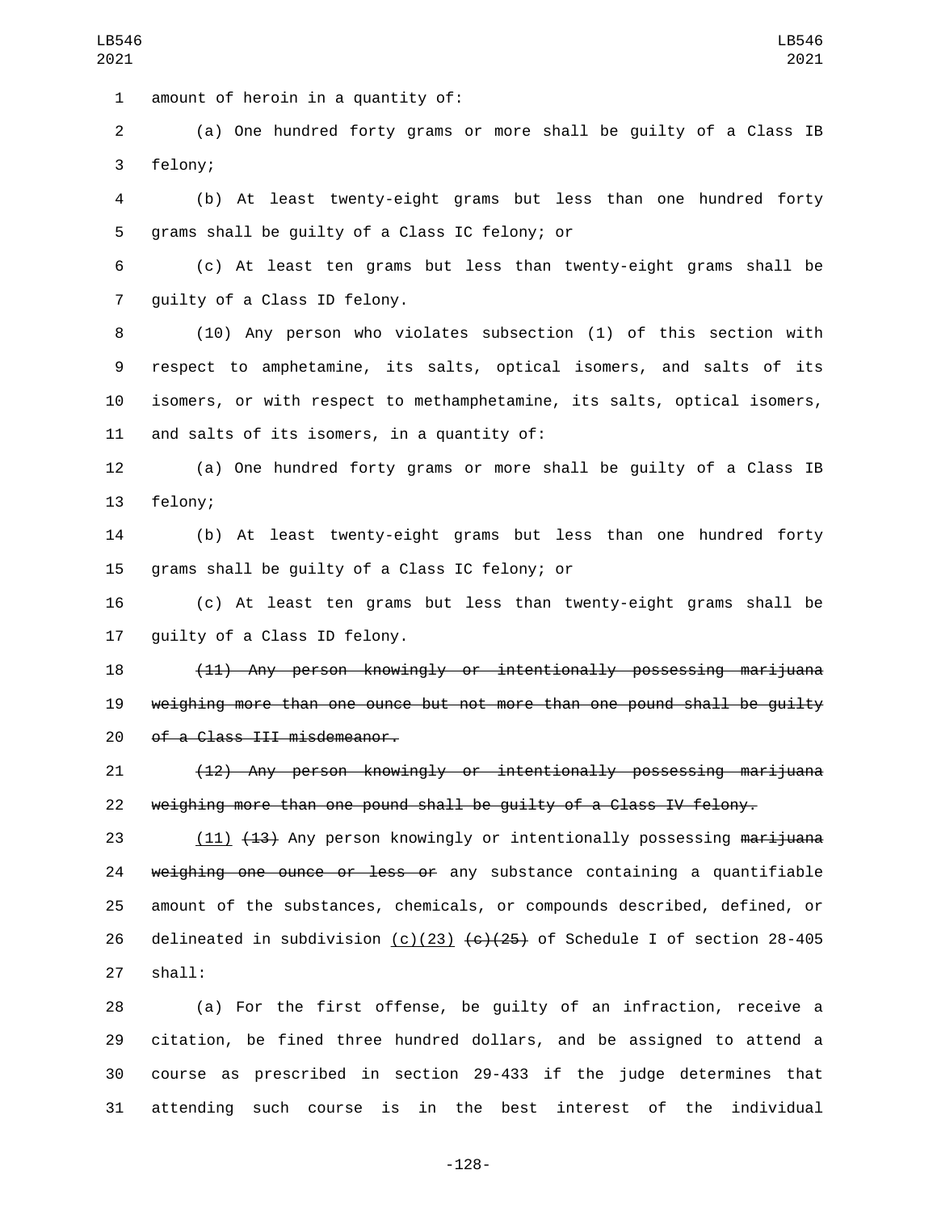amount of heroin in a quantity of:

(a) One hundred forty grams or more shall be guilty of a Class IB felony;

(b) At least twenty-eight grams but less than one hundred forty grams shall be guilty of a Class IC felony; or

(c) At least ten grams but less than twenty-eight grams shall be guilty of a Class ID felony.

(10) Any person who violates subsection (1) of this section with respect to amphetamine, its salts, optical isomers, and salts of its isomers, or with respect to methamphetamine, its salts, optical isomers, and salts of its isomers, in a quantity of:

(a) One hundred forty grams or more shall be guilty of a Class IB felony;

(b) At least twenty-eight grams but less than one hundred forty grams shall be guilty of a Class IC felony; or

(c) At least ten grams but less than twenty-eight grams shall be guilty of a Class ID felony.

~~(11) Any person knowingly or intentionally possessing marijuana weighing more than one ounce but not more than one pound shall be guilty of a Class III misdemeanor.~~

~~(12) Any person knowingly or intentionally possessing marijuana weighing more than one pound shall be guilty of a Class IV felony.~~

<u>(11)</u> ~~(13)~~ Any person knowingly or intentionally possessing ~~marijuana weighing one ounce or less or~~ any substance containing a quantifiable amount of the substances, chemicals, or compounds described, defined, or delineated in subdivision <u>(c)(23)</u> ~~(c)(25)~~ of Schedule I of section 28-405 shall:

(a) For the first offense, be guilty of an infraction, receive a citation, be fined three hundred dollars, and be assigned to attend a course as prescribed in section 29-433 if the judge determines that attending such course is in the best interest of the individual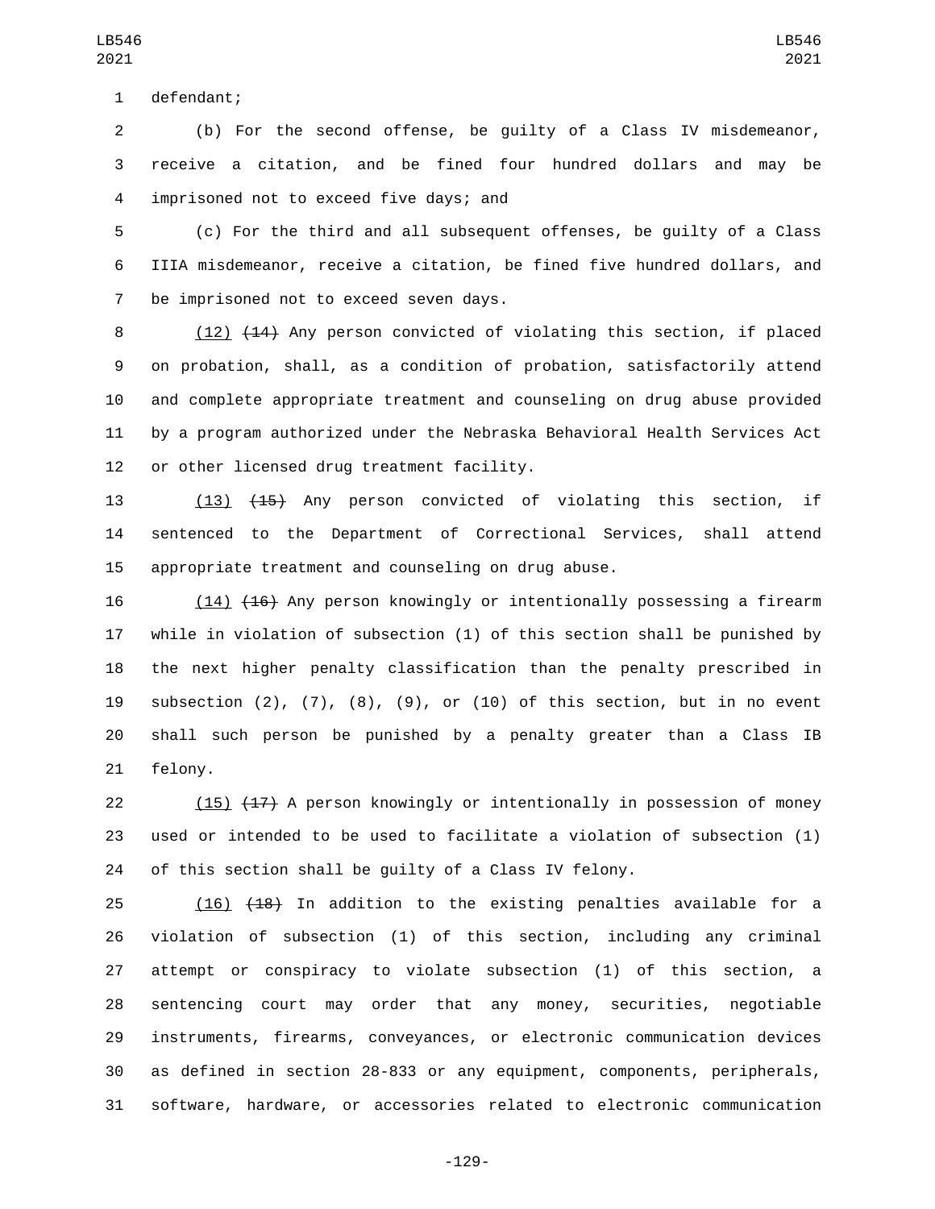defendant;

(b) For the second offense, be guilty of a Class IV misdemeanor, receive a citation, and be fined four hundred dollars and may be imprisoned not to exceed five days; and

(c) For the third and all subsequent offenses, be guilty of a Class IIIA misdemeanor, receive a citation, be fined five hundred dollars, and be imprisoned not to exceed seven days.

(12) ~~(14)~~ Any person convicted of violating this section, if placed on probation, shall, as a condition of probation, satisfactorily attend and complete appropriate treatment and counseling on drug abuse provided by a program authorized under the Nebraska Behavioral Health Services Act or other licensed drug treatment facility.

(13) ~~(15)~~ Any person convicted of violating this section, if sentenced to the Department of Correctional Services, shall attend appropriate treatment and counseling on drug abuse.

(14) ~~(16)~~ Any person knowingly or intentionally possessing a firearm while in violation of subsection (1) of this section shall be punished by the next higher penalty classification than the penalty prescribed in subsection (2), (7), (8), (9), or (10) of this section, but in no event shall such person be punished by a penalty greater than a Class IB felony.

(15) ~~(17)~~ A person knowingly or intentionally in possession of money used or intended to be used to facilitate a violation of subsection (1) of this section shall be guilty of a Class IV felony.

(16) ~~(18)~~ In addition to the existing penalties available for a violation of subsection (1) of this section, including any criminal attempt or conspiracy to violate subsection (1) of this section, a sentencing court may order that any money, securities, negotiable instruments, firearms, conveyances, or electronic communication devices as defined in section 28-833 or any equipment, components, peripherals, software, hardware, or accessories related to electronic communication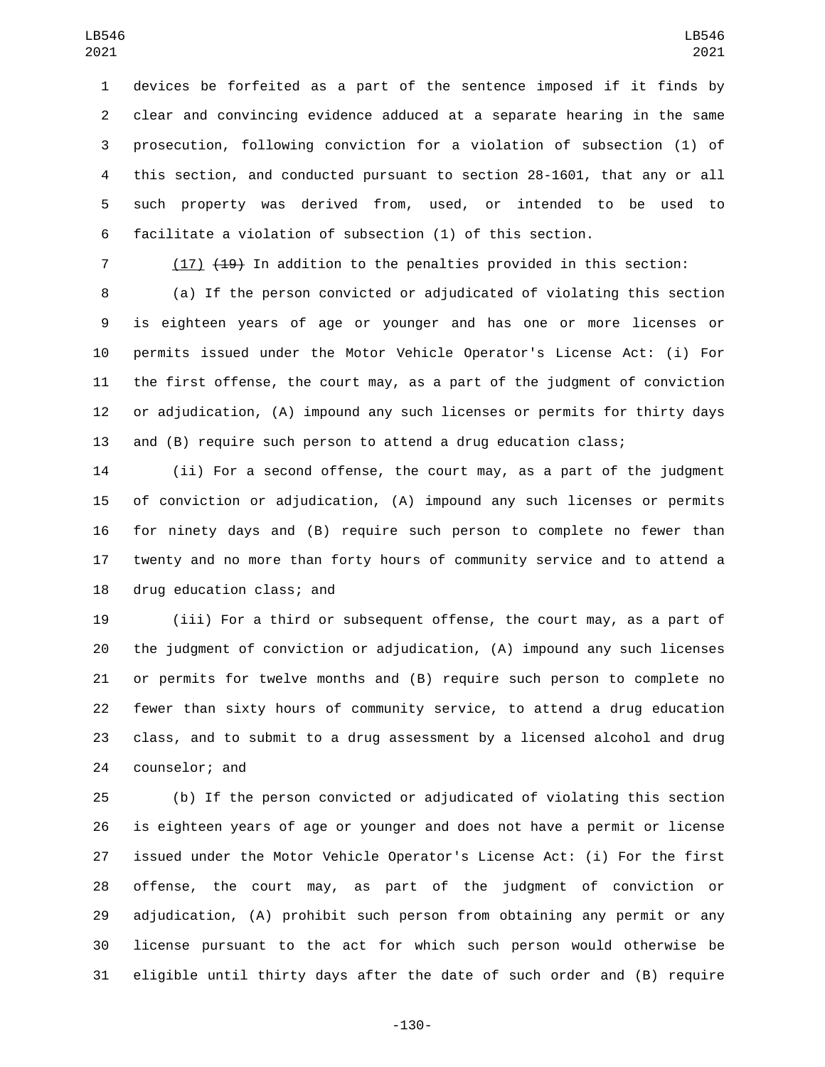devices be forfeited as a part of the sentence imposed if it finds by clear and convincing evidence adduced at a separate hearing in the same prosecution, following conviction for a violation of subsection (1) of this section, and conducted pursuant to section 28-1601, that any or all such property was derived from, used, or intended to be used to facilitate a violation of subsection (1) of this section.

(17) ~~(19)~~ In addition to the penalties provided in this section:

(a) If the person convicted or adjudicated of violating this section is eighteen years of age or younger and has one or more licenses or permits issued under the Motor Vehicle Operator's License Act: (i) For the first offense, the court may, as a part of the judgment of conviction or adjudication, (A) impound any such licenses or permits for thirty days and (B) require such person to attend a drug education class;

(ii) For a second offense, the court may, as a part of the judgment of conviction or adjudication, (A) impound any such licenses or permits for ninety days and (B) require such person to complete no fewer than twenty and no more than forty hours of community service and to attend a drug education class; and

(iii) For a third or subsequent offense, the court may, as a part of the judgment of conviction or adjudication, (A) impound any such licenses or permits for twelve months and (B) require such person to complete no fewer than sixty hours of community service, to attend a drug education class, and to submit to a drug assessment by a licensed alcohol and drug counselor; and

(b) If the person convicted or adjudicated of violating this section is eighteen years of age or younger and does not have a permit or license issued under the Motor Vehicle Operator's License Act: (i) For the first offense, the court may, as part of the judgment of conviction or adjudication, (A) prohibit such person from obtaining any permit or any license pursuant to the act for which such person would otherwise be eligible until thirty days after the date of such order and (B) require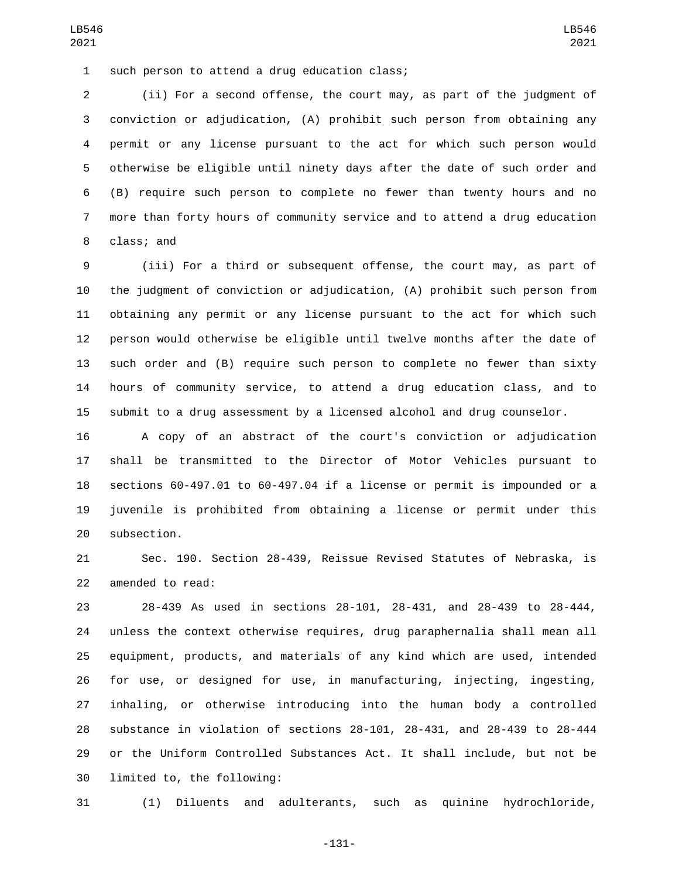such person to attend a drug education class;

(ii) For a second offense, the court may, as part of the judgment of conviction or adjudication, (A) prohibit such person from obtaining any permit or any license pursuant to the act for which such person would otherwise be eligible until ninety days after the date of such order and (B) require such person to complete no fewer than twenty hours and no more than forty hours of community service and to attend a drug education class; and

(iii) For a third or subsequent offense, the court may, as part of the judgment of conviction or adjudication, (A) prohibit such person from obtaining any permit or any license pursuant to the act for which such person would otherwise be eligible until twelve months after the date of such order and (B) require such person to complete no fewer than sixty hours of community service, to attend a drug education class, and to submit to a drug assessment by a licensed alcohol and drug counselor.

A copy of an abstract of the court's conviction or adjudication shall be transmitted to the Director of Motor Vehicles pursuant to sections 60-497.01 to 60-497.04 if a license or permit is impounded or a juvenile is prohibited from obtaining a license or permit under this subsection.

Sec. 190. Section 28-439, Reissue Revised Statutes of Nebraska, is amended to read:

28-439 As used in sections 28-101, 28-431, and 28-439 to 28-444, unless the context otherwise requires, drug paraphernalia shall mean all equipment, products, and materials of any kind which are used, intended for use, or designed for use, in manufacturing, injecting, ingesting, inhaling, or otherwise introducing into the human body a controlled substance in violation of sections 28-101, 28-431, and 28-439 to 28-444 or the Uniform Controlled Substances Act. It shall include, but not be limited to, the following:

(1) Diluents and adulterants, such as quinine hydrochloride,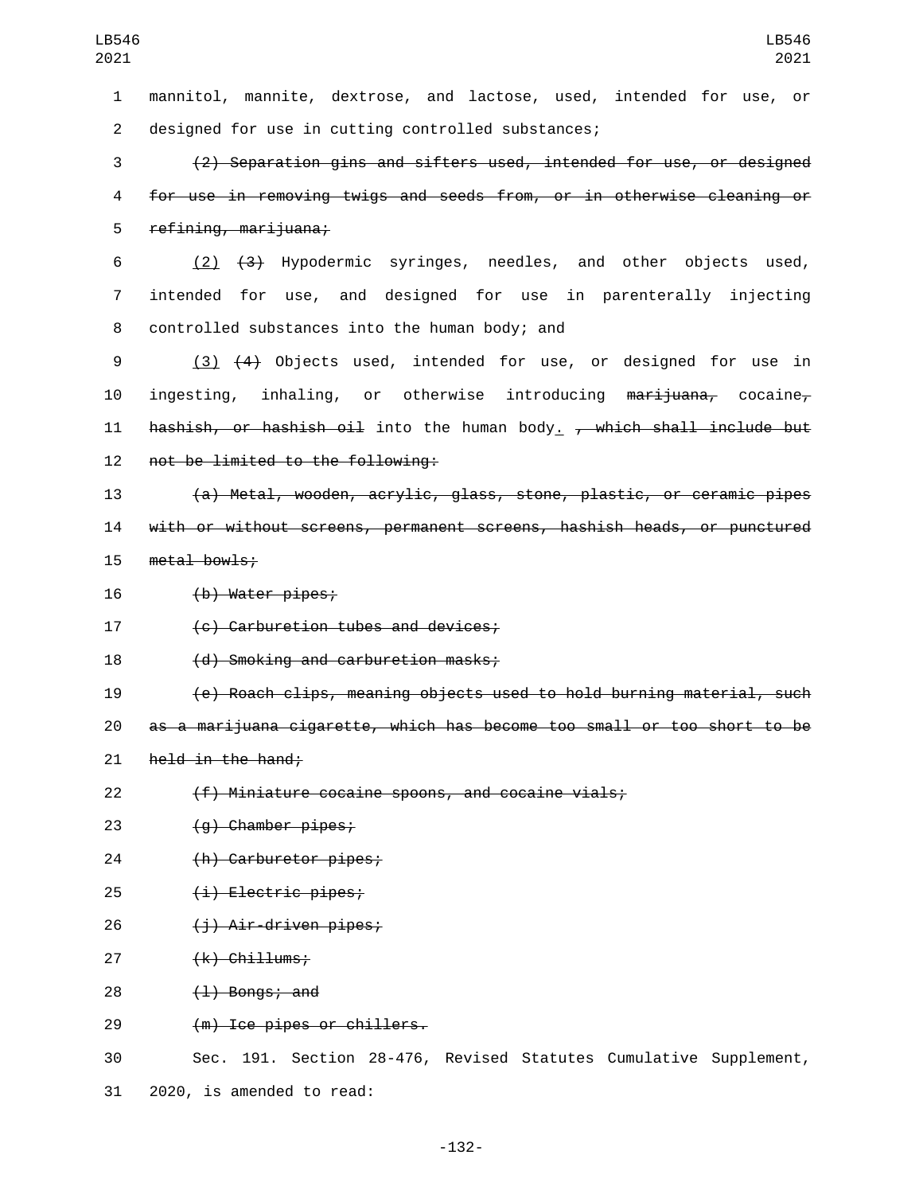mannitol, mannite, dextrose, and lactose, used, intended for use, or designed for use in cutting controlled substances;

~~(2) Separation gins and sifters used, intended for use, or designed for use in removing twigs and seeds from, or in otherwise cleaning or refining, marijuana;~~

(2) ~~(3)~~ Hypodermic syringes, needles, and other objects used, intended for use, and designed for use in parenterally injecting controlled substances into the human body; and

(3) ~~(4)~~ Objects used, intended for use, or designed for use in ingesting, inhaling, or otherwise introducing ~~marijuana,~~ cocaine~~, hashish, or hashish oil~~ into the human body. ~~, which shall include but not be limited to the following:~~

~~(a) Metal, wooden, acrylic, glass, stone, plastic, or ceramic pipes with or without screens, permanent screens, hashish heads, or punctured metal bowls;~~

~~(b) Water pipes;~~

~~(c) Carburetion tubes and devices;~~

~~(d) Smoking and carburetion masks;~~

~~(e) Roach clips, meaning objects used to hold burning material, such as a marijuana cigarette, which has become too small or too short to be held in the hand;~~

~~(f) Miniature cocaine spoons, and cocaine vials;~~

~~(g) Chamber pipes;~~

~~(h) Carburetor pipes;~~

~~(i) Electric pipes;~~

~~(j) Air-driven pipes;~~

~~(k) Chillums;~~

~~(l) Bongs; and~~

~~(m) Ice pipes or chillers.~~

Sec. 191. Section 28-476, Revised Statutes Cumulative Supplement, 2020, is amended to read: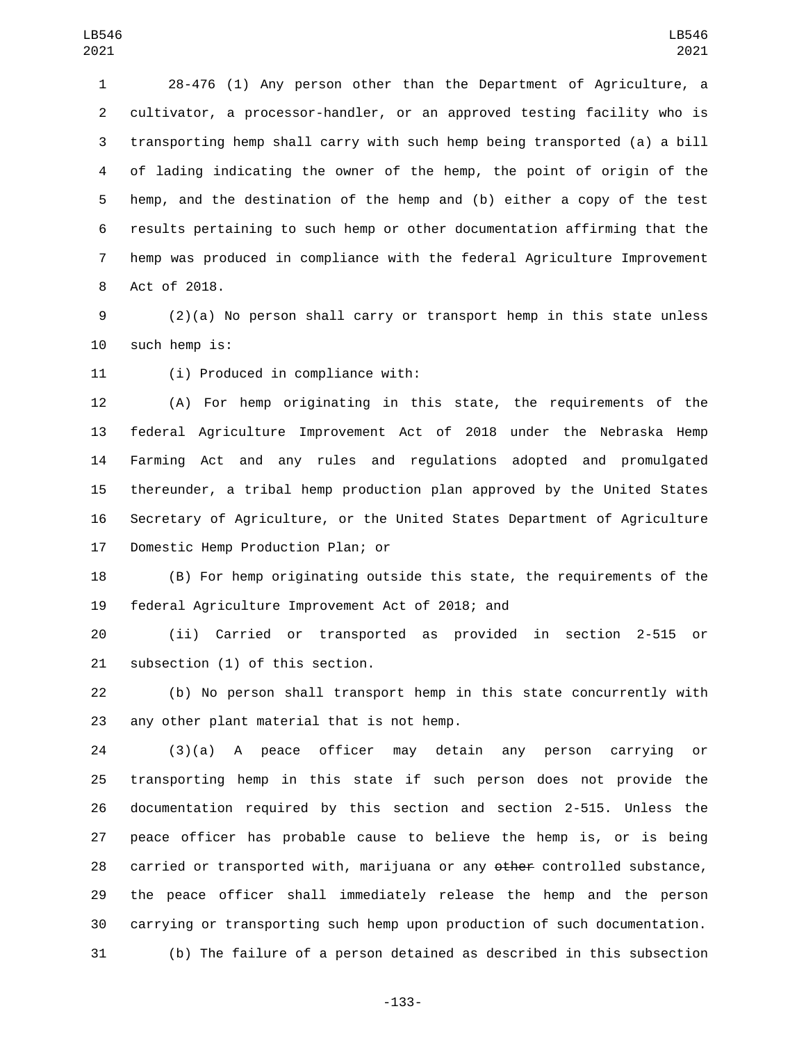28-476 (1) Any person other than the Department of Agriculture, a cultivator, a processor-handler, or an approved testing facility who is transporting hemp shall carry with such hemp being transported (a) a bill of lading indicating the owner of the hemp, the point of origin of the hemp, and the destination of the hemp and (b) either a copy of the test results pertaining to such hemp or other documentation affirming that the hemp was produced in compliance with the federal Agriculture Improvement Act of 2018.

(2)(a) No person shall carry or transport hemp in this state unless such hemp is:

(i) Produced in compliance with:

(A) For hemp originating in this state, the requirements of the federal Agriculture Improvement Act of 2018 under the Nebraska Hemp Farming Act and any rules and regulations adopted and promulgated thereunder, a tribal hemp production plan approved by the United States Secretary of Agriculture, or the United States Department of Agriculture Domestic Hemp Production Plan; or

(B) For hemp originating outside this state, the requirements of the federal Agriculture Improvement Act of 2018; and

(ii) Carried or transported as provided in section 2-515 or subsection (1) of this section.

(b) No person shall transport hemp in this state concurrently with any other plant material that is not hemp.

(3)(a) A peace officer may detain any person carrying or transporting hemp in this state if such person does not provide the documentation required by this section and section 2-515. Unless the peace officer has probable cause to believe the hemp is, or is being carried or transported with, marijuana or any ~~other~~ controlled substance, the peace officer shall immediately release the hemp and the person carrying or transporting such hemp upon production of such documentation.

(b) The failure of a person detained as described in this subsection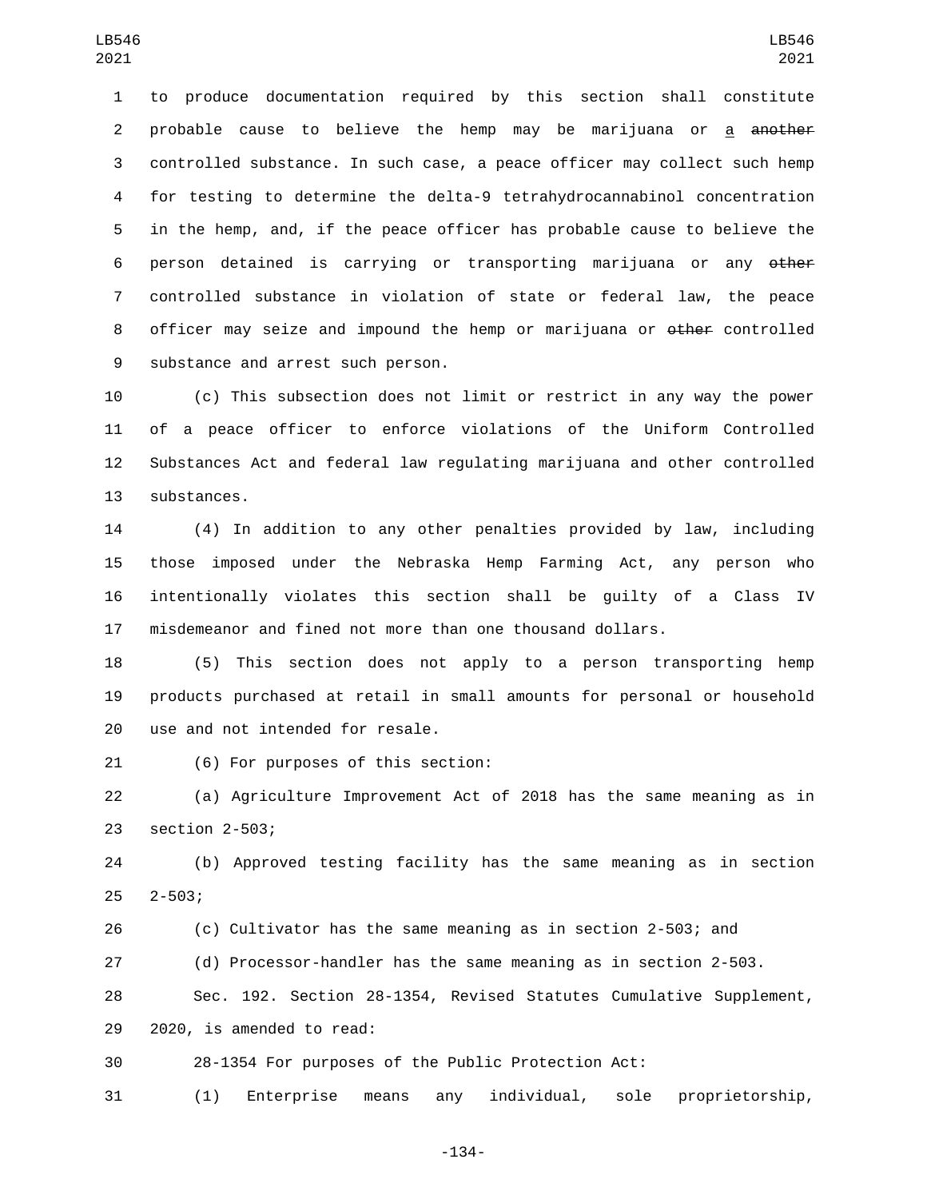to produce documentation required by this section shall constitute probable cause to believe the hemp may be marijuana or a ~~another~~ controlled substance. In such case, a peace officer may collect such hemp for testing to determine the delta-9 tetrahydrocannabinol concentration in the hemp, and, if the peace officer has probable cause to believe the person detained is carrying or transporting marijuana or any ~~other~~ controlled substance in violation of state or federal law, the peace officer may seize and impound the hemp or marijuana or ~~other~~ controlled substance and arrest such person.

(c) This subsection does not limit or restrict in any way the power of a peace officer to enforce violations of the Uniform Controlled Substances Act and federal law regulating marijuana and other controlled substances.

(4) In addition to any other penalties provided by law, including those imposed under the Nebraska Hemp Farming Act, any person who intentionally violates this section shall be guilty of a Class IV misdemeanor and fined not more than one thousand dollars.

(5) This section does not apply to a person transporting hemp products purchased at retail in small amounts for personal or household use and not intended for resale.

(6) For purposes of this section:

(a) Agriculture Improvement Act of 2018 has the same meaning as in section 2-503;

(b) Approved testing facility has the same meaning as in section 2-503;

(c) Cultivator has the same meaning as in section 2-503; and

(d) Processor-handler has the same meaning as in section 2-503.

Sec. 192. Section 28-1354, Revised Statutes Cumulative Supplement, 2020, is amended to read:

28-1354 For purposes of the Public Protection Act:

(1) Enterprise means any individual, sole proprietorship,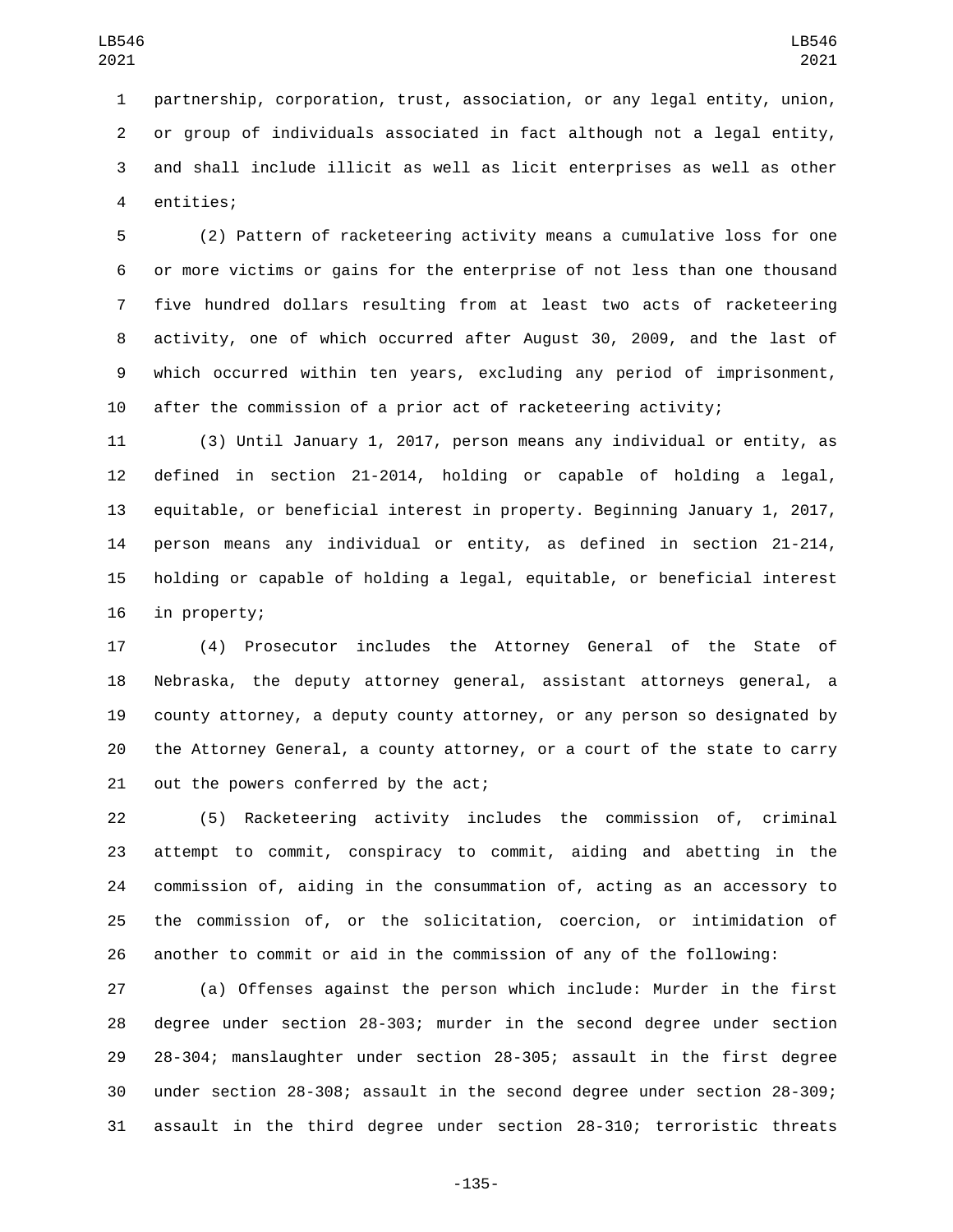partnership, corporation, trust, association, or any legal entity, union, or group of individuals associated in fact although not a legal entity, and shall include illicit as well as licit enterprises as well as other entities;

(2) Pattern of racketeering activity means a cumulative loss for one or more victims or gains for the enterprise of not less than one thousand five hundred dollars resulting from at least two acts of racketeering activity, one of which occurred after August 30, 2009, and the last of which occurred within ten years, excluding any period of imprisonment, after the commission of a prior act of racketeering activity;

(3) Until January 1, 2017, person means any individual or entity, as defined in section 21-2014, holding or capable of holding a legal, equitable, or beneficial interest in property. Beginning January 1, 2017, person means any individual or entity, as defined in section 21-214, holding or capable of holding a legal, equitable, or beneficial interest in property;

(4) Prosecutor includes the Attorney General of the State of Nebraska, the deputy attorney general, assistant attorneys general, a county attorney, a deputy county attorney, or any person so designated by the Attorney General, a county attorney, or a court of the state to carry out the powers conferred by the act;

(5) Racketeering activity includes the commission of, criminal attempt to commit, conspiracy to commit, aiding and abetting in the commission of, aiding in the consummation of, acting as an accessory to the commission of, or the solicitation, coercion, or intimidation of another to commit or aid in the commission of any of the following:

(a) Offenses against the person which include: Murder in the first degree under section 28-303; murder in the second degree under section 28-304; manslaughter under section 28-305; assault in the first degree under section 28-308; assault in the second degree under section 28-309; assault in the third degree under section 28-310; terroristic threats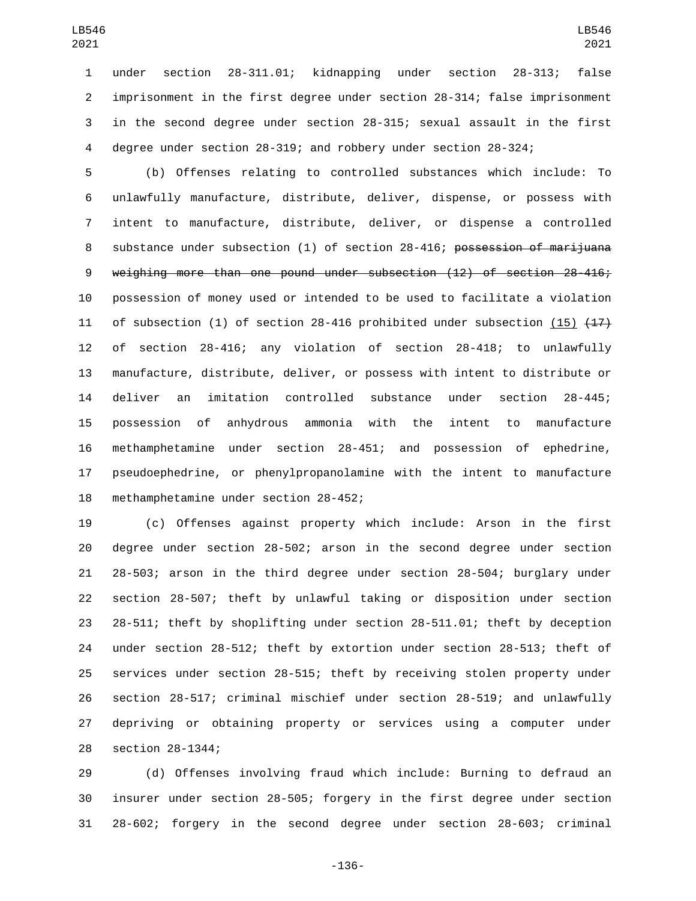under section 28-311.01; kidnapping under section 28-313; false imprisonment in the first degree under section 28-314; false imprisonment in the second degree under section 28-315; sexual assault in the first degree under section 28-319; and robbery under section 28-324;

(b) Offenses relating to controlled substances which include: To unlawfully manufacture, distribute, deliver, dispense, or possess with intent to manufacture, distribute, deliver, or dispense a controlled substance under subsection (1) of section 28-416; ~~possession of marijuana weighing more than one pound under subsection (12) of section 28-416;~~ possession of money used or intended to be used to facilitate a violation of subsection (1) of section 28-416 prohibited under subsection <u>(15)</u> ~~(17)~~ of section 28-416; any violation of section 28-418; to unlawfully manufacture, distribute, deliver, or possess with intent to distribute or deliver an imitation controlled substance under section 28-445; possession of anhydrous ammonia with the intent to manufacture methamphetamine under section 28-451; and possession of ephedrine, pseudoephedrine, or phenylpropanolamine with the intent to manufacture methamphetamine under section 28-452;

(c) Offenses against property which include: Arson in the first degree under section 28-502; arson in the second degree under section 28-503; arson in the third degree under section 28-504; burglary under section 28-507; theft by unlawful taking or disposition under section 28-511; theft by shoplifting under section 28-511.01; theft by deception under section 28-512; theft by extortion under section 28-513; theft of services under section 28-515; theft by receiving stolen property under section 28-517; criminal mischief under section 28-519; and unlawfully depriving or obtaining property or services using a computer under section 28-1344;

(d) Offenses involving fraud which include: Burning to defraud an insurer under section 28-505; forgery in the first degree under section 28-602; forgery in the second degree under section 28-603; criminal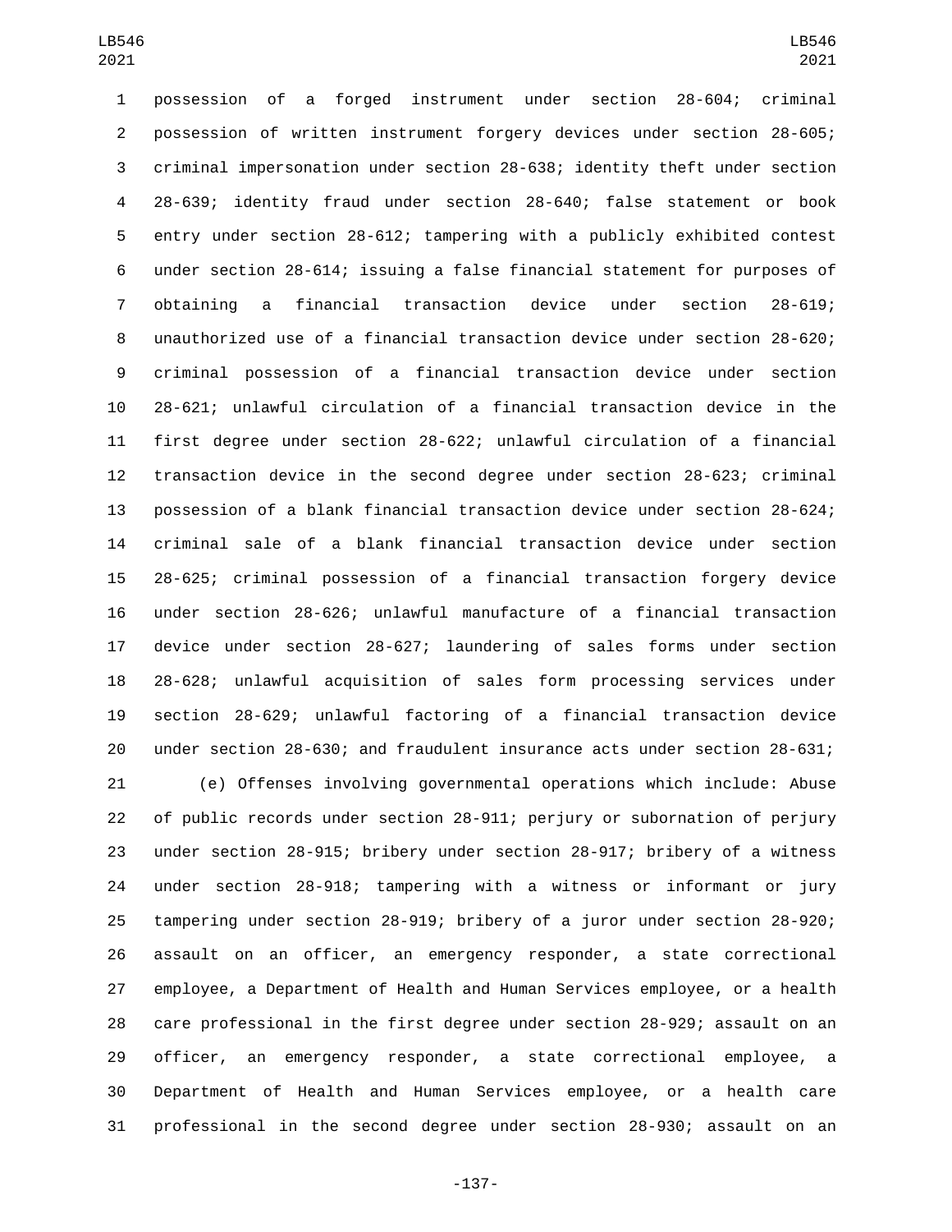possession of a forged instrument under section 28-604; criminal possession of written instrument forgery devices under section 28-605; criminal impersonation under section 28-638; identity theft under section 28-639; identity fraud under section 28-640; false statement or book entry under section 28-612; tampering with a publicly exhibited contest under section 28-614; issuing a false financial statement for purposes of obtaining a financial transaction device under section 28-619; unauthorized use of a financial transaction device under section 28-620; criminal possession of a financial transaction device under section 28-621; unlawful circulation of a financial transaction device in the first degree under section 28-622; unlawful circulation of a financial transaction device in the second degree under section 28-623; criminal possession of a blank financial transaction device under section 28-624; criminal sale of a blank financial transaction device under section 28-625; criminal possession of a financial transaction forgery device under section 28-626; unlawful manufacture of a financial transaction device under section 28-627; laundering of sales forms under section 28-628; unlawful acquisition of sales form processing services under section 28-629; unlawful factoring of a financial transaction device under section 28-630; and fraudulent insurance acts under section 28-631;

(e) Offenses involving governmental operations which include: Abuse of public records under section 28-911; perjury or subornation of perjury under section 28-915; bribery under section 28-917; bribery of a witness under section 28-918; tampering with a witness or informant or jury tampering under section 28-919; bribery of a juror under section 28-920; assault on an officer, an emergency responder, a state correctional employee, a Department of Health and Human Services employee, or a health care professional in the first degree under section 28-929; assault on an officer, an emergency responder, a state correctional employee, a Department of Health and Human Services employee, or a health care professional in the second degree under section 28-930; assault on an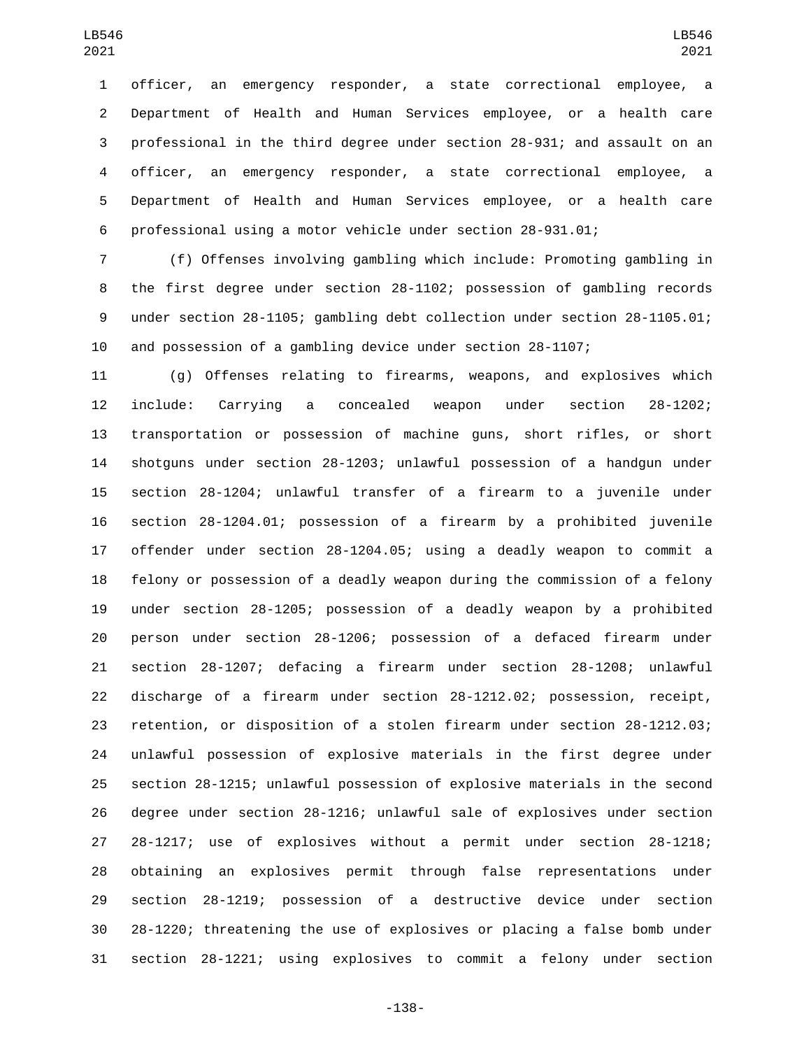officer, an emergency responder, a state correctional employee, a Department of Health and Human Services employee, or a health care professional in the third degree under section 28-931; and assault on an officer, an emergency responder, a state correctional employee, a Department of Health and Human Services employee, or a health care professional using a motor vehicle under section 28-931.01;

(f) Offenses involving gambling which include: Promoting gambling in the first degree under section 28-1102; possession of gambling records under section 28-1105; gambling debt collection under section 28-1105.01; and possession of a gambling device under section 28-1107;

(g) Offenses relating to firearms, weapons, and explosives which include: Carrying a concealed weapon under section 28-1202; transportation or possession of machine guns, short rifles, or short shotguns under section 28-1203; unlawful possession of a handgun under section 28-1204; unlawful transfer of a firearm to a juvenile under section 28-1204.01; possession of a firearm by a prohibited juvenile offender under section 28-1204.05; using a deadly weapon to commit a felony or possession of a deadly weapon during the commission of a felony under section 28-1205; possession of a deadly weapon by a prohibited person under section 28-1206; possession of a defaced firearm under section 28-1207; defacing a firearm under section 28-1208; unlawful discharge of a firearm under section 28-1212.02; possession, receipt, retention, or disposition of a stolen firearm under section 28-1212.03; unlawful possession of explosive materials in the first degree under section 28-1215; unlawful possession of explosive materials in the second degree under section 28-1216; unlawful sale of explosives under section 28-1217; use of explosives without a permit under section 28-1218; obtaining an explosives permit through false representations under section 28-1219; possession of a destructive device under section 28-1220; threatening the use of explosives or placing a false bomb under section 28-1221; using explosives to commit a felony under section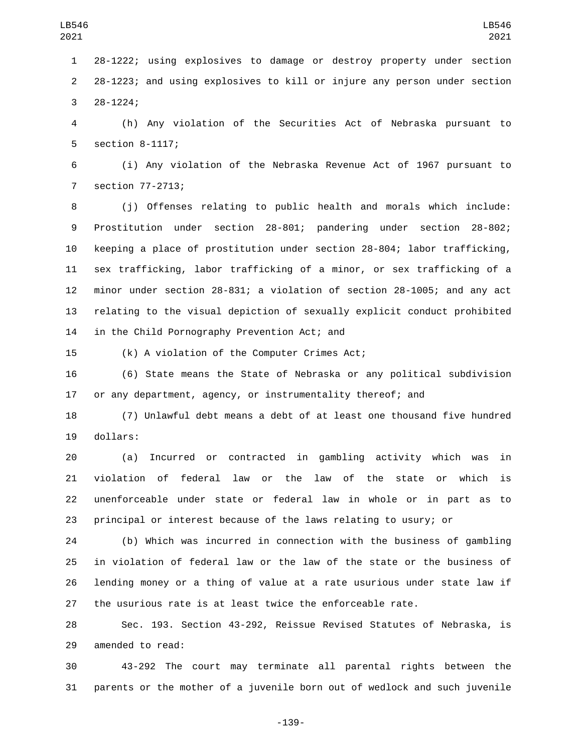28-1222; using explosives to damage or destroy property under section 28-1223; and using explosives to kill or injure any person under section 28-1224;

(h) Any violation of the Securities Act of Nebraska pursuant to section 8-1117;

(i) Any violation of the Nebraska Revenue Act of 1967 pursuant to section 77-2713;

(j) Offenses relating to public health and morals which include: Prostitution under section 28-801; pandering under section 28-802; keeping a place of prostitution under section 28-804; labor trafficking, sex trafficking, labor trafficking of a minor, or sex trafficking of a minor under section 28-831; a violation of section 28-1005; and any act relating to the visual depiction of sexually explicit conduct prohibited in the Child Pornography Prevention Act; and

(k) A violation of the Computer Crimes Act;

(6) State means the State of Nebraska or any political subdivision or any department, agency, or instrumentality thereof; and

(7) Unlawful debt means a debt of at least one thousand five hundred dollars:

(a) Incurred or contracted in gambling activity which was in violation of federal law or the law of the state or which is unenforceable under state or federal law in whole or in part as to principal or interest because of the laws relating to usury; or

(b) Which was incurred in connection with the business of gambling in violation of federal law or the law of the state or the business of lending money or a thing of value at a rate usurious under state law if the usurious rate is at least twice the enforceable rate.

Sec. 193. Section 43-292, Reissue Revised Statutes of Nebraska, is amended to read:

43-292 The court may terminate all parental rights between the parents or the mother of a juvenile born out of wedlock and such juvenile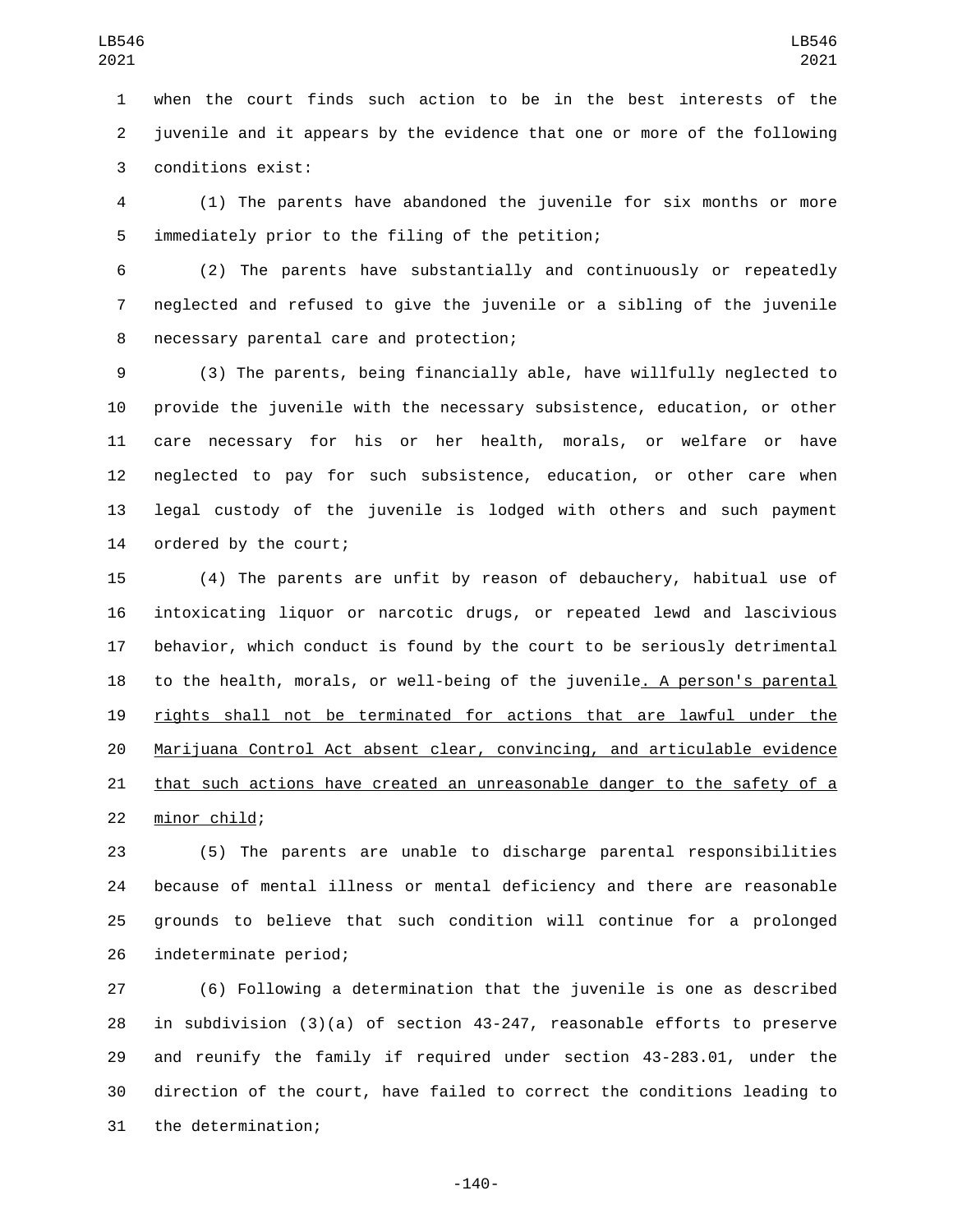when the court finds such action to be in the best interests of the juvenile and it appears by the evidence that one or more of the following conditions exist:

(1) The parents have abandoned the juvenile for six months or more immediately prior to the filing of the petition;

(2) The parents have substantially and continuously or repeatedly neglected and refused to give the juvenile or a sibling of the juvenile necessary parental care and protection;

(3) The parents, being financially able, have willfully neglected to provide the juvenile with the necessary subsistence, education, or other care necessary for his or her health, morals, or welfare or have neglected to pay for such subsistence, education, or other care when legal custody of the juvenile is lodged with others and such payment ordered by the court;

(4) The parents are unfit by reason of debauchery, habitual use of intoxicating liquor or narcotic drugs, or repeated lewd and lascivious behavior, which conduct is found by the court to be seriously detrimental to the health, morals, or well-being of the juvenile<u>. A person's parental rights shall not be terminated for actions that are lawful under the Marijuana Control Act absent clear, convincing, and articulable evidence that such actions have created an unreasonable danger to the safety of a minor child</u>;

(5) The parents are unable to discharge parental responsibilities because of mental illness or mental deficiency and there are reasonable grounds to believe that such condition will continue for a prolonged indeterminate period;

(6) Following a determination that the juvenile is one as described in subdivision (3)(a) of section 43-247, reasonable efforts to preserve and reunify the family if required under section 43-283.01, under the direction of the court, have failed to correct the conditions leading to the determination;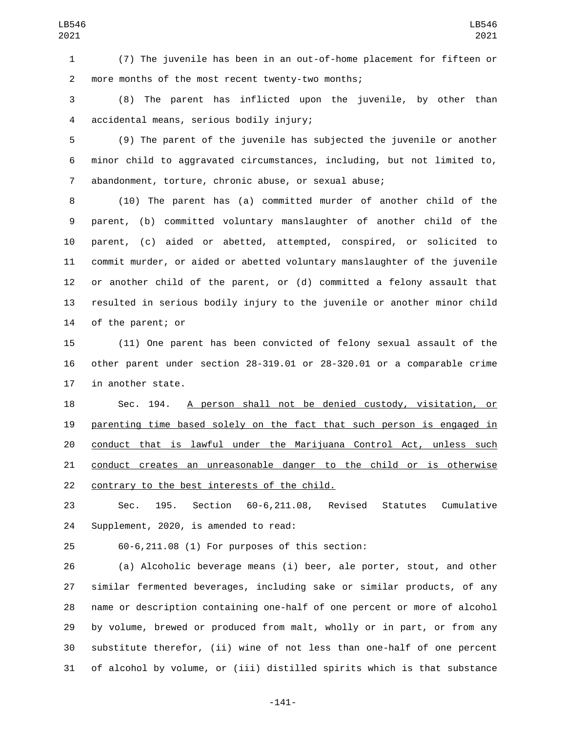(7) The juvenile has been in an out-of-home placement for fifteen or more months of the most recent twenty-two months;

(8) The parent has inflicted upon the juvenile, by other than accidental means, serious bodily injury;

(9) The parent of the juvenile has subjected the juvenile or another minor child to aggravated circumstances, including, but not limited to, abandonment, torture, chronic abuse, or sexual abuse;

(10) The parent has (a) committed murder of another child of the parent, (b) committed voluntary manslaughter of another child of the parent, (c) aided or abetted, attempted, conspired, or solicited to commit murder, or aided or abetted voluntary manslaughter of the juvenile or another child of the parent, or (d) committed a felony assault that resulted in serious bodily injury to the juvenile or another minor child of the parent; or

(11) One parent has been convicted of felony sexual assault of the other parent under section 28-319.01 or 28-320.01 or a comparable crime in another state.

Sec. 194. A person shall not be denied custody, visitation, or parenting time based solely on the fact that such person is engaged in conduct that is lawful under the Marijuana Control Act, unless such conduct creates an unreasonable danger to the child or is otherwise contrary to the best interests of the child.

Sec. 195. Section 60-6,211.08, Revised Statutes Cumulative Supplement, 2020, is amended to read:

60-6,211.08 (1) For purposes of this section:

(a) Alcoholic beverage means (i) beer, ale porter, stout, and other similar fermented beverages, including sake or similar products, of any name or description containing one-half of one percent or more of alcohol by volume, brewed or produced from malt, wholly or in part, or from any substitute therefor, (ii) wine of not less than one-half of one percent of alcohol by volume, or (iii) distilled spirits which is that substance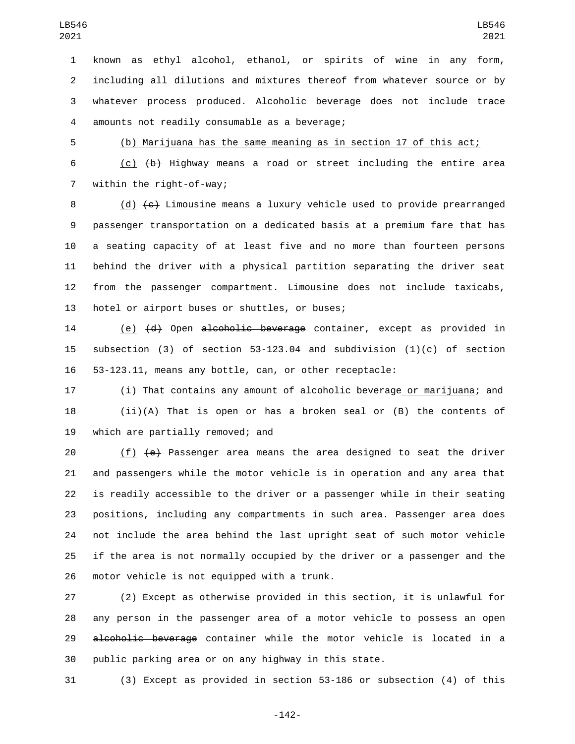known as ethyl alcohol, ethanol, or spirits of wine in any form, including all dilutions and mixtures thereof from whatever source or by whatever process produced. Alcoholic beverage does not include trace amounts not readily consumable as a beverage;

<u>(b) Marijuana has the same meaning as in section 17 of this act;</u>

<u>(c)</u> ~~(b)~~ Highway means a road or street including the entire area within the right-of-way;

<u>(d)</u> ~~(c)~~ Limousine means a luxury vehicle used to provide prearranged passenger transportation on a dedicated basis at a premium fare that has a seating capacity of at least five and no more than fourteen persons behind the driver with a physical partition separating the driver seat from the passenger compartment. Limousine does not include taxicabs, hotel or airport buses or shuttles, or buses;

<u>(e)</u> ~~(d)~~ Open ~~alcoholic beverage~~ container, except as provided in subsection (3) of section 53-123.04 and subdivision (1)(c) of section 53-123.11, means any bottle, can, or other receptacle:

(i) That contains any amount of alcoholic beverage<u> or marijuana</u>; and

(ii)(A) That is open or has a broken seal or (B) the contents of which are partially removed; and

<u>(f)</u> ~~(e)~~ Passenger area means the area designed to seat the driver and passengers while the motor vehicle is in operation and any area that is readily accessible to the driver or a passenger while in their seating positions, including any compartments in such area. Passenger area does not include the area behind the last upright seat of such motor vehicle if the area is not normally occupied by the driver or a passenger and the motor vehicle is not equipped with a trunk.

(2) Except as otherwise provided in this section, it is unlawful for any person in the passenger area of a motor vehicle to possess an open ~~alcoholic beverage~~ container while the motor vehicle is located in a public parking area or on any highway in this state.

(3) Except as provided in section 53-186 or subsection (4) of this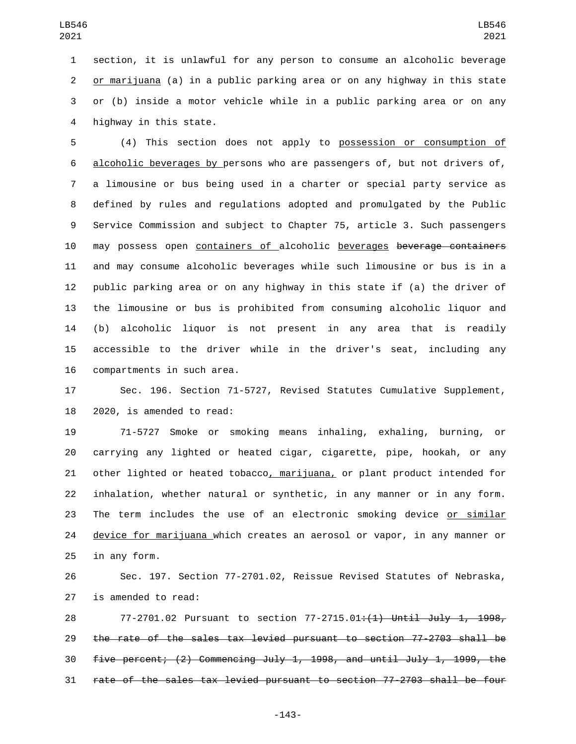section, it is unlawful for any person to consume an alcoholic beverage or marijuana (a) in a public parking area or on any highway in this state or (b) inside a motor vehicle while in a public parking area or on any highway in this state.

(4) This section does not apply to possession or consumption of alcoholic beverages by persons who are passengers of, but not drivers of, a limousine or bus being used in a charter or special party service as defined by rules and regulations adopted and promulgated by the Public Service Commission and subject to Chapter 75, article 3. Such passengers may possess open containers of alcoholic beverages ~~beverage containers~~ and may consume alcoholic beverages while such limousine or bus is in a public parking area or on any highway in this state if (a) the driver of the limousine or bus is prohibited from consuming alcoholic liquor and (b) alcoholic liquor is not present in any area that is readily accessible to the driver while in the driver's seat, including any compartments in such area.

Sec. 196. Section 71-5727, Revised Statutes Cumulative Supplement, 2020, is amended to read:

71-5727 Smoke or smoking means inhaling, exhaling, burning, or carrying any lighted or heated cigar, cigarette, pipe, hookah, or any other lighted or heated tobacco, marijuana, or plant product intended for inhalation, whether natural or synthetic, in any manner or in any form. The term includes the use of an electronic smoking device or similar device for marijuana which creates an aerosol or vapor, in any manner or in any form.

Sec. 197. Section 77-2701.02, Reissue Revised Statutes of Nebraska, is amended to read:

77-2701.02 Pursuant to section 77-2715.01~~:(1) Until July 1, 1998, the rate of the sales tax levied pursuant to section 77-2703 shall be five percent; (2) Commencing July 1, 1998, and until July 1, 1999, the rate of the sales tax levied pursuant to section 77-2703 shall be four~~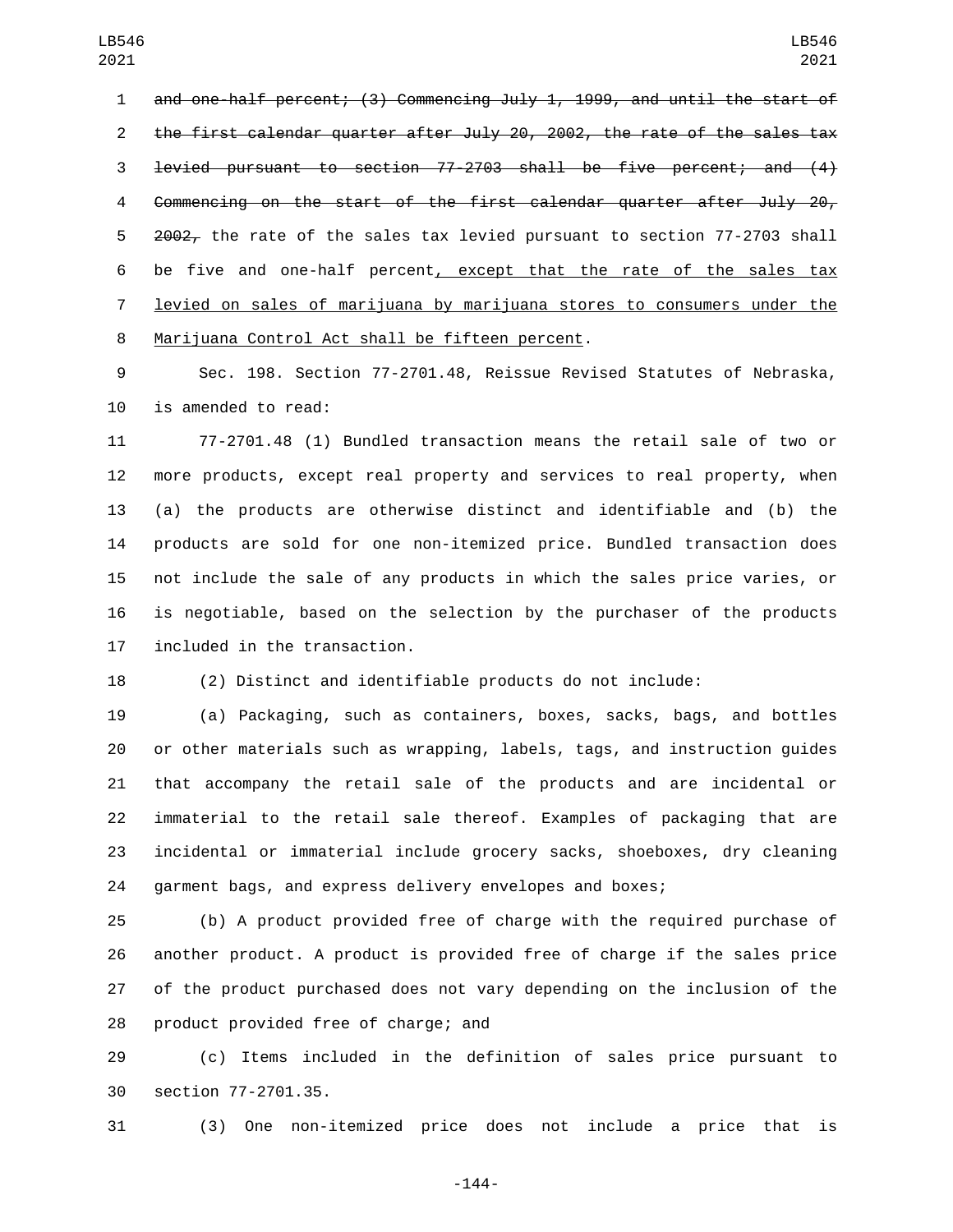~~and one-half percent; (3) Commencing July 1, 1999, and until the start of the first calendar quarter after July 20, 2002, the rate of the sales tax levied pursuant to section 77-2703 shall be five percent; and (4) Commencing on the start of the first calendar quarter after July 20, 2002,~~ the rate of the sales tax levied pursuant to section 77-2703 shall be five and one-half percent<u>, except that the rate of the sales tax levied on sales of marijuana by marijuana stores to consumers under the Marijuana Control Act shall be fifteen percent</u>.

Sec. 198. Section 77-2701.48, Reissue Revised Statutes of Nebraska, is amended to read:

77-2701.48 (1) Bundled transaction means the retail sale of two or more products, except real property and services to real property, when (a) the products are otherwise distinct and identifiable and (b) the products are sold for one non-itemized price. Bundled transaction does not include the sale of any products in which the sales price varies, or is negotiable, based on the selection by the purchaser of the products included in the transaction.

(2) Distinct and identifiable products do not include:

(a) Packaging, such as containers, boxes, sacks, bags, and bottles or other materials such as wrapping, labels, tags, and instruction guides that accompany the retail sale of the products and are incidental or immaterial to the retail sale thereof. Examples of packaging that are incidental or immaterial include grocery sacks, shoeboxes, dry cleaning garment bags, and express delivery envelopes and boxes;

(b) A product provided free of charge with the required purchase of another product. A product is provided free of charge if the sales price of the product purchased does not vary depending on the inclusion of the product provided free of charge; and

(c) Items included in the definition of sales price pursuant to section 77-2701.35.

(3) One non-itemized price does not include a price that is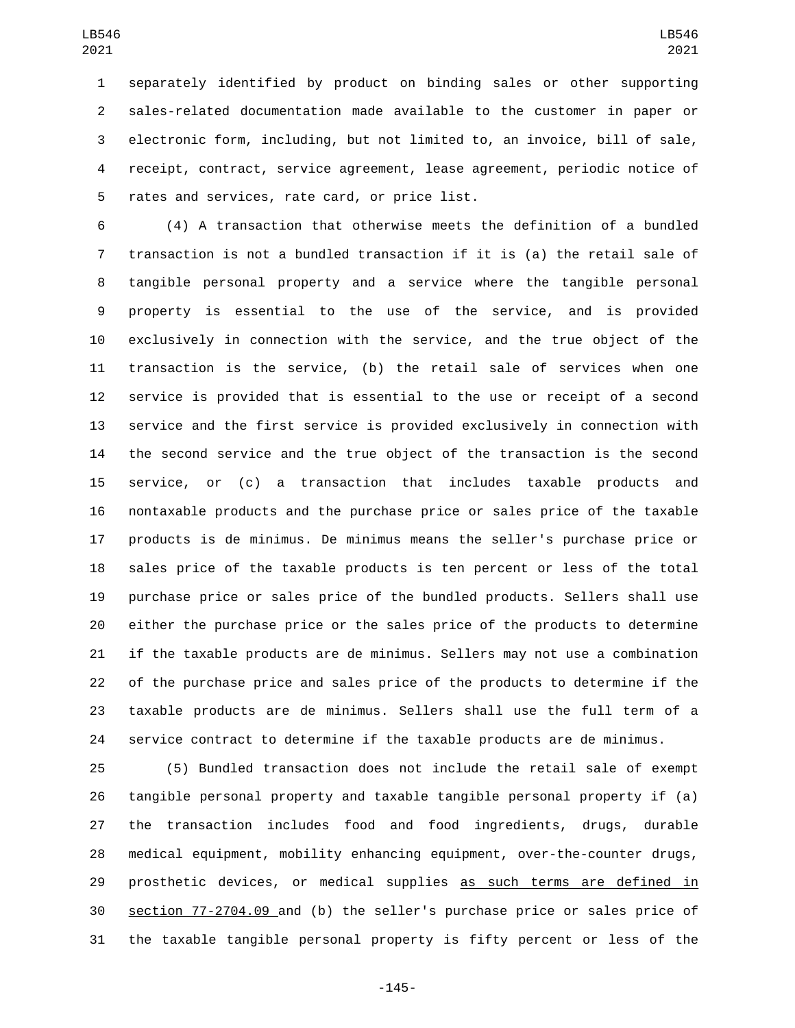separately identified by product on binding sales or other supporting sales-related documentation made available to the customer in paper or electronic form, including, but not limited to, an invoice, bill of sale, receipt, contract, service agreement, lease agreement, periodic notice of rates and services, rate card, or price list.

(4) A transaction that otherwise meets the definition of a bundled transaction is not a bundled transaction if it is (a) the retail sale of tangible personal property and a service where the tangible personal property is essential to the use of the service, and is provided exclusively in connection with the service, and the true object of the transaction is the service, (b) the retail sale of services when one service is provided that is essential to the use or receipt of a second service and the first service is provided exclusively in connection with the second service and the true object of the transaction is the second service, or (c) a transaction that includes taxable products and nontaxable products and the purchase price or sales price of the taxable products is de minimus. De minimus means the seller's purchase price or sales price of the taxable products is ten percent or less of the total purchase price or sales price of the bundled products. Sellers shall use either the purchase price or the sales price of the products to determine if the taxable products are de minimus. Sellers may not use a combination of the purchase price and sales price of the products to determine if the taxable products are de minimus. Sellers shall use the full term of a service contract to determine if the taxable products are de minimus.

(5) Bundled transaction does not include the retail sale of exempt tangible personal property and taxable tangible personal property if (a) the transaction includes food and food ingredients, drugs, durable medical equipment, mobility enhancing equipment, over-the-counter drugs, prosthetic devices, or medical supplies as such terms are defined in section 77-2704.09 and (b) the seller's purchase price or sales price of the taxable tangible personal property is fifty percent or less of the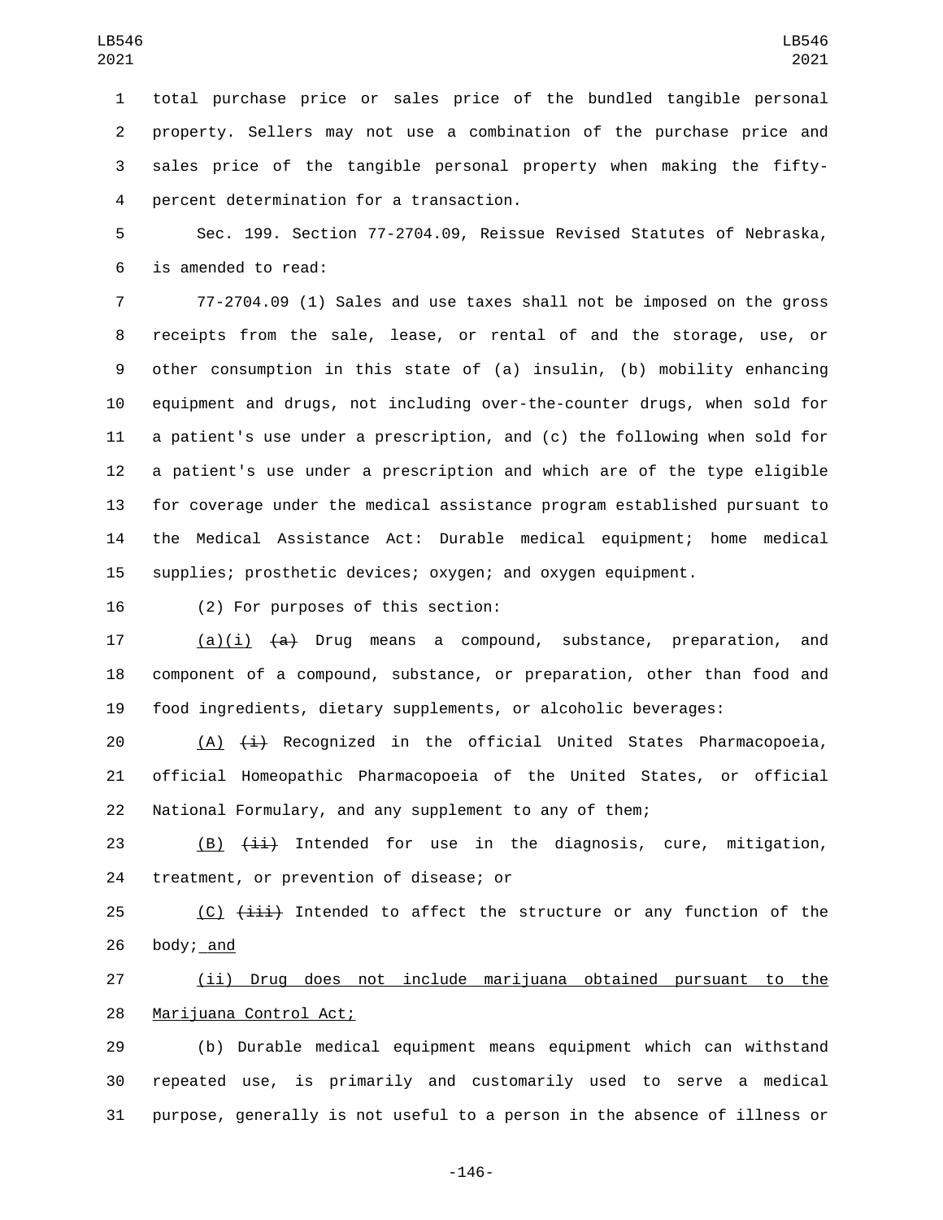total purchase price or sales price of the bundled tangible personal property. Sellers may not use a combination of the purchase price and sales price of the tangible personal property when making the fifty-percent determination for a transaction.

Sec. 199. Section 77-2704.09, Reissue Revised Statutes of Nebraska, is amended to read:

77-2704.09 (1) Sales and use taxes shall not be imposed on the gross receipts from the sale, lease, or rental of and the storage, use, or other consumption in this state of (a) insulin, (b) mobility enhancing equipment and drugs, not including over-the-counter drugs, when sold for a patient's use under a prescription, and (c) the following when sold for a patient's use under a prescription and which are of the type eligible for coverage under the medical assistance program established pursuant to the Medical Assistance Act: Durable medical equipment; home medical supplies; prosthetic devices; oxygen; and oxygen equipment.

(2) For purposes of this section:

<u>(a)(i)</u> ~~(a)~~ Drug means a compound, substance, preparation, and component of a compound, substance, or preparation, other than food and food ingredients, dietary supplements, or alcoholic beverages:

<u>(A)</u> ~~(i)~~ Recognized in the official United States Pharmacopoeia, official Homeopathic Pharmacopoeia of the United States, or official National Formulary, and any supplement to any of them;

<u>(B)</u> ~~(ii)~~ Intended for use in the diagnosis, cure, mitigation, treatment, or prevention of disease; or

<u>(C)</u> ~~(iii)~~ Intended to affect the structure or any function of the body;<u> and</u>

<u>(ii) Drug does not include marijuana obtained pursuant to the Marijuana Control Act;</u>

(b) Durable medical equipment means equipment which can withstand repeated use, is primarily and customarily used to serve a medical purpose, generally is not useful to a person in the absence of illness or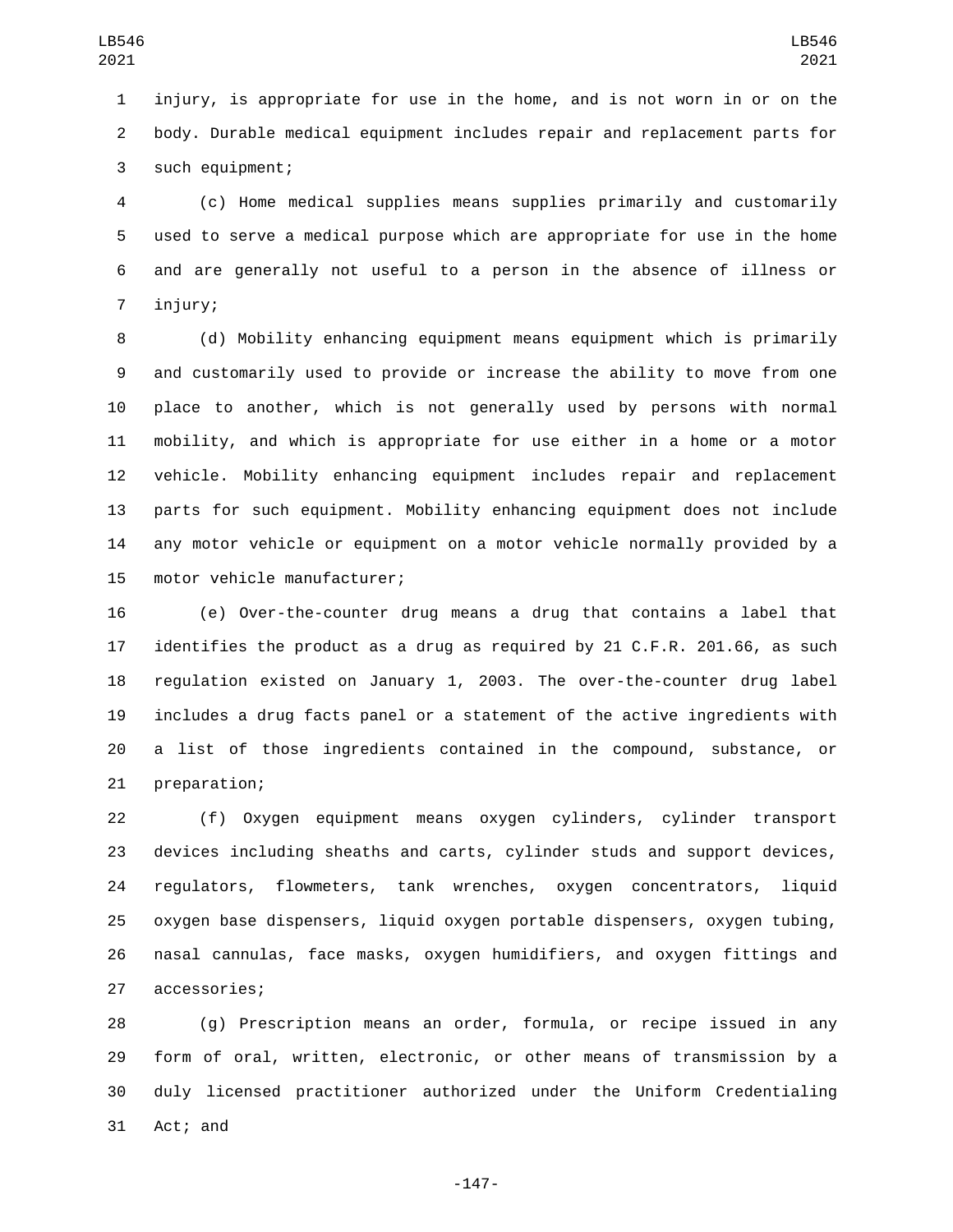injury, is appropriate for use in the home, and is not worn in or on the body. Durable medical equipment includes repair and replacement parts for such equipment;

(c) Home medical supplies means supplies primarily and customarily used to serve a medical purpose which are appropriate for use in the home and are generally not useful to a person in the absence of illness or injury;

(d) Mobility enhancing equipment means equipment which is primarily and customarily used to provide or increase the ability to move from one place to another, which is not generally used by persons with normal mobility, and which is appropriate for use either in a home or a motor vehicle. Mobility enhancing equipment includes repair and replacement parts for such equipment. Mobility enhancing equipment does not include any motor vehicle or equipment on a motor vehicle normally provided by a motor vehicle manufacturer;

(e) Over-the-counter drug means a drug that contains a label that identifies the product as a drug as required by 21 C.F.R. 201.66, as such regulation existed on January 1, 2003. The over-the-counter drug label includes a drug facts panel or a statement of the active ingredients with a list of those ingredients contained in the compound, substance, or preparation;

(f) Oxygen equipment means oxygen cylinders, cylinder transport devices including sheaths and carts, cylinder studs and support devices, regulators, flowmeters, tank wrenches, oxygen concentrators, liquid oxygen base dispensers, liquid oxygen portable dispensers, oxygen tubing, nasal cannulas, face masks, oxygen humidifiers, and oxygen fittings and accessories;

(g) Prescription means an order, formula, or recipe issued in any form of oral, written, electronic, or other means of transmission by a duly licensed practitioner authorized under the Uniform Credentialing Act; and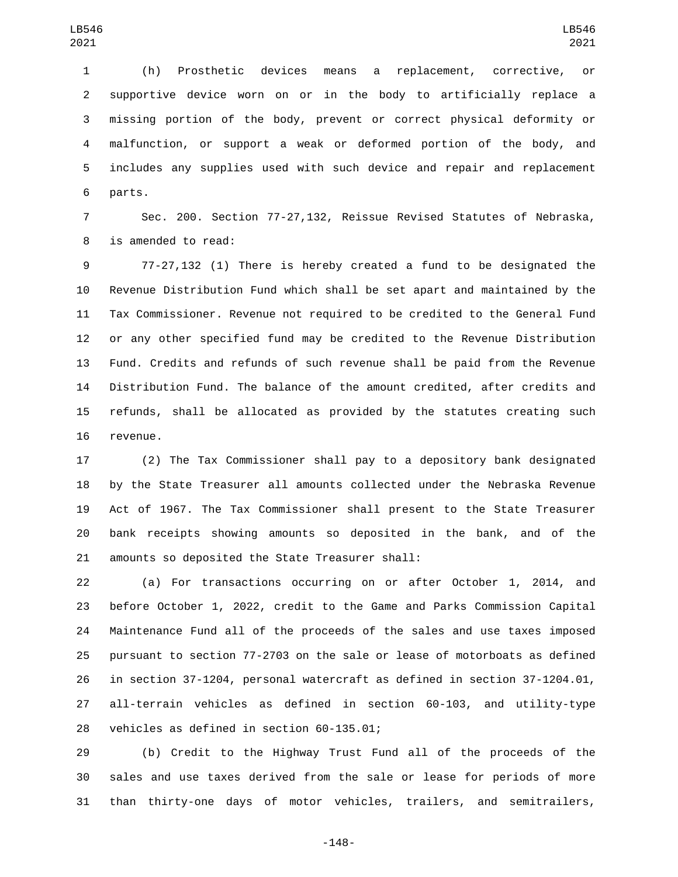(h) Prosthetic devices means a replacement, corrective, or supportive device worn on or in the body to artificially replace a missing portion of the body, prevent or correct physical deformity or malfunction, or support a weak or deformed portion of the body, and includes any supplies used with such device and repair and replacement parts.

Sec. 200. Section 77-27,132, Reissue Revised Statutes of Nebraska, is amended to read:

77-27,132 (1) There is hereby created a fund to be designated the Revenue Distribution Fund which shall be set apart and maintained by the Tax Commissioner. Revenue not required to be credited to the General Fund or any other specified fund may be credited to the Revenue Distribution Fund. Credits and refunds of such revenue shall be paid from the Revenue Distribution Fund. The balance of the amount credited, after credits and refunds, shall be allocated as provided by the statutes creating such revenue.

(2) The Tax Commissioner shall pay to a depository bank designated by the State Treasurer all amounts collected under the Nebraska Revenue Act of 1967. The Tax Commissioner shall present to the State Treasurer bank receipts showing amounts so deposited in the bank, and of the amounts so deposited the State Treasurer shall:

(a) For transactions occurring on or after October 1, 2014, and before October 1, 2022, credit to the Game and Parks Commission Capital Maintenance Fund all of the proceeds of the sales and use taxes imposed pursuant to section 77-2703 on the sale or lease of motorboats as defined in section 37-1204, personal watercraft as defined in section 37-1204.01, all-terrain vehicles as defined in section 60-103, and utility-type vehicles as defined in section 60-135.01;

(b) Credit to the Highway Trust Fund all of the proceeds of the sales and use taxes derived from the sale or lease for periods of more than thirty-one days of motor vehicles, trailers, and semitrailers,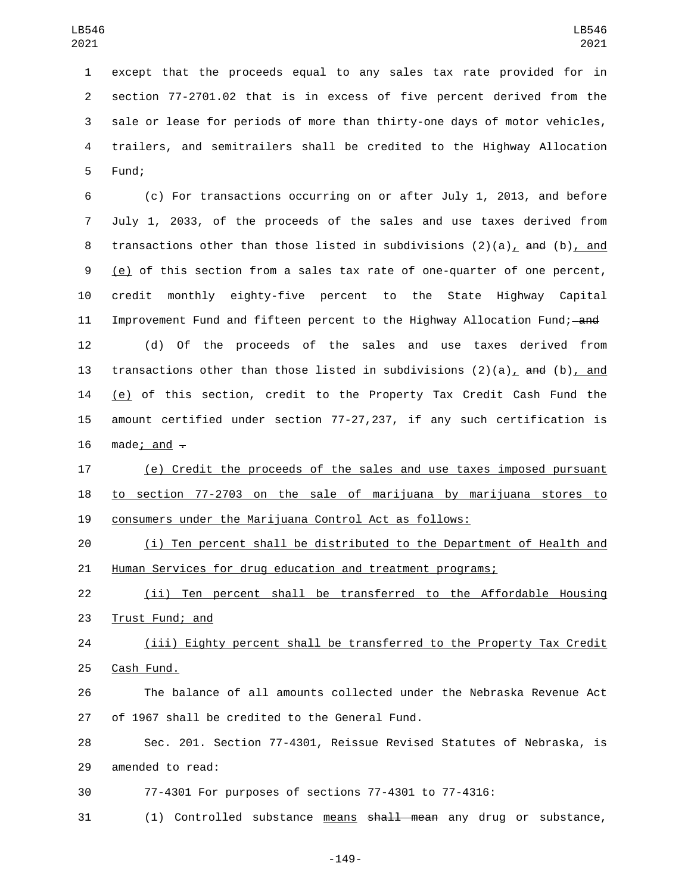except that the proceeds equal to any sales tax rate provided for in section 77-2701.02 that is in excess of five percent derived from the sale or lease for periods of more than thirty-one days of motor vehicles, trailers, and semitrailers shall be credited to the Highway Allocation Fund;

(c) For transactions occurring on or after July 1, 2013, and before July 1, 2033, of the proceeds of the sales and use taxes derived from transactions other than those listed in subdivisions (2)(a), ~~and~~ (b), and (e) of this section from a sales tax rate of one-quarter of one percent, credit monthly eighty-five percent to the State Highway Capital Improvement Fund and fifteen percent to the Highway Allocation Fund; ~~and~~

(d) Of the proceeds of the sales and use taxes derived from transactions other than those listed in subdivisions (2)(a), ~~and~~ (b), and (e) of this section, credit to the Property Tax Credit Cash Fund the amount certified under section 77-27,237, if any such certification is made; and ~~.~~

(e) Credit the proceeds of the sales and use taxes imposed pursuant to section 77-2703 on the sale of marijuana by marijuana stores to consumers under the Marijuana Control Act as follows:

(i) Ten percent shall be distributed to the Department of Health and Human Services for drug education and treatment programs;

(ii) Ten percent shall be transferred to the Affordable Housing Trust Fund; and

(iii) Eighty percent shall be transferred to the Property Tax Credit Cash Fund.

The balance of all amounts collected under the Nebraska Revenue Act of 1967 shall be credited to the General Fund.

Sec. 201. Section 77-4301, Reissue Revised Statutes of Nebraska, is amended to read:

77-4301 For purposes of sections 77-4301 to 77-4316:

(1) Controlled substance means ~~shall mean~~ any drug or substance,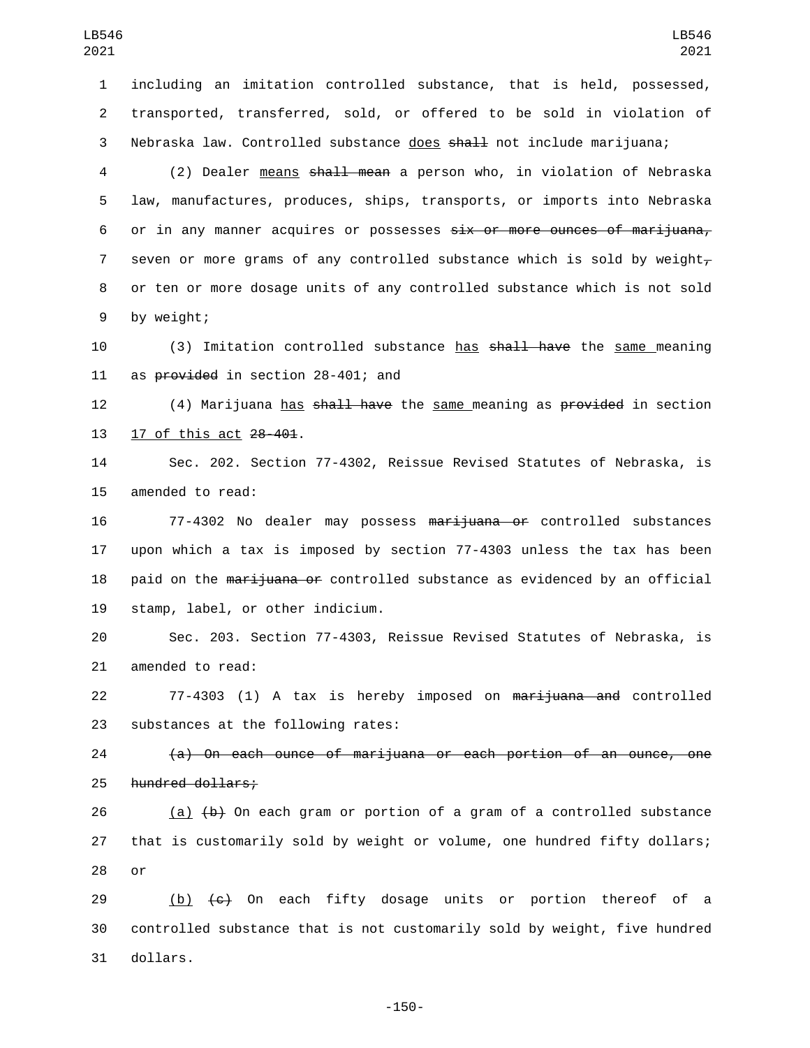including an imitation controlled substance, that is held, possessed, transported, transferred, sold, or offered to be sold in violation of Nebraska law. Controlled substance <u>does</u> ~~shall~~ not include marijuana;

(2) Dealer <u>means</u> ~~shall mean~~ a person who, in violation of Nebraska law, manufactures, produces, ships, transports, or imports into Nebraska or in any manner acquires or possesses ~~six or more ounces of marijuana,~~ seven or more grams of any controlled substance which is sold by weight~~,~~ or ten or more dosage units of any controlled substance which is not sold by weight;

(3) Imitation controlled substance <u>has</u> ~~shall have~~ the <u>same</u> meaning as ~~provided~~ in section 28-401; and

(4) Marijuana <u>has</u> ~~shall have~~ the <u>same</u> meaning as ~~provided~~ in section <u>17 of this act</u> ~~28-401~~.

Sec. 202. Section 77-4302, Reissue Revised Statutes of Nebraska, is amended to read:

77-4302 No dealer may possess ~~marijuana or~~ controlled substances upon which a tax is imposed by section 77-4303 unless the tax has been paid on the ~~marijuana or~~ controlled substance as evidenced by an official stamp, label, or other indicium.

Sec. 203. Section 77-4303, Reissue Revised Statutes of Nebraska, is amended to read:

77-4303 (1) A tax is hereby imposed on ~~marijuana and~~ controlled substances at the following rates:

~~(a) On each ounce of marijuana or each portion of an ounce, one hundred dollars;~~

<u>(a)</u> ~~(b)~~ On each gram or portion of a gram of a controlled substance that is customarily sold by weight or volume, one hundred fifty dollars; or

<u>(b)</u> ~~(c)~~ On each fifty dosage units or portion thereof of a controlled substance that is not customarily sold by weight, five hundred dollars.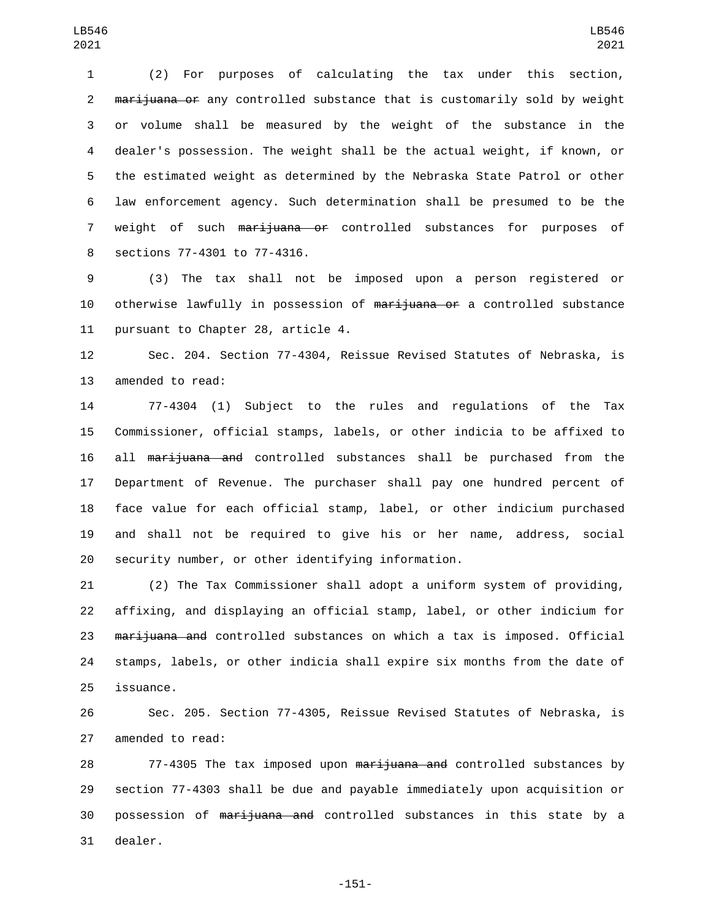(2) For purposes of calculating the tax under this section, ~~marijuana or~~ any controlled substance that is customarily sold by weight or volume shall be measured by the weight of the substance in the dealer's possession. The weight shall be the actual weight, if known, or the estimated weight as determined by the Nebraska State Patrol or other law enforcement agency. Such determination shall be presumed to be the weight of such ~~marijuana or~~ controlled substances for purposes of sections 77-4301 to 77-4316.

(3) The tax shall not be imposed upon a person registered or otherwise lawfully in possession of ~~marijuana or~~ a controlled substance pursuant to Chapter 28, article 4.

Sec. 204. Section 77-4304, Reissue Revised Statutes of Nebraska, is amended to read:

77-4304 (1) Subject to the rules and regulations of the Tax Commissioner, official stamps, labels, or other indicia to be affixed to all ~~marijuana and~~ controlled substances shall be purchased from the Department of Revenue. The purchaser shall pay one hundred percent of face value for each official stamp, label, or other indicium purchased and shall not be required to give his or her name, address, social security number, or other identifying information.

(2) The Tax Commissioner shall adopt a uniform system of providing, affixing, and displaying an official stamp, label, or other indicium for ~~marijuana and~~ controlled substances on which a tax is imposed. Official stamps, labels, or other indicia shall expire six months from the date of issuance.

Sec. 205. Section 77-4305, Reissue Revised Statutes of Nebraska, is amended to read:

77-4305 The tax imposed upon ~~marijuana and~~ controlled substances by section 77-4303 shall be due and payable immediately upon acquisition or possession of ~~marijuana and~~ controlled substances in this state by a dealer.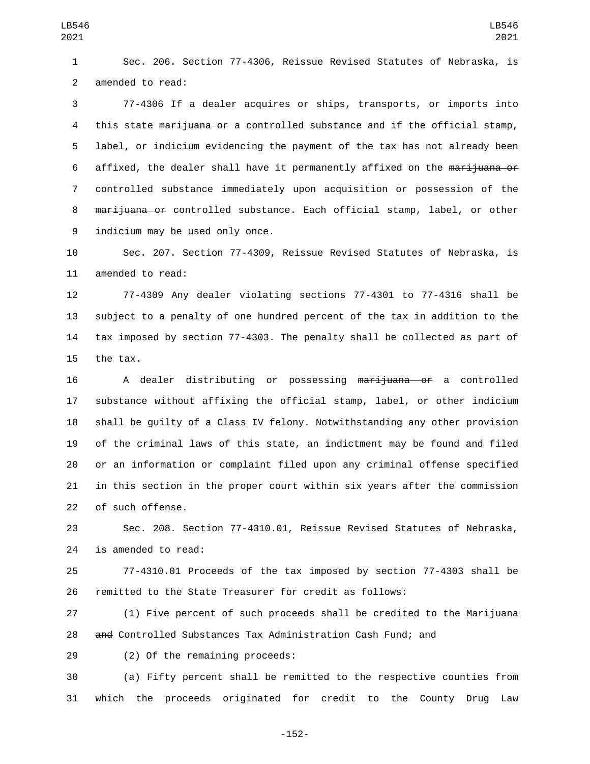Sec. 206. Section 77-4306, Reissue Revised Statutes of Nebraska, is amended to read:

77-4306 If a dealer acquires or ships, transports, or imports into this state ~~marijuana or~~ a controlled substance and if the official stamp, label, or indicium evidencing the payment of the tax has not already been affixed, the dealer shall have it permanently affixed on the ~~marijuana or~~ controlled substance immediately upon acquisition or possession of the ~~marijuana or~~ controlled substance. Each official stamp, label, or other indicium may be used only once.

Sec. 207. Section 77-4309, Reissue Revised Statutes of Nebraska, is amended to read:

77-4309 Any dealer violating sections 77-4301 to 77-4316 shall be subject to a penalty of one hundred percent of the tax in addition to the tax imposed by section 77-4303. The penalty shall be collected as part of the tax.

A dealer distributing or possessing ~~marijuana or~~ a controlled substance without affixing the official stamp, label, or other indicium shall be guilty of a Class IV felony. Notwithstanding any other provision of the criminal laws of this state, an indictment may be found and filed or an information or complaint filed upon any criminal offense specified in this section in the proper court within six years after the commission of such offense.

Sec. 208. Section 77-4310.01, Reissue Revised Statutes of Nebraska, is amended to read:

77-4310.01 Proceeds of the tax imposed by section 77-4303 shall be remitted to the State Treasurer for credit as follows:

(1) Five percent of such proceeds shall be credited to the ~~Marijuana and~~ Controlled Substances Tax Administration Cash Fund; and

(2) Of the remaining proceeds:

(a) Fifty percent shall be remitted to the respective counties from which the proceeds originated for credit to the County Drug Law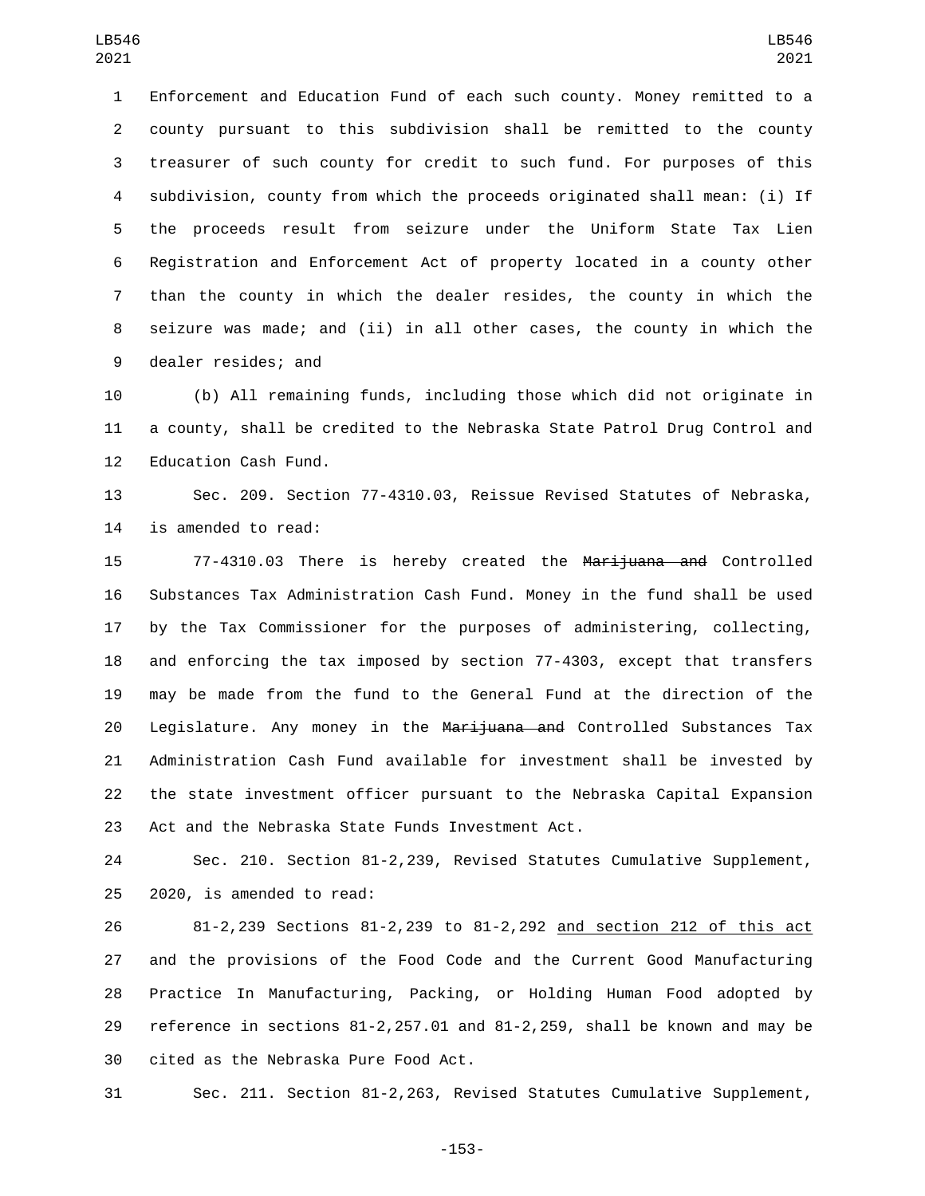Enforcement and Education Fund of each such county. Money remitted to a county pursuant to this subdivision shall be remitted to the county treasurer of such county for credit to such fund. For purposes of this subdivision, county from which the proceeds originated shall mean: (i) If the proceeds result from seizure under the Uniform State Tax Lien Registration and Enforcement Act of property located in a county other than the county in which the dealer resides, the county in which the seizure was made; and (ii) in all other cases, the county in which the dealer resides; and

(b) All remaining funds, including those which did not originate in a county, shall be credited to the Nebraska State Patrol Drug Control and Education Cash Fund.

Sec. 209. Section 77-4310.03, Reissue Revised Statutes of Nebraska, is amended to read:

77-4310.03 There is hereby created the ~~Marijuana and~~ Controlled Substances Tax Administration Cash Fund. Money in the fund shall be used by the Tax Commissioner for the purposes of administering, collecting, and enforcing the tax imposed by section 77-4303, except that transfers may be made from the fund to the General Fund at the direction of the Legislature. Any money in the ~~Marijuana and~~ Controlled Substances Tax Administration Cash Fund available for investment shall be invested by the state investment officer pursuant to the Nebraska Capital Expansion Act and the Nebraska State Funds Investment Act.

Sec. 210. Section 81-2,239, Revised Statutes Cumulative Supplement, 2020, is amended to read:

81-2,239 Sections 81-2,239 to 81-2,292 <u>and section 212 of this act</u> and the provisions of the Food Code and the Current Good Manufacturing Practice In Manufacturing, Packing, or Holding Human Food adopted by reference in sections 81-2,257.01 and 81-2,259, shall be known and may be cited as the Nebraska Pure Food Act.

Sec. 211. Section 81-2,263, Revised Statutes Cumulative Supplement,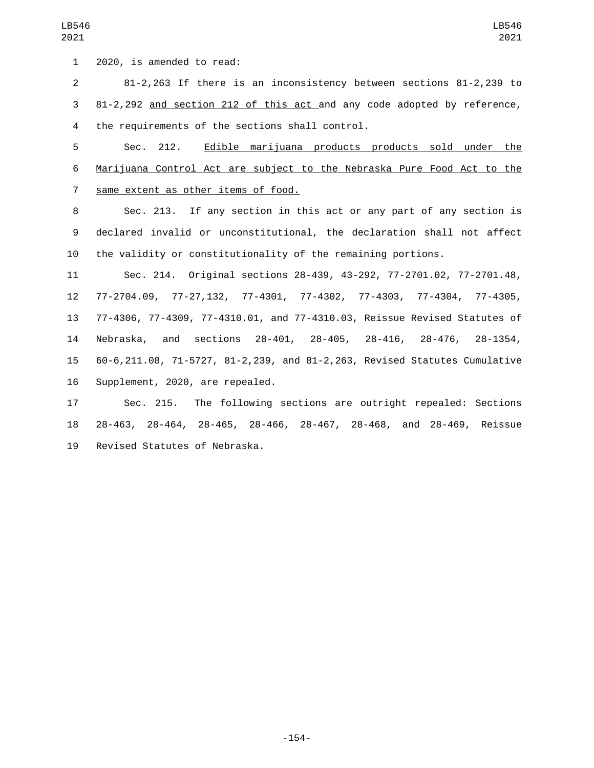2020, is amended to read:

81-2,263 If there is an inconsistency between sections 81-2,239 to 81-2,292 <u>and section 212 of this act </u>and any code adopted by reference, the requirements of the sections shall control.

Sec. 212. <u>Edible marijuana products products sold under the Marijuana Control Act are subject to the Nebraska Pure Food Act to the same extent as other items of food.</u>

Sec. 213. If any section in this act or any part of any section is declared invalid or unconstitutional, the declaration shall not affect the validity or constitutionality of the remaining portions.

Sec. 214. Original sections 28-439, 43-292, 77-2701.02, 77-2701.48, 77-2704.09, 77-27,132, 77-4301, 77-4302, 77-4303, 77-4304, 77-4305, 77-4306, 77-4309, 77-4310.01, and 77-4310.03, Reissue Revised Statutes of Nebraska, and sections 28-401, 28-405, 28-416, 28-476, 28-1354, 60-6,211.08, 71-5727, 81-2,239, and 81-2,263, Revised Statutes Cumulative Supplement, 2020, are repealed.

Sec. 215. The following sections are outright repealed: Sections 28-463, 28-464, 28-465, 28-466, 28-467, 28-468, and 28-469, Reissue Revised Statutes of Nebraska.